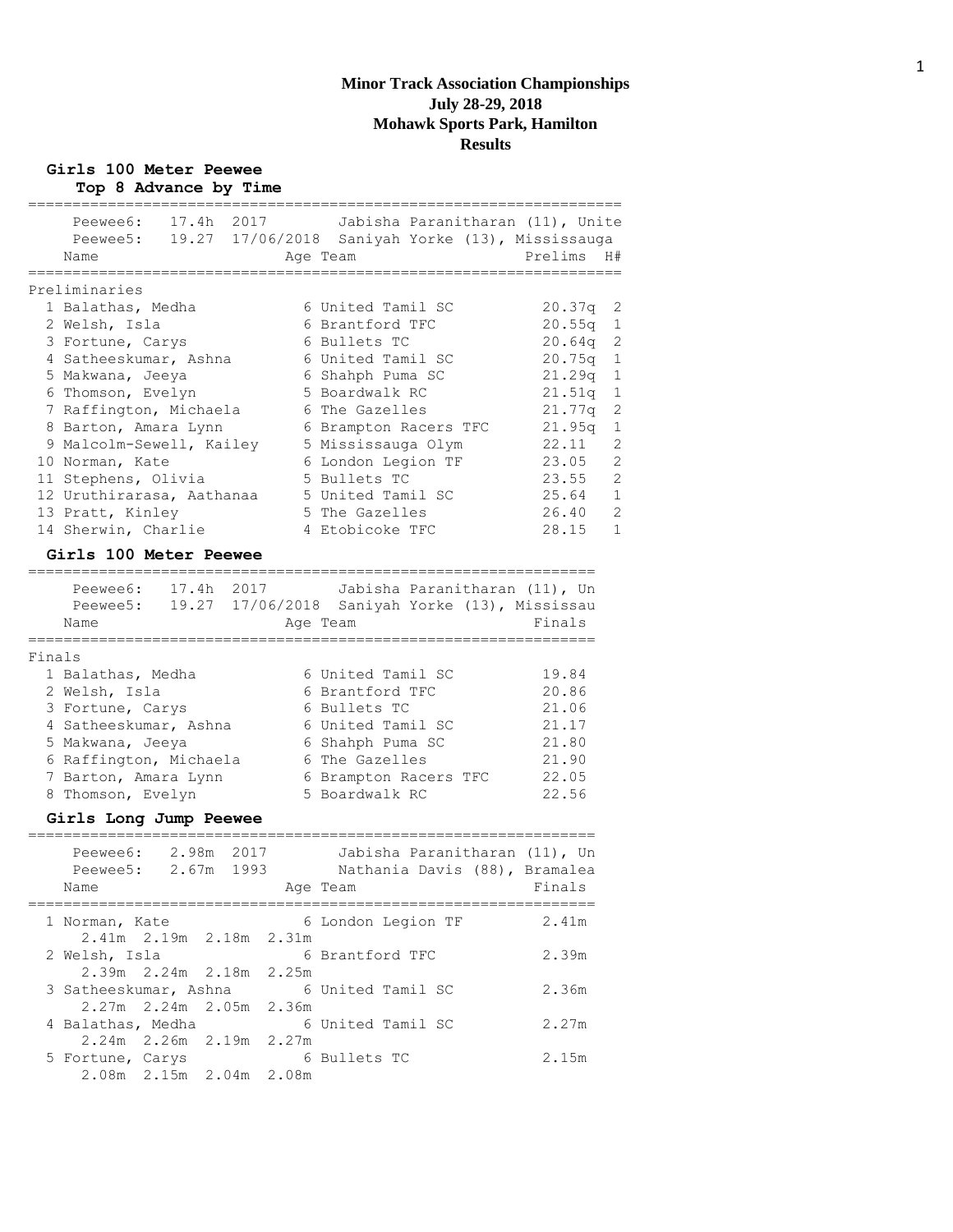# Minor Track Association Championships
## July 28-29, 2018
## Mohawk Sports Park, Hamilton
## Results

### Girls 100 Meter Peewee
**Top 8 Advance by Time**

Peewee6: 17.4h 2017 Jabisha Paranitharan (11), Unite
Peewee5: 19.27 17/06/2018 Saniyah Yorke (13), Mississauga

Preliminaries

| | Name | Age | Team | Prelims | H# |
|---|---|---|---|---|---|
| 1 | Balathas, Medha | 6 | United Tamil SC | 20.37q | 2 |
| 2 | Welsh, Isla | 6 | Brantford TFC | 20.55q | 1 |
| 3 | Fortune, Carys | 6 | Bullets TC | 20.64q | 2 |
| 4 | Satheeskumar, Ashna | 6 | United Tamil SC | 20.75q | 1 |
| 5 | Makwana, Jeeya | 6 | Shahph Puma SC | 21.29q | 1 |
| 6 | Thomson, Evelyn | 5 | Boardwalk RC | 21.51q | 1 |
| 7 | Raffington, Michaela | 6 | The Gazelles | 21.77q | 2 |
| 8 | Barton, Amara Lynn | 6 | Brampton Racers TFC | 21.95q | 1 |
| 9 | Malcolm-Sewell, Kailey | 5 | Mississauga Olym | 22.11 | 2 |
| 10 | Norman, Kate | 6 | London Legion TF | 23.05 | 2 |
| 11 | Stephens, Olivia | 5 | Bullets TC | 23.55 | 2 |
| 12 | Uruthirarasa, Aathanaa | 5 | United Tamil SC | 25.64 | 1 |
| 13 | Pratt, Kinley | 5 | The Gazelles | 26.40 | 2 |
| 14 | Sherwin, Charlie | 4 | Etobicoke TFC | 28.15 | 1 |

### Girls 100 Meter Peewee

Peewee6: 17.4h 2017 Jabisha Paranitharan (11), Un
Peewee5: 19.27 17/06/2018 Saniyah Yorke (13), Mississau

Finals

| | Name | Age | Team | Finals |
|---|---|---|---|---|
| 1 | Balathas, Medha | 6 | United Tamil SC | 19.84 |
| 2 | Welsh, Isla | 6 | Brantford TFC | 20.86 |
| 3 | Fortune, Carys | 6 | Bullets TC | 21.06 |
| 4 | Satheeskumar, Ashna | 6 | United Tamil SC | 21.17 |
| 5 | Makwana, Jeeya | 6 | Shahph Puma SC | 21.80 |
| 6 | Raffington, Michaela | 6 | The Gazelles | 21.90 |
| 7 | Barton, Amara Lynn | 6 | Brampton Racers TFC | 22.05 |
| 8 | Thomson, Evelyn | 5 | Boardwalk RC | 22.56 |

### Girls Long Jump Peewee

Peewee6: 2.98m 2017 Jabisha Paranitharan (11), Un
Peewee5: 2.67m 1993 Nathania Davis (88), Bramalea

| | Name | Age | Team | Finals |
|---|---|---|---|---|
| 1 | Norman, Kate | 6 | London Legion TF | 2.41m |
| | 2.41m 2.19m 2.18m 2.31m | | | |
| 2 | Welsh, Isla | 6 | Brantford TFC | 2.39m |
| | 2.39m 2.24m 2.18m 2.25m | | | |
| 3 | Satheeskumar, Ashna | 6 | United Tamil SC | 2.36m |
| | 2.27m 2.24m 2.05m 2.36m | | | |
| 4 | Balathas, Medha | 6 | United Tamil SC | 2.27m |
| | 2.24m 2.26m 2.19m 2.27m | | | |
| 5 | Fortune, Carys | 6 | Bullets TC | 2.15m |
| | 2.08m 2.15m 2.04m 2.08m | | | |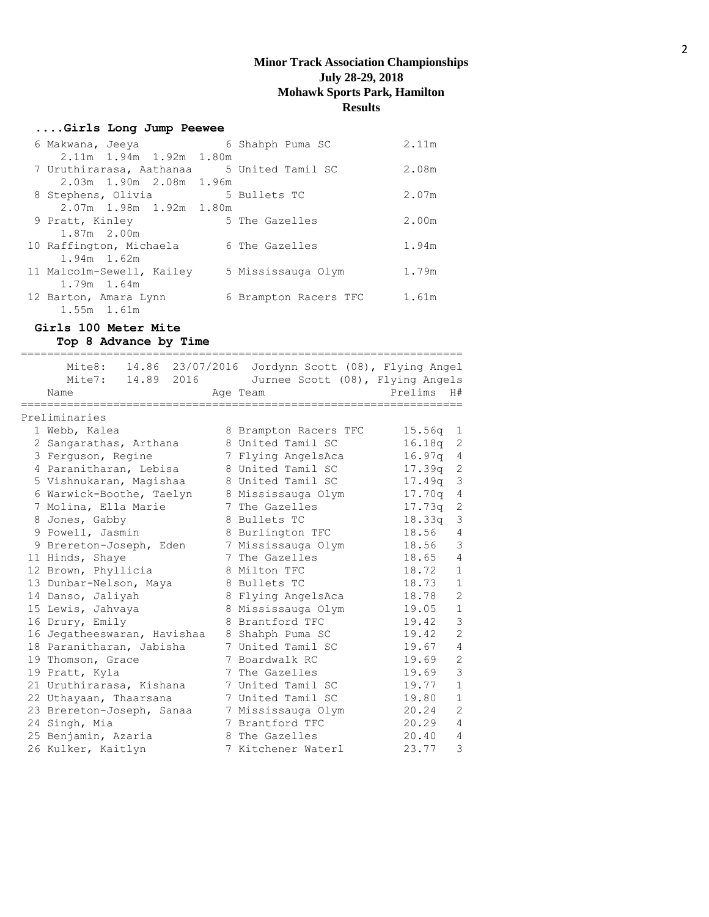# Minor Track Association Championships
## July 28-29, 2018
## Mohawk Sports Park, Hamilton
## Results

### ....Girls Long Jump Peewee

| Place | Name | Age | Team | Mark |
|---|---|---|---|---|
| 6 | Makwana, Jeeya | 6 | Shahph Puma SC | 2.11m |
| | 2.11m 1.94m 1.92m 1.80m | | | |
| 7 | Uruthirarasa, Aathanaa | 5 | United Tamil SC | 2.08m |
| | 2.03m 1.90m 2.08m 1.96m | | | |
| 8 | Stephens, Olivia | 5 | Bullets TC | 2.07m |
| | 2.07m 1.98m 1.92m 1.80m | | | |
| 9 | Pratt, Kinley | 5 | The Gazelles | 2.00m |
| | 1.87m 2.00m | | | |
| 10 | Raffington, Michaela | 6 | The Gazelles | 1.94m |
| | 1.94m 1.62m | | | |
| 11 | Malcolm-Sewell, Kailey | 5 | Mississauga Olym | 1.79m |
| | 1.79m 1.64m | | | |
| 12 | Barton, Amara Lynn | 6 | Brampton Racers TFC | 1.61m |
| | 1.55m 1.61m | | | |

### Girls 100 Meter Mite
**Top 8 Advance by Time**

Mite8: 14.86 23/07/2016 Jordynn Scott (08), Flying Angel
Mite7: 14.89 2016 Jurnee Scott (08), Flying Angels

**Preliminaries**

| Place | Name | Age | Team | Prelims | H# |
|---|---|---|---|---|---|
| 1 | Webb, Kalea | 8 | Brampton Racers TFC | 15.56q | 1 |
| 2 | Sangarathas, Arthana | 8 | United Tamil SC | 16.18q | 2 |
| 3 | Ferguson, Regine | 7 | Flying AngelsAca | 16.97q | 4 |
| 4 | Paranitharan, Lebisa | 8 | United Tamil SC | 17.39q | 2 |
| 5 | Vishnukaran, Magishaa | 8 | United Tamil SC | 17.49q | 3 |
| 6 | Warwick-Boothe, Taelyn | 8 | Mississauga Olym | 17.70q | 4 |
| 7 | Molina, Ella Marie | 7 | The Gazelles | 17.73q | 2 |
| 8 | Jones, Gabby | 8 | Bullets TC | 18.33q | 3 |
| 9 | Powell, Jasmin | 8 | Burlington TFC | 18.56 | 4 |
| 9 | Brereton-Joseph, Eden | 7 | Mississauga Olym | 18.56 | 3 |
| 11 | Hinds, Shaye | 7 | The Gazelles | 18.65 | 4 |
| 12 | Brown, Phyllicia | 8 | Milton TFC | 18.72 | 1 |
| 13 | Dunbar-Nelson, Maya | 8 | Bullets TC | 18.73 | 1 |
| 14 | Danso, Jaliyah | 8 | Flying AngelsAca | 18.78 | 2 |
| 15 | Lewis, Jahvaya | 8 | Mississauga Olym | 19.05 | 1 |
| 16 | Drury, Emily | 8 | Brantford TFC | 19.42 | 3 |
| 16 | Jegatheeswaran, Havishaa | 8 | Shahph Puma SC | 19.42 | 2 |
| 18 | Paranitharan, Jabisha | 7 | United Tamil SC | 19.67 | 4 |
| 19 | Thomson, Grace | 7 | Boardwalk RC | 19.69 | 2 |
| 19 | Pratt, Kyla | 7 | The Gazelles | 19.69 | 3 |
| 21 | Uruthirarasa, Kishana | 7 | United Tamil SC | 19.77 | 1 |
| 22 | Uthayaan, Thaarsana | 7 | United Tamil SC | 19.80 | 1 |
| 23 | Brereton-Joseph, Sanaa | 7 | Mississauga Olym | 20.24 | 2 |
| 24 | Singh, Mia | 7 | Brantford TFC | 20.29 | 4 |
| 25 | Benjamin, Azaria | 8 | The Gazelles | 20.40 | 4 |
| 26 | Kulker, Kaitlyn | 7 | Kitchener Waterl | 23.77 | 3 |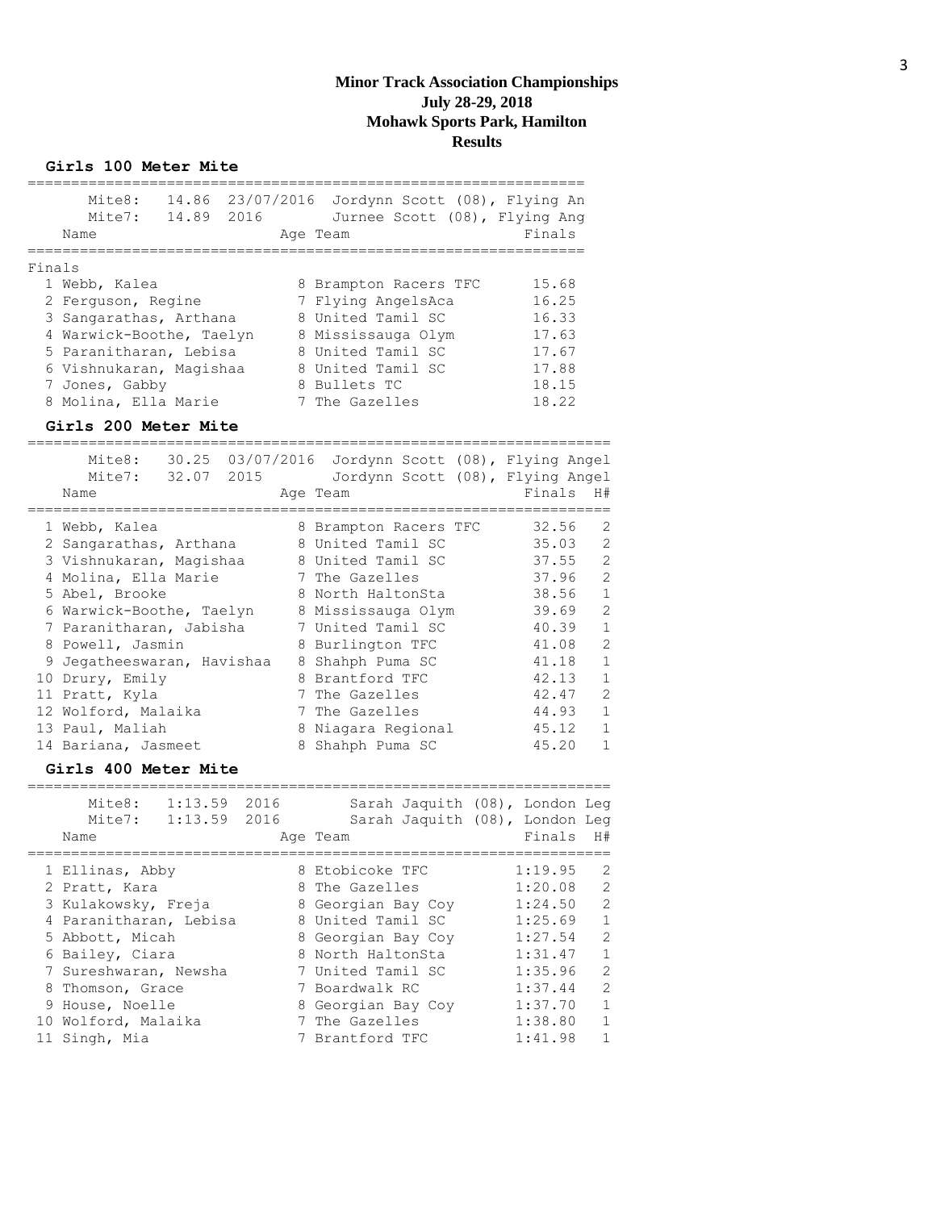**Minor Track Association Championships**
**July 28-29, 2018**
**Mohawk Sports Park, Hamilton**
**Results**

### Girls 100 Meter Mite

Mite8: 14.86 23/07/2016 Jordynn Scott (08), Flying An
Mite7: 14.89 2016 Jurnee Scott (08), Flying Ang

Finals

| Place | Name | Age | Team | Finals |
|---|---|---|---|---|
| 1 | Webb, Kalea | 8 | Brampton Racers TFC | 15.68 |
| 2 | Ferguson, Regine | 7 | Flying AngelsAca | 16.25 |
| 3 | Sangarathas, Arthana | 8 | United Tamil SC | 16.33 |
| 4 | Warwick-Boothe, Taelyn | 8 | Mississauga Olym | 17.63 |
| 5 | Paranitharan, Lebisa | 8 | United Tamil SC | 17.67 |
| 6 | Vishnukaran, Magishaa | 8 | United Tamil SC | 17.88 |
| 7 | Jones, Gabby | 8 | Bullets TC | 18.15 |
| 8 | Molina, Ella Marie | 7 | The Gazelles | 18.22 |

### Girls 200 Meter Mite

Mite8: 30.25 03/07/2016 Jordynn Scott (08), Flying Angel
Mite7: 32.07 2015 Jordynn Scott (08), Flying Angel

| Place | Name | Age | Team | Finals | H# |
|---|---|---|---|---|---|
| 1 | Webb, Kalea | 8 | Brampton Racers TFC | 32.56 | 2 |
| 2 | Sangarathas, Arthana | 8 | United Tamil SC | 35.03 | 2 |
| 3 | Vishnukaran, Magishaa | 8 | United Tamil SC | 37.55 | 2 |
| 4 | Molina, Ella Marie | 7 | The Gazelles | 37.96 | 2 |
| 5 | Abel, Brooke | 8 | North HaltonSta | 38.56 | 1 |
| 6 | Warwick-Boothe, Taelyn | 8 | Mississauga Olym | 39.69 | 2 |
| 7 | Paranitharan, Jabisha | 7 | United Tamil SC | 40.39 | 1 |
| 8 | Powell, Jasmin | 8 | Burlington TFC | 41.08 | 2 |
| 9 | Jegatheeswaran, Havishaa | 8 | Shahph Puma SC | 41.18 | 1 |
| 10 | Drury, Emily | 8 | Brantford TFC | 42.13 | 1 |
| 11 | Pratt, Kyla | 7 | The Gazelles | 42.47 | 2 |
| 12 | Wolford, Malaika | 7 | The Gazelles | 44.93 | 1 |
| 13 | Paul, Maliah | 8 | Niagara Regional | 45.12 | 1 |
| 14 | Bariana, Jasmeet | 8 | Shahph Puma SC | 45.20 | 1 |

### Girls 400 Meter Mite

Mite8: 1:13.59 2016 Sarah Jaquith (08), London Leg
Mite7: 1:13.59 2016 Sarah Jaquith (08), London Leg

| Place | Name | Age | Team | Finals | H# |
|---|---|---|---|---|---|
| 1 | Ellinas, Abby | 8 | Etobicoke TFC | 1:19.95 | 2 |
| 2 | Pratt, Kara | 8 | The Gazelles | 1:20.08 | 2 |
| 3 | Kulakowsky, Freja | 8 | Georgian Bay Coy | 1:24.50 | 2 |
| 4 | Paranitharan, Lebisa | 8 | United Tamil SC | 1:25.69 | 1 |
| 5 | Abbott, Micah | 8 | Georgian Bay Coy | 1:27.54 | 2 |
| 6 | Bailey, Ciara | 8 | North HaltonSta | 1:31.47 | 1 |
| 7 | Sureshwaran, Newsha | 7 | United Tamil SC | 1:35.96 | 2 |
| 8 | Thomson, Grace | 7 | Boardwalk RC | 1:37.44 | 2 |
| 9 | House, Noelle | 8 | Georgian Bay Coy | 1:37.70 | 1 |
| 10 | Wolford, Malaika | 7 | The Gazelles | 1:38.80 | 1 |
| 11 | Singh, Mia | 7 | Brantford TFC | 1:41.98 | 1 |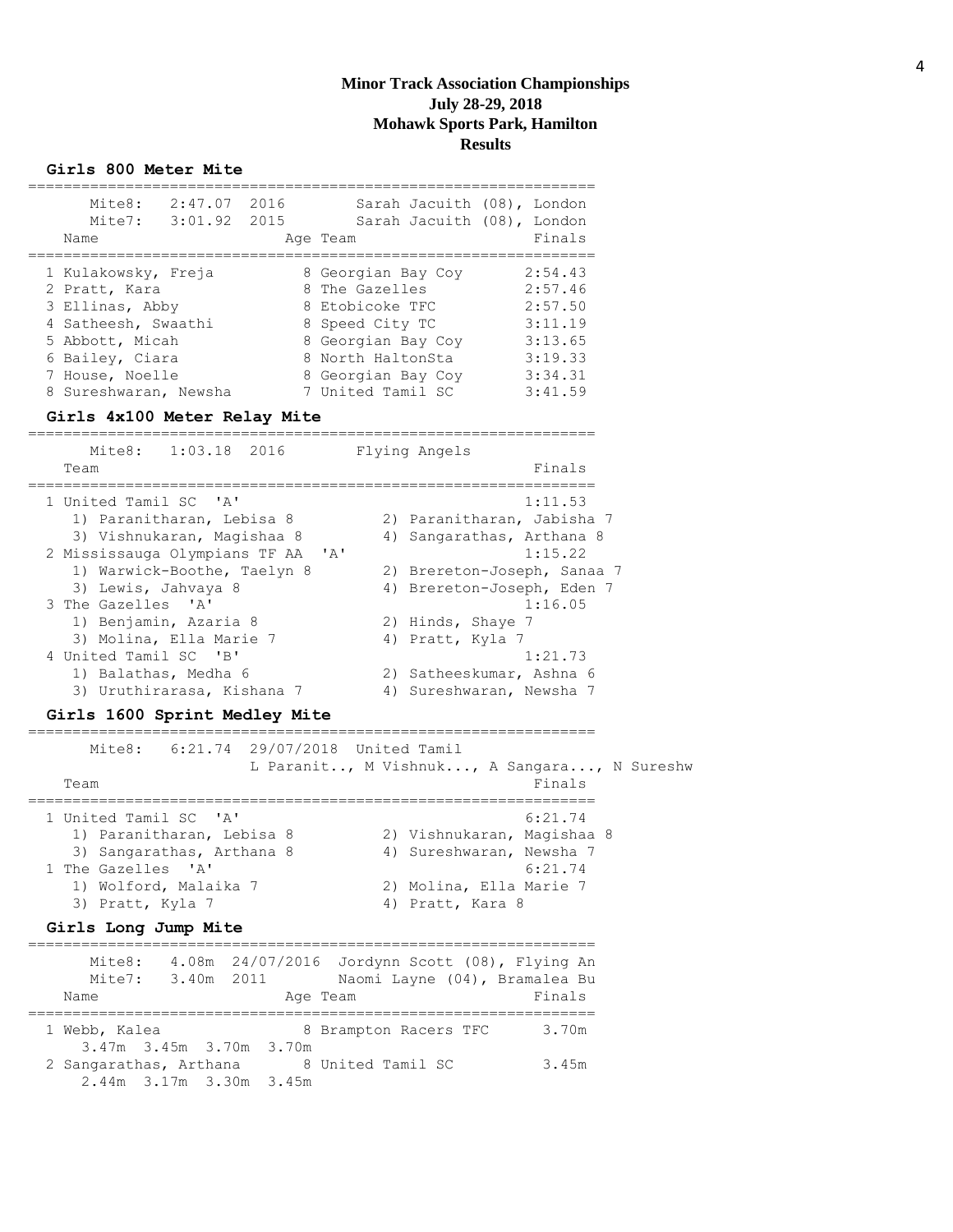# Minor Track Association Championships
## July 28-29, 2018
## Mohawk Sports Park, Hamilton
## Results

### Girls 800 Meter Mite

Mite8: 2:47.07 2016 Sarah Jacuith (08), London
Mite7: 3:01.92 2015 Sarah Jacuith (08), London

| Name | Age | Team | Finals |
|---|---|---|---|
| 1 Kulakowsky, Freja | 8 | Georgian Bay Coy | 2:54.43 |
| 2 Pratt, Kara | 8 | The Gazelles | 2:57.46 |
| 3 Ellinas, Abby | 8 | Etobicoke TFC | 2:57.50 |
| 4 Satheesh, Swaathi | 8 | Speed City TC | 3:11.19 |
| 5 Abbott, Micah | 8 | Georgian Bay Coy | 3:13.65 |
| 6 Bailey, Ciara | 8 | North HaltonSta | 3:19.33 |
| 7 House, Noelle | 8 | Georgian Bay Coy | 3:34.31 |
| 8 Sureshwaran, Newsha | 7 | United Tamil SC | 3:41.59 |

### Girls 4x100 Meter Relay Mite

Mite8: 1:03.18 2016 Flying Angels

| Team | Finals |
|---|---|
| 1 United Tamil SC 'A' | 1:11.53 |
| 1) Paranitharan, Lebisa 8; 2) Paranitharan, Jabisha 7; 3) Vishnukaran, Magishaa 8; 4) Sangarathas, Arthana 8 | |
| 2 Mississauga Olympians TF AA 'A' | 1:15.22 |
| 1) Warwick-Boothe, Taelyn 8; 2) Brereton-Joseph, Sanaa 7; 3) Lewis, Jahvaya 8; 4) Brereton-Joseph, Eden 7 | |
| 3 The Gazelles 'A' | 1:16.05 |
| 1) Benjamin, Azaria 8; 2) Hinds, Shaye 7; 3) Molina, Ella Marie 7; 4) Pratt, Kyla 7 | |
| 4 United Tamil SC 'B' | 1:21.73 |
| 1) Balathas, Medha 6; 2) Satheeskumar, Ashna 6; 3) Uruthirarasa, Kishana 7; 4) Sureshwaran, Newsha 7 | |

### Girls 1600 Sprint Medley Mite

Mite8: 6:21.74 29/07/2018 United Tamil
L Paranit.., M Vishnuk..., A Sangara..., N Sureshw

| Team | Finals |
|---|---|
| 1 United Tamil SC 'A' | 6:21.74 |
| 1) Paranitharan, Lebisa 8; 2) Vishnukaran, Magishaa 8; 3) Sangarathas, Arthana 8; 4) Sureshwaran, Newsha 7 | |
| 1 The Gazelles 'A' | 6:21.74 |
| 1) Wolford, Malaika 7; 2) Molina, Ella Marie 7; 3) Pratt, Kyla 7; 4) Pratt, Kara 8 | |

### Girls Long Jump Mite

Mite8: 4.08m 24/07/2016 Jordynn Scott (08), Flying An
Mite7: 3.40m 2011 Naomi Layne (04), Bramalea Bu

| Name | Age | Team | Finals |
|---|---|---|---|
| 1 Webb, Kalea | 8 | Brampton Racers TFC | 3.70m |
| 3.47m 3.45m 3.70m 3.70m | | | |
| 2 Sangarathas, Arthana | 8 | United Tamil SC | 3.45m |
| 2.44m 3.17m 3.30m 3.45m | | | |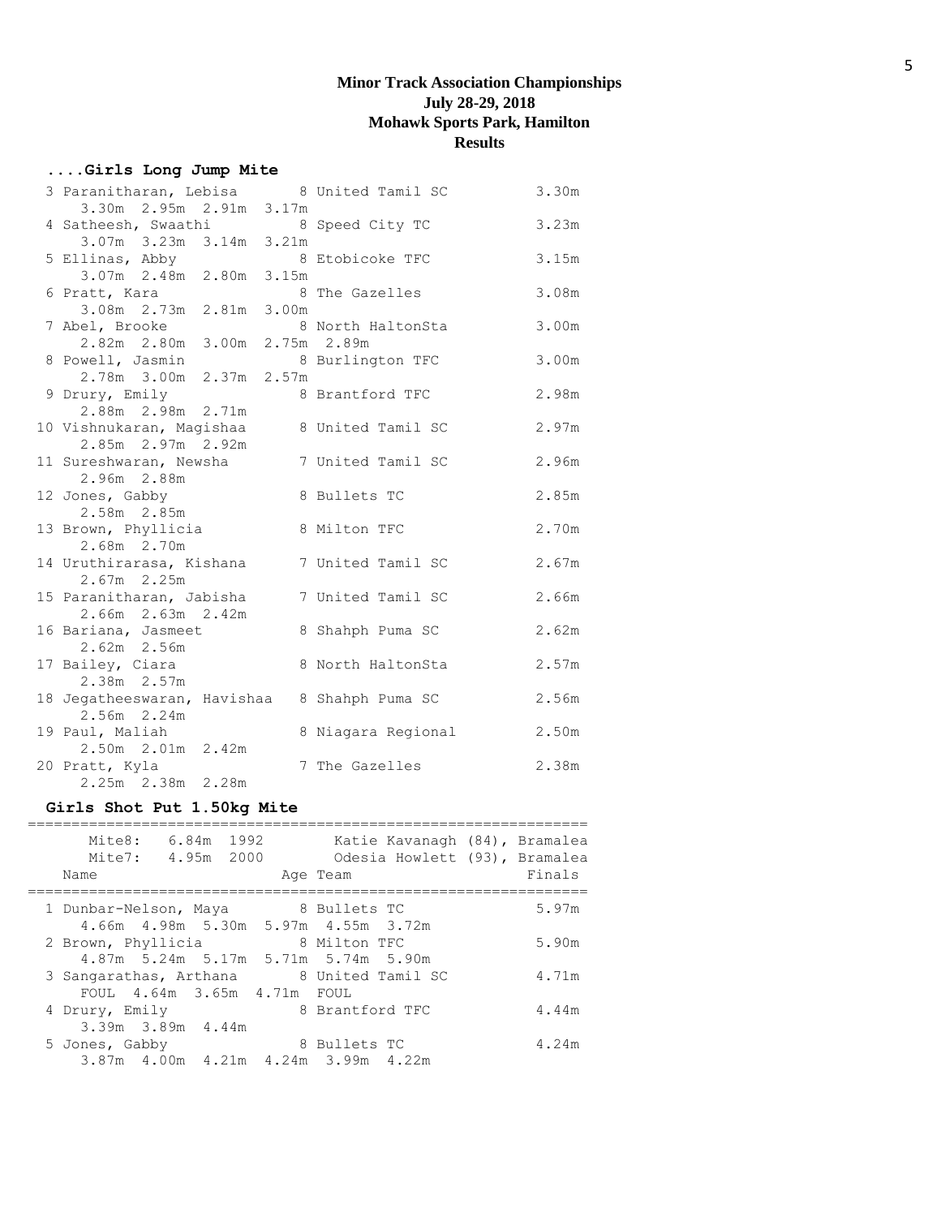## Minor Track Association Championships
## July 28-29, 2018
## Mohawk Sports Park, Hamilton
## Results

### ....Girls Long Jump Mite

```
  3 Paranitharan, Lebisa       8 United Tamil SC          3.30m
      3.30m  2.95m  2.91m  3.17m
  4 Satheesh, Swaathi          8 Speed City TC            3.23m
      3.07m  3.23m  3.14m  3.21m
  5 Ellinas, Abby              8 Etobicoke TFC            3.15m
      3.07m  2.48m  2.80m  3.15m
  6 Pratt, Kara                8 The Gazelles             3.08m
      3.08m  2.73m  2.81m  3.00m
  7 Abel, Brooke               8 North HaltonSta          3.00m
      2.82m  2.80m  3.00m  2.75m  2.89m
  8 Powell, Jasmin             8 Burlington TFC           3.00m
      2.78m  3.00m  2.37m  2.57m
  9 Drury, Emily               8 Brantford TFC            2.98m
      2.88m  2.98m  2.71m
 10 Vishnukaran, Magishaa      8 United Tamil SC          2.97m
      2.85m  2.97m  2.92m
 11 Sureshwaran, Newsha        7 United Tamil SC          2.96m
      2.96m  2.88m
 12 Jones, Gabby               8 Bullets TC               2.85m
      2.58m  2.85m
 13 Brown, Phyllicia           8 Milton TFC               2.70m
      2.68m  2.70m
 14 Uruthirarasa, Kishana      7 United Tamil SC          2.67m
      2.67m  2.25m
 15 Paranitharan, Jabisha      7 United Tamil SC          2.66m
      2.66m  2.63m  2.42m
 16 Bariana, Jasmeet           8 Shahph Puma SC           2.62m
      2.62m  2.56m
 17 Bailey, Ciara              8 North HaltonSta          2.57m
      2.38m  2.57m
 18 Jegatheeswaran, Havishaa   8 Shahph Puma SC           2.56m
      2.56m  2.24m
 19 Paul, Maliah               8 Niagara Regional         2.50m
      2.50m  2.01m  2.42m
 20 Pratt, Kyla                7 The Gazelles             2.38m
      2.25m  2.38m  2.28m
```

### Girls Shot Put 1.50kg Mite

```
================================================================
      Mite8:   6.84m  1992        Katie Kavanagh (84), Bramalea
      Mite7:   4.95m  2000        Odesia Howlett (93), Bramalea
    Name                    Age Team                     Finals
================================================================
  1 Dunbar-Nelson, Maya        8 Bullets TC               5.97m
      4.66m  4.98m  5.30m  5.97m  4.55m  3.72m
  2 Brown, Phyllicia           8 Milton TFC               5.90m
      4.87m  5.24m  5.17m  5.71m  5.74m  5.90m
  3 Sangarathas, Arthana       8 United Tamil SC          4.71m
      FOUL  4.64m  3.65m  4.71m  FOUL
  4 Drury, Emily               8 Brantford TFC            4.44m
      3.39m  3.89m  4.44m
  5 Jones, Gabby               8 Bullets TC               4.24m
      3.87m  4.00m  4.21m  4.24m  3.99m  4.22m
```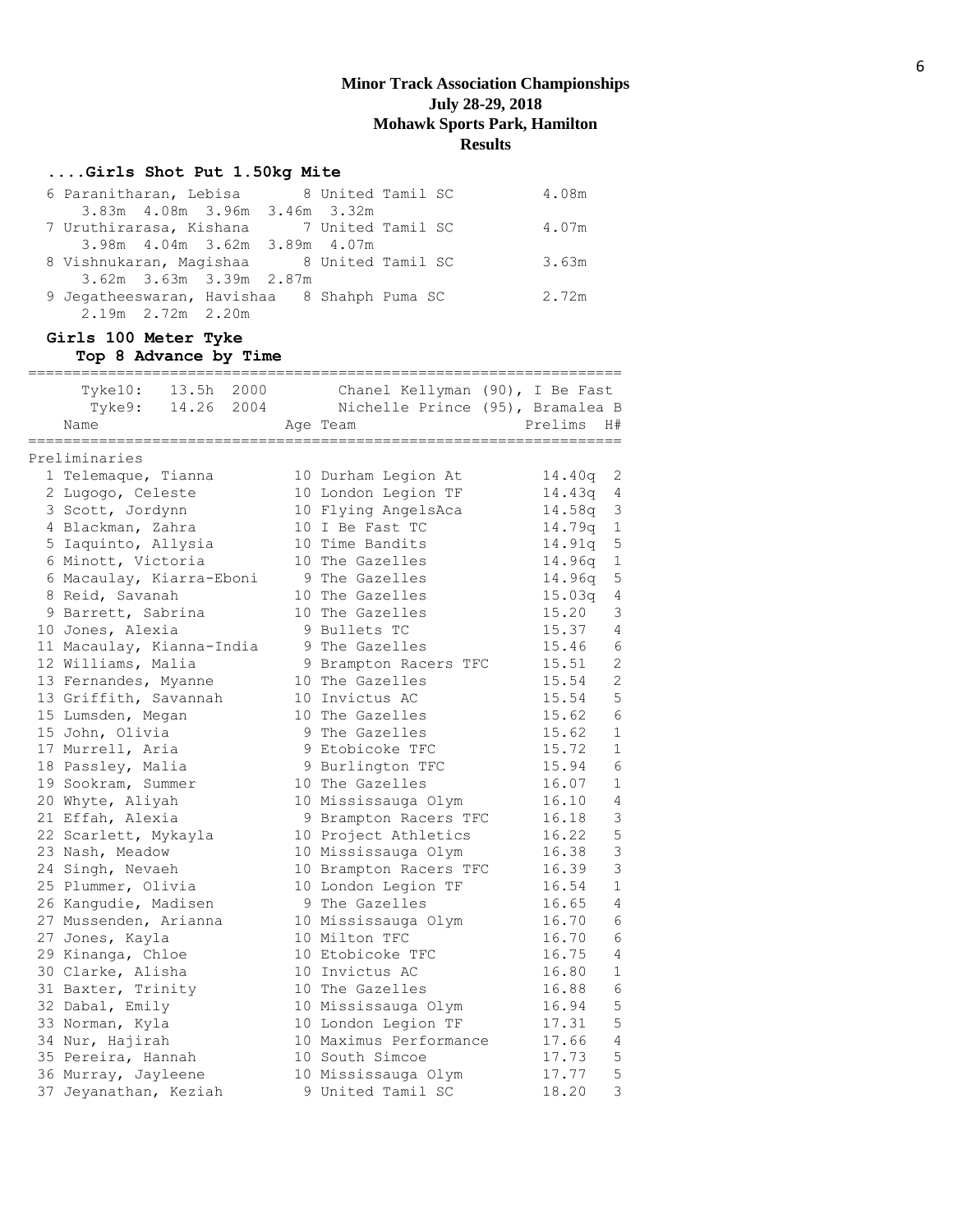**Minor Track Association Championships**
**July 28-29, 2018**
**Mohawk Sports Park, Hamilton**
**Results**

### ....Girls Shot Put 1.50kg Mite

| Place | Name | Age | Team | Finals |
|---|---|---|---|---|
| 6 | Paranitharan, Lebisa | 8 | United Tamil SC | 4.08m |
| | 3.83m 4.08m 3.96m 3.46m 3.32m | | | |
| 7 | Uruthirarasa, Kishana | 7 | United Tamil SC | 4.07m |
| | 3.98m 4.04m 3.62m 3.89m 4.07m | | | |
| 8 | Vishnukaran, Magishaa | 8 | United Tamil SC | 3.63m |
| | 3.62m 3.63m 3.39m 2.87m | | | |
| 9 | Jegatheeswaran, Havishaa | 8 | Shahph Puma SC | 2.72m |
| | 2.19m 2.72m 2.20m | | | |

### Girls 100 Meter Tyke

**Top 8 Advance by Time**

Tyke10: 13.5h 2000 Chanel Kellyman (90), I Be Fast
Tyke9: 14.26 2004 Nichelle Prince (95), Bramalea B

Preliminaries

| Place | Name | Age | Team | Prelims | H# |
|---|---|---|---|---|---|
| 1 | Telemaque, Tianna | 10 | Durham Legion At | 14.40q | 2 |
| 2 | Lugogo, Celeste | 10 | London Legion TF | 14.43q | 4 |
| 3 | Scott, Jordynn | 10 | Flying AngelsAca | 14.58q | 3 |
| 4 | Blackman, Zahra | 10 | I Be Fast TC | 14.79q | 1 |
| 5 | Iaquinto, Allysia | 10 | Time Bandits | 14.91q | 5 |
| 6 | Minott, Victoria | 10 | The Gazelles | 14.96q | 1 |
| 6 | Macaulay, Kiarra-Eboni | 9 | The Gazelles | 14.96q | 5 |
| 8 | Reid, Savanah | 10 | The Gazelles | 15.03q | 4 |
| 9 | Barrett, Sabrina | 10 | The Gazelles | 15.20 | 3 |
| 10 | Jones, Alexia | 9 | Bullets TC | 15.37 | 4 |
| 11 | Macaulay, Kianna-India | 9 | The Gazelles | 15.46 | 6 |
| 12 | Williams, Malia | 9 | Brampton Racers TFC | 15.51 | 2 |
| 13 | Fernandes, Myanne | 10 | The Gazelles | 15.54 | 2 |
| 13 | Griffith, Savannah | 10 | Invictus AC | 15.54 | 5 |
| 15 | Lumsden, Megan | 10 | The Gazelles | 15.62 | 6 |
| 15 | John, Olivia | 9 | The Gazelles | 15.62 | 1 |
| 17 | Murrell, Aria | 9 | Etobicoke TFC | 15.72 | 1 |
| 18 | Passley, Malia | 9 | Burlington TFC | 15.94 | 6 |
| 19 | Sookram, Summer | 10 | The Gazelles | 16.07 | 1 |
| 20 | Whyte, Aliyah | 10 | Mississauga Olym | 16.10 | 4 |
| 21 | Effah, Alexia | 9 | Brampton Racers TFC | 16.18 | 3 |
| 22 | Scarlett, Mykayla | 10 | Project Athletics | 16.22 | 5 |
| 23 | Nash, Meadow | 10 | Mississauga Olym | 16.38 | 3 |
| 24 | Singh, Nevaeh | 10 | Brampton Racers TFC | 16.39 | 3 |
| 25 | Plummer, Olivia | 10 | London Legion TF | 16.54 | 1 |
| 26 | Kangudie, Madisen | 9 | The Gazelles | 16.65 | 4 |
| 27 | Mussenden, Arianna | 10 | Mississauga Olym | 16.70 | 6 |
| 27 | Jones, Kayla | 10 | Milton TFC | 16.70 | 6 |
| 29 | Kinanga, Chloe | 10 | Etobicoke TFC | 16.75 | 4 |
| 30 | Clarke, Alisha | 10 | Invictus AC | 16.80 | 1 |
| 31 | Baxter, Trinity | 10 | The Gazelles | 16.88 | 6 |
| 32 | Dabal, Emily | 10 | Mississauga Olym | 16.94 | 5 |
| 33 | Norman, Kyla | 10 | London Legion TF | 17.31 | 5 |
| 34 | Nur, Hajirah | 10 | Maximus Performance | 17.66 | 4 |
| 35 | Pereira, Hannah | 10 | South Simcoe | 17.73 | 5 |
| 36 | Murray, Jayleene | 10 | Mississauga Olym | 17.77 | 5 |
| 37 | Jeyanathan, Keziah | 9 | United Tamil SC | 18.20 | 3 |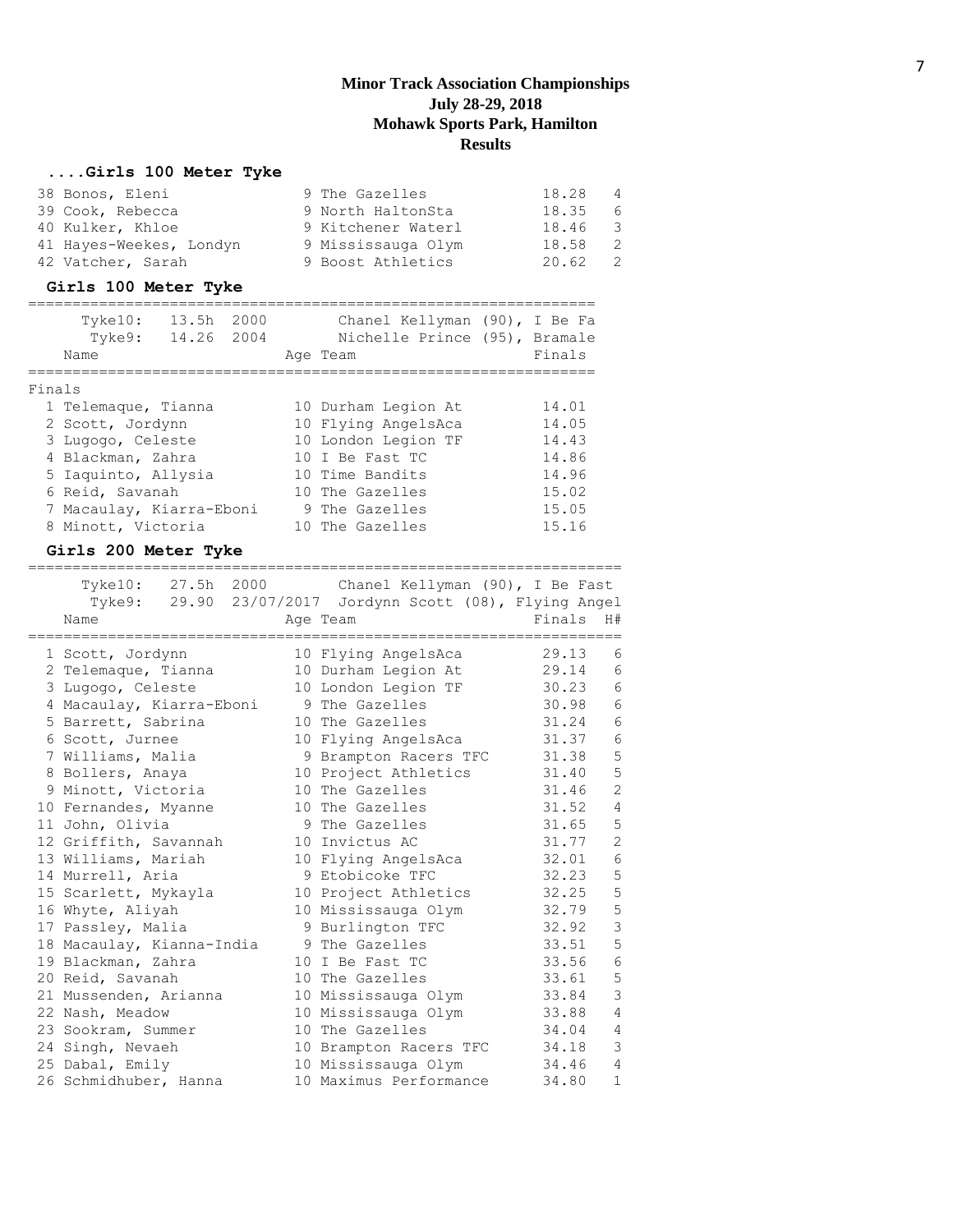## Minor Track Association Championships
## July 28-29, 2018
## Mohawk Sports Park, Hamilton
## Results

### ....Girls 100 Meter Tyke

| Place | Name | Age | Team | Finals | H# |
|---|---|---|---|---|---|
| 38 | Bonos, Eleni | 9 | The Gazelles | 18.28 | 4 |
| 39 | Cook, Rebecca | 9 | North HaltonSta | 18.35 | 6 |
| 40 | Kulker, Khloe | 9 | Kitchener Waterl | 18.46 | 3 |
| 41 | Hayes-Weekes, Londyn | 9 | Mississauga Olym | 18.58 | 2 |
| 42 | Vatcher, Sarah | 9 | Boost Athletics | 20.62 | 2 |

### Girls 100 Meter Tyke

Tyke10: 13.5h 2000 Chanel Kellyman (90), I Be Fa
Tyke9: 14.26 2004 Nichelle Prince (95), Bramale

**Finals**

| Place | Name | Age | Team | Finals |
|---|---|---|---|---|
| 1 | Telemaque, Tianna | 10 | Durham Legion At | 14.01 |
| 2 | Scott, Jordynn | 10 | Flying AngelsAca | 14.05 |
| 3 | Lugogo, Celeste | 10 | London Legion TF | 14.43 |
| 4 | Blackman, Zahra | 10 | I Be Fast TC | 14.86 |
| 5 | Iaquinto, Allysia | 10 | Time Bandits | 14.96 |
| 6 | Reid, Savanah | 10 | The Gazelles | 15.02 |
| 7 | Macaulay, Kiarra-Eboni | 9 | The Gazelles | 15.05 |
| 8 | Minott, Victoria | 10 | The Gazelles | 15.16 |

### Girls 200 Meter Tyke

Tyke10: 27.5h 2000 Chanel Kellyman (90), I Be Fast
Tyke9: 29.90 23/07/2017 Jordynn Scott (08), Flying Angel

| Place | Name | Age | Team | Finals | H# |
|---|---|---|---|---|---|
| 1 | Scott, Jordynn | 10 | Flying AngelsAca | 29.13 | 6 |
| 2 | Telemaque, Tianna | 10 | Durham Legion At | 29.14 | 6 |
| 3 | Lugogo, Celeste | 10 | London Legion TF | 30.23 | 6 |
| 4 | Macaulay, Kiarra-Eboni | 9 | The Gazelles | 30.98 | 6 |
| 5 | Barrett, Sabrina | 10 | The Gazelles | 31.24 | 6 |
| 6 | Scott, Jurnee | 10 | Flying AngelsAca | 31.37 | 6 |
| 7 | Williams, Malia | 9 | Brampton Racers TFC | 31.38 | 5 |
| 8 | Bollers, Anaya | 10 | Project Athletics | 31.40 | 5 |
| 9 | Minott, Victoria | 10 | The Gazelles | 31.46 | 2 |
| 10 | Fernandes, Myanne | 10 | The Gazelles | 31.52 | 4 |
| 11 | John, Olivia | 9 | The Gazelles | 31.65 | 5 |
| 12 | Griffith, Savannah | 10 | Invictus AC | 31.77 | 2 |
| 13 | Williams, Mariah | 10 | Flying AngelsAca | 32.01 | 6 |
| 14 | Murrell, Aria | 9 | Etobicoke TFC | 32.23 | 5 |
| 15 | Scarlett, Mykayla | 10 | Project Athletics | 32.25 | 5 |
| 16 | Whyte, Aliyah | 10 | Mississauga Olym | 32.79 | 5 |
| 17 | Passley, Malia | 9 | Burlington TFC | 32.92 | 3 |
| 18 | Macaulay, Kianna-India | 9 | The Gazelles | 33.51 | 5 |
| 19 | Blackman, Zahra | 10 | I Be Fast TC | 33.56 | 6 |
| 20 | Reid, Savanah | 10 | The Gazelles | 33.61 | 5 |
| 21 | Mussenden, Arianna | 10 | Mississauga Olym | 33.84 | 3 |
| 22 | Nash, Meadow | 10 | Mississauga Olym | 33.88 | 4 |
| 23 | Sookram, Summer | 10 | The Gazelles | 34.04 | 4 |
| 24 | Singh, Nevaeh | 10 | Brampton Racers TFC | 34.18 | 3 |
| 25 | Dabal, Emily | 10 | Mississauga Olym | 34.46 | 4 |
| 26 | Schmidhuber, Hanna | 10 | Maximus Performance | 34.80 | 1 |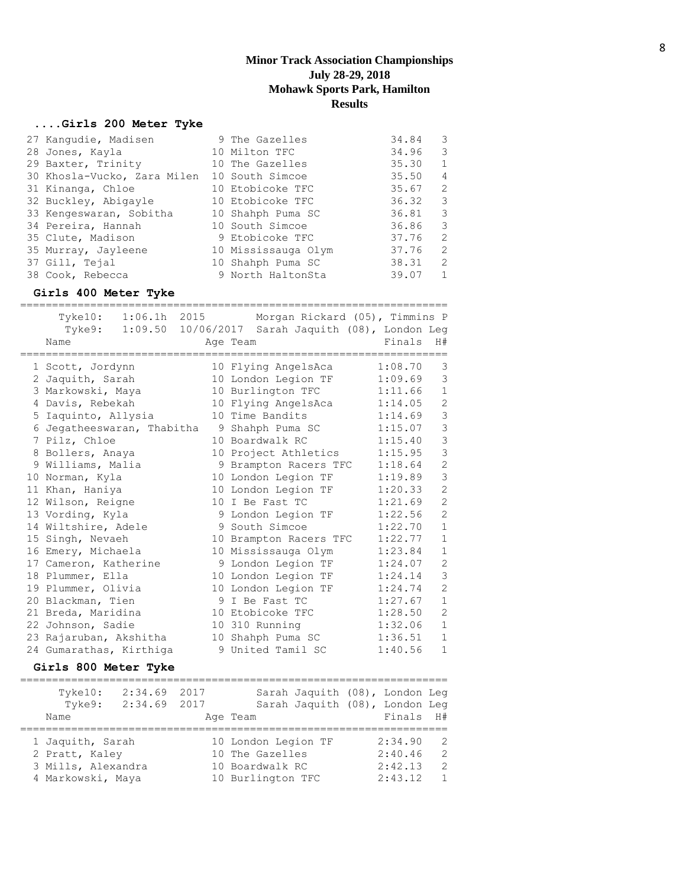# Minor Track Association Championships
## July 28-29, 2018
## Mohawk Sports Park, Hamilton
## Results

### ....Girls 200 Meter Tyke

| Place | Name | Age | Team | Finals | H# |
|---|---|---|---|---|---|
| 27 | Kangudie, Madisen | 9 | The Gazelles | 34.84 | 3 |
| 28 | Jones, Kayla | 10 | Milton TFC | 34.96 | 3 |
| 29 | Baxter, Trinity | 10 | The Gazelles | 35.30 | 1 |
| 30 | Khosla-Vucko, Zara Milen | 10 | South Simcoe | 35.50 | 4 |
| 31 | Kinanga, Chloe | 10 | Etobicoke TFC | 35.67 | 2 |
| 32 | Buckley, Abigayle | 10 | Etobicoke TFC | 36.32 | 3 |
| 33 | Kengeswaran, Sobitha | 10 | Shahph Puma SC | 36.81 | 3 |
| 34 | Pereira, Hannah | 10 | South Simcoe | 36.86 | 3 |
| 35 | Clute, Madison | 9 | Etobicoke TFC | 37.76 | 2 |
| 35 | Murray, Jayleene | 10 | Mississauga Olym | 37.76 | 2 |
| 37 | Gill, Tejal | 10 | Shahph Puma SC | 38.31 | 2 |
| 38 | Cook, Rebecca | 9 | North HaltonSta | 39.07 | 1 |

### Girls 400 Meter Tyke

Tyke10: 1:06.1h 2015 Morgan Rickard (05), Timmins P
Tyke9: 1:09.50 10/06/2017 Sarah Jaquith (08), London Leg

| Place | Name | Age | Team | Finals | H# |
|---|---|---|---|---|---|
| 1 | Scott, Jordynn | 10 | Flying AngelsAca | 1:08.70 | 3 |
| 2 | Jaquith, Sarah | 10 | London Legion TF | 1:09.69 | 3 |
| 3 | Markowski, Maya | 10 | Burlington TFC | 1:11.66 | 1 |
| 4 | Davis, Rebekah | 10 | Flying AngelsAca | 1:14.05 | 2 |
| 5 | Iaquinto, Allysia | 10 | Time Bandits | 1:14.69 | 3 |
| 6 | Jegatheeswaran, Thabitha | 9 | Shahph Puma SC | 1:15.07 | 3 |
| 7 | Pilz, Chloe | 10 | Boardwalk RC | 1:15.40 | 3 |
| 8 | Bollers, Anaya | 10 | Project Athletics | 1:15.95 | 3 |
| 9 | Williams, Malia | 9 | Brampton Racers TFC | 1:18.64 | 2 |
| 10 | Norman, Kyla | 10 | London Legion TF | 1:19.89 | 3 |
| 11 | Khan, Haniya | 10 | London Legion TF | 1:20.33 | 2 |
| 12 | Wilson, Reigne | 10 | I Be Fast TC | 1:21.69 | 2 |
| 13 | Vording, Kyla | 9 | London Legion TF | 1:22.56 | 2 |
| 14 | Wiltshire, Adele | 9 | South Simcoe | 1:22.70 | 1 |
| 15 | Singh, Nevaeh | 10 | Brampton Racers TFC | 1:22.77 | 1 |
| 16 | Emery, Michaela | 10 | Mississauga Olym | 1:23.84 | 1 |
| 17 | Cameron, Katherine | 9 | London Legion TF | 1:24.07 | 2 |
| 18 | Plummer, Ella | 10 | London Legion TF | 1:24.14 | 3 |
| 19 | Plummer, Olivia | 10 | London Legion TF | 1:24.74 | 2 |
| 20 | Blackman, Tien | 9 | I Be Fast TC | 1:27.67 | 1 |
| 21 | Breda, Maridina | 10 | Etobicoke TFC | 1:28.50 | 2 |
| 22 | Johnson, Sadie | 10 | 310 Running | 1:32.06 | 1 |
| 23 | Rajaruban, Akshitha | 10 | Shahph Puma SC | 1:36.51 | 1 |
| 24 | Gumarathas, Kirthiga | 9 | United Tamil SC | 1:40.56 | 1 |

### Girls 800 Meter Tyke

Tyke10: 2:34.69 2017 Sarah Jaquith (08), London Leg
Tyke9: 2:34.69 2017 Sarah Jaquith (08), London Leg

| Place | Name | Age | Team | Finals | H# |
|---|---|---|---|---|---|
| 1 | Jaquith, Sarah | 10 | London Legion TF | 2:34.90 | 2 |
| 2 | Pratt, Kaley | 10 | The Gazelles | 2:40.46 | 2 |
| 3 | Mills, Alexandra | 10 | Boardwalk RC | 2:42.13 | 2 |
| 4 | Markowski, Maya | 10 | Burlington TFC | 2:43.12 | 1 |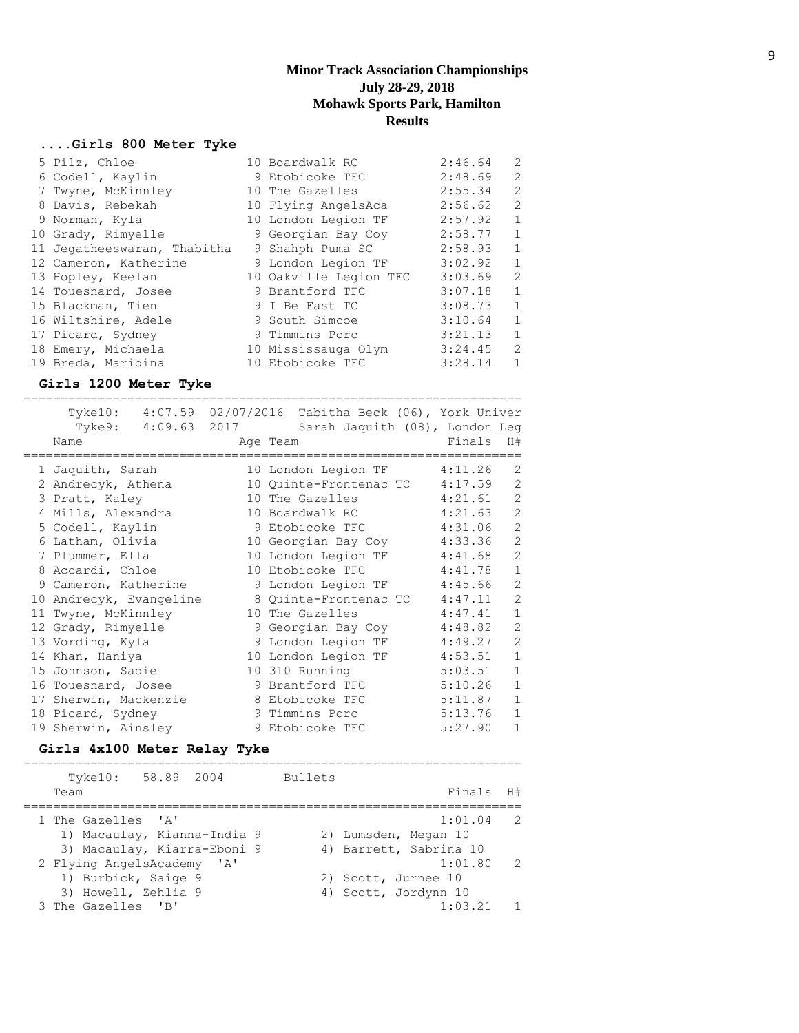# Minor Track Association Championships
## July 28-29, 2018
## Mohawk Sports Park, Hamilton
## Results

### ....Girls 800 Meter Tyke

| Place | Name | Age | Team | Finals | H# |
|---|---|---|---|---|---|
| 5 | Pilz, Chloe | 10 | Boardwalk RC | 2:46.64 | 2 |
| 6 | Codell, Kaylin | 9 | Etobicoke TFC | 2:48.69 | 2 |
| 7 | Twyne, McKinnley | 10 | The Gazelles | 2:55.34 | 2 |
| 8 | Davis, Rebekah | 10 | Flying AngelsAca | 2:56.62 | 2 |
| 9 | Norman, Kyla | 10 | London Legion TF | 2:57.92 | 1 |
| 10 | Grady, Rimyelle | 9 | Georgian Bay Coy | 2:58.77 | 1 |
| 11 | Jegatheeswaran, Thabitha | 9 | Shahph Puma SC | 2:58.93 | 1 |
| 12 | Cameron, Katherine | 9 | London Legion TF | 3:02.92 | 1 |
| 13 | Hopley, Keelan | 10 | Oakville Legion TFC | 3:03.69 | 2 |
| 14 | Touesnard, Josee | 9 | Brantford TFC | 3:07.18 | 1 |
| 15 | Blackman, Tien | 9 | I Be Fast TC | 3:08.73 | 1 |
| 16 | Wiltshire, Adele | 9 | South Simcoe | 3:10.64 | 1 |
| 17 | Picard, Sydney | 9 | Timmins Porc | 3:21.13 | 1 |
| 18 | Emery, Michaela | 10 | Mississauga Olym | 3:24.45 | 2 |
| 19 | Breda, Maridina | 10 | Etobicoke TFC | 3:28.14 | 1 |

### Girls 1200 Meter Tyke

Tyke10: 4:07.59 02/07/2016 Tabitha Beck (06), York Univer
Tyke9: 4:09.63 2017 Sarah Jaquith (08), London Leg

| Place | Name | Age | Team | Finals | H# |
|---|---|---|---|---|---|
| 1 | Jaquith, Sarah | 10 | London Legion TF | 4:11.26 | 2 |
| 2 | Andrecyk, Athena | 10 | Quinte-Frontenac TC | 4:17.59 | 2 |
| 3 | Pratt, Kaley | 10 | The Gazelles | 4:21.61 | 2 |
| 4 | Mills, Alexandra | 10 | Boardwalk RC | 4:21.63 | 2 |
| 5 | Codell, Kaylin | 9 | Etobicoke TFC | 4:31.06 | 2 |
| 6 | Latham, Olivia | 10 | Georgian Bay Coy | 4:33.36 | 2 |
| 7 | Plummer, Ella | 10 | London Legion TF | 4:41.68 | 2 |
| 8 | Accardi, Chloe | 10 | Etobicoke TFC | 4:41.78 | 1 |
| 9 | Cameron, Katherine | 9 | London Legion TF | 4:45.66 | 2 |
| 10 | Andrecyk, Evangeline | 8 | Quinte-Frontenac TC | 4:47.11 | 2 |
| 11 | Twyne, McKinnley | 10 | The Gazelles | 4:47.41 | 1 |
| 12 | Grady, Rimyelle | 9 | Georgian Bay Coy | 4:48.82 | 2 |
| 13 | Vording, Kyla | 9 | London Legion TF | 4:49.27 | 2 |
| 14 | Khan, Haniya | 10 | London Legion TF | 4:53.51 | 1 |
| 15 | Johnson, Sadie | 10 | 310 Running | 5:03.51 | 1 |
| 16 | Touesnard, Josee | 9 | Brantford TFC | 5:10.26 | 1 |
| 17 | Sherwin, Mackenzie | 8 | Etobicoke TFC | 5:11.87 | 1 |
| 18 | Picard, Sydney | 9 | Timmins Porc | 5:13.76 | 1 |
| 19 | Sherwin, Ainsley | 9 | Etobicoke TFC | 5:27.90 | 1 |

### Girls 4x100 Meter Relay Tyke

Tyke10: 58.89 2004 Bullets

| Place | Team | Finals | H# |
|---|---|---|---|
| 1 | The Gazelles 'A' | 1:01.04 | 2 |
| | 1) Macaulay, Kianna-India 9; 2) Lumsden, Megan 10; 3) Macaulay, Kiarra-Eboni 9; 4) Barrett, Sabrina 10 | | |
| 2 | Flying AngelsAcademy 'A' | 1:01.80 | 2 |
| | 1) Burbick, Saige 9; 2) Scott, Jurnee 10; 3) Howell, Zehlia 9; 4) Scott, Jordynn 10 | | |
| 3 | The Gazelles 'B' | 1:03.21 | 1 |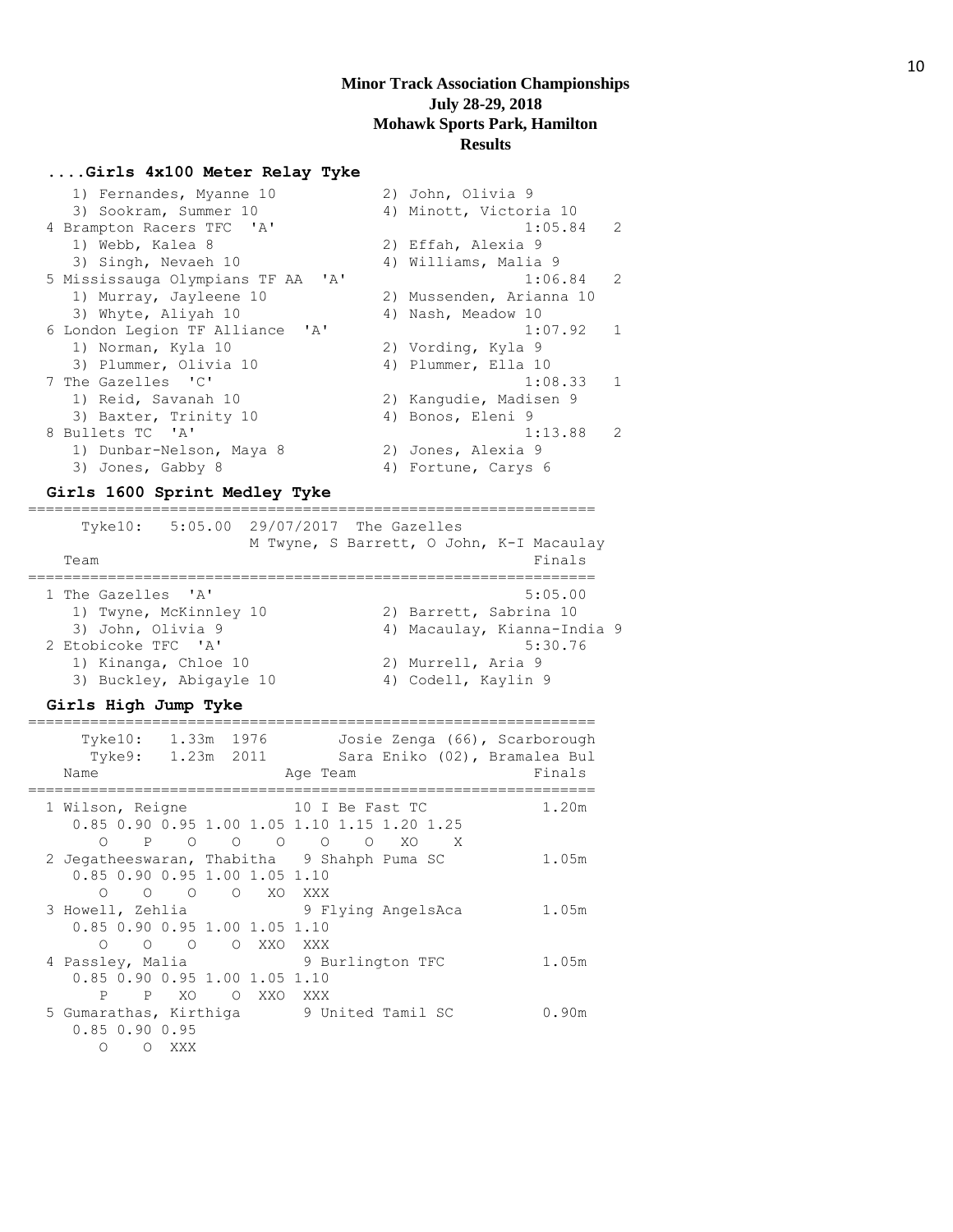**Minor Track Association Championships**
**July 28-29, 2018**
**Mohawk Sports Park, Hamilton**
**Results**

### ....Girls 4x100 Meter Relay Tyke

```
    1) Fernandes, Myanne 10           2) John, Olivia 9
    3) Sookram, Summer 10             4) Minott, Victoria 10
 4 Brampton Racers TFC  'A'                          1:05.84   2
    1) Webb, Kalea 8                  2) Effah, Alexia 9
    3) Singh, Nevaeh 10               4) Williams, Malia 9
 5 Mississauga Olympians TF AA  'A'                  1:06.84   2
    1) Murray, Jayleene 10            2) Mussenden, Arianna 10
    3) Whyte, Aliyah 10               4) Nash, Meadow 10
 6 London Legion TF Alliance  'A'                    1:07.92   1
    1) Norman, Kyla 10                2) Vording, Kyla 9
    3) Plummer, Olivia 10             4) Plummer, Ella 10
 7 The Gazelles  'C'                                 1:08.33   1
    1) Reid, Savanah 10               2) Kangudie, Madisen 9
    3) Baxter, Trinity 10             4) Bonos, Eleni 9
 8 Bullets TC  'A'                                   1:13.88   2
    1) Dunbar-Nelson, Maya 8          2) Jones, Alexia 9
    3) Jones, Gabby 8                 4) Fortune, Carys 6
```

### Girls 1600 Sprint Medley Tyke

```
===============================================================
     Tyke10:   5:05.00  29/07/2017  The Gazelles
                          M Twyne, S Barrett, O John, K-I Macaulay
   Team                                                 Finals
===============================================================
 1 The Gazelles  'A'                                   5:05.00
    1) Twyne, McKinnley 10            2) Barrett, Sabrina 10
    3) John, Olivia 9                 4) Macaulay, Kianna-India 9
 2 Etobicoke TFC  'A'                                  5:30.76
    1) Kinanga, Chloe 10              2) Murrell, Aria 9
    3) Buckley, Abigayle 10           4) Codell, Kaylin 9
```

### Girls High Jump Tyke

```
===============================================================
     Tyke10:   1.33m  1976        Josie Zenga (66), Scarborough
      Tyke9:   1.23m  2011        Sara Eniko (02), Bramalea Bul
   Name                    Age Team                     Finals
===============================================================
  1 Wilson, Reigne           10 I Be Fast TC             1.20m
     0.85 0.90 0.95 1.00 1.05 1.10 1.15 1.20 1.25
        O    P    O    O    O    O    O   XO    X
  2 Jegatheeswaran, Thabitha   9 Shahph Puma SC          1.05m
     0.85 0.90 0.95 1.00 1.05 1.10
        O    O    O    O   XO  XXX
  3 Howell, Zehlia            9 Flying AngelsAca         1.05m
     0.85 0.90 0.95 1.00 1.05 1.10
        O    O    O    O  XXO  XXX
  4 Passley, Malia            9 Burlington TFC           1.05m
     0.85 0.90 0.95 1.00 1.05 1.10
        P    P   XO    O  XXO  XXX
  5 Gumarathas, Kirthiga      9 United Tamil SC          0.90m
     0.85 0.90 0.95
        O    O  XXX
```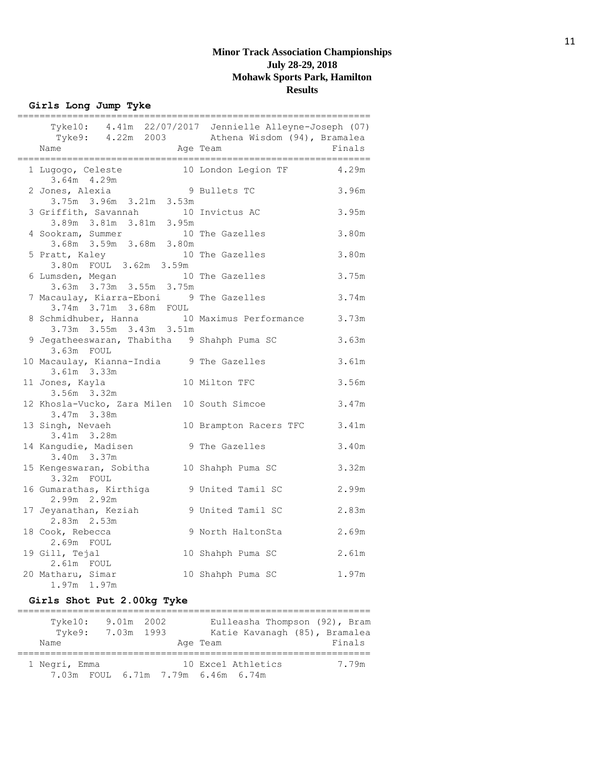# Minor Track Association Championships
## July 28-29, 2018
## Mohawk Sports Park, Hamilton
## Results

### Girls Long Jump Tyke

```
================================================================
     Tyke10:  4.41m  22/07/2017  Jennielle Alleyne-Joseph (07)
      Tyke9:  4.22m  2003       Athena Wisdom (94), Bramalea
   Name                    Age Team                     Finals
================================================================
  1 Lugogo, Celeste         10 London Legion TF          4.29m
      3.64m  4.29m
  2 Jones, Alexia            9 Bullets TC                3.96m
      3.75m  3.96m  3.21m  3.53m
  3 Griffith, Savannah      10 Invictus AC               3.95m
      3.89m  3.81m  3.81m  3.95m
  4 Sookram, Summer         10 The Gazelles              3.80m
      3.68m  3.59m  3.68m  3.80m
  5 Pratt, Kaley            10 The Gazelles              3.80m
      3.80m  FOUL  3.62m  3.59m
  6 Lumsden, Megan          10 The Gazelles              3.75m
      3.63m  3.73m  3.55m  3.75m
  7 Macaulay, Kiarra-Eboni   9 The Gazelles              3.74m
      3.74m  3.71m  3.68m  FOUL
  8 Schmidhuber, Hanna      10 Maximus Performance       3.73m
      3.73m  3.55m  3.43m  3.51m
  9 Jegatheeswaran, Thabitha  9 Shahph Puma SC           3.63m
      3.63m  FOUL
 10 Macaulay, Kianna-India   9 The Gazelles              3.61m
      3.61m  3.33m
 11 Jones, Kayla            10 Milton TFC                3.56m
      3.56m  3.32m
 12 Khosla-Vucko, Zara Milen  10 South Simcoe            3.47m
      3.47m  3.38m
 13 Singh, Nevaeh           10 Brampton Racers TFC       3.41m
      3.41m  3.28m
 14 Kangudie, Madisen        9 The Gazelles              3.40m
      3.40m  3.37m
 15 Kengeswaran, Sobitha    10 Shahph Puma SC            3.32m
      3.32m  FOUL
 16 Gumarathas, Kirthiga     9 United Tamil SC           2.99m
      2.99m  2.92m
 17 Jeyanathan, Keziah       9 United Tamil SC           2.83m
      2.83m  2.53m
 18 Cook, Rebecca            9 North HaltonSta           2.69m
      2.69m  FOUL
 19 Gill, Tejal             10 Shahph Puma SC            2.61m
      2.61m  FOUL
 20 Matharu, Simar          10 Shahph Puma SC            1.97m
      1.97m  1.97m
```

### Girls Shot Put 2.00kg Tyke

```
================================================================
     Tyke10:   9.01m  2002        Eulleasha Thompson (92), Bram
      Tyke9:   7.03m  1993        Katie Kavanagh (85), Bramalea
   Name                    Age Team                     Finals
================================================================
  1 Negri, Emma             10 Excel Athletics           7.79m
      7.03m  FOUL  6.71m  7.79m  6.46m  6.74m
```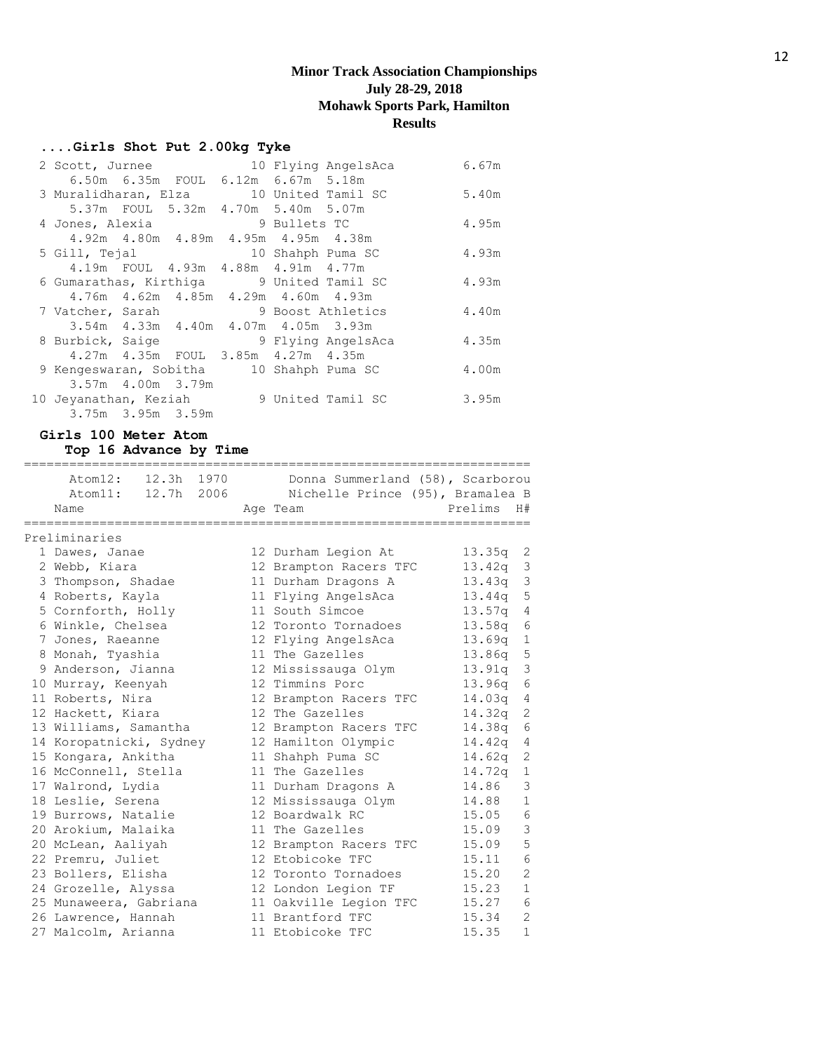# Minor Track Association Championships
## July 28-29, 2018
## Mohawk Sports Park, Hamilton
## Results

### ....Girls Shot Put 2.00kg Tyke

| Place | Name | Age | Team | Mark |
|---|---|---|---|---|
| 2 | Scott, Jurnee | 10 | Flying AngelsAca | 6.67m |
| | 6.50m 6.35m FOUL 6.12m 6.67m 5.18m | | | |
| 3 | Muralidharan, Elza | 10 | United Tamil SC | 5.40m |
| | 5.37m FOUL 5.32m 4.70m 5.40m 5.07m | | | |
| 4 | Jones, Alexia | 9 | Bullets TC | 4.95m |
| | 4.92m 4.80m 4.89m 4.95m 4.95m 4.38m | | | |
| 5 | Gill, Tejal | 10 | Shahph Puma SC | 4.93m |
| | 4.19m FOUL 4.93m 4.88m 4.91m 4.77m | | | |
| 6 | Gumarathas, Kirthiga | 9 | United Tamil SC | 4.93m |
| | 4.76m 4.62m 4.85m 4.29m 4.60m 4.93m | | | |
| 7 | Vatcher, Sarah | 9 | Boost Athletics | 4.40m |
| | 3.54m 4.33m 4.40m 4.07m 4.05m 3.93m | | | |
| 8 | Burbick, Saige | 9 | Flying AngelsAca | 4.35m |
| | 4.27m 4.35m FOUL 3.85m 4.27m 4.35m | | | |
| 9 | Kengeswaran, Sobitha | 10 | Shahph Puma SC | 4.00m |
| | 3.57m 4.00m 3.79m | | | |
| 10 | Jeyanathan, Keziah | 9 | United Tamil SC | 3.95m |
| | 3.75m 3.95m 3.59m | | | |

### Girls 100 Meter Atom
#### Top 16 Advance by Time

Atom12: 12.3h 1970 Donna Summerland (58), Scarborou
Atom11: 12.7h 2006 Nichelle Prince (95), Bramalea B

**Preliminaries**

| Place | Name | Age | Team | Prelims | H# |
|---|---|---|---|---|---|
| 1 | Dawes, Janae | 12 | Durham Legion At | 13.35q | 2 |
| 2 | Webb, Kiara | 12 | Brampton Racers TFC | 13.42q | 3 |
| 3 | Thompson, Shadae | 11 | Durham Dragons A | 13.43q | 3 |
| 4 | Roberts, Kayla | 11 | Flying AngelsAca | 13.44q | 5 |
| 5 | Cornforth, Holly | 11 | South Simcoe | 13.57q | 4 |
| 6 | Winkle, Chelsea | 12 | Toronto Tornadoes | 13.58q | 6 |
| 7 | Jones, Raeanne | 12 | Flying AngelsAca | 13.69q | 1 |
| 8 | Monah, Tyashia | 11 | The Gazelles | 13.86q | 5 |
| 9 | Anderson, Jianna | 12 | Mississauga Olym | 13.91q | 3 |
| 10 | Murray, Keenyah | 12 | Timmins Porc | 13.96q | 6 |
| 11 | Roberts, Nira | 12 | Brampton Racers TFC | 14.03q | 4 |
| 12 | Hackett, Kiara | 12 | The Gazelles | 14.32q | 2 |
| 13 | Williams, Samantha | 12 | Brampton Racers TFC | 14.38q | 6 |
| 14 | Koropatnicki, Sydney | 12 | Hamilton Olympic | 14.42q | 4 |
| 15 | Kongara, Ankitha | 11 | Shahph Puma SC | 14.62q | 2 |
| 16 | McConnell, Stella | 11 | The Gazelles | 14.72q | 1 |
| 17 | Walrond, Lydia | 11 | Durham Dragons A | 14.86 | 3 |
| 18 | Leslie, Serena | 12 | Mississauga Olym | 14.88 | 1 |
| 19 | Burrows, Natalie | 12 | Boardwalk RC | 15.05 | 6 |
| 20 | Arokium, Malaika | 11 | The Gazelles | 15.09 | 3 |
| 20 | McLean, Aaliyah | 12 | Brampton Racers TFC | 15.09 | 5 |
| 22 | Premru, Juliet | 12 | Etobicoke TFC | 15.11 | 6 |
| 23 | Bollers, Elisha | 12 | Toronto Tornadoes | 15.20 | 2 |
| 24 | Grozelle, Alyssa | 12 | London Legion TF | 15.23 | 1 |
| 25 | Munaweera, Gabriana | 11 | Oakville Legion TFC | 15.27 | 6 |
| 26 | Lawrence, Hannah | 11 | Brantford TFC | 15.34 | 2 |
| 27 | Malcolm, Arianna | 11 | Etobicoke TFC | 15.35 | 1 |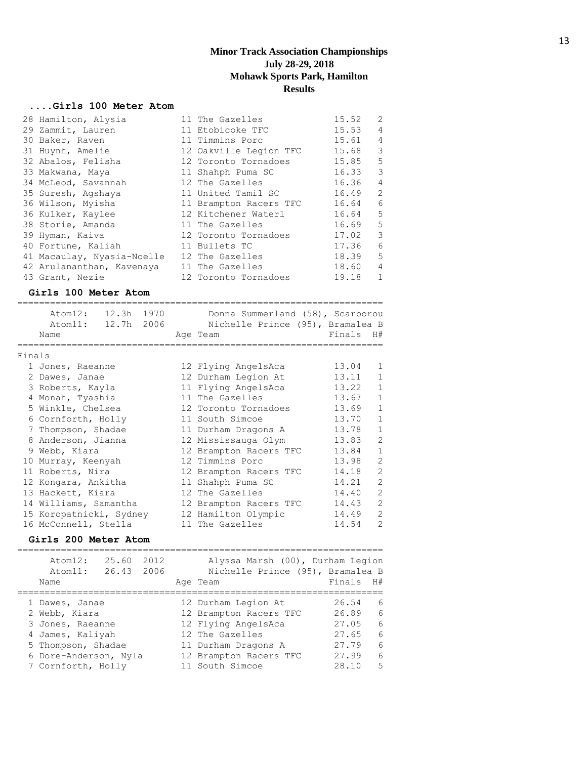# Minor Track Association Championships
## July 28-29, 2018
## Mohawk Sports Park, Hamilton
## Results

### ....Girls 100 Meter Atom

| Place | Name | Age | Team | Finals | H# |
|---|---|---|---|---|---|
| 28 | Hamilton, Alysia | 11 | The Gazelles | 15.52 | 2 |
| 29 | Zammit, Lauren | 11 | Etobicoke TFC | 15.53 | 4 |
| 30 | Baker, Raven | 11 | Timmins Porc | 15.61 | 4 |
| 31 | Huynh, Amelie | 12 | Oakville Legion TFC | 15.68 | 3 |
| 32 | Abalos, Felisha | 12 | Toronto Tornadoes | 15.85 | 5 |
| 33 | Makwana, Maya | 11 | Shahph Puma SC | 16.33 | 3 |
| 34 | McLeod, Savannah | 12 | The Gazelles | 16.36 | 4 |
| 35 | Suresh, Agshaya | 11 | United Tamil SC | 16.49 | 2 |
| 36 | Wilson, Myisha | 11 | Brampton Racers TFC | 16.64 | 6 |
| 36 | Kulker, Kaylee | 12 | Kitchener Waterl | 16.64 | 5 |
| 38 | Storie, Amanda | 11 | The Gazelles | 16.69 | 5 |
| 39 | Hyman, Kaiva | 12 | Toronto Tornadoes | 17.02 | 3 |
| 40 | Fortune, Kaliah | 11 | Bullets TC | 17.36 | 6 |
| 41 | Macaulay, Nyasia-Noelle | 12 | The Gazelles | 18.39 | 5 |
| 42 | Arulananthan, Kavenaya | 11 | The Gazelles | 18.60 | 4 |
| 43 | Grant, Nezie | 12 | Toronto Tornadoes | 19.18 | 1 |

### Girls 100 Meter Atom

Atom12: 12.3h 1970 — Donna Summerland (58), Scarborou
Atom11: 12.7h 2006 — Nichelle Prince (95), Bramalea B

**Finals**

| Place | Name | Age | Team | Finals | H# |
|---|---|---|---|---|---|
| 1 | Jones, Raeanne | 12 | Flying AngelsAca | 13.04 | 1 |
| 2 | Dawes, Janae | 12 | Durham Legion At | 13.11 | 1 |
| 3 | Roberts, Kayla | 11 | Flying AngelsAca | 13.22 | 1 |
| 4 | Monah, Tyashia | 11 | The Gazelles | 13.67 | 1 |
| 5 | Winkle, Chelsea | 12 | Toronto Tornadoes | 13.69 | 1 |
| 6 | Cornforth, Holly | 11 | South Simcoe | 13.70 | 1 |
| 7 | Thompson, Shadae | 11 | Durham Dragons A | 13.78 | 1 |
| 8 | Anderson, Jianna | 12 | Mississauga Olym | 13.83 | 2 |
| 9 | Webb, Kiara | 12 | Brampton Racers TFC | 13.84 | 1 |
| 10 | Murray, Keenyah | 12 | Timmins Porc | 13.98 | 2 |
| 11 | Roberts, Nira | 12 | Brampton Racers TFC | 14.18 | 2 |
| 12 | Kongara, Ankitha | 11 | Shahph Puma SC | 14.21 | 2 |
| 13 | Hackett, Kiara | 12 | The Gazelles | 14.40 | 2 |
| 14 | Williams, Samantha | 12 | Brampton Racers TFC | 14.43 | 2 |
| 15 | Koropatnicki, Sydney | 12 | Hamilton Olympic | 14.49 | 2 |
| 16 | McConnell, Stella | 11 | The Gazelles | 14.54 | 2 |

### Girls 200 Meter Atom

Atom12: 25.60 2012 — Alyssa Marsh (00), Durham Legion
Atom11: 26.43 2006 — Nichelle Prince (95), Bramalea B

| Place | Name | Age | Team | Finals | H# |
|---|---|---|---|---|---|
| 1 | Dawes, Janae | 12 | Durham Legion At | 26.54 | 6 |
| 2 | Webb, Kiara | 12 | Brampton Racers TFC | 26.89 | 6 |
| 3 | Jones, Raeanne | 12 | Flying AngelsAca | 27.05 | 6 |
| 4 | James, Kaliyah | 12 | The Gazelles | 27.65 | 6 |
| 5 | Thompson, Shadae | 11 | Durham Dragons A | 27.79 | 6 |
| 6 | Dore-Anderson, Nyla | 12 | Brampton Racers TFC | 27.99 | 6 |
| 7 | Cornforth, Holly | 11 | South Simcoe | 28.10 | 5 |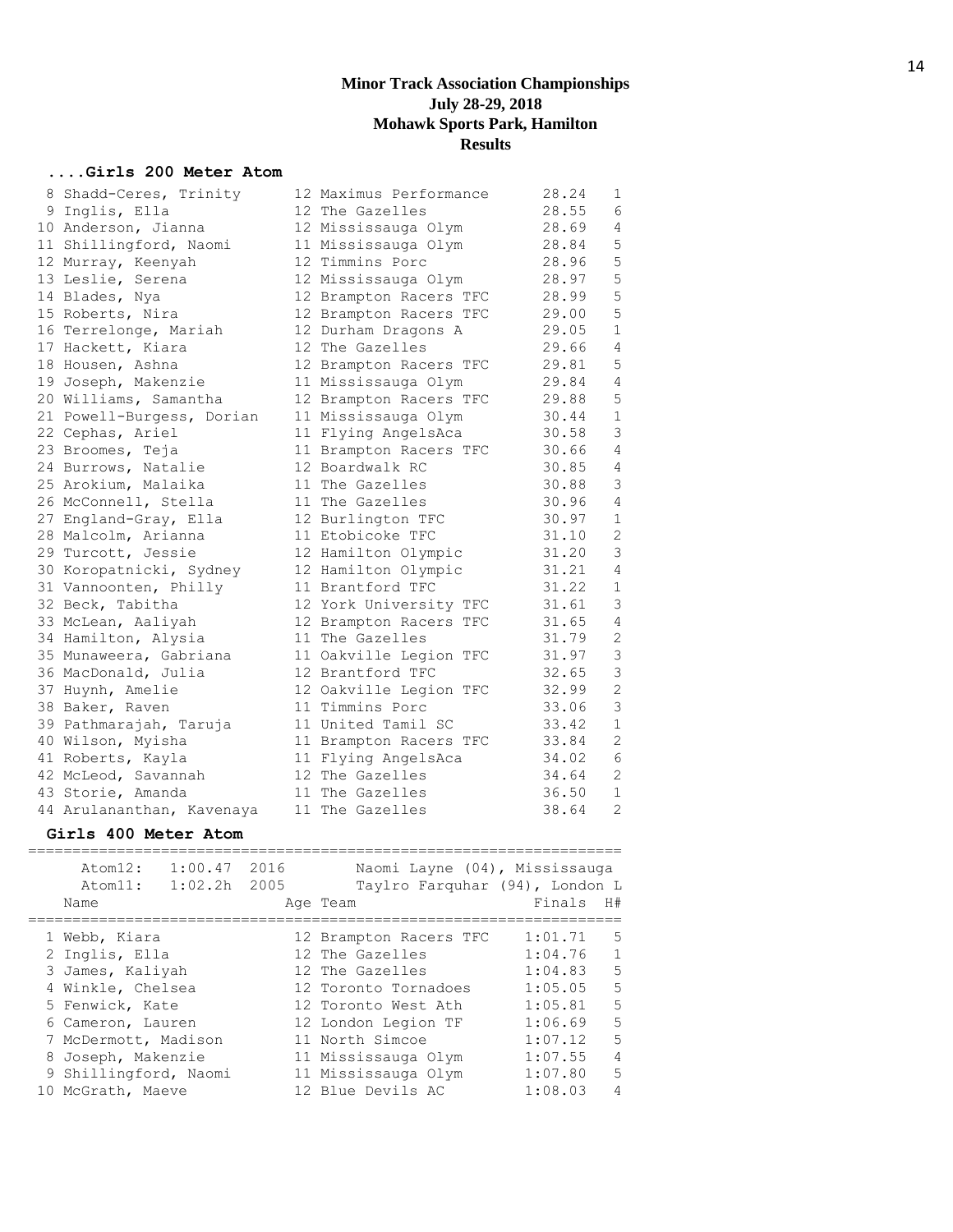**Minor Track Association Championships**
**July 28-29, 2018**
**Mohawk Sports Park, Hamilton**
**Results**

### ....Girls 200 Meter Atom

| Place | Name | Age | Team | Finals | H# |
|---|---|---|---|---|---|
| 8 | Shadd-Ceres, Trinity | 12 | Maximus Performance | 28.24 | 1 |
| 9 | Inglis, Ella | 12 | The Gazelles | 28.55 | 6 |
| 10 | Anderson, Jianna | 12 | Mississauga Olym | 28.69 | 4 |
| 11 | Shillingford, Naomi | 11 | Mississauga Olym | 28.84 | 5 |
| 12 | Murray, Keenyah | 12 | Timmins Porc | 28.96 | 5 |
| 13 | Leslie, Serena | 12 | Mississauga Olym | 28.97 | 5 |
| 14 | Blades, Nya | 12 | Brampton Racers TFC | 28.99 | 5 |
| 15 | Roberts, Nira | 12 | Brampton Racers TFC | 29.00 | 5 |
| 16 | Terrelonge, Mariah | 12 | Durham Dragons A | 29.05 | 1 |
| 17 | Hackett, Kiara | 12 | The Gazelles | 29.66 | 4 |
| 18 | Housen, Ashna | 12 | Brampton Racers TFC | 29.81 | 5 |
| 19 | Joseph, Makenzie | 11 | Mississauga Olym | 29.84 | 4 |
| 20 | Williams, Samantha | 12 | Brampton Racers TFC | 29.88 | 5 |
| 21 | Powell-Burgess, Dorian | 11 | Mississauga Olym | 30.44 | 1 |
| 22 | Cephas, Ariel | 11 | Flying AngelsAca | 30.58 | 3 |
| 23 | Broomes, Teja | 11 | Brampton Racers TFC | 30.66 | 4 |
| 24 | Burrows, Natalie | 12 | Boardwalk RC | 30.85 | 4 |
| 25 | Arokium, Malaika | 11 | The Gazelles | 30.88 | 3 |
| 26 | McConnell, Stella | 11 | The Gazelles | 30.96 | 4 |
| 27 | England-Gray, Ella | 12 | Burlington TFC | 30.97 | 1 |
| 28 | Malcolm, Arianna | 11 | Etobicoke TFC | 31.10 | 2 |
| 29 | Turcott, Jessie | 12 | Hamilton Olympic | 31.20 | 3 |
| 30 | Koropatnicki, Sydney | 12 | Hamilton Olympic | 31.21 | 4 |
| 31 | Vannoonten, Philly | 11 | Brantford TFC | 31.22 | 1 |
| 32 | Beck, Tabitha | 12 | York University TFC | 31.61 | 3 |
| 33 | McLean, Aaliyah | 12 | Brampton Racers TFC | 31.65 | 4 |
| 34 | Hamilton, Alysia | 11 | The Gazelles | 31.79 | 2 |
| 35 | Munaweera, Gabriana | 11 | Oakville Legion TFC | 31.97 | 3 |
| 36 | MacDonald, Julia | 12 | Brantford TFC | 32.65 | 3 |
| 37 | Huynh, Amelie | 12 | Oakville Legion TFC | 32.99 | 2 |
| 38 | Baker, Raven | 11 | Timmins Porc | 33.06 | 3 |
| 39 | Pathmarajah, Taruja | 11 | United Tamil SC | 33.42 | 1 |
| 40 | Wilson, Myisha | 11 | Brampton Racers TFC | 33.84 | 2 |
| 41 | Roberts, Kayla | 11 | Flying AngelsAca | 34.02 | 6 |
| 42 | McLeod, Savannah | 12 | The Gazelles | 34.64 | 2 |
| 43 | Storie, Amanda | 11 | The Gazelles | 36.50 | 1 |
| 44 | Arulananthan, Kavenaya | 11 | The Gazelles | 38.64 | 2 |

### Girls 400 Meter Atom

Atom12: 1:00.47 2016 Naomi Layne (04), Mississauga
Atom11: 1:02.2h 2005 Taylro Farquhar (94), London L

| Place | Name | Age | Team | Finals | H# |
|---|---|---|---|---|---|
| 1 | Webb, Kiara | 12 | Brampton Racers TFC | 1:01.71 | 5 |
| 2 | Inglis, Ella | 12 | The Gazelles | 1:04.76 | 1 |
| 3 | James, Kaliyah | 12 | The Gazelles | 1:04.83 | 5 |
| 4 | Winkle, Chelsea | 12 | Toronto Tornadoes | 1:05.05 | 5 |
| 5 | Fenwick, Kate | 12 | Toronto West Ath | 1:05.81 | 5 |
| 6 | Cameron, Lauren | 12 | London Legion TF | 1:06.69 | 5 |
| 7 | McDermott, Madison | 11 | North Simcoe | 1:07.12 | 5 |
| 8 | Joseph, Makenzie | 11 | Mississauga Olym | 1:07.55 | 4 |
| 9 | Shillingford, Naomi | 11 | Mississauga Olym | 1:07.80 | 5 |
| 10 | McGrath, Maeve | 12 | Blue Devils AC | 1:08.03 | 4 |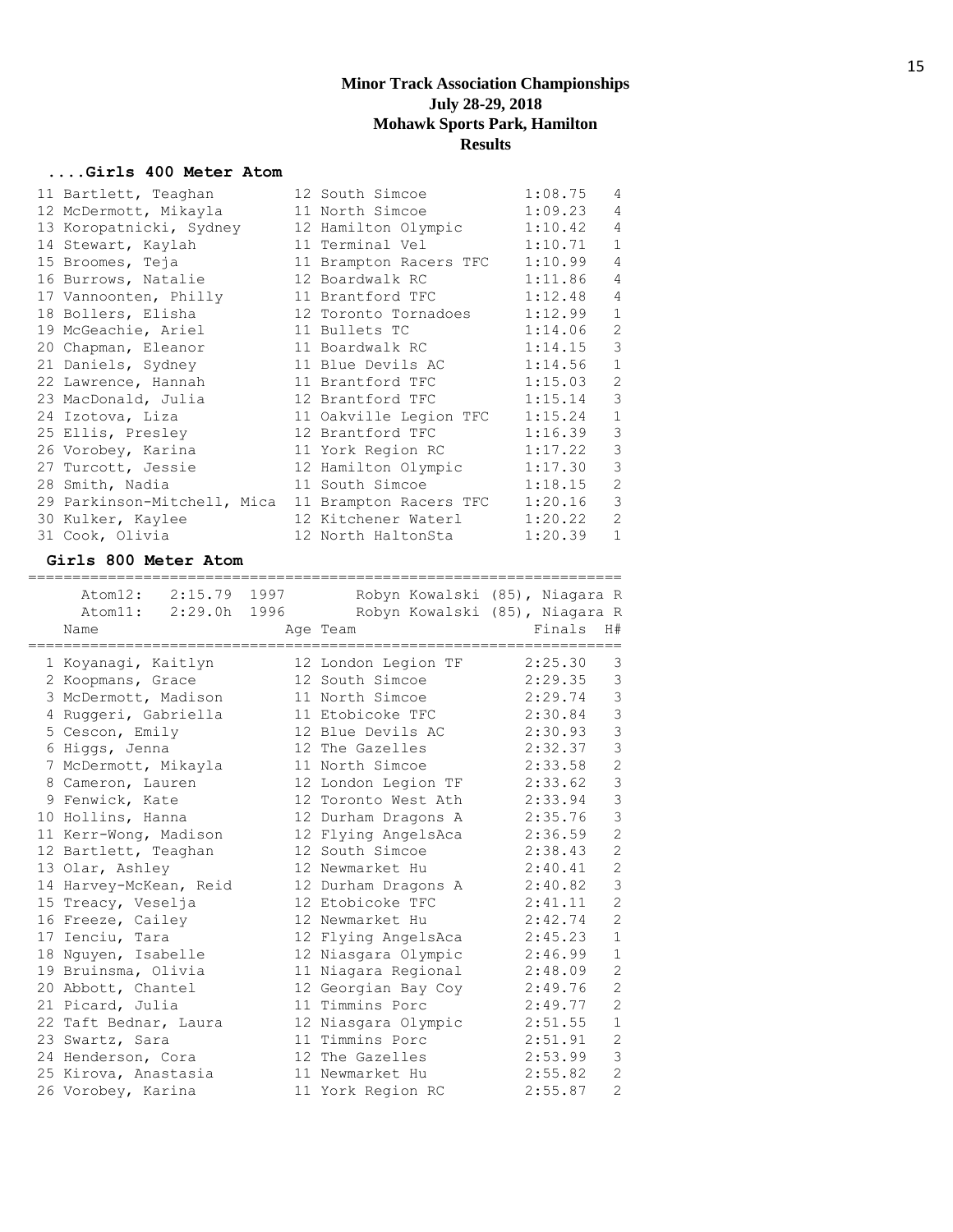# Minor Track Association Championships
**July 28-29, 2018**
**Mohawk Sports Park, Hamilton**
**Results**

### ....Girls 400 Meter Atom

| Place | Name | Age | Team | Finals | H# |
|---|---|---|---|---|---|
| 11 | Bartlett, Teaghan | 12 | South Simcoe | 1:08.75 | 4 |
| 12 | McDermott, Mikayla | 11 | North Simcoe | 1:09.23 | 4 |
| 13 | Koropatnicki, Sydney | 12 | Hamilton Olympic | 1:10.42 | 4 |
| 14 | Stewart, Kaylah | 11 | Terminal Vel | 1:10.71 | 1 |
| 15 | Broomes, Teja | 11 | Brampton Racers TFC | 1:10.99 | 4 |
| 16 | Burrows, Natalie | 12 | Boardwalk RC | 1:11.86 | 4 |
| 17 | Vannoonten, Philly | 11 | Brantford TFC | 1:12.48 | 4 |
| 18 | Bollers, Elisha | 12 | Toronto Tornadoes | 1:12.99 | 1 |
| 19 | McGeachie, Ariel | 11 | Bullets TC | 1:14.06 | 2 |
| 20 | Chapman, Eleanor | 11 | Boardwalk RC | 1:14.15 | 3 |
| 21 | Daniels, Sydney | 11 | Blue Devils AC | 1:14.56 | 1 |
| 22 | Lawrence, Hannah | 11 | Brantford TFC | 1:15.03 | 2 |
| 23 | MacDonald, Julia | 12 | Brantford TFC | 1:15.14 | 3 |
| 24 | Izotova, Liza | 11 | Oakville Legion TFC | 1:15.24 | 1 |
| 25 | Ellis, Presley | 12 | Brantford TFC | 1:16.39 | 3 |
| 26 | Vorobey, Karina | 11 | York Region RC | 1:17.22 | 3 |
| 27 | Turcott, Jessie | 12 | Hamilton Olympic | 1:17.30 | 3 |
| 28 | Smith, Nadia | 11 | South Simcoe | 1:18.15 | 2 |
| 29 | Parkinson-Mitchell, Mica | 11 | Brampton Racers TFC | 1:20.16 | 3 |
| 30 | Kulker, Kaylee | 12 | Kitchener Waterl | 1:20.22 | 2 |
| 31 | Cook, Olivia | 12 | North HaltonSta | 1:20.39 | 1 |

### Girls 800 Meter Atom

Atom12: 2:15.79 1997 Robyn Kowalski (85), Niagara R
Atom11: 2:29.0h 1996 Robyn Kowalski (85), Niagara R

| Place | Name | Age | Team | Finals | H# |
|---|---|---|---|---|---|
| 1 | Koyanagi, Kaitlyn | 12 | London Legion TF | 2:25.30 | 3 |
| 2 | Koopmans, Grace | 12 | South Simcoe | 2:29.35 | 3 |
| 3 | McDermott, Madison | 11 | North Simcoe | 2:29.74 | 3 |
| 4 | Ruggeri, Gabriella | 11 | Etobicoke TFC | 2:30.84 | 3 |
| 5 | Cescon, Emily | 12 | Blue Devils AC | 2:30.93 | 3 |
| 6 | Higgs, Jenna | 12 | The Gazelles | 2:32.37 | 3 |
| 7 | McDermott, Mikayla | 11 | North Simcoe | 2:33.58 | 2 |
| 8 | Cameron, Lauren | 12 | London Legion TF | 2:33.62 | 3 |
| 9 | Fenwick, Kate | 12 | Toronto West Ath | 2:33.94 | 3 |
| 10 | Hollins, Hanna | 12 | Durham Dragons A | 2:35.76 | 3 |
| 11 | Kerr-Wong, Madison | 12 | Flying AngelsAca | 2:36.59 | 2 |
| 12 | Bartlett, Teaghan | 12 | South Simcoe | 2:38.43 | 2 |
| 13 | Olar, Ashley | 12 | Newmarket Hu | 2:40.41 | 2 |
| 14 | Harvey-McKean, Reid | 12 | Durham Dragons A | 2:40.82 | 3 |
| 15 | Treacy, Veselja | 12 | Etobicoke TFC | 2:41.11 | 2 |
| 16 | Freeze, Cailey | 12 | Newmarket Hu | 2:42.74 | 2 |
| 17 | Ienciu, Tara | 12 | Flying AngelsAca | 2:45.23 | 1 |
| 18 | Nguyen, Isabelle | 12 | Niasgara Olympic | 2:46.99 | 1 |
| 19 | Bruinsma, Olivia | 11 | Niagara Regional | 2:48.09 | 2 |
| 20 | Abbott, Chantel | 12 | Georgian Bay Coy | 2:49.76 | 2 |
| 21 | Picard, Julia | 11 | Timmins Porc | 2:49.77 | 2 |
| 22 | Taft Bednar, Laura | 12 | Niasgara Olympic | 2:51.55 | 1 |
| 23 | Swartz, Sara | 11 | Timmins Porc | 2:51.91 | 2 |
| 24 | Henderson, Cora | 12 | The Gazelles | 2:53.99 | 3 |
| 25 | Kirova, Anastasia | 11 | Newmarket Hu | 2:55.82 | 2 |
| 26 | Vorobey, Karina | 11 | York Region RC | 2:55.87 | 2 |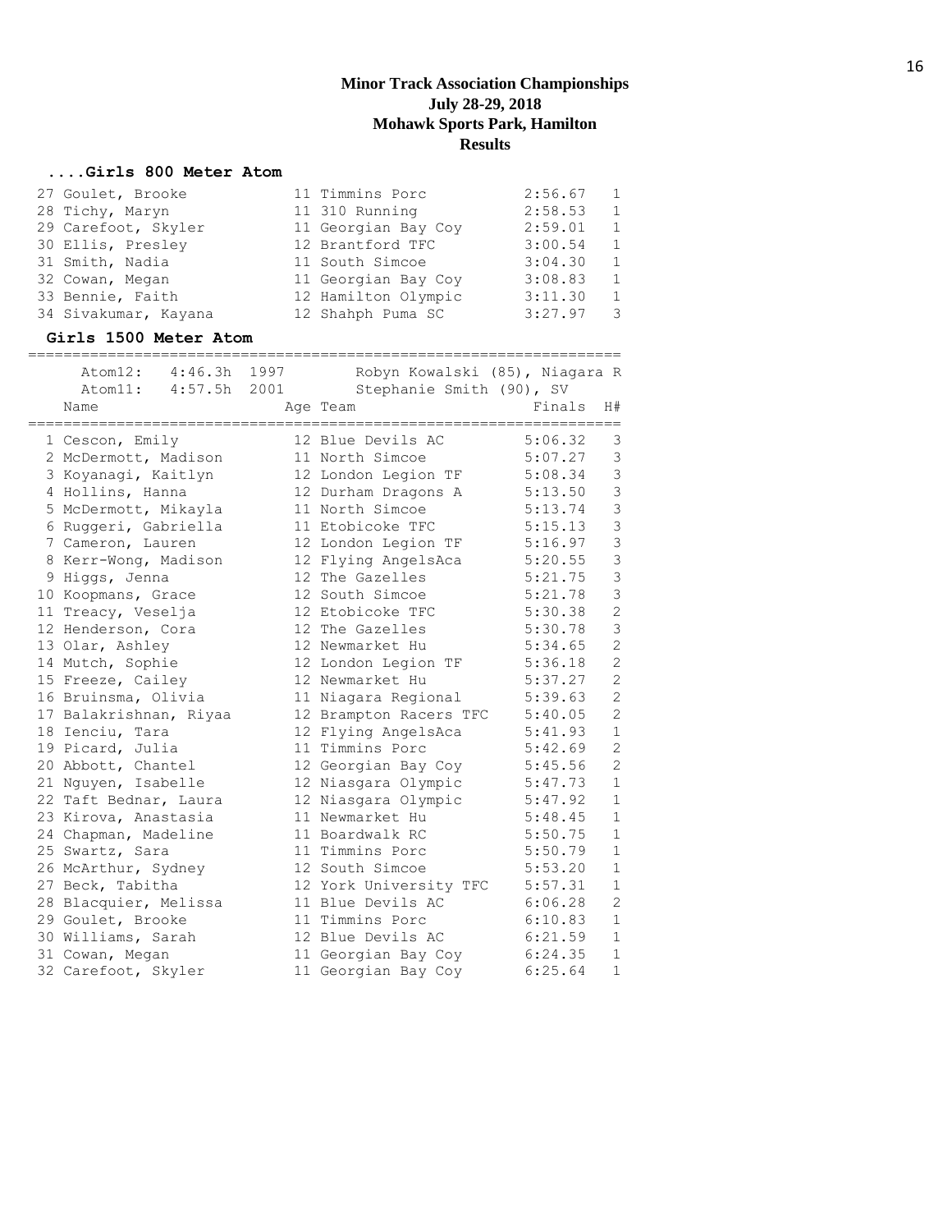# Minor Track Association Championships
## July 28-29, 2018
## Mohawk Sports Park, Hamilton
## Results

### ....Girls 800 Meter Atom

| Place | Name | Age | Team | Finals | H# |
|---|---|---|---|---|---|
| 27 | Goulet, Brooke | 11 | Timmins Porc | 2:56.67 | 1 |
| 28 | Tichy, Maryn | 11 | 310 Running | 2:58.53 | 1 |
| 29 | Carefoot, Skyler | 11 | Georgian Bay Coy | 2:59.01 | 1 |
| 30 | Ellis, Presley | 12 | Brantford TFC | 3:00.54 | 1 |
| 31 | Smith, Nadia | 11 | South Simcoe | 3:04.30 | 1 |
| 32 | Cowan, Megan | 11 | Georgian Bay Coy | 3:08.83 | 1 |
| 33 | Bennie, Faith | 12 | Hamilton Olympic | 3:11.30 | 1 |
| 34 | Sivakumar, Kayana | 12 | Shahph Puma SC | 3:27.97 | 3 |

### Girls 1500 Meter Atom

Atom12: 4:46.3h 1997 Robyn Kowalski (85), Niagara R
Atom11: 4:57.5h 2001 Stephanie Smith (90), SV

| Place | Name | Age | Team | Finals | H# |
|---|---|---|---|---|---|
| 1 | Cescon, Emily | 12 | Blue Devils AC | 5:06.32 | 3 |
| 2 | McDermott, Madison | 11 | North Simcoe | 5:07.27 | 3 |
| 3 | Koyanagi, Kaitlyn | 12 | London Legion TF | 5:08.34 | 3 |
| 4 | Hollins, Hanna | 12 | Durham Dragons A | 5:13.50 | 3 |
| 5 | McDermott, Mikayla | 11 | North Simcoe | 5:13.74 | 3 |
| 6 | Ruggeri, Gabriella | 11 | Etobicoke TFC | 5:15.13 | 3 |
| 7 | Cameron, Lauren | 12 | London Legion TF | 5:16.97 | 3 |
| 8 | Kerr-Wong, Madison | 12 | Flying AngelsAca | 5:20.55 | 3 |
| 9 | Higgs, Jenna | 12 | The Gazelles | 5:21.75 | 3 |
| 10 | Koopmans, Grace | 12 | South Simcoe | 5:21.78 | 3 |
| 11 | Treacy, Veselja | 12 | Etobicoke TFC | 5:30.38 | 2 |
| 12 | Henderson, Cora | 12 | The Gazelles | 5:30.78 | 3 |
| 13 | Olar, Ashley | 12 | Newmarket Hu | 5:34.65 | 2 |
| 14 | Mutch, Sophie | 12 | London Legion TF | 5:36.18 | 2 |
| 15 | Freeze, Cailey | 12 | Newmarket Hu | 5:37.27 | 2 |
| 16 | Bruinsma, Olivia | 11 | Niagara Regional | 5:39.63 | 2 |
| 17 | Balakrishnan, Riyaa | 12 | Brampton Racers TFC | 5:40.05 | 2 |
| 18 | Ienciu, Tara | 12 | Flying AngelsAca | 5:41.93 | 1 |
| 19 | Picard, Julia | 11 | Timmins Porc | 5:42.69 | 2 |
| 20 | Abbott, Chantel | 12 | Georgian Bay Coy | 5:45.56 | 2 |
| 21 | Nguyen, Isabelle | 12 | Niasgara Olympic | 5:47.73 | 1 |
| 22 | Taft Bednar, Laura | 12 | Niasgara Olympic | 5:47.92 | 1 |
| 23 | Kirova, Anastasia | 11 | Newmarket Hu | 5:48.45 | 1 |
| 24 | Chapman, Madeline | 11 | Boardwalk RC | 5:50.75 | 1 |
| 25 | Swartz, Sara | 11 | Timmins Porc | 5:50.79 | 1 |
| 26 | McArthur, Sydney | 12 | South Simcoe | 5:53.20 | 1 |
| 27 | Beck, Tabitha | 12 | York University TFC | 5:57.31 | 1 |
| 28 | Blacquier, Melissa | 11 | Blue Devils AC | 6:06.28 | 2 |
| 29 | Goulet, Brooke | 11 | Timmins Porc | 6:10.83 | 1 |
| 30 | Williams, Sarah | 12 | Blue Devils AC | 6:21.59 | 1 |
| 31 | Cowan, Megan | 11 | Georgian Bay Coy | 6:24.35 | 1 |
| 32 | Carefoot, Skyler | 11 | Georgian Bay Coy | 6:25.64 | 1 |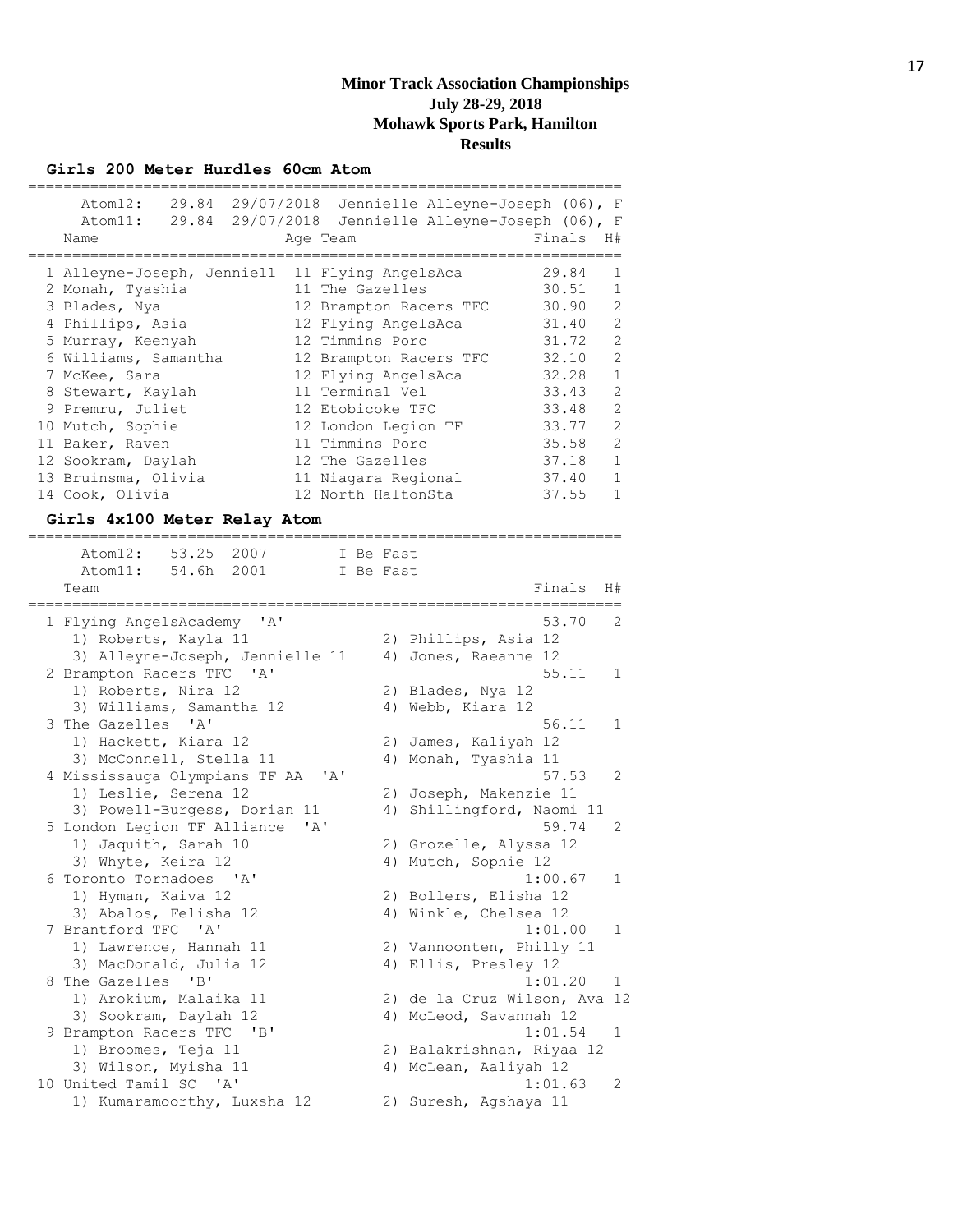# Minor Track Association Championships
## July 28-29, 2018
## Mohawk Sports Park, Hamilton
## Results

### Girls 200 Meter Hurdles 60cm Atom

Atom12: 29.84 29/07/2018 Jennielle Alleyne-Joseph (06), F
Atom11: 29.84 29/07/2018 Jennielle Alleyne-Joseph (06), F

| | Name | Age | Team | Finals | H# |
|---|---|---|---|---|---|
| 1 | Alleyne-Joseph, Jenniell | 11 | Flying AngelsAca | 29.84 | 1 |
| 2 | Monah, Tyashia | 11 | The Gazelles | 30.51 | 1 |
| 3 | Blades, Nya | 12 | Brampton Racers TFC | 30.90 | 2 |
| 4 | Phillips, Asia | 12 | Flying AngelsAca | 31.40 | 2 |
| 5 | Murray, Keenyah | 12 | Timmins Porc | 31.72 | 2 |
| 6 | Williams, Samantha | 12 | Brampton Racers TFC | 32.10 | 2 |
| 7 | McKee, Sara | 12 | Flying AngelsAca | 32.28 | 1 |
| 8 | Stewart, Kaylah | 11 | Terminal Vel | 33.43 | 2 |
| 9 | Premru, Juliet | 12 | Etobicoke TFC | 33.48 | 2 |
| 10 | Mutch, Sophie | 12 | London Legion TF | 33.77 | 2 |
| 11 | Baker, Raven | 11 | Timmins Porc | 35.58 | 2 |
| 12 | Sookram, Daylah | 12 | The Gazelles | 37.18 | 1 |
| 13 | Bruinsma, Olivia | 11 | Niagara Regional | 37.40 | 1 |
| 14 | Cook, Olivia | 12 | North HaltonSta | 37.55 | 1 |

### Girls 4x100 Meter Relay Atom

Atom12: 53.25 2007 I Be Fast
Atom11: 54.6h 2001 I Be Fast

| | Team | Finals | H# |
|---|---|---|---|
| 1 | Flying AngelsAcademy 'A' | 53.70 | 2 |
| | 1) Roberts, Kayla 11; 2) Phillips, Asia 12; 3) Alleyne-Joseph, Jennielle 11; 4) Jones, Raeanne 12 | | |
| 2 | Brampton Racers TFC 'A' | 55.11 | 1 |
| | 1) Roberts, Nira 12; 2) Blades, Nya 12; 3) Williams, Samantha 12; 4) Webb, Kiara 12 | | |
| 3 | The Gazelles 'A' | 56.11 | 1 |
| | 1) Hackett, Kiara 12; 2) James, Kaliyah 12; 3) McConnell, Stella 11; 4) Monah, Tyashia 11 | | |
| 4 | Mississauga Olympians TF AA 'A' | 57.53 | 2 |
| | 1) Leslie, Serena 12; 2) Joseph, Makenzie 11; 3) Powell-Burgess, Dorian 11; 4) Shillingford, Naomi 11 | | |
| 5 | London Legion TF Alliance 'A' | 59.74 | 2 |
| | 1) Jaquith, Sarah 10; 2) Grozelle, Alyssa 12; 3) Whyte, Keira 12; 4) Mutch, Sophie 12 | | |
| 6 | Toronto Tornadoes 'A' | 1:00.67 | 1 |
| | 1) Hyman, Kaiva 12; 2) Bollers, Elisha 12; 3) Abalos, Felisha 12; 4) Winkle, Chelsea 12 | | |
| 7 | Brantford TFC 'A' | 1:01.00 | 1 |
| | 1) Lawrence, Hannah 11; 2) Vannoonten, Philly 11; 3) MacDonald, Julia 12; 4) Ellis, Presley 12 | | |
| 8 | The Gazelles 'B' | 1:01.20 | 1 |
| | 1) Arokium, Malaika 11; 2) de la Cruz Wilson, Ava 12; 3) Sookram, Daylah 12; 4) McLeod, Savannah 12 | | |
| 9 | Brampton Racers TFC 'B' | 1:01.54 | 1 |
| | 1) Broomes, Teja 11; 2) Balakrishnan, Riyaa 12; 3) Wilson, Myisha 11; 4) McLean, Aaliyah 12 | | |
| 10 | United Tamil SC 'A' | 1:01.63 | 2 |
| | 1) Kumaramoorthy, Luxsha 12; 2) Suresh, Agshaya 11 | | |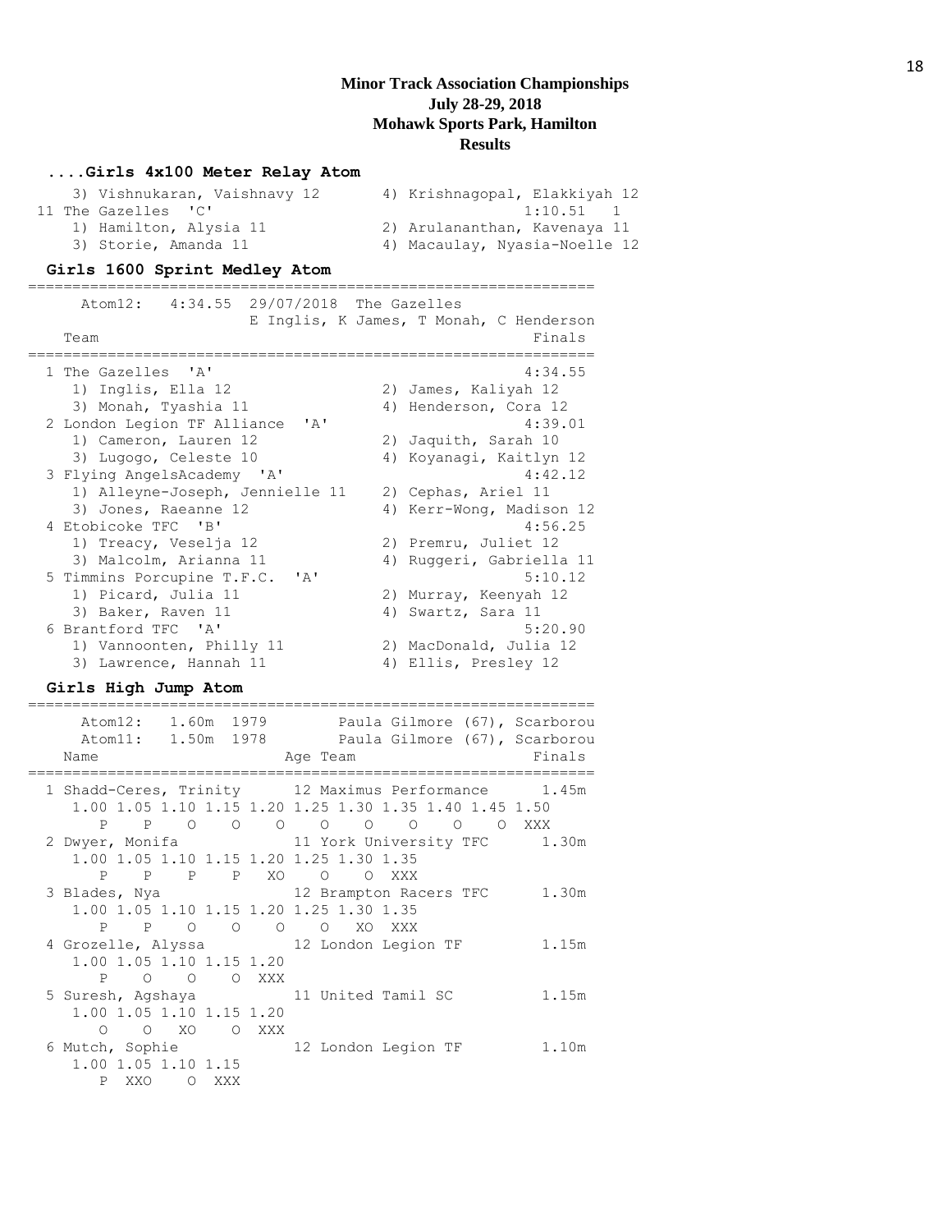**Minor Track Association Championships**
**July 28-29, 2018**
**Mohawk Sports Park, Hamilton**
**Results**

### ....Girls 4x100 Meter Relay Atom

```
    3) Vishnukaran, Vaishnavy 12       4) Krishnagopal, Elakkiyah 12
 11 The Gazelles  'C'                             1:10.51   1
    1) Hamilton, Alysia 11             2) Arulananthan, Kavenaya 11
    3) Storie, Amanda 11               4) Macaulay, Nyasia-Noelle 12
```

### Girls 1600 Sprint Medley Atom

```
================================================================
     Atom12:   4:34.55  29/07/2018  The Gazelles
                        E Inglis, K James, T Monah, C Henderson
   Team                                                   Finals
================================================================
  1 The Gazelles  'A'                                    4:34.55
     1) Inglis, Ella 12                2) James, Kaliyah 12
     3) Monah, Tyashia 11              4) Henderson, Cora 12
  2 London Legion TF Alliance  'A'                       4:39.01
     1) Cameron, Lauren 12             2) Jaquith, Sarah 10
     3) Lugogo, Celeste 10             4) Koyanagi, Kaitlyn 12
  3 Flying AngelsAcademy  'A'                            4:42.12
     1) Alleyne-Joseph, Jennielle 11   2) Cephas, Ariel 11
     3) Jones, Raeanne 12              4) Kerr-Wong, Madison 12
  4 Etobicoke TFC  'B'                                   4:56.25
     1) Treacy, Veselja 12             2) Premru, Juliet 12
     3) Malcolm, Arianna 11            4) Ruggeri, Gabriella 11
  5 Timmins Porcupine T.F.C.  'A'                        5:10.12
     1) Picard, Julia 11               2) Murray, Keenyah 12
     3) Baker, Raven 11                4) Swartz, Sara 11
  6 Brantford TFC  'A'                                   5:20.90
     1) Vannoonten, Philly 11          2) MacDonald, Julia 12
     3) Lawrence, Hannah 11            4) Ellis, Presley 12
```

### Girls High Jump Atom

```
================================================================
     Atom12:   1.60m  1979        Paula Gilmore (67), Scarborou
     Atom11:   1.50m  1978        Paula Gilmore (67), Scarborou
   Name                    Age Team                       Finals
================================================================
  1 Shadd-Ceres, Trinity      12 Maximus Performance      1.45m
     1.00 1.05 1.10 1.15 1.20 1.25 1.30 1.35 1.40 1.45 1.50
        P    P    O    O    O    O    O    O    O    O  XXX
  2 Dwyer, Monifa             11 York University TFC      1.30m
     1.00 1.05 1.10 1.15 1.20 1.25 1.30 1.35
        P    P    P    P   XO    O    O  XXX
  3 Blades, Nya               12 Brampton Racers TFC      1.30m
     1.00 1.05 1.10 1.15 1.20 1.25 1.30 1.35
        P    P    O    O    O   XO  XXX
  4 Grozelle, Alyssa          12 London Legion TF         1.15m
     1.00 1.05 1.10 1.15 1.20
        P    O    O    O  XXX
  5 Suresh, Agshaya           11 United Tamil SC          1.15m
     1.00 1.05 1.10 1.15 1.20
        O    O   XO    O  XXX
  6 Mutch, Sophie             12 London Legion TF         1.10m
     1.00 1.05 1.10 1.15
        P  XXO    O  XXX
```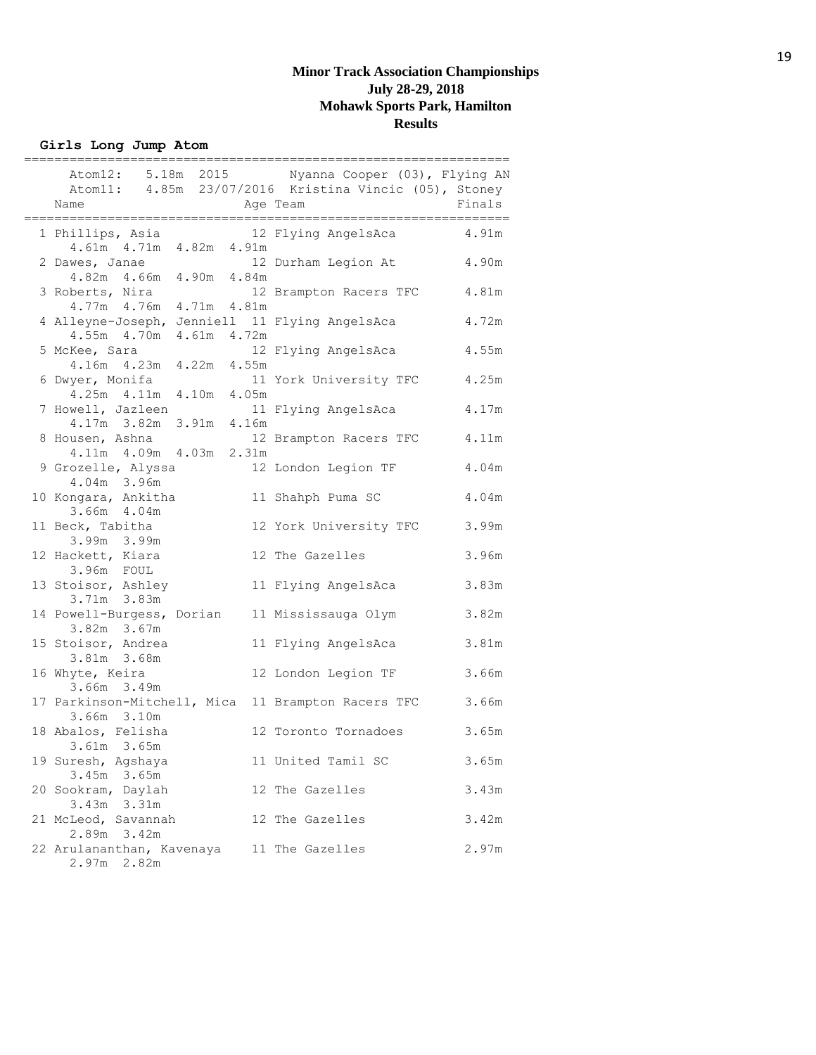**Minor Track Association Championships**
**July 28-29, 2018**
**Mohawk Sports Park, Hamilton**
**Results**

### Girls Long Jump Atom

Atom12: 5.18m 2015 Nyanna Cooper (03), Flying AN
Atom11: 4.85m 23/07/2016 Kristina Vincic (05), Stoney

| Place | Name | Age | Team | Finals | Series |
|---|---|---|---|---|---|
| 1 | Phillips, Asia | 12 | Flying AngelsAca | 4.91m | 4.61m 4.71m 4.82m 4.91m |
| 2 | Dawes, Janae | 12 | Durham Legion At | 4.90m | 4.82m 4.66m 4.90m 4.84m |
| 3 | Roberts, Nira | 12 | Brampton Racers TFC | 4.81m | 4.77m 4.76m 4.71m 4.81m |
| 4 | Alleyne-Joseph, Jenniell | 11 | Flying AngelsAca | 4.72m | 4.55m 4.70m 4.61m 4.72m |
| 5 | McKee, Sara | 12 | Flying AngelsAca | 4.55m | 4.16m 4.23m 4.22m 4.55m |
| 6 | Dwyer, Monifa | 11 | York University TFC | 4.25m | 4.25m 4.11m 4.10m 4.05m |
| 7 | Howell, Jazleen | 11 | Flying AngelsAca | 4.17m | 4.17m 3.82m 3.91m 4.16m |
| 8 | Housen, Ashna | 12 | Brampton Racers TFC | 4.11m | 4.11m 4.09m 4.03m 2.31m |
| 9 | Grozelle, Alyssa | 12 | London Legion TF | 4.04m | 4.04m 3.96m |
| 10 | Kongara, Ankitha | 11 | Shahph Puma SC | 4.04m | 3.66m 4.04m |
| 11 | Beck, Tabitha | 12 | York University TFC | 3.99m | 3.99m 3.99m |
| 12 | Hackett, Kiara | 12 | The Gazelles | 3.96m | 3.96m FOUL |
| 13 | Stoisor, Ashley | 11 | Flying AngelsAca | 3.83m | 3.71m 3.83m |
| 14 | Powell-Burgess, Dorian | 11 | Mississauga Olym | 3.82m | 3.82m 3.67m |
| 15 | Stoisor, Andrea | 11 | Flying AngelsAca | 3.81m | 3.81m 3.68m |
| 16 | Whyte, Keira | 12 | London Legion TF | 3.66m | 3.66m 3.49m |
| 17 | Parkinson-Mitchell, Mica | 11 | Brampton Racers TFC | 3.66m | 3.66m 3.10m |
| 18 | Abalos, Felisha | 12 | Toronto Tornadoes | 3.65m | 3.61m 3.65m |
| 19 | Suresh, Agshaya | 11 | United Tamil SC | 3.65m | 3.45m 3.65m |
| 20 | Sookram, Daylah | 12 | The Gazelles | 3.43m | 3.43m 3.31m |
| 21 | McLeod, Savannah | 12 | The Gazelles | 3.42m | 2.89m 3.42m |
| 22 | Arulananthan, Kavenaya | 11 | The Gazelles | 2.97m | 2.97m 2.82m |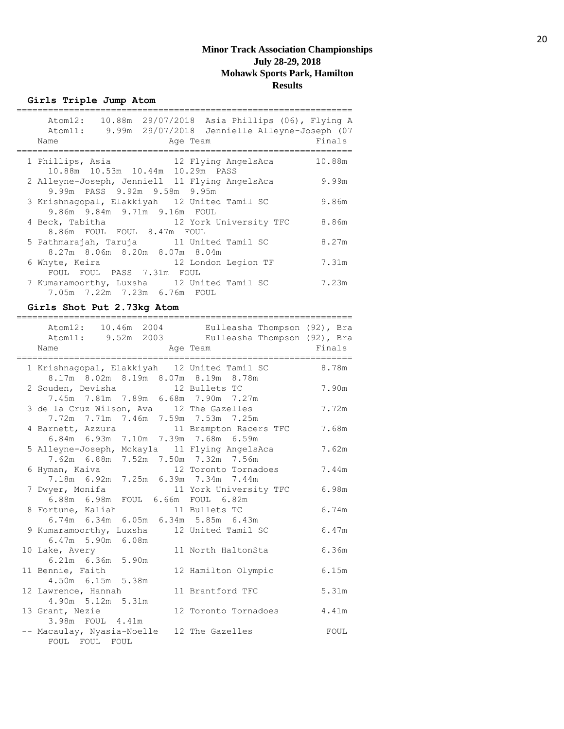# Minor Track Association Championships
## July 28-29, 2018
## Mohawk Sports Park, Hamilton
## Results

### Girls Triple Jump Atom

Atom12: 10.88m 29/07/2018 Asia Phillips (06), Flying A
Atom11: 9.99m 29/07/2018 Jennielle Alleyne-Joseph (07

| Place | Name | Age | Team | Finals |
|---|---|---|---|---|
| 1 | Phillips, Asia | 12 | Flying AngelsAca | 10.88m |
| | 10.88m 10.53m 10.44m 10.29m PASS | | | |
| 2 | Alleyne-Joseph, Jenniell | 11 | Flying AngelsAca | 9.99m |
| | 9.99m PASS 9.92m 9.58m 9.95m | | | |
| 3 | Krishnagopal, Elakkiyah | 12 | United Tamil SC | 9.86m |
| | 9.86m 9.84m 9.71m 9.16m FOUL | | | |
| 4 | Beck, Tabitha | 12 | York University TFC | 8.86m |
| | 8.86m FOUL FOUL 8.47m FOUL | | | |
| 5 | Pathmarajah, Taruja | 11 | United Tamil SC | 8.27m |
| | 8.27m 8.06m 8.20m 8.07m 8.04m | | | |
| 6 | Whyte, Keira | 12 | London Legion TF | 7.31m |
| | FOUL FOUL PASS 7.31m FOUL | | | |
| 7 | Kumaramoorthy, Luxsha | 12 | United Tamil SC | 7.23m |
| | 7.05m 7.22m 7.23m 6.76m FOUL | | | |

### Girls Shot Put 2.73kg Atom

Atom12: 10.46m 2004 Eulleasha Thompson (92), Bra
Atom11: 9.52m 2003 Eulleasha Thompson (92), Bra

| Place | Name | Age | Team | Finals |
|---|---|---|---|---|
| 1 | Krishnagopal, Elakkiyah | 12 | United Tamil SC | 8.78m |
| | 8.17m 8.02m 8.19m 8.07m 8.19m 8.78m | | | |
| 2 | Souden, Devisha | 12 | Bullets TC | 7.90m |
| | 7.45m 7.81m 7.89m 6.68m 7.90m 7.27m | | | |
| 3 | de la Cruz Wilson, Ava | 12 | The Gazelles | 7.72m |
| | 7.72m 7.71m 7.46m 7.59m 7.53m 7.25m | | | |
| 4 | Barnett, Azzura | 11 | Brampton Racers TFC | 7.68m |
| | 6.84m 6.93m 7.10m 7.39m 7.68m 6.59m | | | |
| 5 | Alleyne-Joseph, Mckayla | 11 | Flying AngelsAca | 7.62m |
| | 7.62m 6.88m 7.52m 7.50m 7.32m 7.56m | | | |
| 6 | Hyman, Kaiva | 12 | Toronto Tornadoes | 7.44m |
| | 7.18m 6.92m 7.25m 6.39m 7.34m 7.44m | | | |
| 7 | Dwyer, Monifa | 11 | York University TFC | 6.98m |
| | 6.88m 6.98m FOUL 6.66m FOUL 6.82m | | | |
| 8 | Fortune, Kaliah | 11 | Bullets TC | 6.74m |
| | 6.74m 6.34m 6.05m 6.34m 5.85m 6.43m | | | |
| 9 | Kumaramoorthy, Luxsha | 12 | United Tamil SC | 6.47m |
| | 6.47m 5.90m 6.08m | | | |
| 10 | Lake, Avery | 11 | North HaltonSta | 6.36m |
| | 6.21m 6.36m 5.90m | | | |
| 11 | Bennie, Faith | 12 | Hamilton Olympic | 6.15m |
| | 4.50m 6.15m 5.38m | | | |
| 12 | Lawrence, Hannah | 11 | Brantford TFC | 5.31m |
| | 4.90m 5.12m 5.31m | | | |
| 13 | Grant, Nezie | 12 | Toronto Tornadoes | 4.41m |
| | 3.98m FOUL 4.41m | | | |
| -- | Macaulay, Nyasia-Noelle | 12 | The Gazelles | FOUL |
| | FOUL FOUL FOUL | | | |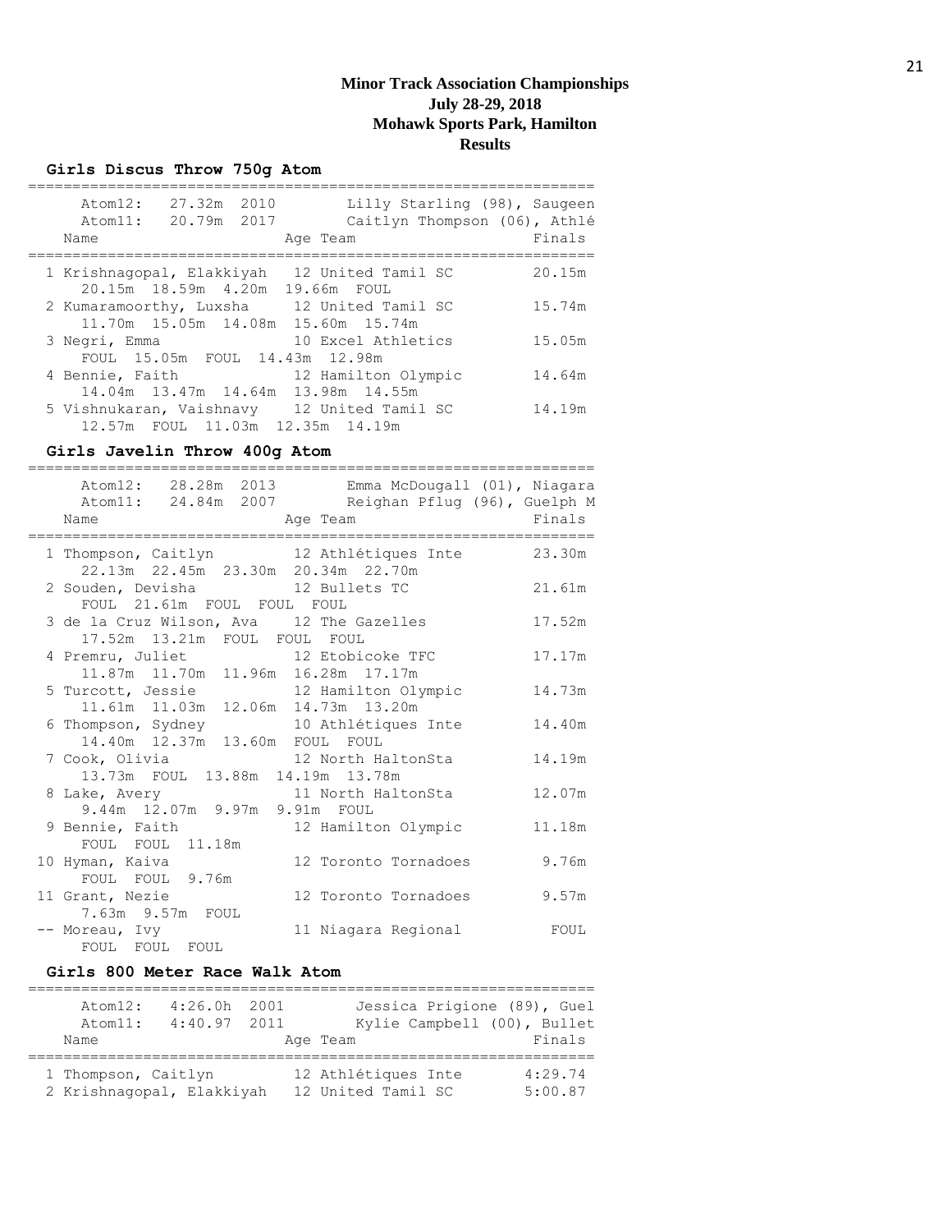# Minor Track Association Championships
## July 28-29, 2018
## Mohawk Sports Park, Hamilton
## Results

### Girls Discus Throw 750g Atom

Atom12: 27.32m 2010 Lilly Starling (98), Saugeen
Atom11: 20.79m 2017 Caitlyn Thompson (06), Athlé

| Place | Name | Age | Team | Finals |
|---|---|---|---|---|
| 1 | Krishnagopal, Elakkiyah | 12 | United Tamil SC | 20.15m |
| | 20.15m 18.59m 4.20m 19.66m FOUL | | | |
| 2 | Kumaramoorthy, Luxsha | 12 | United Tamil SC | 15.74m |
| | 11.70m 15.05m 14.08m 15.60m 15.74m | | | |
| 3 | Negri, Emma | 10 | Excel Athletics | 15.05m |
| | FOUL 15.05m FOUL 14.43m 12.98m | | | |
| 4 | Bennie, Faith | 12 | Hamilton Olympic | 14.64m |
| | 14.04m 13.47m 14.64m 13.98m 14.55m | | | |
| 5 | Vishnukaran, Vaishnavy | 12 | United Tamil SC | 14.19m |
| | 12.57m FOUL 11.03m 12.35m 14.19m | | | |

### Girls Javelin Throw 400g Atom

Atom12: 28.28m 2013 Emma McDougall (01), Niagara
Atom11: 24.84m 2007 Reighan Pflug (96), Guelph M

| Place | Name | Age | Team | Finals |
|---|---|---|---|---|
| 1 | Thompson, Caitlyn | 12 | Athlétiques Inte | 23.30m |
| | 22.13m 22.45m 23.30m 20.34m 22.70m | | | |
| 2 | Souden, Devisha | 12 | Bullets TC | 21.61m |
| | FOUL 21.61m FOUL FOUL FOUL | | | |
| 3 | de la Cruz Wilson, Ava | 12 | The Gazelles | 17.52m |
| | 17.52m 13.21m FOUL FOUL FOUL | | | |
| 4 | Premru, Juliet | 12 | Etobicoke TFC | 17.17m |
| | 11.87m 11.70m 11.96m 16.28m 17.17m | | | |
| 5 | Turcott, Jessie | 12 | Hamilton Olympic | 14.73m |
| | 11.61m 11.03m 12.06m 14.73m 13.20m | | | |
| 6 | Thompson, Sydney | 10 | Athlétiques Inte | 14.40m |
| | 14.40m 12.37m 13.60m FOUL FOUL | | | |
| 7 | Cook, Olivia | 12 | North HaltonSta | 14.19m |
| | 13.73m FOUL 13.88m 14.19m 13.78m | | | |
| 8 | Lake, Avery | 11 | North HaltonSta | 12.07m |
| | 9.44m 12.07m 9.97m 9.91m FOUL | | | |
| 9 | Bennie, Faith | 12 | Hamilton Olympic | 11.18m |
| | FOUL FOUL 11.18m | | | |
| 10 | Hyman, Kaiva | 12 | Toronto Tornadoes | 9.76m |
| | FOUL FOUL 9.76m | | | |
| 11 | Grant, Nezie | 12 | Toronto Tornadoes | 9.57m |
| | 7.63m 9.57m FOUL | | | |
| -- | Moreau, Ivy | 11 | Niagara Regional | FOUL |
| | FOUL FOUL FOUL | | | |

### Girls 800 Meter Race Walk Atom

Atom12: 4:26.0h 2001 Jessica Prigione (89), Guel
Atom11: 4:40.97 2011 Kylie Campbell (00), Bullet

| Place | Name | Age | Team | Finals |
|---|---|---|---|---|
| 1 | Thompson, Caitlyn | 12 | Athlétiques Inte | 4:29.74 |
| 2 | Krishnagopal, Elakkiyah | 12 | United Tamil SC | 5:00.87 |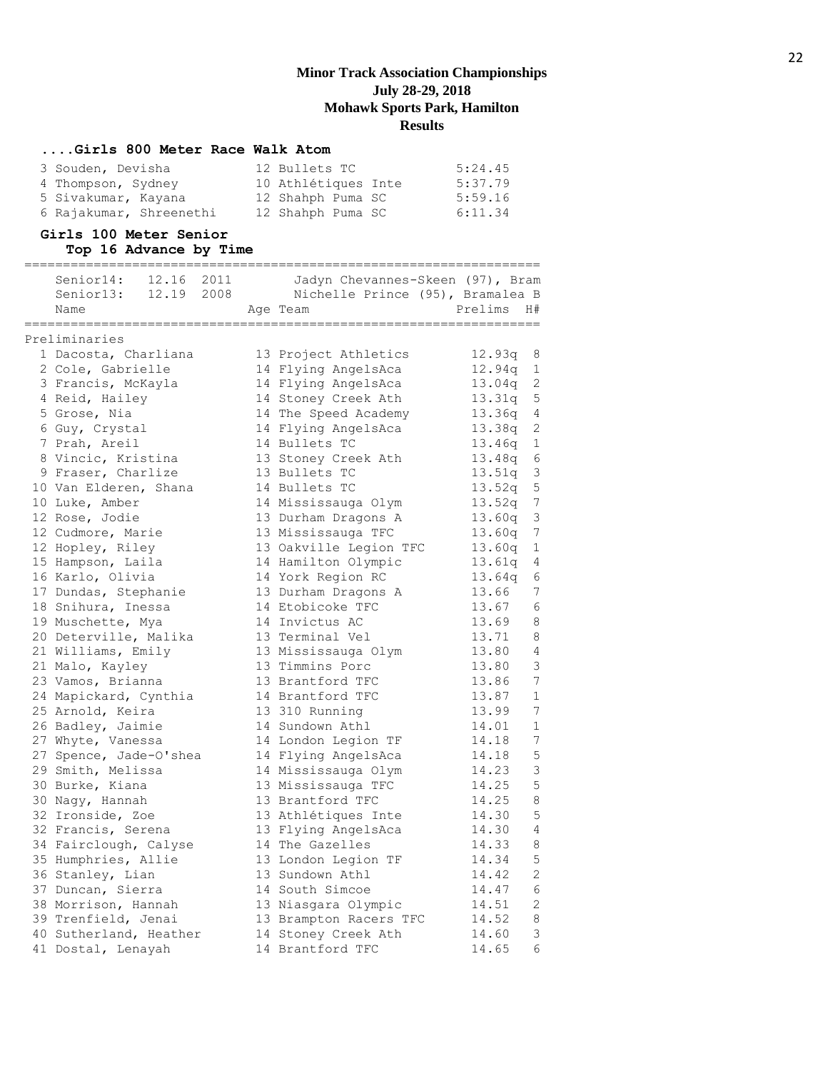# Minor Track Association Championships
## July 28-29, 2018
## Mohawk Sports Park, Hamilton
## Results

### ....Girls 800 Meter Race Walk Atom

| Place | Name | Age | Team | Time |
|---|---|---|---|---|
| 3 | Souden, Devisha | 12 | Bullets TC | 5:24.45 |
| 4 | Thompson, Sydney | 10 | Athlétiques Inte | 5:37.79 |
| 5 | Sivakumar, Kayana | 12 | Shahph Puma SC | 5:59.16 |
| 6 | Rajakumar, Shreenethi | 12 | Shahph Puma SC | 6:11.34 |

### Girls 100 Meter Senior
**Top 16 Advance by Time**

Senior14: 12.16 2011 Jadyn Chevannes-Skeen (97), Bram
Senior13: 12.19 2008 Nichelle Prince (95), Bramalea B

**Preliminaries**

| Place | Name | Age | Team | Prelims | H# |
|---|---|---|---|---|---|
| 1 | Dacosta, Charliana | 13 | Project Athletics | 12.93q | 8 |
| 2 | Cole, Gabrielle | 14 | Flying AngelsAca | 12.94q | 1 |
| 3 | Francis, McKayla | 14 | Flying AngelsAca | 13.04q | 2 |
| 4 | Reid, Hailey | 14 | Stoney Creek Ath | 13.31q | 5 |
| 5 | Grose, Nia | 14 | The Speed Academy | 13.36q | 4 |
| 6 | Guy, Crystal | 14 | Flying AngelsAca | 13.38q | 2 |
| 7 | Prah, Areil | 14 | Bullets TC | 13.46q | 1 |
| 8 | Vincic, Kristina | 13 | Stoney Creek Ath | 13.48q | 6 |
| 9 | Fraser, Charlize | 13 | Bullets TC | 13.51q | 3 |
| 10 | Van Elderen, Shana | 14 | Bullets TC | 13.52q | 5 |
| 10 | Luke, Amber | 14 | Mississauga Olym | 13.52q | 7 |
| 12 | Rose, Jodie | 13 | Durham Dragons A | 13.60q | 3 |
| 12 | Cudmore, Marie | 13 | Mississauga TFC | 13.60q | 7 |
| 12 | Hopley, Riley | 13 | Oakville Legion TFC | 13.60q | 1 |
| 15 | Hampson, Laila | 14 | Hamilton Olympic | 13.61q | 4 |
| 16 | Karlo, Olivia | 14 | York Region RC | 13.64q | 6 |
| 17 | Dundas, Stephanie | 13 | Durham Dragons A | 13.66 | 7 |
| 18 | Snihura, Inessa | 14 | Etobicoke TFC | 13.67 | 6 |
| 19 | Muschette, Mya | 14 | Invictus AC | 13.69 | 8 |
| 20 | Deterville, Malika | 13 | Terminal Vel | 13.71 | 8 |
| 21 | Williams, Emily | 13 | Mississauga Olym | 13.80 | 4 |
| 21 | Malo, Kayley | 13 | Timmins Porc | 13.80 | 3 |
| 23 | Vamos, Brianna | 13 | Brantford TFC | 13.86 | 7 |
| 24 | Mapickard, Cynthia | 14 | Brantford TFC | 13.87 | 1 |
| 25 | Arnold, Keira | 13 | 310 Running | 13.99 | 7 |
| 26 | Badley, Jaimie | 14 | Sundown Athl | 14.01 | 1 |
| 27 | Whyte, Vanessa | 14 | London Legion TF | 14.18 | 7 |
| 27 | Spence, Jade-O'shea | 14 | Flying AngelsAca | 14.18 | 5 |
| 29 | Smith, Melissa | 14 | Mississauga Olym | 14.23 | 3 |
| 30 | Burke, Kiana | 13 | Mississauga TFC | 14.25 | 5 |
| 30 | Nagy, Hannah | 13 | Brantford TFC | 14.25 | 8 |
| 32 | Ironside, Zoe | 13 | Athlétiques Inte | 14.30 | 5 |
| 32 | Francis, Serena | 13 | Flying AngelsAca | 14.30 | 4 |
| 34 | Fairclough, Calyse | 14 | The Gazelles | 14.33 | 8 |
| 35 | Humphries, Allie | 13 | London Legion TF | 14.34 | 5 |
| 36 | Stanley, Lian | 13 | Sundown Athl | 14.42 | 2 |
| 37 | Duncan, Sierra | 14 | South Simcoe | 14.47 | 6 |
| 38 | Morrison, Hannah | 13 | Niasgara Olympic | 14.51 | 2 |
| 39 | Trenfield, Jenai | 13 | Brampton Racers TFC | 14.52 | 8 |
| 40 | Sutherland, Heather | 14 | Stoney Creek Ath | 14.60 | 3 |
| 41 | Dostal, Lenayah | 14 | Brantford TFC | 14.65 | 6 |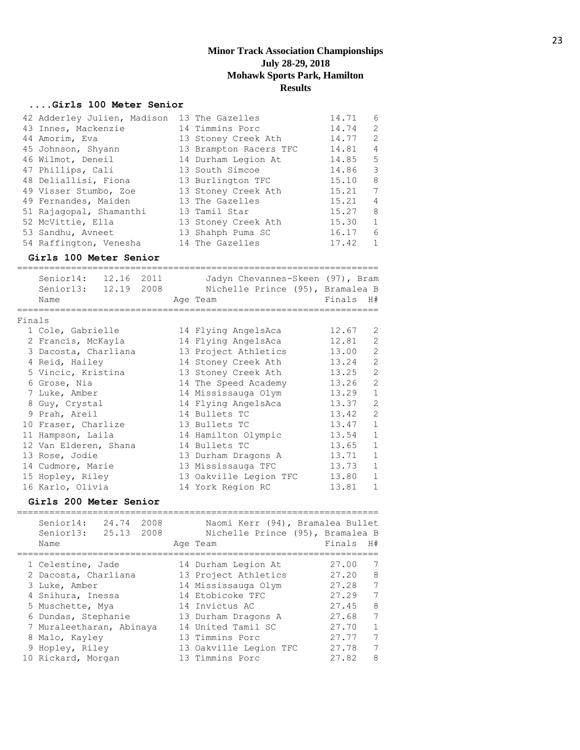# Minor Track Association Championships
## July 28-29, 2018
## Mohawk Sports Park, Hamilton
## Results

### ....Girls 100 Meter Senior

| Place | Name | Age | Team | Finals | H# |
|---|---|---|---|---|---|
| 42 | Adderley Julien, Madison | 13 | The Gazelles | 14.71 | 6 |
| 43 | Innes, Mackenzie | 14 | Timmins Porc | 14.74 | 2 |
| 44 | Amorim, Eva | 13 | Stoney Creek Ath | 14.77 | 2 |
| 45 | Johnson, Shyann | 13 | Brampton Racers TFC | 14.81 | 4 |
| 46 | Wilmot, Deneil | 14 | Durham Legion At | 14.85 | 5 |
| 47 | Phillips, Cali | 13 | South Simcoe | 14.86 | 3 |
| 48 | Deliallisi, Fiona | 13 | Burlington TFC | 15.10 | 8 |
| 49 | Visser Stumbo, Zoe | 13 | Stoney Creek Ath | 15.21 | 7 |
| 49 | Fernandes, Maiden | 13 | The Gazelles | 15.21 | 4 |
| 51 | Rajagopal, Shamanthi | 13 | Tamil Star | 15.27 | 8 |
| 52 | McVittie, Ella | 13 | Stoney Creek Ath | 15.30 | 1 |
| 53 | Sandhu, Avneet | 13 | Shahph Puma SC | 16.17 | 6 |
| 54 | Raffington, Venesha | 14 | The Gazelles | 17.42 | 1 |

### Girls 100 Meter Senior

Senior14: 12.16 2011 Jadyn Chevannes-Skeen (97), Bram
Senior13: 12.19 2008 Nichelle Prince (95), Bramalea B

**Finals**

| Place | Name | Age | Team | Finals | H# |
|---|---|---|---|---|---|
| 1 | Cole, Gabrielle | 14 | Flying AngelsAca | 12.67 | 2 |
| 2 | Francis, McKayla | 14 | Flying AngelsAca | 12.81 | 2 |
| 3 | Dacosta, Charliana | 13 | Project Athletics | 13.00 | 2 |
| 4 | Reid, Hailey | 14 | Stoney Creek Ath | 13.24 | 2 |
| 5 | Vincic, Kristina | 13 | Stoney Creek Ath | 13.25 | 2 |
| 6 | Grose, Nia | 14 | The Speed Academy | 13.26 | 2 |
| 7 | Luke, Amber | 14 | Mississauga Olym | 13.29 | 1 |
| 8 | Guy, Crystal | 14 | Flying AngelsAca | 13.37 | 2 |
| 9 | Prah, Areil | 14 | Bullets TC | 13.42 | 2 |
| 10 | Fraser, Charlize | 13 | Bullets TC | 13.47 | 1 |
| 11 | Hampson, Laila | 14 | Hamilton Olympic | 13.54 | 1 |
| 12 | Van Elderen, Shana | 14 | Bullets TC | 13.65 | 1 |
| 13 | Rose, Jodie | 13 | Durham Dragons A | 13.71 | 1 |
| 14 | Cudmore, Marie | 13 | Mississauga TFC | 13.73 | 1 |
| 15 | Hopley, Riley | 13 | Oakville Legion TFC | 13.80 | 1 |
| 16 | Karlo, Olivia | 14 | York Region RC | 13.81 | 1 |

### Girls 200 Meter Senior

Senior14: 24.74 2008 Naomi Kerr (94), Bramalea Bullet
Senior13: 25.13 2008 Nichelle Prince (95), Bramalea B

| Place | Name | Age | Team | Finals | H# |
|---|---|---|---|---|---|
| 1 | Celestine, Jade | 14 | Durham Legion At | 27.00 | 7 |
| 2 | Dacosta, Charliana | 13 | Project Athletics | 27.20 | 8 |
| 3 | Luke, Amber | 14 | Mississauga Olym | 27.28 | 7 |
| 4 | Snihura, Inessa | 14 | Etobicoke TFC | 27.29 | 7 |
| 5 | Muschette, Mya | 14 | Invictus AC | 27.45 | 8 |
| 6 | Dundas, Stephanie | 13 | Durham Dragons A | 27.68 | 7 |
| 7 | Muraleetharan, Abinaya | 14 | United Tamil SC | 27.70 | 1 |
| 8 | Malo, Kayley | 13 | Timmins Porc | 27.77 | 7 |
| 9 | Hopley, Riley | 13 | Oakville Legion TFC | 27.78 | 7 |
| 10 | Rickard, Morgan | 13 | Timmins Porc | 27.82 | 8 |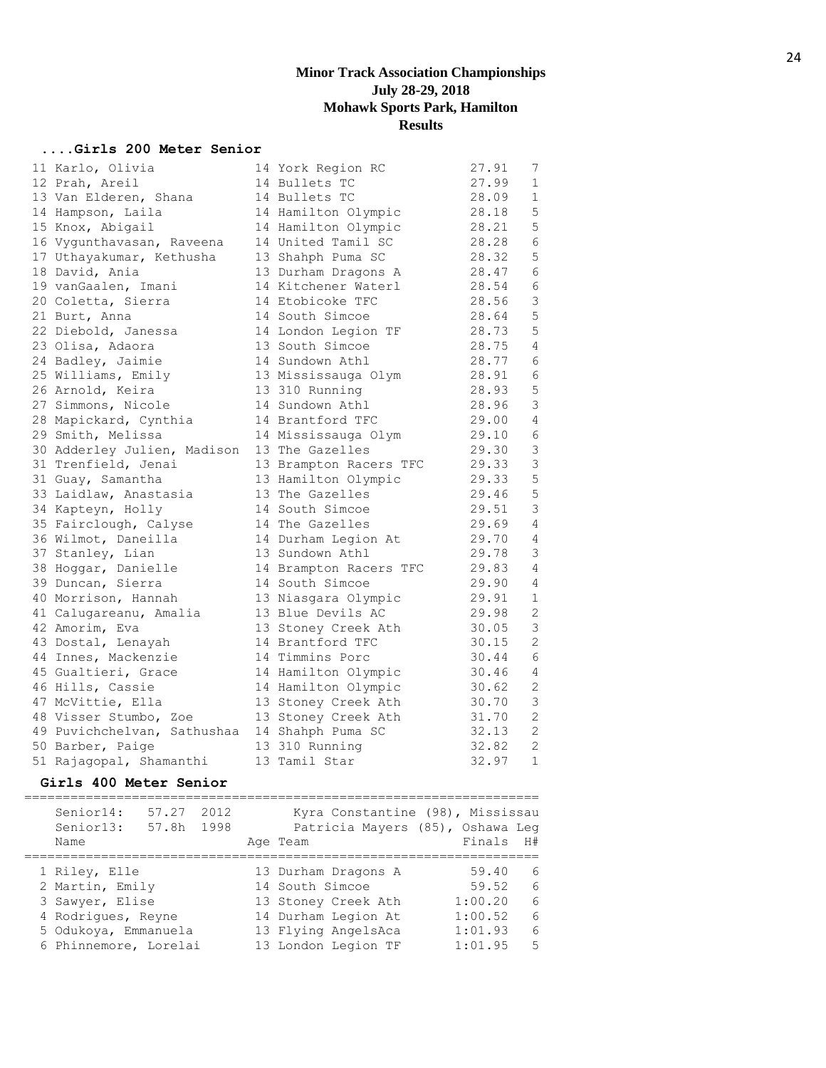# Minor Track Association Championships
## July 28-29, 2018
## Mohawk Sports Park, Hamilton
## Results

### ....Girls 200 Meter Senior

| Place | Name | Age | Team | Finals | H# |
|---|---|---|---|---|---|
| 11 | Karlo, Olivia | 14 | York Region RC | 27.91 | 7 |
| 12 | Prah, Areil | 14 | Bullets TC | 27.99 | 1 |
| 13 | Van Elderen, Shana | 14 | Bullets TC | 28.09 | 1 |
| 14 | Hampson, Laila | 14 | Hamilton Olympic | 28.18 | 5 |
| 15 | Knox, Abigail | 14 | Hamilton Olympic | 28.21 | 5 |
| 16 | Vygunthavasan, Raveena | 14 | United Tamil SC | 28.28 | 6 |
| 17 | Uthayakumar, Kethusha | 13 | Shahph Puma SC | 28.32 | 5 |
| 18 | David, Ania | 13 | Durham Dragons A | 28.47 | 6 |
| 19 | vanGaalen, Imani | 14 | Kitchener Waterl | 28.54 | 6 |
| 20 | Coletta, Sierra | 14 | Etobicoke TFC | 28.56 | 3 |
| 21 | Burt, Anna | 14 | South Simcoe | 28.64 | 5 |
| 22 | Diebold, Janessa | 14 | London Legion TF | 28.73 | 5 |
| 23 | Olisa, Adaora | 13 | South Simcoe | 28.75 | 4 |
| 24 | Badley, Jaimie | 14 | Sundown Athl | 28.77 | 6 |
| 25 | Williams, Emily | 13 | Mississauga Olym | 28.91 | 6 |
| 26 | Arnold, Keira | 13 | 310 Running | 28.93 | 5 |
| 27 | Simmons, Nicole | 14 | Sundown Athl | 28.96 | 3 |
| 28 | Mapickard, Cynthia | 14 | Brantford TFC | 29.00 | 4 |
| 29 | Smith, Melissa | 14 | Mississauga Olym | 29.10 | 6 |
| 30 | Adderley Julien, Madison | 13 | The Gazelles | 29.30 | 3 |
| 31 | Trenfield, Jenai | 13 | Brampton Racers TFC | 29.33 | 3 |
| 31 | Guay, Samantha | 13 | Hamilton Olympic | 29.33 | 5 |
| 33 | Laidlaw, Anastasia | 13 | The Gazelles | 29.46 | 5 |
| 34 | Kapteyn, Holly | 14 | South Simcoe | 29.51 | 3 |
| 35 | Fairclough, Calyse | 14 | The Gazelles | 29.69 | 4 |
| 36 | Wilmot, Daneilla | 14 | Durham Legion At | 29.70 | 4 |
| 37 | Stanley, Lian | 13 | Sundown Athl | 29.78 | 3 |
| 38 | Hoggar, Danielle | 14 | Brampton Racers TFC | 29.83 | 4 |
| 39 | Duncan, Sierra | 14 | South Simcoe | 29.90 | 4 |
| 40 | Morrison, Hannah | 13 | Niasgara Olympic | 29.91 | 1 |
| 41 | Calugareanu, Amalia | 13 | Blue Devils AC | 29.98 | 2 |
| 42 | Amorim, Eva | 13 | Stoney Creek Ath | 30.05 | 3 |
| 43 | Dostal, Lenayah | 14 | Brantford TFC | 30.15 | 2 |
| 44 | Innes, Mackenzie | 14 | Timmins Porc | 30.44 | 6 |
| 45 | Gualtieri, Grace | 14 | Hamilton Olympic | 30.46 | 4 |
| 46 | Hills, Cassie | 14 | Hamilton Olympic | 30.62 | 2 |
| 47 | McVittie, Ella | 13 | Stoney Creek Ath | 30.70 | 3 |
| 48 | Visser Stumbo, Zoe | 13 | Stoney Creek Ath | 31.70 | 2 |
| 49 | Puvichchelvan, Sathushaa | 14 | Shahph Puma SC | 32.13 | 2 |
| 50 | Barber, Paige | 13 | 310 Running | 32.82 | 2 |
| 51 | Rajagopal, Shamanthi | 13 | Tamil Star | 32.97 | 1 |

### Girls 400 Meter Senior

Senior14: 57.27 2012 Kyra Constantine (98), Mississau
Senior13: 57.8h 1998 Patricia Mayers (85), Oshawa Leg

| Place | Name | Age | Team | Finals | H# |
|---|---|---|---|---|---|
| 1 | Riley, Elle | 13 | Durham Dragons A | 59.40 | 6 |
| 2 | Martin, Emily | 14 | South Simcoe | 59.52 | 6 |
| 3 | Sawyer, Elise | 13 | Stoney Creek Ath | 1:00.20 | 6 |
| 4 | Rodrigues, Reyne | 14 | Durham Legion At | 1:00.52 | 6 |
| 5 | Odukoya, Emmanuela | 13 | Flying AngelsAca | 1:01.93 | 6 |
| 6 | Phinnemore, Lorelai | 13 | London Legion TF | 1:01.95 | 5 |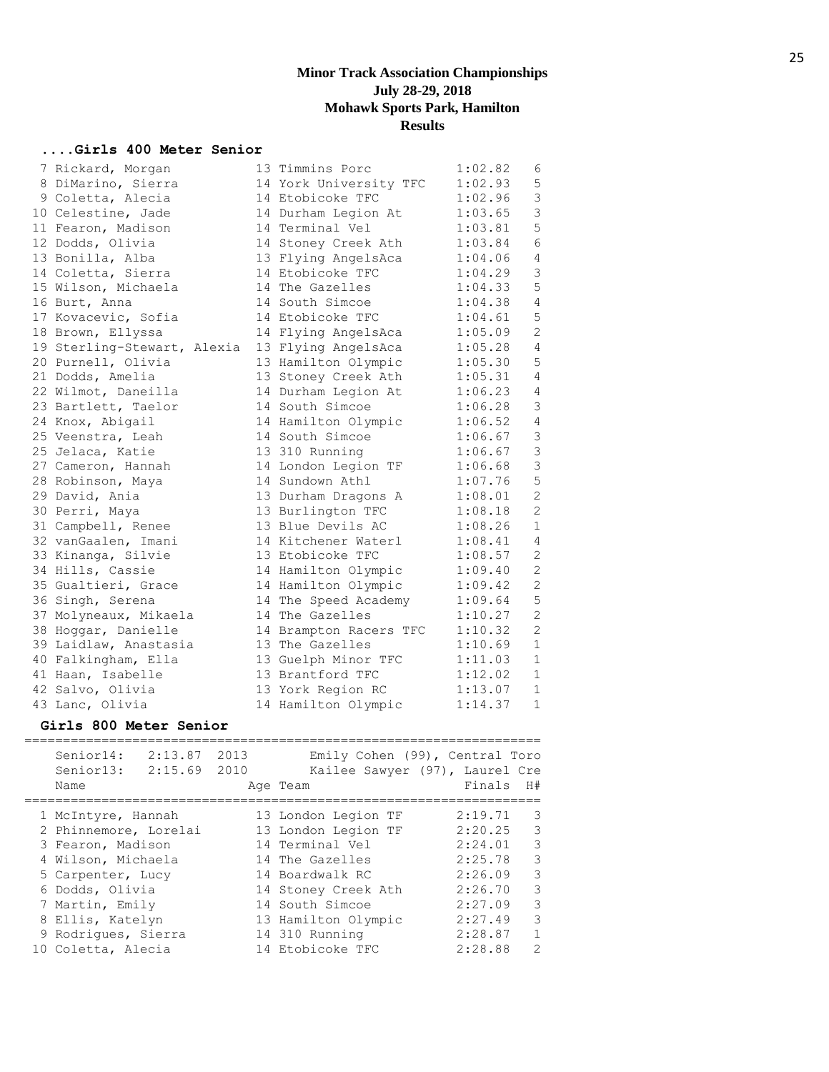**Minor Track Association Championships**
**July 28-29, 2018**
**Mohawk Sports Park, Hamilton**
**Results**

### ....Girls 400 Meter Senior

| Place | Name | Age | Team | Finals | H# |
|---|---|---|---|---|---|
| 7 | Rickard, Morgan | 13 | Timmins Porc | 1:02.82 | 6 |
| 8 | DiMarino, Sierra | 14 | York University TFC | 1:02.93 | 5 |
| 9 | Coletta, Alecia | 14 | Etobicoke TFC | 1:02.96 | 3 |
| 10 | Celestine, Jade | 14 | Durham Legion At | 1:03.65 | 3 |
| 11 | Fearon, Madison | 14 | Terminal Vel | 1:03.81 | 5 |
| 12 | Dodds, Olivia | 14 | Stoney Creek Ath | 1:03.84 | 6 |
| 13 | Bonilla, Alba | 13 | Flying AngelsAca | 1:04.06 | 4 |
| 14 | Coletta, Sierra | 14 | Etobicoke TFC | 1:04.29 | 3 |
| 15 | Wilson, Michaela | 14 | The Gazelles | 1:04.33 | 5 |
| 16 | Burt, Anna | 14 | South Simcoe | 1:04.38 | 4 |
| 17 | Kovacevic, Sofia | 14 | Etobicoke TFC | 1:04.61 | 5 |
| 18 | Brown, Ellyssa | 14 | Flying AngelsAca | 1:05.09 | 2 |
| 19 | Sterling-Stewart, Alexia | 13 | Flying AngelsAca | 1:05.28 | 4 |
| 20 | Purnell, Olivia | 13 | Hamilton Olympic | 1:05.30 | 5 |
| 21 | Dodds, Amelia | 13 | Stoney Creek Ath | 1:05.31 | 4 |
| 22 | Wilmot, Daneilla | 14 | Durham Legion At | 1:06.23 | 4 |
| 23 | Bartlett, Taelor | 14 | South Simcoe | 1:06.28 | 3 |
| 24 | Knox, Abigail | 14 | Hamilton Olympic | 1:06.52 | 4 |
| 25 | Veenstra, Leah | 14 | South Simcoe | 1:06.67 | 3 |
| 25 | Jelaca, Katie | 13 | 310 Running | 1:06.67 | 3 |
| 27 | Cameron, Hannah | 14 | London Legion TF | 1:06.68 | 3 |
| 28 | Robinson, Maya | 14 | Sundown Athl | 1:07.76 | 5 |
| 29 | David, Ania | 13 | Durham Dragons A | 1:08.01 | 2 |
| 30 | Perri, Maya | 13 | Burlington TFC | 1:08.18 | 2 |
| 31 | Campbell, Renee | 13 | Blue Devils AC | 1:08.26 | 1 |
| 32 | vanGaalen, Imani | 14 | Kitchener Waterl | 1:08.41 | 4 |
| 33 | Kinanga, Silvie | 13 | Etobicoke TFC | 1:08.57 | 2 |
| 34 | Hills, Cassie | 14 | Hamilton Olympic | 1:09.40 | 2 |
| 35 | Gualtieri, Grace | 14 | Hamilton Olympic | 1:09.42 | 2 |
| 36 | Singh, Serena | 14 | The Speed Academy | 1:09.64 | 5 |
| 37 | Molyneaux, Mikaela | 14 | The Gazelles | 1:10.27 | 2 |
| 38 | Hoggar, Danielle | 14 | Brampton Racers TFC | 1:10.32 | 2 |
| 39 | Laidlaw, Anastasia | 13 | The Gazelles | 1:10.69 | 1 |
| 40 | Falkingham, Ella | 13 | Guelph Minor TFC | 1:11.03 | 1 |
| 41 | Haan, Isabelle | 13 | Brantford TFC | 1:12.02 | 1 |
| 42 | Salvo, Olivia | 13 | York Region RC | 1:13.07 | 1 |
| 43 | Lanc, Olivia | 14 | Hamilton Olympic | 1:14.37 | 1 |

### Girls 800 Meter Senior

Senior14: 2:13.87 2013 Emily Cohen (99), Central Toro
Senior13: 2:15.69 2010 Kailee Sawyer (97), Laurel Cre

| Place | Name | Age | Team | Finals | H# |
|---|---|---|---|---|---|
| 1 | McIntyre, Hannah | 13 | London Legion TF | 2:19.71 | 3 |
| 2 | Phinnemore, Lorelai | 13 | London Legion TF | 2:20.25 | 3 |
| 3 | Fearon, Madison | 14 | Terminal Vel | 2:24.01 | 3 |
| 4 | Wilson, Michaela | 14 | The Gazelles | 2:25.78 | 3 |
| 5 | Carpenter, Lucy | 14 | Boardwalk RC | 2:26.09 | 3 |
| 6 | Dodds, Olivia | 14 | Stoney Creek Ath | 2:26.70 | 3 |
| 7 | Martin, Emily | 14 | South Simcoe | 2:27.09 | 3 |
| 8 | Ellis, Katelyn | 13 | Hamilton Olympic | 2:27.49 | 3 |
| 9 | Rodrigues, Sierra | 14 | 310 Running | 2:28.87 | 1 |
| 10 | Coletta, Alecia | 14 | Etobicoke TFC | 2:28.88 | 2 |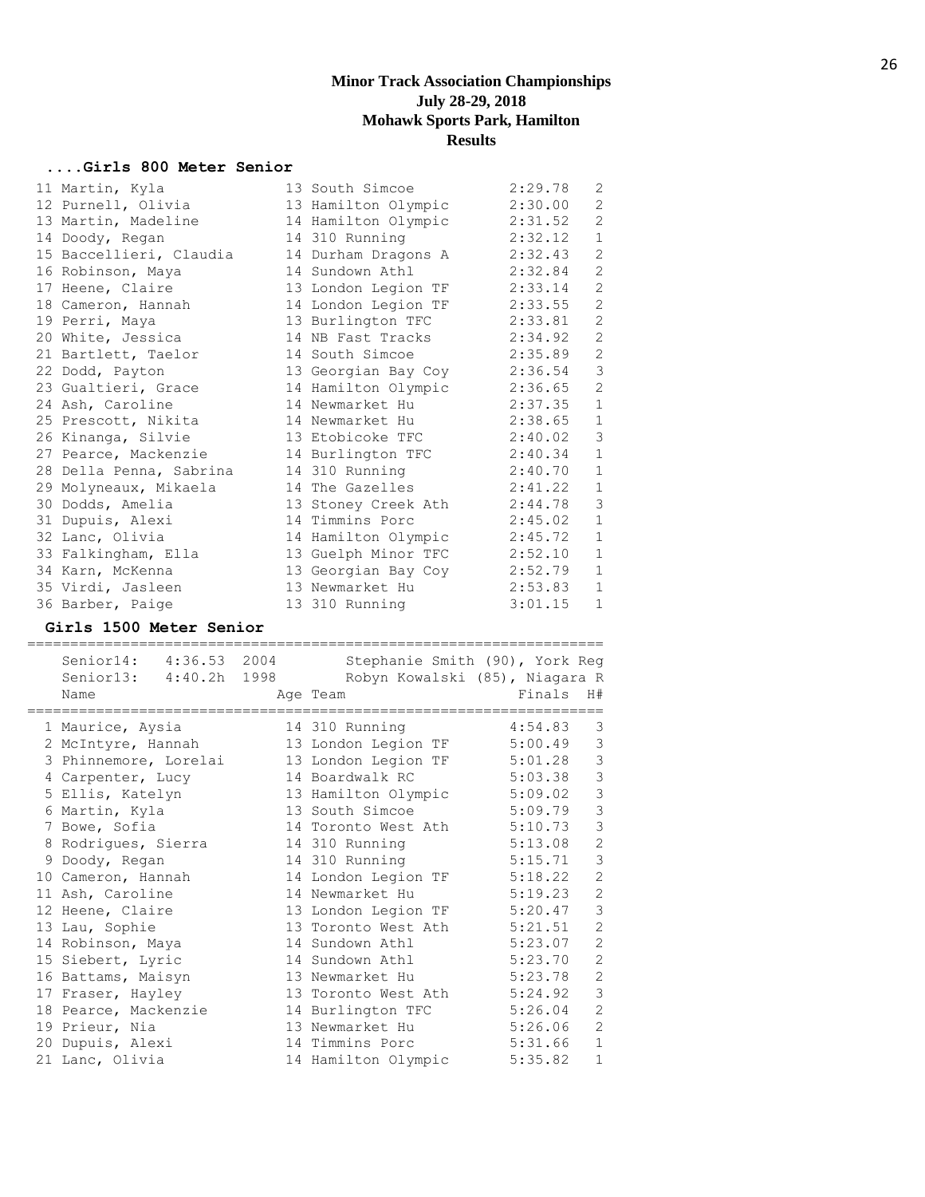# Minor Track Association Championships
## July 28-29, 2018
## Mohawk Sports Park, Hamilton
## Results

### ....Girls 800 Meter Senior

| Place | Name | Age | Team | Finals | H# |
|---|---|---|---|---|---|
| 11 | Martin, Kyla | 13 | South Simcoe | 2:29.78 | 2 |
| 12 | Purnell, Olivia | 13 | Hamilton Olympic | 2:30.00 | 2 |
| 13 | Martin, Madeline | 14 | Hamilton Olympic | 2:31.52 | 2 |
| 14 | Doody, Regan | 14 | 310 Running | 2:32.12 | 1 |
| 15 | Baccellieri, Claudia | 14 | Durham Dragons A | 2:32.43 | 2 |
| 16 | Robinson, Maya | 14 | Sundown Athl | 2:32.84 | 2 |
| 17 | Heene, Claire | 13 | London Legion TF | 2:33.14 | 2 |
| 18 | Cameron, Hannah | 14 | London Legion TF | 2:33.55 | 2 |
| 19 | Perri, Maya | 13 | Burlington TFC | 2:33.81 | 2 |
| 20 | White, Jessica | 14 | NB Fast Tracks | 2:34.92 | 2 |
| 21 | Bartlett, Taelor | 14 | South Simcoe | 2:35.89 | 2 |
| 22 | Dodd, Payton | 13 | Georgian Bay Coy | 2:36.54 | 3 |
| 23 | Gualtieri, Grace | 14 | Hamilton Olympic | 2:36.65 | 2 |
| 24 | Ash, Caroline | 14 | Newmarket Hu | 2:37.35 | 1 |
| 25 | Prescott, Nikita | 14 | Newmarket Hu | 2:38.65 | 1 |
| 26 | Kinanga, Silvie | 13 | Etobicoke TFC | 2:40.02 | 3 |
| 27 | Pearce, Mackenzie | 14 | Burlington TFC | 2:40.34 | 1 |
| 28 | Della Penna, Sabrina | 14 | 310 Running | 2:40.70 | 1 |
| 29 | Molyneaux, Mikaela | 14 | The Gazelles | 2:41.22 | 1 |
| 30 | Dodds, Amelia | 13 | Stoney Creek Ath | 2:44.78 | 3 |
| 31 | Dupuis, Alexi | 14 | Timmins Porc | 2:45.02 | 1 |
| 32 | Lanc, Olivia | 14 | Hamilton Olympic | 2:45.72 | 1 |
| 33 | Falkingham, Ella | 13 | Guelph Minor TFC | 2:52.10 | 1 |
| 34 | Karn, McKenna | 13 | Georgian Bay Coy | 2:52.79 | 1 |
| 35 | Virdi, Jasleen | 13 | Newmarket Hu | 2:53.83 | 1 |
| 36 | Barber, Paige | 13 | 310 Running | 3:01.15 | 1 |

### Girls 1500 Meter Senior

Senior14: 4:36.53 2004 Stephanie Smith (90), York Reg
Senior13: 4:40.2h 1998 Robyn Kowalski (85), Niagara R

| Place | Name | Age | Team | Finals | H# |
|---|---|---|---|---|---|
| 1 | Maurice, Aysia | 14 | 310 Running | 4:54.83 | 3 |
| 2 | McIntyre, Hannah | 13 | London Legion TF | 5:00.49 | 3 |
| 3 | Phinnemore, Lorelai | 13 | London Legion TF | 5:01.28 | 3 |
| 4 | Carpenter, Lucy | 14 | Boardwalk RC | 5:03.38 | 3 |
| 5 | Ellis, Katelyn | 13 | Hamilton Olympic | 5:09.02 | 3 |
| 6 | Martin, Kyla | 13 | South Simcoe | 5:09.79 | 3 |
| 7 | Bowe, Sofia | 14 | Toronto West Ath | 5:10.73 | 3 |
| 8 | Rodrigues, Sierra | 14 | 310 Running | 5:13.08 | 2 |
| 9 | Doody, Regan | 14 | 310 Running | 5:15.71 | 3 |
| 10 | Cameron, Hannah | 14 | London Legion TF | 5:18.22 | 2 |
| 11 | Ash, Caroline | 14 | Newmarket Hu | 5:19.23 | 2 |
| 12 | Heene, Claire | 13 | London Legion TF | 5:20.47 | 3 |
| 13 | Lau, Sophie | 13 | Toronto West Ath | 5:21.51 | 2 |
| 14 | Robinson, Maya | 14 | Sundown Athl | 5:23.07 | 2 |
| 15 | Siebert, Lyric | 14 | Sundown Athl | 5:23.70 | 2 |
| 16 | Battams, Maisyn | 13 | Newmarket Hu | 5:23.78 | 2 |
| 17 | Fraser, Hayley | 13 | Toronto West Ath | 5:24.92 | 3 |
| 18 | Pearce, Mackenzie | 14 | Burlington TFC | 5:26.04 | 2 |
| 19 | Prieur, Nia | 13 | Newmarket Hu | 5:26.06 | 2 |
| 20 | Dupuis, Alexi | 14 | Timmins Porc | 5:31.66 | 1 |
| 21 | Lanc, Olivia | 14 | Hamilton Olympic | 5:35.82 | 1 |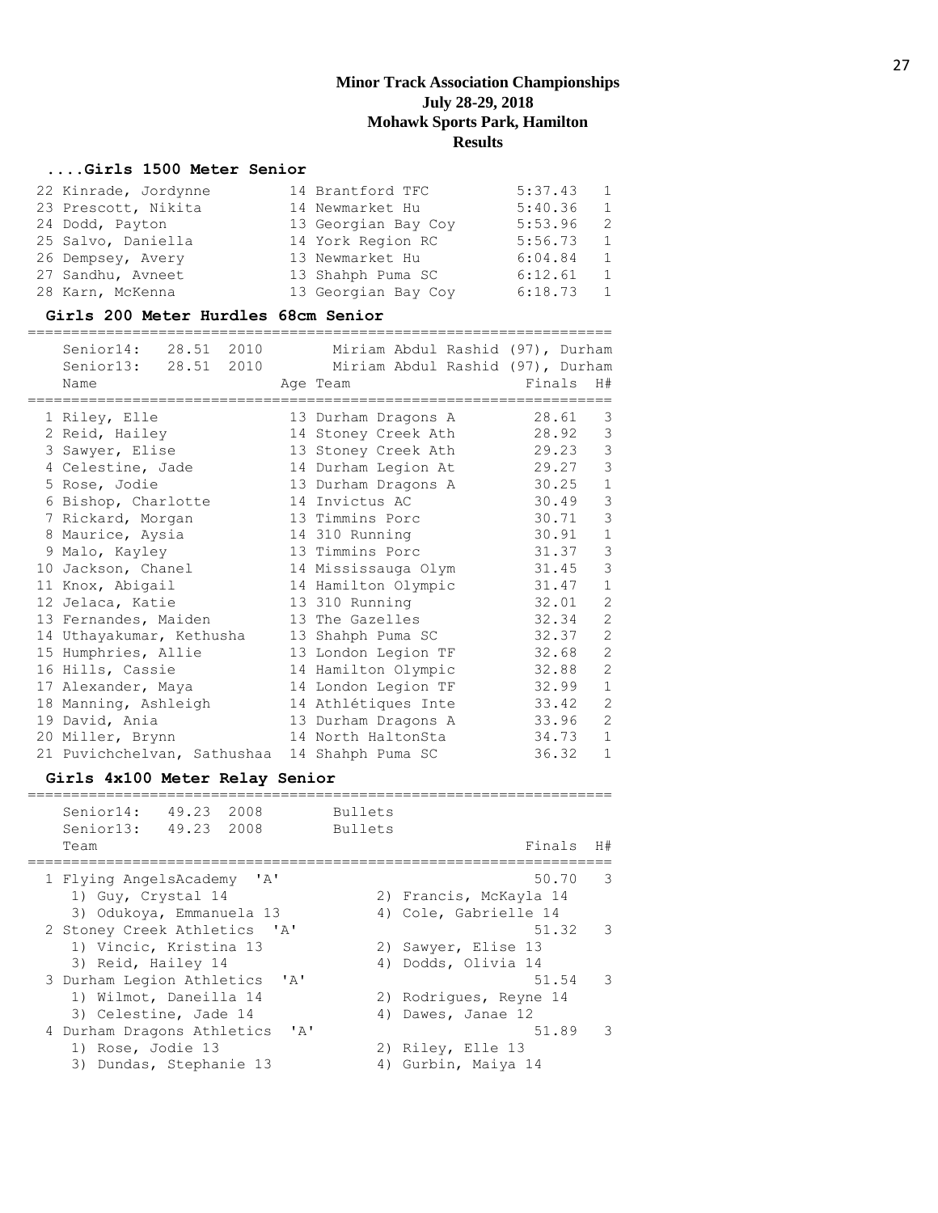# Minor Track Association Championships
## July 28-29, 2018
## Mohawk Sports Park, Hamilton
## Results

### ....Girls 1500 Meter Senior

| Place | Name | Age | Team | Finals | H# |
|---|---|---|---|---|---|
| 22 | Kinrade, Jordynne | 14 | Brantford TFC | 5:37.43 | 1 |
| 23 | Prescott, Nikita | 14 | Newmarket Hu | 5:40.36 | 1 |
| 24 | Dodd, Payton | 13 | Georgian Bay Coy | 5:53.96 | 2 |
| 25 | Salvo, Daniella | 14 | York Region RC | 5:56.73 | 1 |
| 26 | Dempsey, Avery | 13 | Newmarket Hu | 6:04.84 | 1 |
| 27 | Sandhu, Avneet | 13 | Shahph Puma SC | 6:12.61 | 1 |
| 28 | Karn, McKenna | 13 | Georgian Bay Coy | 6:18.73 | 1 |

### Girls 200 Meter Hurdles 68cm Senior

Senior14: 28.51 2010 Miriam Abdul Rashid (97), Durham
Senior13: 28.51 2010 Miriam Abdul Rashid (97), Durham

| Place | Name | Age | Team | Finals | H# |
|---|---|---|---|---|---|
| 1 | Riley, Elle | 13 | Durham Dragons A | 28.61 | 3 |
| 2 | Reid, Hailey | 14 | Stoney Creek Ath | 28.92 | 3 |
| 3 | Sawyer, Elise | 13 | Stoney Creek Ath | 29.23 | 3 |
| 4 | Celestine, Jade | 14 | Durham Legion At | 29.27 | 3 |
| 5 | Rose, Jodie | 13 | Durham Dragons A | 30.25 | 1 |
| 6 | Bishop, Charlotte | 14 | Invictus AC | 30.49 | 3 |
| 7 | Rickard, Morgan | 13 | Timmins Porc | 30.71 | 3 |
| 8 | Maurice, Aysia | 14 | 310 Running | 30.91 | 1 |
| 9 | Malo, Kayley | 13 | Timmins Porc | 31.37 | 3 |
| 10 | Jackson, Chanel | 14 | Mississauga Olym | 31.45 | 3 |
| 11 | Knox, Abigail | 14 | Hamilton Olympic | 31.47 | 1 |
| 12 | Jelaca, Katie | 13 | 310 Running | 32.01 | 2 |
| 13 | Fernandes, Maiden | 13 | The Gazelles | 32.34 | 2 |
| 14 | Uthayakumar, Kethusha | 13 | Shahph Puma SC | 32.37 | 2 |
| 15 | Humphries, Allie | 13 | London Legion TF | 32.68 | 2 |
| 16 | Hills, Cassie | 14 | Hamilton Olympic | 32.88 | 2 |
| 17 | Alexander, Maya | 14 | London Legion TF | 32.99 | 1 |
| 18 | Manning, Ashleigh | 14 | Athlétiques Inte | 33.42 | 2 |
| 19 | David, Ania | 13 | Durham Dragons A | 33.96 | 2 |
| 20 | Miller, Brynn | 14 | North HaltonSta | 34.73 | 1 |
| 21 | Puvichchelvan, Sathushaa | 14 | Shahph Puma SC | 36.32 | 1 |

### Girls 4x100 Meter Relay Senior

Senior14: 49.23 2008 Bullets
Senior13: 49.23 2008 Bullets

| Place | Team | Finals | H# |
|---|---|---|---|
| 1 | Flying AngelsAcademy 'A' | 50.70 | 3 |
| | 1) Guy, Crystal 14; 2) Francis, McKayla 14; 3) Odukoya, Emmanuela 13; 4) Cole, Gabrielle 14 | | |
| 2 | Stoney Creek Athletics 'A' | 51.32 | 3 |
| | 1) Vincic, Kristina 13; 2) Sawyer, Elise 13; 3) Reid, Hailey 14; 4) Dodds, Olivia 14 | | |
| 3 | Durham Legion Athletics 'A' | 51.54 | 3 |
| | 1) Wilmot, Daneilla 14; 2) Rodrigues, Reyne 14; 3) Celestine, Jade 14; 4) Dawes, Janae 12 | | |
| 4 | Durham Dragons Athletics 'A' | 51.89 | 3 |
| | 1) Rose, Jodie 13; 2) Riley, Elle 13; 3) Dundas, Stephanie 13; 4) Gurbin, Maiya 14 | | |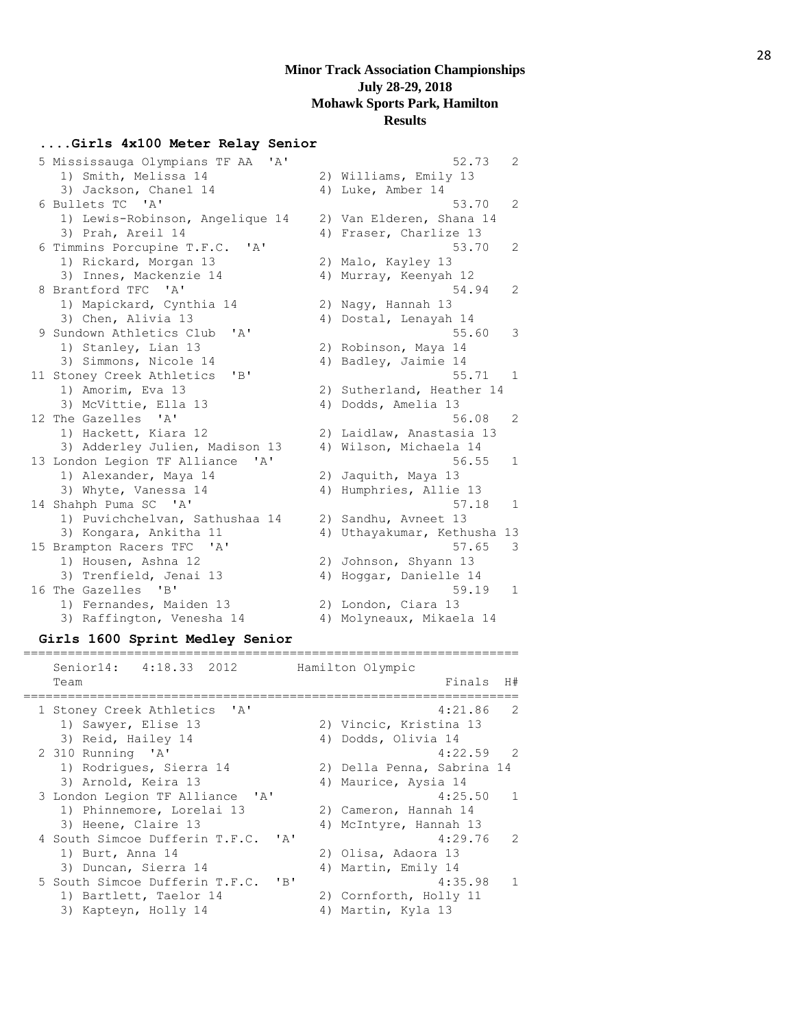# Minor Track Association Championships
**July 28-29, 2018**
**Mohawk Sports Park, Hamilton**
**Results**

### ....Girls 4x100 Meter Relay Senior

```
  5 Mississauga Olympians TF AA  'A'                     52.73   2
     1) Smith, Melissa 14             2) Williams, Emily 13
     3) Jackson, Chanel 14            4) Luke, Amber 14
  6 Bullets TC  'A'                                      53.70   2
     1) Lewis-Robinson, Angelique 14  2) Van Elderen, Shana 14
     3) Prah, Areil 14                4) Fraser, Charlize 13
  6 Timmins Porcupine T.F.C.  'A'                        53.70   2
     1) Rickard, Morgan 13            2) Malo, Kayley 13
     3) Innes, Mackenzie 14           4) Murray, Keenyah 12
  8 Brantford TFC  'A'                                   54.94   2
     1) Mapickard, Cynthia 14         2) Nagy, Hannah 13
     3) Chen, Alivia 13               4) Dostal, Lenayah 14
  9 Sundown Athletics Club  'A'                          55.60   3
     1) Stanley, Lian 13              2) Robinson, Maya 14
     3) Simmons, Nicole 14            4) Badley, Jaimie 14
 11 Stoney Creek Athletics  'B'                          55.71   1
     1) Amorim, Eva 13                2) Sutherland, Heather 14
     3) McVittie, Ella 13             4) Dodds, Amelia 13
 12 The Gazelles  'A'                                    56.08   2
     1) Hackett, Kiara 12             2) Laidlaw, Anastasia 13
     3) Adderley Julien, Madison 13   4) Wilson, Michaela 14
 13 London Legion TF Alliance  'A'                       56.55   1
     1) Alexander, Maya 14            2) Jaquith, Maya 13
     3) Whyte, Vanessa 14             4) Humphries, Allie 13
 14 Shahph Puma SC  'A'                                  57.18   1
     1) Puvichchelvan, Sathushaa 14   2) Sandhu, Avneet 13
     3) Kongara, Ankitha 11           4) Uthayakumar, Kethusha 13
 15 Brampton Racers TFC  'A'                             57.65   3
     1) Housen, Ashna 12              2) Johnson, Shyann 13
     3) Trenfield, Jenai 13           4) Hoggar, Danielle 14
 16 The Gazelles  'B'                                    59.19   1
     1) Fernandes, Maiden 13          2) London, Ciara 13
     3) Raffington, Venesha 14        4) Molyneaux, Mikaela 14
```

### Girls 1600 Sprint Medley Senior

```
===================================================================
    Senior14:   4:18.33  2012        Hamilton Olympic
    Team                                             Finals  H#
===================================================================
  1 Stoney Creek Athletics  'A'                     4:21.86   2
     1) Sawyer, Elise 13              2) Vincic, Kristina 13
     3) Reid, Hailey 14               4) Dodds, Olivia 14
  2 310 Running  'A'                                4:22.59   2
     1) Rodrigues, Sierra 14          2) Della Penna, Sabrina 14
     3) Arnold, Keira 13              4) Maurice, Aysia 14
  3 London Legion TF Alliance  'A'                  4:25.50   1
     1) Phinnemore, Lorelai 13        2) Cameron, Hannah 14
     3) Heene, Claire 13              4) McIntyre, Hannah 13
  4 South Simcoe Dufferin T.F.C.  'A'               4:29.76   2
     1) Burt, Anna 14                 2) Olisa, Adaora 13
     3) Duncan, Sierra 14             4) Martin, Emily 14
  5 South Simcoe Dufferin T.F.C.  'B'               4:35.98   1
     1) Bartlett, Taelor 14           2) Cornforth, Holly 11
     3) Kapteyn, Holly 14             4) Martin, Kyla 13
```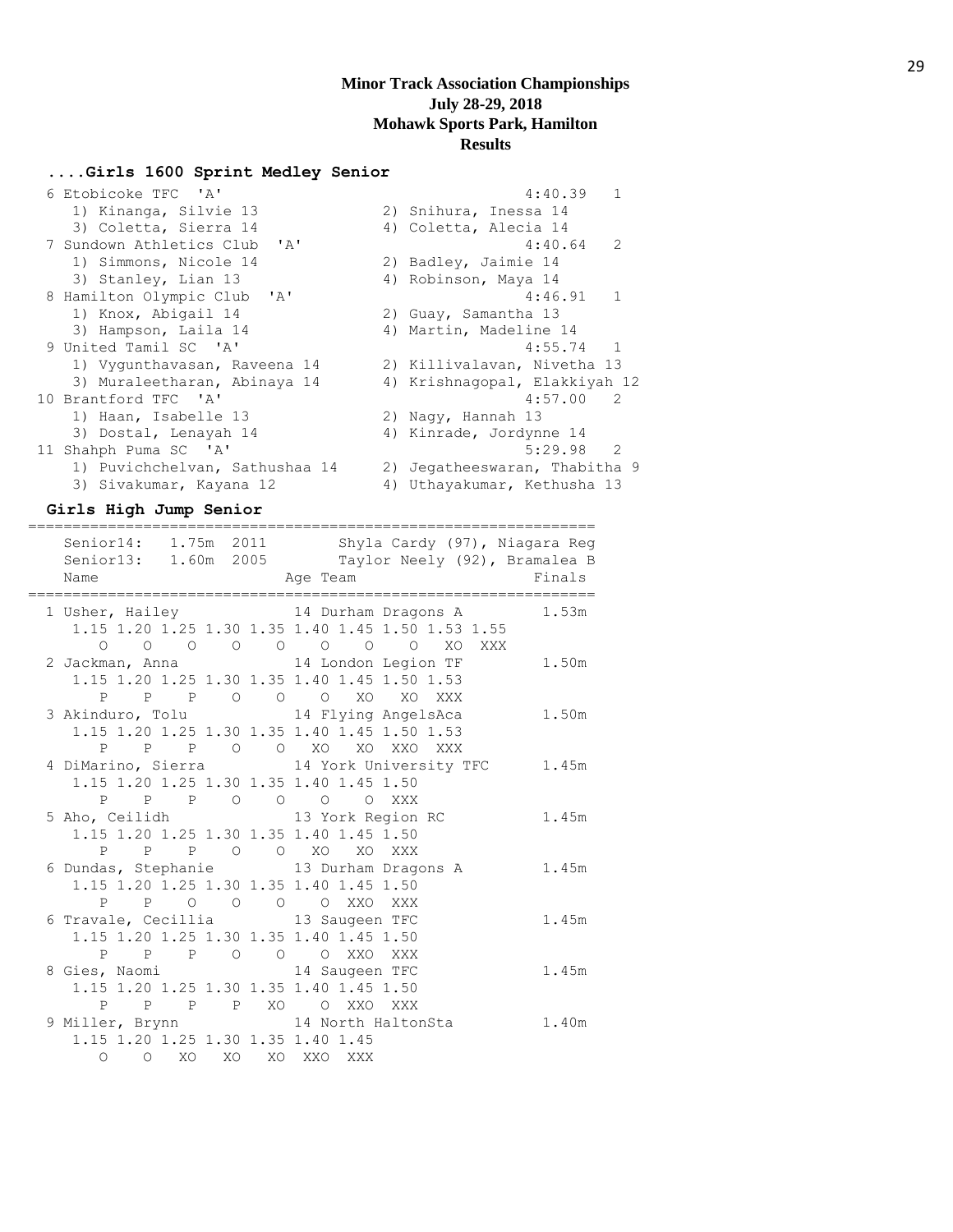**Minor Track Association Championships**
**July 28-29, 2018**
**Mohawk Sports Park, Hamilton**
**Results**

### ....Girls 1600 Sprint Medley Senior

```
  6 Etobicoke TFC  'A'                                 4:40.39   1
     1) Kinanga, Silvie 13             2) Snihura, Inessa 14
     3) Coletta, Sierra 14             4) Coletta, Alecia 14
  7 Sundown Athletics Club  'A'                        4:40.64   2
     1) Simmons, Nicole 14             2) Badley, Jaimie 14
     3) Stanley, Lian 13               4) Robinson, Maya 14
  8 Hamilton Olympic Club  'A'                         4:46.91   1
     1) Knox, Abigail 14               2) Guay, Samantha 13
     3) Hampson, Laila 14              4) Martin, Madeline 14
  9 United Tamil SC  'A'                               4:55.74   1
     1) Vygunthavasan, Raveena 14      2) Killivalavan, Nivetha 13
     3) Muraleetharan, Abinaya 14      4) Krishnagopal, Elakkiyah 12
 10 Brantford TFC  'A'                                 4:57.00   2
     1) Haan, Isabelle 13              2) Nagy, Hannah 13
     3) Dostal, Lenayah 14             4) Kinrade, Jordynne 14
 11 Shahph Puma SC  'A'                                5:29.98   2
     1) Puvichchelvan, Sathushaa 14    2) Jegatheeswaran, Thabitha 9
     3) Sivakumar, Kayana 12           4) Uthayakumar, Kethusha 13
```

### Girls High Jump Senior

```
================================================================
    Senior14:  1.75m  2011        Shyla Cardy (97), Niagara Reg
    Senior13:  1.60m  2005        Taylor Neely (92), Bramalea B
    Name                    Age Team                    Finals
================================================================
  1 Usher, Hailey            14 Durham Dragons A         1.53m
     1.15 1.20 1.25 1.30 1.35 1.40 1.45 1.50 1.53 1.55
        O    O    O    O    O    O    O    O   XO  XXX
  2 Jackman, Anna            14 London Legion TF         1.50m
     1.15 1.20 1.25 1.30 1.35 1.40 1.45 1.50 1.53
        P    P    P    O    O    O   XO   XO  XXX
  3 Akinduro, Tolu           14 Flying AngelsAca         1.50m
     1.15 1.20 1.25 1.30 1.35 1.40 1.45 1.50 1.53
        P    P    P    O    O   XO   XO  XXO  XXX
  4 DiMarino, Sierra         14 York University TFC      1.45m
     1.15 1.20 1.25 1.30 1.35 1.40 1.45 1.50
        P    P    P    O    O    O    O  XXX
  5 Aho, Ceilidh             13 York Region RC           1.45m
     1.15 1.20 1.25 1.30 1.35 1.40 1.45 1.50
        P    P    P    O    O   XO   XO  XXX
  6 Dundas, Stephanie        13 Durham Dragons A         1.45m
     1.15 1.20 1.25 1.30 1.35 1.40 1.45 1.50
        P    P    O    O    O    O  XXO  XXX
  6 Travale, Cecillia        13 Saugeen TFC              1.45m
     1.15 1.20 1.25 1.30 1.35 1.40 1.45 1.50
        P    P    P    O    O    O  XXO  XXX
  8 Gies, Naomi              14 Saugeen TFC              1.45m
     1.15 1.20 1.25 1.30 1.35 1.40 1.45 1.50
        P    P    P    P   XO    O  XXO  XXX
  9 Miller, Brynn            14 North HaltonSta          1.40m
     1.15 1.20 1.25 1.30 1.35 1.40 1.45
        O    O   XO   XO   XO  XXO  XXX
```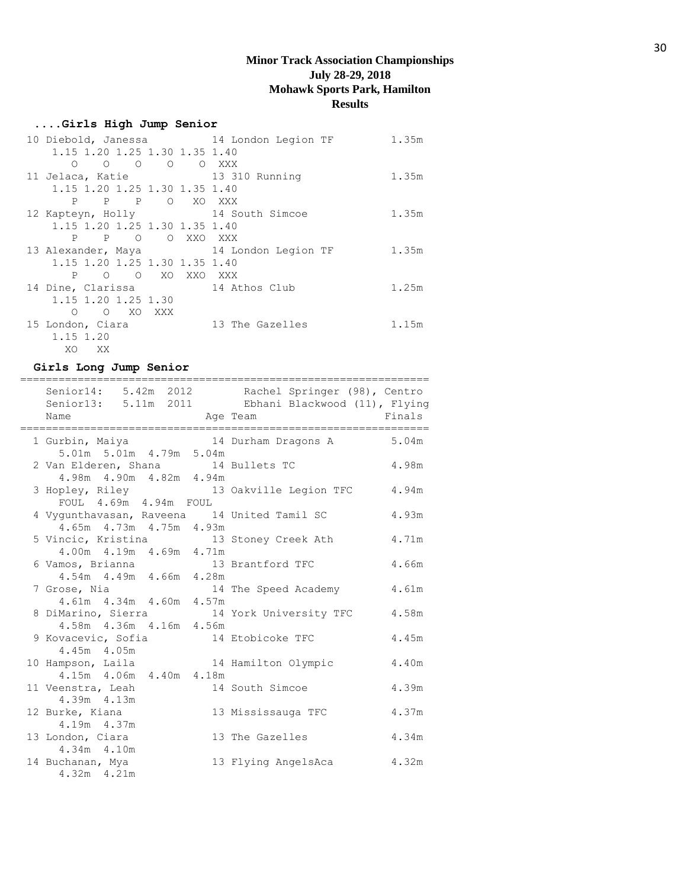**Minor Track Association Championships**
**July 28-29, 2018**
**Mohawk Sports Park, Hamilton**
**Results**

### ....Girls High Jump Senior

```
 10 Diebold, Janessa          14 London Legion TF          1.35m
     1.15 1.20 1.25 1.30 1.35 1.40
        O    O    O    O    O  XXX
 11 Jelaca, Katie             13 310 Running               1.35m
     1.15 1.20 1.25 1.30 1.35 1.40
        P    P    P    O   XO  XXX
 12 Kapteyn, Holly            14 South Simcoe              1.35m
     1.15 1.20 1.25 1.30 1.35 1.40
        P    P    O    O  XXO  XXX
 13 Alexander, Maya           14 London Legion TF          1.35m
     1.15 1.20 1.25 1.30 1.35 1.40
        P    O    O   XO  XXO  XXX
 14 Dine, Clarissa            14 Athos Club                1.25m
     1.15 1.20 1.25 1.30
        O    O   XO  XXX
 15 London, Ciara             13 The Gazelles              1.15m
     1.15 1.20
       XO   XX
```

### Girls Long Jump Senior

```
================================================================
    Senior14:   5.42m  2012        Rachel Springer (98), Centro
    Senior13:   5.11m  2011        Ebhani Blackwood (11), Flying
    Name                    Age Team                     Finals
================================================================
  1 Gurbin, Maiya             14 Durham Dragons A          5.04m
      5.01m  5.01m  4.79m  5.04m
  2 Van Elderen, Shana        14 Bullets TC                4.98m
      4.98m  4.90m  4.82m  4.94m
  3 Hopley, Riley             13 Oakville Legion TFC       4.94m
      FOUL  4.69m  4.94m  FOUL
  4 Vygunthavasan, Raveena    14 United Tamil SC           4.93m
      4.65m  4.73m  4.75m  4.93m
  5 Vincic, Kristina          13 Stoney Creek Ath          4.71m
      4.00m  4.19m  4.69m  4.71m
  6 Vamos, Brianna            13 Brantford TFC             4.66m
      4.54m  4.49m  4.66m  4.28m
  7 Grose, Nia                14 The Speed Academy         4.61m
      4.61m  4.34m  4.60m  4.57m
  8 DiMarino, Sierra          14 York University TFC       4.58m
      4.58m  4.36m  4.16m  4.56m
  9 Kovacevic, Sofia          14 Etobicoke TFC             4.45m
      4.45m  4.05m
 10 Hampson, Laila            14 Hamilton Olympic          4.40m
      4.15m  4.06m  4.40m  4.18m
 11 Veenstra, Leah            14 South Simcoe              4.39m
      4.39m  4.13m
 12 Burke, Kiana              13 Mississauga TFC           4.37m
      4.19m  4.37m
 13 London, Ciara             13 The Gazelles              4.34m
      4.34m  4.10m
 14 Buchanan, Mya             13 Flying AngelsAca          4.32m
      4.32m  4.21m
```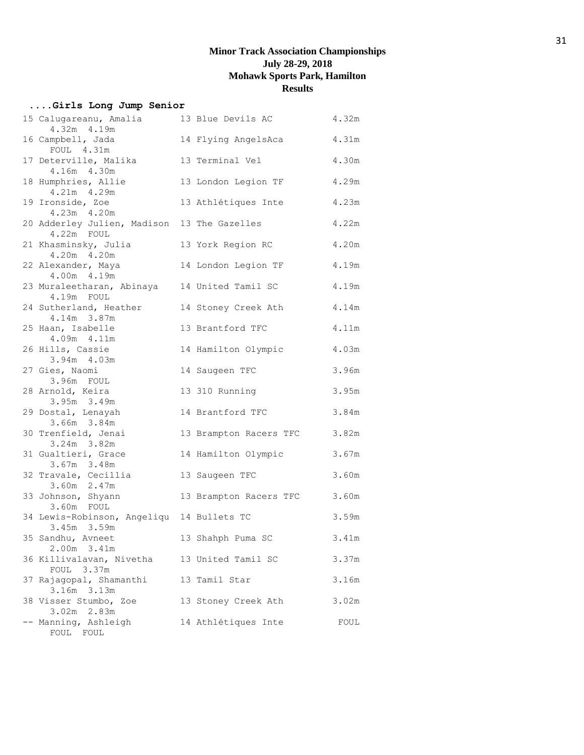**Minor Track Association Championships**
**July 28-29, 2018**
**Mohawk Sports Park, Hamilton**
**Results**

### ....Girls Long Jump Senior

```
15 Calugareanu, Amalia       13 Blue Devils AC          4.32m
     4.32m  4.19m
16 Campbell, Jada            14 Flying AngelsAca        4.31m
     FOUL  4.31m
17 Deterville, Malika        13 Terminal Vel            4.30m
     4.16m  4.30m
18 Humphries, Allie          13 London Legion TF        4.29m
     4.21m  4.29m
19 Ironside, Zoe             13 Athlétiques Inte        4.23m
     4.23m  4.20m
20 Adderley Julien, Madison  13 The Gazelles            4.22m
     4.22m  FOUL
21 Khasminsky, Julia         13 York Region RC          4.20m
     4.20m  4.20m
22 Alexander, Maya           14 London Legion TF        4.19m
     4.00m  4.19m
23 Muraleetharan, Abinaya    14 United Tamil SC         4.19m
     4.19m  FOUL
24 Sutherland, Heather       14 Stoney Creek Ath        4.14m
     4.14m  3.87m
25 Haan, Isabelle            13 Brantford TFC           4.11m
     4.09m  4.11m
26 Hills, Cassie             14 Hamilton Olympic        4.03m
     3.94m  4.03m
27 Gies, Naomi               14 Saugeen TFC             3.96m
     3.96m  FOUL
28 Arnold, Keira             13 310 Running             3.95m
     3.95m  3.49m
29 Dostal, Lenayah           14 Brantford TFC           3.84m
     3.66m  3.84m
30 Trenfield, Jenai          13 Brampton Racers TFC     3.82m
     3.24m  3.82m
31 Gualtieri, Grace          14 Hamilton Olympic        3.67m
     3.67m  3.48m
32 Travale, Cecillia         13 Saugeen TFC             3.60m
     3.60m  2.47m
33 Johnson, Shyann           13 Brampton Racers TFC     3.60m
     3.60m  FOUL
34 Lewis-Robinson, Angeliqu  14 Bullets TC              3.59m
     3.45m  3.59m
35 Sandhu, Avneet            13 Shahph Puma SC          3.41m
     2.00m  3.41m
36 Killivalavan, Nivetha     13 United Tamil SC         3.37m
     FOUL  3.37m
37 Rajagopal, Shamanthi      13 Tamil Star              3.16m
     3.16m  3.13m
38 Visser Stumbo, Zoe        13 Stoney Creek Ath        3.02m
     3.02m  2.83m
-- Manning, Ashleigh         14 Athlétiques Inte         FOUL
     FOUL  FOUL
```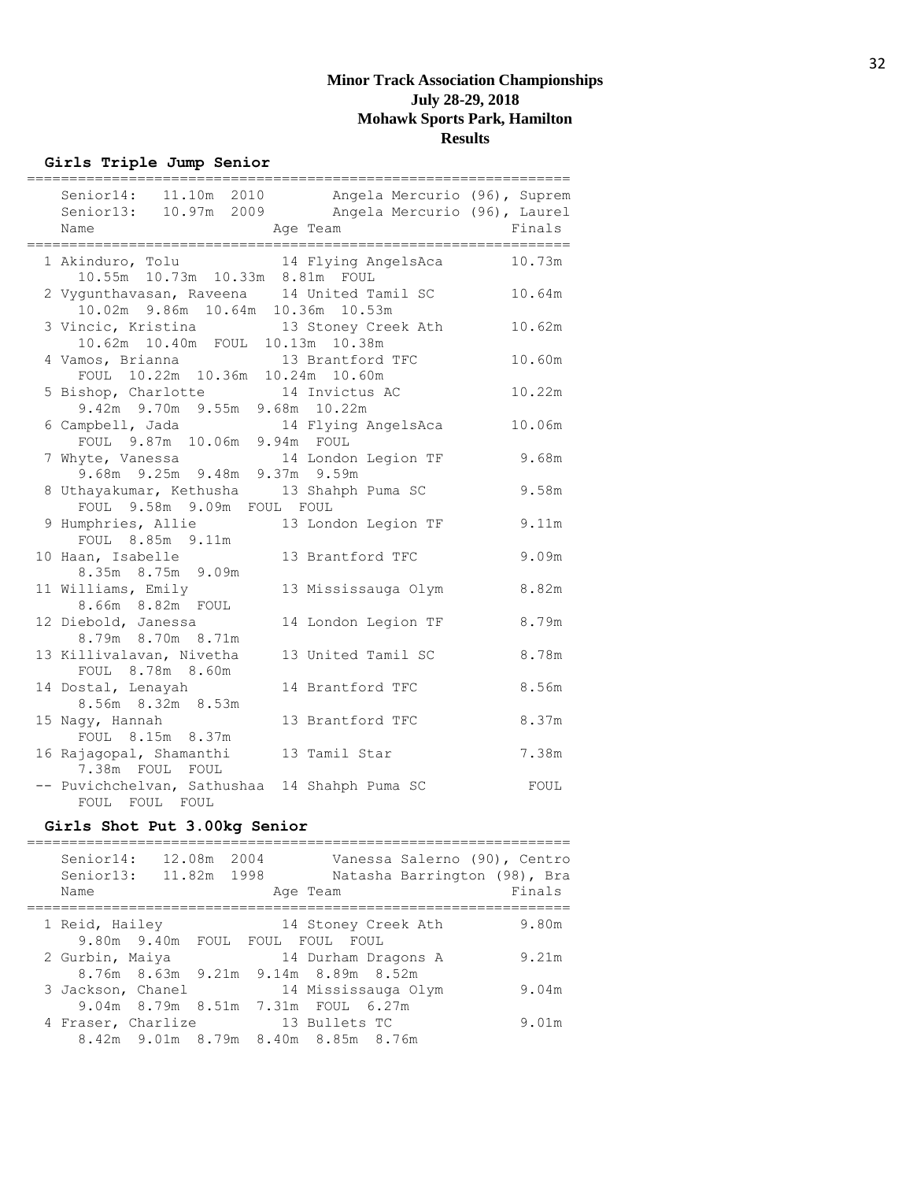# Minor Track Association Championships
## July 28-29, 2018
## Mohawk Sports Park, Hamilton
## Results

### Girls Triple Jump Senior

Senior14: 11.10m 2010 Angela Mercurio (96), Suprem
Senior13: 10.97m 2009 Angela Mercurio (96), Laurel

| Place | Name | Age | Team | Finals |
|---|---|---|---|---|
| 1 | Akinduro, Tolu | 14 | Flying AngelsAca | 10.73m |
| | 10.55m 10.73m 10.33m 8.81m FOUL | | | |
| 2 | Vygunthavasan, Raveena | 14 | United Tamil SC | 10.64m |
| | 10.02m 9.86m 10.64m 10.36m 10.53m | | | |
| 3 | Vincic, Kristina | 13 | Stoney Creek Ath | 10.62m |
| | 10.62m 10.40m FOUL 10.13m 10.38m | | | |
| 4 | Vamos, Brianna | 13 | Brantford TFC | 10.60m |
| | FOUL 10.22m 10.36m 10.24m 10.60m | | | |
| 5 | Bishop, Charlotte | 14 | Invictus AC | 10.22m |
| | 9.42m 9.70m 9.55m 9.68m 10.22m | | | |
| 6 | Campbell, Jada | 14 | Flying AngelsAca | 10.06m |
| | FOUL 9.87m 10.06m 9.94m FOUL | | | |
| 7 | Whyte, Vanessa | 14 | London Legion TF | 9.68m |
| | 9.68m 9.25m 9.48m 9.37m 9.59m | | | |
| 8 | Uthayakumar, Kethusha | 13 | Shahph Puma SC | 9.58m |
| | FOUL 9.58m 9.09m FOUL FOUL | | | |
| 9 | Humphries, Allie | 13 | London Legion TF | 9.11m |
| | FOUL 8.85m 9.11m | | | |
| 10 | Haan, Isabelle | 13 | Brantford TFC | 9.09m |
| | 8.35m 8.75m 9.09m | | | |
| 11 | Williams, Emily | 13 | Mississauga Olym | 8.82m |
| | 8.66m 8.82m FOUL | | | |
| 12 | Diebold, Janessa | 14 | London Legion TF | 8.79m |
| | 8.79m 8.70m 8.71m | | | |
| 13 | Killivalavan, Nivetha | 13 | United Tamil SC | 8.78m |
| | FOUL 8.78m 8.60m | | | |
| 14 | Dostal, Lenayah | 14 | Brantford TFC | 8.56m |
| | 8.56m 8.32m 8.53m | | | |
| 15 | Nagy, Hannah | 13 | Brantford TFC | 8.37m |
| | FOUL 8.15m 8.37m | | | |
| 16 | Rajagopal, Shamanthi | 13 | Tamil Star | 7.38m |
| | 7.38m FOUL FOUL | | | |
| -- | Puvichchelvan, Sathushaa | 14 | Shahph Puma SC | FOUL |
| | FOUL FOUL FOUL | | | |

### Girls Shot Put 3.00kg Senior

Senior14: 12.08m 2004 Vanessa Salerno (90), Centro
Senior13: 11.82m 1998 Natasha Barrington (98), Bra

| Place | Name | Age | Team | Finals |
|---|---|---|---|---|
| 1 | Reid, Hailey | 14 | Stoney Creek Ath | 9.80m |
| | 9.80m 9.40m FOUL FOUL FOUL FOUL | | | |
| 2 | Gurbin, Maiya | 14 | Durham Dragons A | 9.21m |
| | 8.76m 8.63m 9.21m 9.14m 8.89m 8.52m | | | |
| 3 | Jackson, Chanel | 14 | Mississauga Olym | 9.04m |
| | 9.04m 8.79m 8.51m 7.31m FOUL 6.27m | | | |
| 4 | Fraser, Charlize | 13 | Bullets TC | 9.01m |
| | 8.42m 9.01m 8.79m 8.40m 8.85m 8.76m | | | |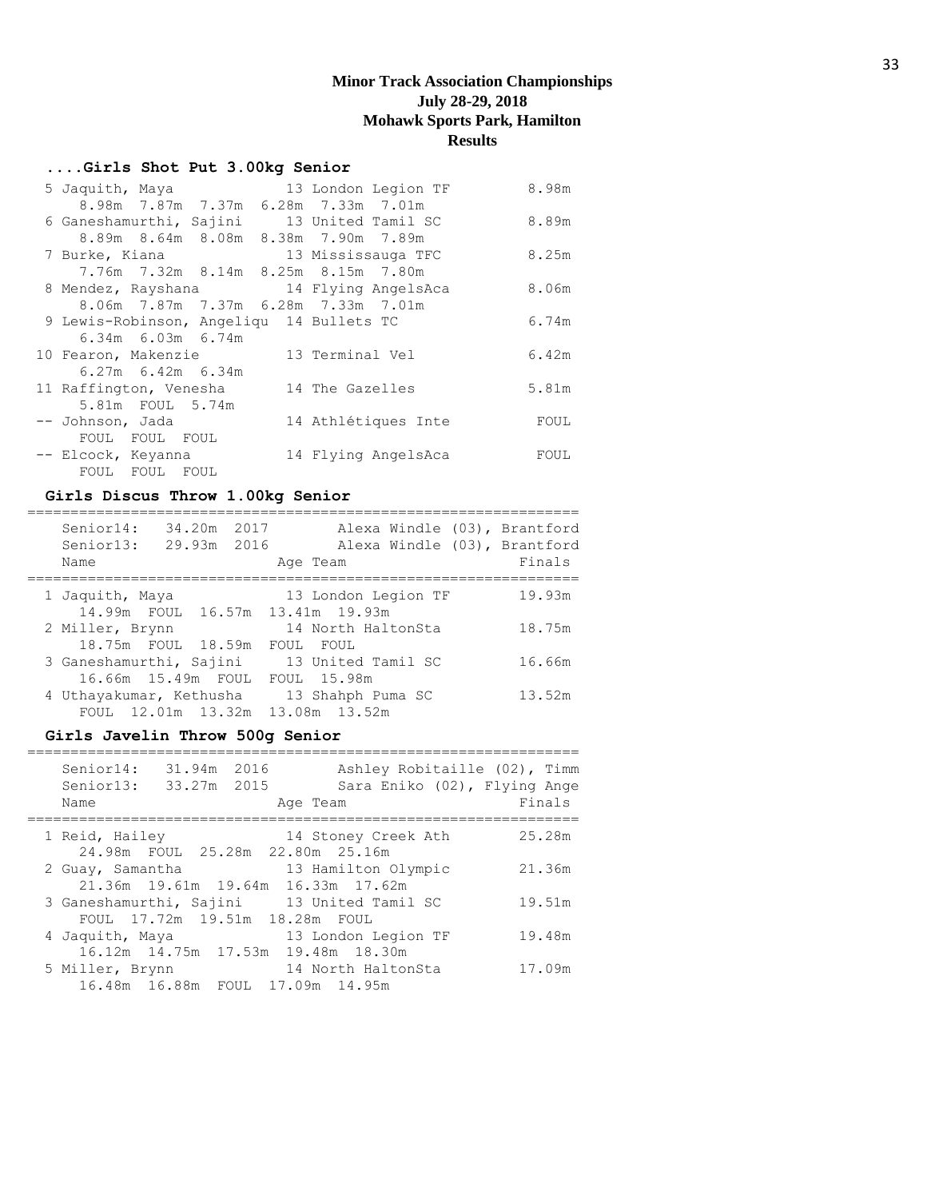**Minor Track Association Championships**
**July 28-29, 2018**
**Mohawk Sports Park, Hamilton**
**Results**

### ....Girls Shot Put 3.00kg Senior

```
  5 Jaquith, Maya               13 London Legion TF           8.98m
      8.98m  7.87m  7.37m  6.28m  7.33m  7.01m
  6 Ganeshamurthi, Sajini       13 United Tamil SC            8.89m
      8.89m  8.64m  8.08m  8.38m  7.90m  7.89m
  7 Burke, Kiana                13 Mississauga TFC            8.25m
      7.76m  7.32m  8.14m  8.25m  8.15m  7.80m
  8 Mendez, Rayshana            14 Flying AngelsAca           8.06m
      8.06m  7.87m  7.37m  6.28m  7.33m  7.01m
  9 Lewis-Robinson, Angeliqu    14 Bullets TC                 6.74m
      6.34m  6.03m  6.74m
 10 Fearon, Makenzie            13 Terminal Vel               6.42m
      6.27m  6.42m  6.34m
 11 Raffington, Venesha         14 The Gazelles               5.81m
      5.81m  FOUL  5.74m
 -- Johnson, Jada               14 Athlétiques Inte            FOUL
      FOUL  FOUL  FOUL
 -- Elcock, Keyanna             14 Flying AngelsAca            FOUL
      FOUL  FOUL  FOUL
```

### Girls Discus Throw 1.00kg Senior

```
================================================================
    Senior14:   34.20m  2017        Alexa Windle (03), Brantford
    Senior13:   29.93m  2016        Alexa Windle (03), Brantford
    Name                    Age Team                      Finals
================================================================
  1 Jaquith, Maya               13 London Legion TF          19.93m
      14.99m  FOUL  16.57m  13.41m  19.93m
  2 Miller, Brynn               14 North HaltonSta           18.75m
      18.75m  FOUL  18.59m  FOUL  FOUL
  3 Ganeshamurthi, Sajini       13 United Tamil SC           16.66m
      16.66m  15.49m  FOUL  FOUL  15.98m
  4 Uthayakumar, Kethusha       13 Shahph Puma SC            13.52m
      FOUL  12.01m  13.32m  13.08m  13.52m
```

### Girls Javelin Throw 500g Senior

```
================================================================
    Senior14:   31.94m  2016        Ashley Robitaille (02), Timm
    Senior13:   33.27m  2015        Sara Eniko (02), Flying Ange
    Name                    Age Team                      Finals
================================================================
  1 Reid, Hailey                14 Stoney Creek Ath          25.28m
      24.98m  FOUL  25.28m  22.80m  25.16m
  2 Guay, Samantha              13 Hamilton Olympic          21.36m
      21.36m  19.61m  19.64m  16.33m  17.62m
  3 Ganeshamurthi, Sajini       13 United Tamil SC           19.51m
      FOUL  17.72m  19.51m  18.28m  FOUL
  4 Jaquith, Maya               13 London Legion TF          19.48m
      16.12m  14.75m  17.53m  19.48m  18.30m
  5 Miller, Brynn               14 North HaltonSta           17.09m
      16.48m  16.88m  FOUL  17.09m  14.95m
```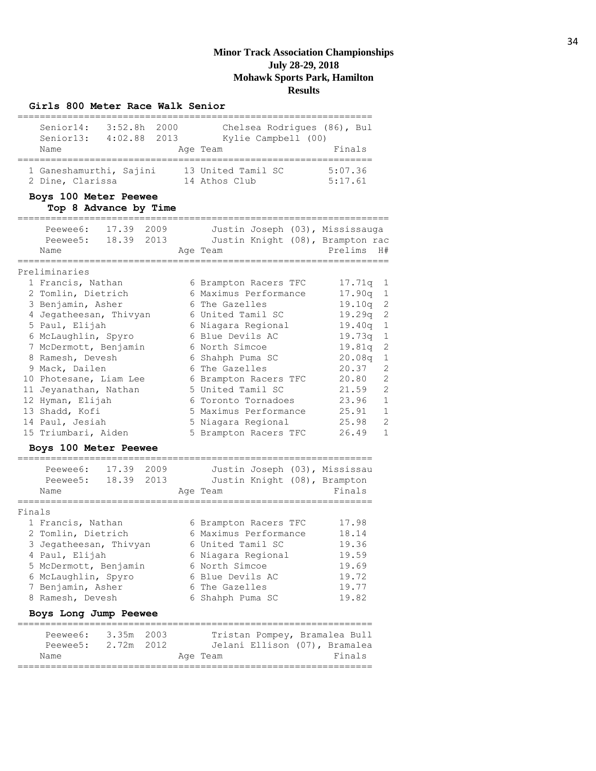**Minor Track Association Championships**
**July 28-29, 2018**
**Mohawk Sports Park, Hamilton**
**Results**

### Girls 800 Meter Race Walk Senior

Senior14: 3:52.8h 2000 Chelsea Rodrigues (86), Bul
Senior13: 4:02.88 2013 Kylie Campbell (00)

| | Name | Age | Team | Finals |
|---|---|---|---|---|
| 1 | Ganeshamurthi, Sajini | 13 | United Tamil SC | 5:07.36 |
| 2 | Dine, Clarissa | 14 | Athos Club | 5:17.61 |

### Boys 100 Meter Peewee

**Top 8 Advance by Time**

Peewee6: 17.39 2009 Justin Joseph (03), Mississauga
Peewee5: 18.39 2013 Justin Knight (08), Brampton rac

Preliminaries

| | Name | Age | Team | Prelims | H# |
|---|---|---|---|---|---|
| 1 | Francis, Nathan | 6 | Brampton Racers TFC | 17.71q | 1 |
| 2 | Tomlin, Dietrich | 6 | Maximus Performance | 17.90q | 1 |
| 3 | Benjamin, Asher | 6 | The Gazelles | 19.10q | 2 |
| 4 | Jegatheesan, Thivyan | 6 | United Tamil SC | 19.29q | 2 |
| 5 | Paul, Elijah | 6 | Niagara Regional | 19.40q | 1 |
| 6 | McLaughlin, Spyro | 6 | Blue Devils AC | 19.73q | 1 |
| 7 | McDermott, Benjamin | 6 | North Simcoe | 19.81q | 2 |
| 8 | Ramesh, Devesh | 6 | Shahph Puma SC | 20.08q | 1 |
| 9 | Mack, Dailen | 6 | The Gazelles | 20.37 | 2 |
| 10 | Photesane, Liam Lee | 6 | Brampton Racers TFC | 20.80 | 2 |
| 11 | Jeyanathan, Nathan | 5 | United Tamil SC | 21.59 | 2 |
| 12 | Hyman, Elijah | 6 | Toronto Tornadoes | 23.96 | 1 |
| 13 | Shadd, Kofi | 5 | Maximus Performance | 25.91 | 1 |
| 14 | Paul, Jesiah | 5 | Niagara Regional | 25.98 | 2 |
| 15 | Triumbari, Aiden | 5 | Brampton Racers TFC | 26.49 | 1 |

### Boys 100 Meter Peewee

Peewee6: 17.39 2009 Justin Joseph (03), Mississau
Peewee5: 18.39 2013 Justin Knight (08), Brampton

Finals

| | Name | Age | Team | Finals |
|---|---|---|---|---|
| 1 | Francis, Nathan | 6 | Brampton Racers TFC | 17.98 |
| 2 | Tomlin, Dietrich | 6 | Maximus Performance | 18.14 |
| 3 | Jegatheesan, Thivyan | 6 | United Tamil SC | 19.36 |
| 4 | Paul, Elijah | 6 | Niagara Regional | 19.59 |
| 5 | McDermott, Benjamin | 6 | North Simcoe | 19.69 |
| 6 | McLaughlin, Spyro | 6 | Blue Devils AC | 19.72 |
| 7 | Benjamin, Asher | 6 | The Gazelles | 19.77 |
| 8 | Ramesh, Devesh | 6 | Shahph Puma SC | 19.82 |

### Boys Long Jump Peewee

Peewee6: 3.35m 2003 Tristan Pompey, Bramalea Bull
Peewee5: 2.72m 2012 Jelani Ellison (07), Bramalea

| Name | Age | Team | Finals |
|---|---|---|---|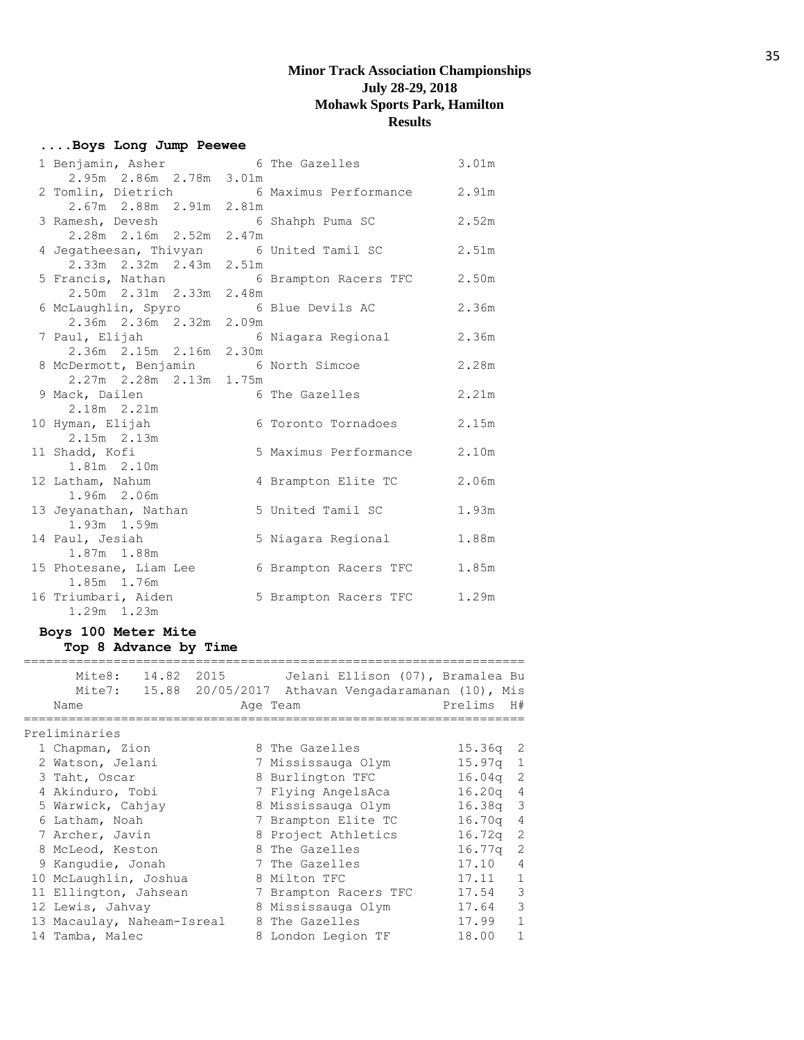# Minor Track Association Championships
**July 28-29, 2018**
**Mohawk Sports Park, Hamilton**
**Results**

### ....Boys Long Jump Peewee

| Place | Name | Age | Team | Mark |
|---|---|---|---|---|
| 1 | Benjamin, Asher | 6 | The Gazelles | 3.01m |
| | 2.95m 2.86m 2.78m 3.01m | | | |
| 2 | Tomlin, Dietrich | 6 | Maximus Performance | 2.91m |
| | 2.67m 2.88m 2.91m 2.81m | | | |
| 3 | Ramesh, Devesh | 6 | Shahph Puma SC | 2.52m |
| | 2.28m 2.16m 2.52m 2.47m | | | |
| 4 | Jegatheesan, Thivyan | 6 | United Tamil SC | 2.51m |
| | 2.33m 2.32m 2.43m 2.51m | | | |
| 5 | Francis, Nathan | 6 | Brampton Racers TFC | 2.50m |
| | 2.50m 2.31m 2.33m 2.48m | | | |
| 6 | McLaughlin, Spyro | 6 | Blue Devils AC | 2.36m |
| | 2.36m 2.36m 2.32m 2.09m | | | |
| 7 | Paul, Elijah | 6 | Niagara Regional | 2.36m |
| | 2.36m 2.15m 2.16m 2.30m | | | |
| 8 | McDermott, Benjamin | 6 | North Simcoe | 2.28m |
| | 2.27m 2.28m 2.13m 1.75m | | | |
| 9 | Mack, Dailen | 6 | The Gazelles | 2.21m |
| | 2.18m 2.21m | | | |
| 10 | Hyman, Elijah | 6 | Toronto Tornadoes | 2.15m |
| | 2.15m 2.13m | | | |
| 11 | Shadd, Kofi | 5 | Maximus Performance | 2.10m |
| | 1.81m 2.10m | | | |
| 12 | Latham, Nahum | 4 | Brampton Elite TC | 2.06m |
| | 1.96m 2.06m | | | |
| 13 | Jeyanathan, Nathan | 5 | United Tamil SC | 1.93m |
| | 1.93m 1.59m | | | |
| 14 | Paul, Jesiah | 5 | Niagara Regional | 1.88m |
| | 1.87m 1.88m | | | |
| 15 | Photesane, Liam Lee | 6 | Brampton Racers TFC | 1.85m |
| | 1.85m 1.76m | | | |
| 16 | Triumbari, Aiden | 5 | Brampton Racers TFC | 1.29m |
| | 1.29m 1.23m | | | |

### Boys 100 Meter Mite
**Top 8 Advance by Time**

Mite8: 14.82 2015 Jelani Ellison (07), Bramalea Bu
Mite7: 15.88 20/05/2017 Athavan Vengadaramanan (10), Mis

Preliminaries

| Place | Name | Age | Team | Prelims | H# |
|---|---|---|---|---|---|
| 1 | Chapman, Zion | 8 | The Gazelles | 15.36q | 2 |
| 2 | Watson, Jelani | 7 | Mississauga Olym | 15.97q | 1 |
| 3 | Taht, Oscar | 8 | Burlington TFC | 16.04q | 2 |
| 4 | Akinduro, Tobi | 7 | Flying AngelsAca | 16.20q | 4 |
| 5 | Warwick, Cahjay | 8 | Mississauga Olym | 16.38q | 3 |
| 6 | Latham, Noah | 7 | Brampton Elite TC | 16.70q | 4 |
| 7 | Archer, Javin | 8 | Project Athletics | 16.72q | 2 |
| 8 | McLeod, Keston | 8 | The Gazelles | 16.77q | 2 |
| 9 | Kangudie, Jonah | 7 | The Gazelles | 17.10 | 4 |
| 10 | McLaughlin, Joshua | 8 | Milton TFC | 17.11 | 1 |
| 11 | Ellington, Jahsean | 7 | Brampton Racers TFC | 17.54 | 3 |
| 12 | Lewis, Jahvay | 8 | Mississauga Olym | 17.64 | 3 |
| 13 | Macaulay, Naheam-Isreal | 8 | The Gazelles | 17.99 | 1 |
| 14 | Tamba, Malec | 8 | London Legion TF | 18.00 | 1 |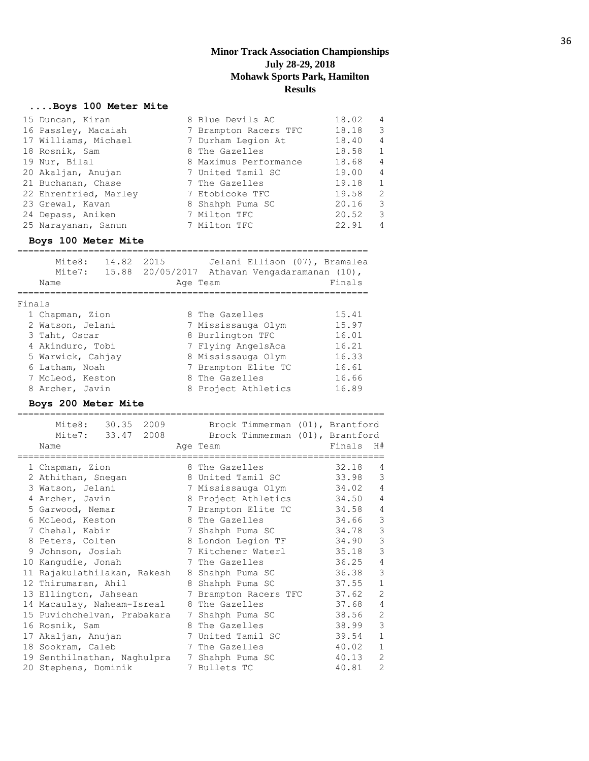# Minor Track Association Championships
## July 28-29, 2018
## Mohawk Sports Park, Hamilton
## Results

### ....Boys 100 Meter Mite

| Place | Name | Age | Team | Finals | H# |
|---|---|---|---|---|---|
| 15 | Duncan, Kiran | 8 | Blue Devils AC | 18.02 | 4 |
| 16 | Passley, Macaiah | 7 | Brampton Racers TFC | 18.18 | 3 |
| 17 | Williams, Michael | 7 | Durham Legion At | 18.40 | 4 |
| 18 | Rosnik, Sam | 8 | The Gazelles | 18.58 | 1 |
| 19 | Nur, Bilal | 8 | Maximus Performance | 18.68 | 4 |
| 20 | Akaljan, Anujan | 7 | United Tamil SC | 19.00 | 4 |
| 21 | Buchanan, Chase | 7 | The Gazelles | 19.18 | 1 |
| 22 | Ehrenfried, Marley | 7 | Etobicoke TFC | 19.58 | 2 |
| 23 | Grewal, Kavan | 8 | Shahph Puma SC | 20.16 | 3 |
| 24 | Depass, Aniken | 7 | Milton TFC | 20.52 | 3 |
| 25 | Narayanan, Sanun | 7 | Milton TFC | 22.91 | 4 |

### Boys 100 Meter Mite

Mite8: 14.82 2015 Jelani Ellison (07), Bramalea
Mite7: 15.88 20/05/2017 Athavan Vengadaramanan (10),

Finals

| Place | Name | Age | Team | Finals |
|---|---|---|---|---|
| 1 | Chapman, Zion | 8 | The Gazelles | 15.41 |
| 2 | Watson, Jelani | 7 | Mississauga Olym | 15.97 |
| 3 | Taht, Oscar | 8 | Burlington TFC | 16.01 |
| 4 | Akinduro, Tobi | 7 | Flying AngelsAca | 16.21 |
| 5 | Warwick, Cahjay | 8 | Mississauga Olym | 16.33 |
| 6 | Latham, Noah | 7 | Brampton Elite TC | 16.61 |
| 7 | McLeod, Keston | 8 | The Gazelles | 16.66 |
| 8 | Archer, Javin | 8 | Project Athletics | 16.89 |

### Boys 200 Meter Mite

Mite8: 30.35 2009 Brock Timmerman (01), Brantford
Mite7: 33.47 2008 Brock Timmerman (01), Brantford

| Place | Name | Age | Team | Finals | H# |
|---|---|---|---|---|---|
| 1 | Chapman, Zion | 8 | The Gazelles | 32.18 | 4 |
| 2 | Athithan, Snegan | 8 | United Tamil SC | 33.98 | 3 |
| 3 | Watson, Jelani | 7 | Mississauga Olym | 34.02 | 4 |
| 4 | Archer, Javin | 8 | Project Athletics | 34.50 | 4 |
| 5 | Garwood, Nemar | 7 | Brampton Elite TC | 34.58 | 4 |
| 6 | McLeod, Keston | 8 | The Gazelles | 34.66 | 3 |
| 7 | Chehal, Kabir | 7 | Shahph Puma SC | 34.78 | 3 |
| 8 | Peters, Colten | 8 | London Legion TF | 34.90 | 3 |
| 9 | Johnson, Josiah | 7 | Kitchener Waterl | 35.18 | 3 |
| 10 | Kangudie, Jonah | 7 | The Gazelles | 36.25 | 4 |
| 11 | Rajakulathilakan, Rakesh | 8 | Shahph Puma SC | 36.38 | 3 |
| 12 | Thirumaran, Ahil | 8 | Shahph Puma SC | 37.55 | 1 |
| 13 | Ellington, Jahsean | 7 | Brampton Racers TFC | 37.62 | 2 |
| 14 | Macaulay, Naheam-Isreal | 8 | The Gazelles | 37.68 | 4 |
| 15 | Puvichchelvan, Prabakara | 7 | Shahph Puma SC | 38.56 | 2 |
| 16 | Rosnik, Sam | 8 | The Gazelles | 38.99 | 3 |
| 17 | Akaljan, Anujan | 7 | United Tamil SC | 39.54 | 1 |
| 18 | Sookram, Caleb | 7 | The Gazelles | 40.02 | 1 |
| 19 | Senthilnathan, Naghulpra | 7 | Shahph Puma SC | 40.13 | 2 |
| 20 | Stephens, Dominik | 7 | Bullets TC | 40.81 | 2 |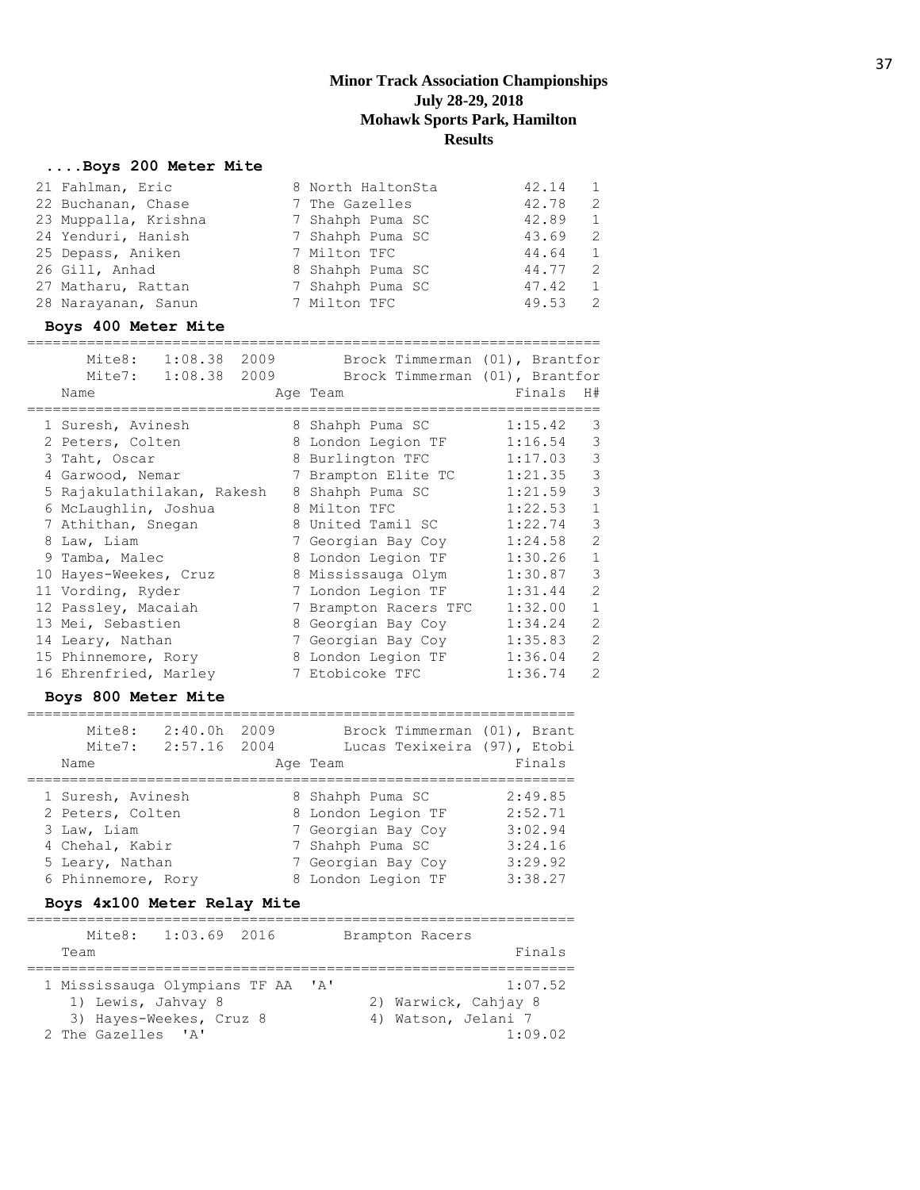# Minor Track Association Championships
## July 28-29, 2018
## Mohawk Sports Park, Hamilton
## Results

### ....Boys 200 Meter Mite

| Place | Name | Age | Team | Finals | H# |
|---|---|---|---|---|---|
| 21 | Fahlman, Eric | 8 | North HaltonSta | 42.14 | 1 |
| 22 | Buchanan, Chase | 7 | The Gazelles | 42.78 | 2 |
| 23 | Muppalla, Krishna | 7 | Shahph Puma SC | 42.89 | 1 |
| 24 | Yenduri, Hanish | 7 | Shahph Puma SC | 43.69 | 2 |
| 25 | Depass, Aniken | 7 | Milton TFC | 44.64 | 1 |
| 26 | Gill, Anhad | 8 | Shahph Puma SC | 44.77 | 2 |
| 27 | Matharu, Rattan | 7 | Shahph Puma SC | 47.42 | 1 |
| 28 | Narayanan, Sanun | 7 | Milton TFC | 49.53 | 2 |

### Boys 400 Meter Mite

Mite8: 1:08.38 2009 Brock Timmerman (01), Brantfor
Mite7: 1:08.38 2009 Brock Timmerman (01), Brantfor

| Place | Name | Age | Team | Finals | H# |
|---|---|---|---|---|---|
| 1 | Suresh, Avinesh | 8 | Shahph Puma SC | 1:15.42 | 3 |
| 2 | Peters, Colten | 8 | London Legion TF | 1:16.54 | 3 |
| 3 | Taht, Oscar | 8 | Burlington TFC | 1:17.03 | 3 |
| 4 | Garwood, Nemar | 7 | Brampton Elite TC | 1:21.35 | 3 |
| 5 | Rajakulathilakan, Rakesh | 8 | Shahph Puma SC | 1:21.59 | 3 |
| 6 | McLaughlin, Joshua | 8 | Milton TFC | 1:22.53 | 1 |
| 7 | Athithan, Snegan | 8 | United Tamil SC | 1:22.74 | 3 |
| 8 | Law, Liam | 7 | Georgian Bay Coy | 1:24.58 | 2 |
| 9 | Tamba, Malec | 8 | London Legion TF | 1:30.26 | 1 |
| 10 | Hayes-Weekes, Cruz | 8 | Mississauga Olym | 1:30.87 | 3 |
| 11 | Vording, Ryder | 7 | London Legion TF | 1:31.44 | 2 |
| 12 | Passley, Macaiah | 7 | Brampton Racers TFC | 1:32.00 | 1 |
| 13 | Mei, Sebastien | 8 | Georgian Bay Coy | 1:34.24 | 2 |
| 14 | Leary, Nathan | 7 | Georgian Bay Coy | 1:35.83 | 2 |
| 15 | Phinnemore, Rory | 8 | London Legion TF | 1:36.04 | 2 |
| 16 | Ehrenfried, Marley | 7 | Etobicoke TFC | 1:36.74 | 2 |

### Boys 800 Meter Mite

Mite8: 2:40.0h 2009 Brock Timmerman (01), Brant
Mite7: 2:57.16 2004 Lucas Texixeira (97), Etobi

| Place | Name | Age | Team | Finals |
|---|---|---|---|---|
| 1 | Suresh, Avinesh | 8 | Shahph Puma SC | 2:49.85 |
| 2 | Peters, Colten | 8 | London Legion TF | 2:52.71 |
| 3 | Law, Liam | 7 | Georgian Bay Coy | 3:02.94 |
| 4 | Chehal, Kabir | 7 | Shahph Puma SC | 3:24.16 |
| 5 | Leary, Nathan | 7 | Georgian Bay Coy | 3:29.92 |
| 6 | Phinnemore, Rory | 8 | London Legion TF | 3:38.27 |

### Boys 4x100 Meter Relay Mite

Mite8: 1:03.69 2016 Brampton Racers

| Place | Team | Finals |
|---|---|---|
| 1 | Mississauga Olympians TF AA 'A' | 1:07.52 |
| | 1) Lewis, Jahvay 8; 2) Warwick, Cahjay 8; 3) Hayes-Weekes, Cruz 8; 4) Watson, Jelani 7 | |
| 2 | The Gazelles 'A' | 1:09.02 |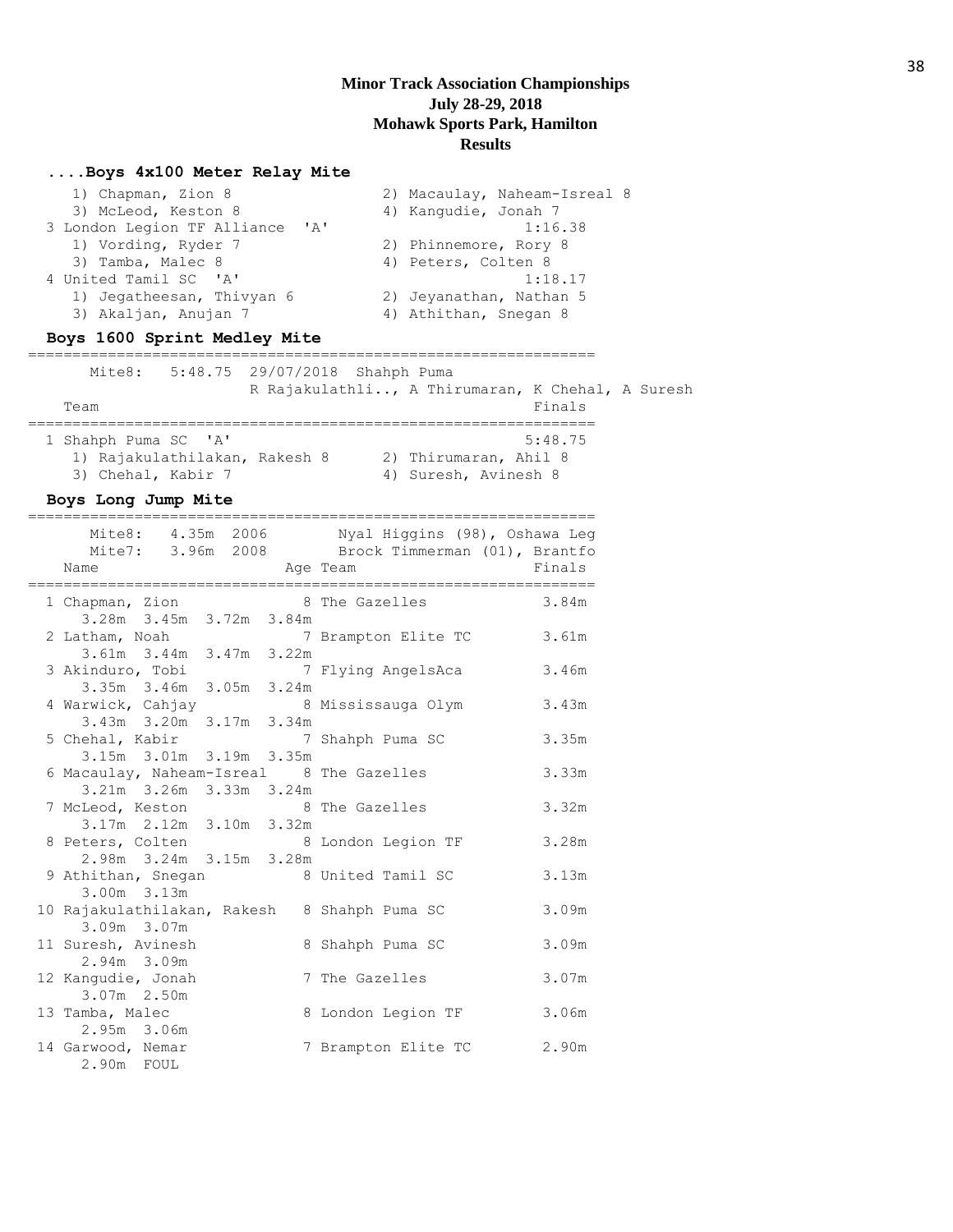**Minor Track Association Championships**
**July 28-29, 2018**
**Mohawk Sports Park, Hamilton**
**Results**

### ....Boys 4x100 Meter Relay Mite

```
    1) Chapman, Zion 8                 2) Macaulay, Naheam-Isreal 8
    3) McLeod, Keston 8                4) Kangudie, Jonah 7
 3 London Legion TF Alliance  'A'                   1:16.38
    1) Vording, Ryder 7                2) Phinnemore, Rory 8
    3) Tamba, Malec 8                  4) Peters, Colten 8
 4 United Tamil SC  'A'                             1:18.17
    1) Jegatheesan, Thivyan 6          2) Jeyanathan, Nathan 5
    3) Akaljan, Anujan 7               4) Athithan, Snegan 8
```

### Boys 1600 Sprint Medley Mite

```
================================================================
      Mite8:   5:48.75  29/07/2018  Shahph Puma
                     R Rajakulathli.., A Thirumaran, K Chehal, A Suresh
   Team                                                   Finals
================================================================
 1 Shahph Puma SC  'A'                                   5:48.75
    1) Rajakulathilakan, Rakesh 8      2) Thirumaran, Ahil 8
    3) Chehal, Kabir 7                 4) Suresh, Avinesh 8
```

### Boys Long Jump Mite

```
================================================================
      Mite8:   4.35m  2006       Nyal Higgins (98), Oshawa Leg
      Mite7:   3.96m  2008       Brock Timmerman (01), Brantfo
   Name                    Age Team                       Finals
================================================================
  1 Chapman, Zion            8 The Gazelles                3.84m
      3.28m  3.45m  3.72m  3.84m
  2 Latham, Noah             7 Brampton Elite TC           3.61m
      3.61m  3.44m  3.47m  3.22m
  3 Akinduro, Tobi           7 Flying AngelsAca            3.46m
      3.35m  3.46m  3.05m  3.24m
  4 Warwick, Cahjay          8 Mississauga Olym            3.43m
      3.43m  3.20m  3.17m  3.34m
  5 Chehal, Kabir            7 Shahph Puma SC              3.35m
      3.15m  3.01m  3.19m  3.35m
  6 Macaulay, Naheam-Isreal  8 The Gazelles                3.33m
      3.21m  3.26m  3.33m  3.24m
  7 McLeod, Keston           8 The Gazelles                3.32m
      3.17m  2.12m  3.10m  3.32m
  8 Peters, Colten           8 London Legion TF            3.28m
      2.98m  3.24m  3.15m  3.28m
  9 Athithan, Snegan         8 United Tamil SC             3.13m
      3.00m  3.13m
 10 Rajakulathilakan, Rakesh 8 Shahph Puma SC              3.09m
      3.09m  3.07m
 11 Suresh, Avinesh          8 Shahph Puma SC              3.09m
      2.94m  3.09m
 12 Kangudie, Jonah          7 The Gazelles                3.07m
      3.07m  2.50m
 13 Tamba, Malec             8 London Legion TF            3.06m
      2.95m  3.06m
 14 Garwood, Nemar           7 Brampton Elite TC           2.90m
      2.90m  FOUL
```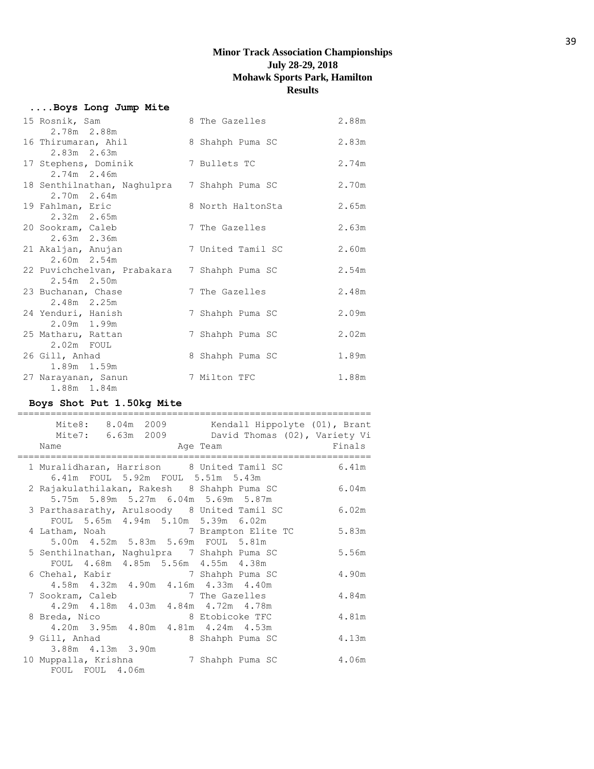# Minor Track Association Championships
## July 28-29, 2018
## Mohawk Sports Park, Hamilton
## Results

### ....Boys Long Jump Mite

```
 15 Rosnik, Sam                   8 The Gazelles            2.88m
     2.78m  2.88m
 16 Thirumaran, Ahil              8 Shahph Puma SC          2.83m
     2.83m  2.63m
 17 Stephens, Dominik             7 Bullets TC              2.74m
     2.74m  2.46m
 18 Senthilnathan, Naghulpra      7 Shahph Puma SC          2.70m
     2.70m  2.64m
 19 Fahlman, Eric                 8 North HaltonSta         2.65m
     2.32m  2.65m
 20 Sookram, Caleb                7 The Gazelles            2.63m
     2.63m  2.36m
 21 Akaljan, Anujan               7 United Tamil SC         2.60m
     2.60m  2.54m
 22 Puvichchelvan, Prabakara      7 Shahph Puma SC          2.54m
     2.54m  2.50m
 23 Buchanan, Chase               7 The Gazelles            2.48m
     2.48m  2.25m
 24 Yenduri, Hanish               7 Shahph Puma SC          2.09m
     2.09m  1.99m
 25 Matharu, Rattan               7 Shahph Puma SC          2.02m
     2.02m  FOUL
 26 Gill, Anhad                   8 Shahph Puma SC          1.89m
     1.89m  1.59m
 27 Narayanan, Sanun              7 Milton TFC              1.88m
     1.88m  1.84m
```

### Boys Shot Put 1.50kg Mite

```
================================================================
      Mite8:  8.04m  2009        Kendall Hippolyte (01), Brant
      Mite7:  6.63m  2009        David Thomas (02), Variety Vi
    Name                    Age Team                    Finals
================================================================
  1 Muralidharan, Harrison     8 United Tamil SC          6.41m
      6.41m  FOUL  5.92m  FOUL  5.51m  5.43m
  2 Rajakulathilakan, Rakesh   8 Shahph Puma SC           6.04m
      5.75m  5.89m  5.27m  6.04m  5.69m  5.87m
  3 Parthasarathy, Arulsoody   8 United Tamil SC          6.02m
      FOUL  5.65m  4.94m  5.10m  5.39m  6.02m
  4 Latham, Noah               7 Brampton Elite TC        5.83m
      5.00m  4.52m  5.83m  5.69m  FOUL  5.81m
  5 Senthilnathan, Naghulpra   7 Shahph Puma SC           5.56m
      FOUL  4.68m  4.85m  5.56m  4.55m  4.38m
  6 Chehal, Kabir              7 Shahph Puma SC           4.90m
      4.58m  4.32m  4.90m  4.16m  4.33m  4.40m
  7 Sookram, Caleb             7 The Gazelles             4.84m
      4.29m  4.18m  4.03m  4.84m  4.72m  4.78m
  8 Breda, Nico                8 Etobicoke TFC            4.81m
      4.20m  3.95m  4.80m  4.81m  4.24m  4.53m
  9 Gill, Anhad                8 Shahph Puma SC           4.13m
      3.88m  4.13m  3.90m
 10 Muppalla, Krishna          7 Shahph Puma SC           4.06m
      FOUL  FOUL  4.06m
```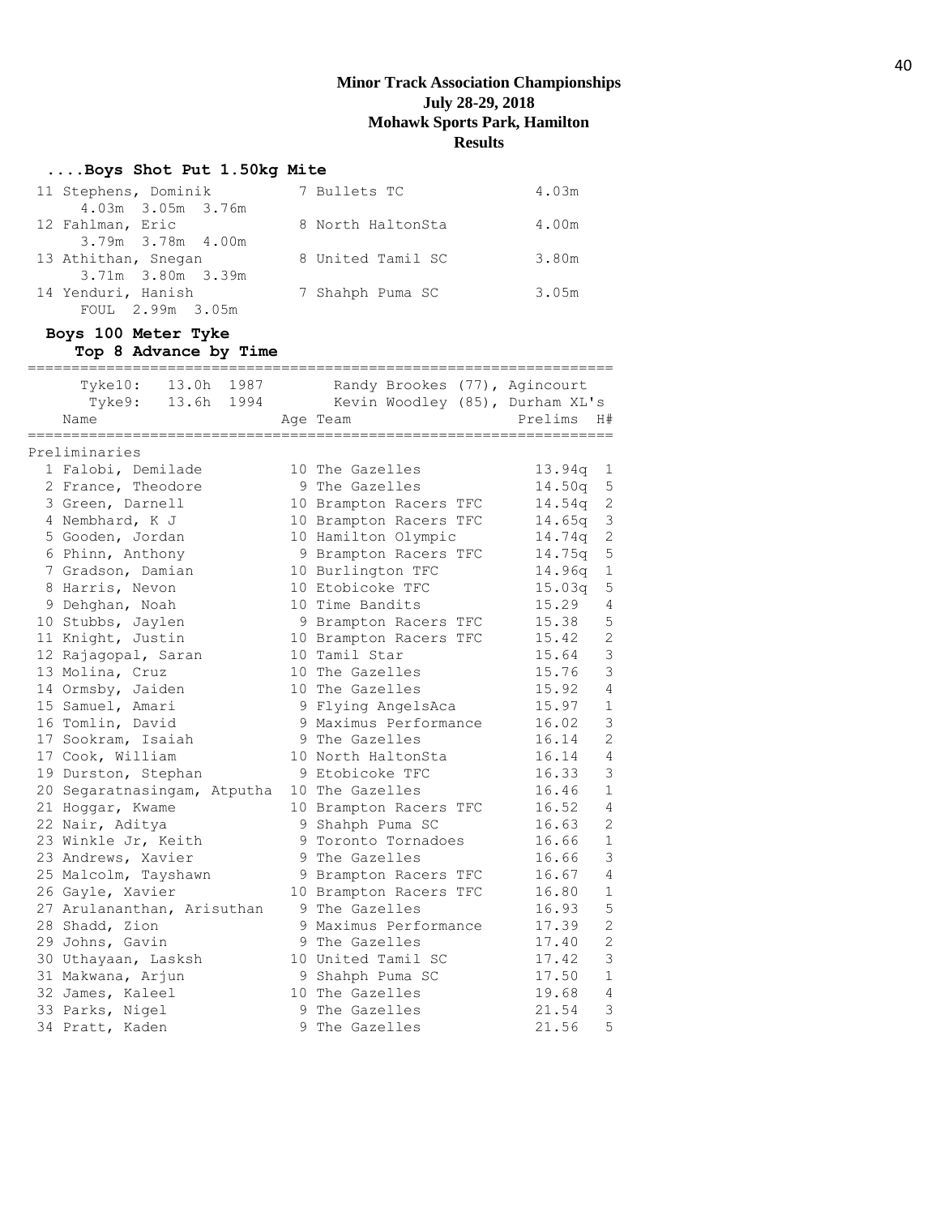**Minor Track Association Championships**
**July 28-29, 2018**
**Mohawk Sports Park, Hamilton**
**Results**

### ....Boys Shot Put 1.50kg Mite

| Place | Name | Age | Team | Mark |
|---|---|---|---|---|
| 11 | Stephens, Dominik | 7 | Bullets TC | 4.03m |
| | 4.03m 3.05m 3.76m | | | |
| 12 | Fahlman, Eric | 8 | North HaltonSta | 4.00m |
| | 3.79m 3.78m 4.00m | | | |
| 13 | Athithan, Snegan | 8 | United Tamil SC | 3.80m |
| | 3.71m 3.80m 3.39m | | | |
| 14 | Yenduri, Hanish | 7 | Shahph Puma SC | 3.05m |
| | FOUL 2.99m 3.05m | | | |

### Boys 100 Meter Tyke

**Top 8 Advance by Time**

Tyke10: 13.0h 1987 Randy Brookes (77), Agincourt
Tyke9: 13.6h 1994 Kevin Woodley (85), Durham XL's

**Preliminaries**

| Place | Name | Age | Team | Prelims | H# |
|---|---|---|---|---|---|
| 1 | Falobi, Demilade | 10 | The Gazelles | 13.94q | 1 |
| 2 | France, Theodore | 9 | The Gazelles | 14.50q | 5 |
| 3 | Green, Darnell | 10 | Brampton Racers TFC | 14.54q | 2 |
| 4 | Nembhard, K J | 10 | Brampton Racers TFC | 14.65q | 3 |
| 5 | Gooden, Jordan | 10 | Hamilton Olympic | 14.74q | 2 |
| 6 | Phinn, Anthony | 9 | Brampton Racers TFC | 14.75q | 5 |
| 7 | Gradson, Damian | 10 | Burlington TFC | 14.96q | 1 |
| 8 | Harris, Nevon | 10 | Etobicoke TFC | 15.03q | 5 |
| 9 | Dehghan, Noah | 10 | Time Bandits | 15.29 | 4 |
| 10 | Stubbs, Jaylen | 9 | Brampton Racers TFC | 15.38 | 5 |
| 11 | Knight, Justin | 10 | Brampton Racers TFC | 15.42 | 2 |
| 12 | Rajagopal, Saran | 10 | Tamil Star | 15.64 | 3 |
| 13 | Molina, Cruz | 10 | The Gazelles | 15.76 | 3 |
| 14 | Ormsby, Jaiden | 10 | The Gazelles | 15.92 | 4 |
| 15 | Samuel, Amari | 9 | Flying AngelsAca | 15.97 | 1 |
| 16 | Tomlin, David | 9 | Maximus Performance | 16.02 | 3 |
| 17 | Sookram, Isaiah | 9 | The Gazelles | 16.14 | 2 |
| 17 | Cook, William | 10 | North HaltonSta | 16.14 | 4 |
| 19 | Durston, Stephan | 9 | Etobicoke TFC | 16.33 | 3 |
| 20 | Segaratnasingam, Atputha | 10 | The Gazelles | 16.46 | 1 |
| 21 | Hoggar, Kwame | 10 | Brampton Racers TFC | 16.52 | 4 |
| 22 | Nair, Aditya | 9 | Shahph Puma SC | 16.63 | 2 |
| 23 | Winkle Jr, Keith | 9 | Toronto Tornadoes | 16.66 | 1 |
| 23 | Andrews, Xavier | 9 | The Gazelles | 16.66 | 3 |
| 25 | Malcolm, Tayshawn | 9 | Brampton Racers TFC | 16.67 | 4 |
| 26 | Gayle, Xavier | 10 | Brampton Racers TFC | 16.80 | 1 |
| 27 | Arulananthan, Arisuthan | 9 | The Gazelles | 16.93 | 5 |
| 28 | Shadd, Zion | 9 | Maximus Performance | 17.39 | 2 |
| 29 | Johns, Gavin | 9 | The Gazelles | 17.40 | 2 |
| 30 | Uthayaan, Lasksh | 10 | United Tamil SC | 17.42 | 3 |
| 31 | Makwana, Arjun | 9 | Shahph Puma SC | 17.50 | 1 |
| 32 | James, Kaleel | 10 | The Gazelles | 19.68 | 4 |
| 33 | Parks, Nigel | 9 | The Gazelles | 21.54 | 3 |
| 34 | Pratt, Kaden | 9 | The Gazelles | 21.56 | 5 |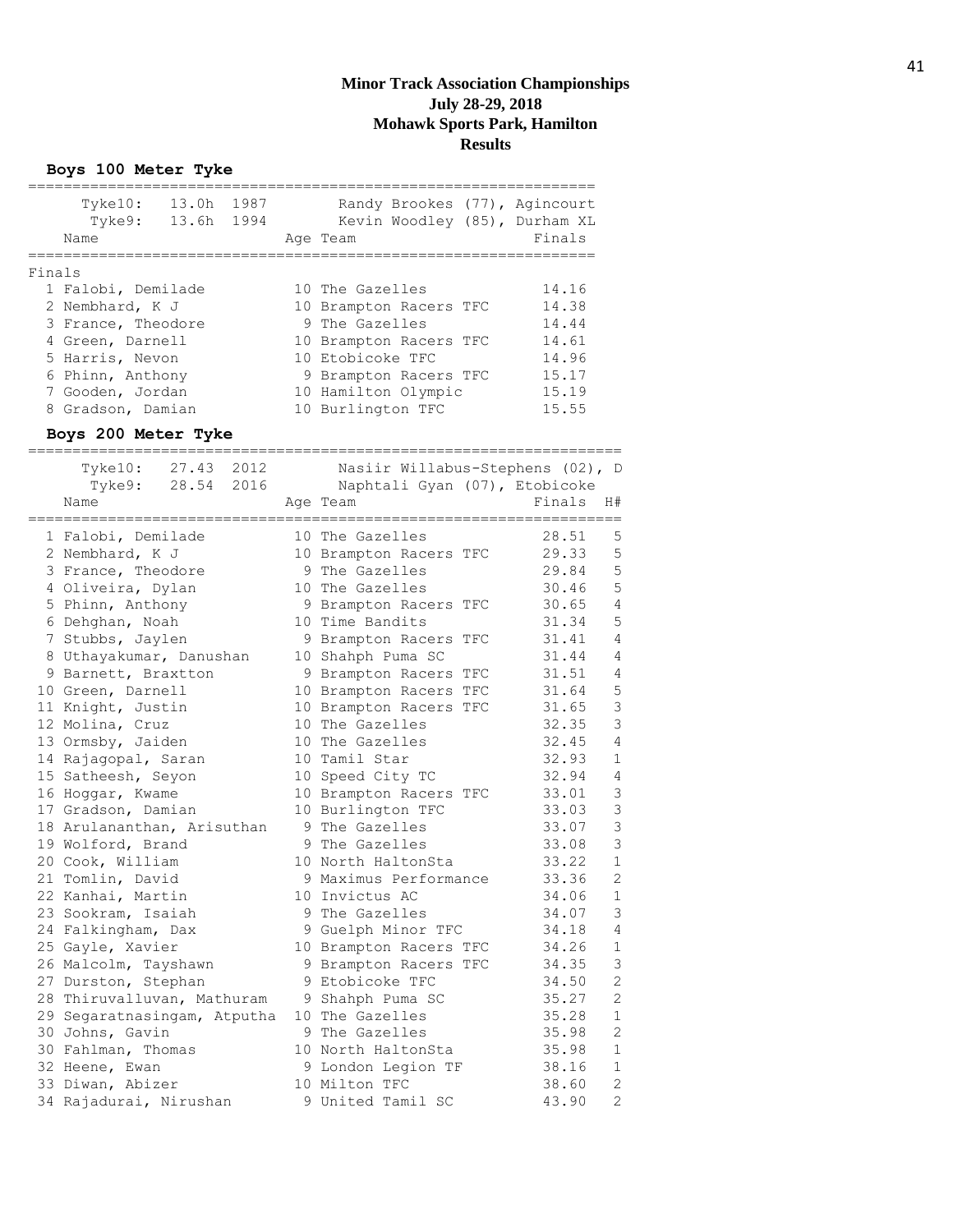# Minor Track Association Championships
**July 28-29, 2018**
**Mohawk Sports Park, Hamilton**
**Results**

## Boys 100 Meter Tyke

Tyke10: 13.0h 1987 Randy Brookes (77), Agincourt
Tyke9: 13.6h 1994 Kevin Woodley (85), Durham XL

**Finals**

| Place | Name | Age | Team | Finals |
|---|---|---|---|---|
| 1 | Falobi, Demilade | 10 | The Gazelles | 14.16 |
| 2 | Nembhard, K J | 10 | Brampton Racers TFC | 14.38 |
| 3 | France, Theodore | 9 | The Gazelles | 14.44 |
| 4 | Green, Darnell | 10 | Brampton Racers TFC | 14.61 |
| 5 | Harris, Nevon | 10 | Etobicoke TFC | 14.96 |
| 6 | Phinn, Anthony | 9 | Brampton Racers TFC | 15.17 |
| 7 | Gooden, Jordan | 10 | Hamilton Olympic | 15.19 |
| 8 | Gradson, Damian | 10 | Burlington TFC | 15.55 |

## Boys 200 Meter Tyke

Tyke10: 27.43 2012 Nasiir Willabus-Stephens (02), D
Tyke9: 28.54 2016 Naphtali Gyan (07), Etobicoke

| Place | Name | Age | Team | Finals | H# |
|---|---|---|---|---|---|
| 1 | Falobi, Demilade | 10 | The Gazelles | 28.51 | 5 |
| 2 | Nembhard, K J | 10 | Brampton Racers TFC | 29.33 | 5 |
| 3 | France, Theodore | 9 | The Gazelles | 29.84 | 5 |
| 4 | Oliveira, Dylan | 10 | The Gazelles | 30.46 | 5 |
| 5 | Phinn, Anthony | 9 | Brampton Racers TFC | 30.65 | 4 |
| 6 | Dehghan, Noah | 10 | Time Bandits | 31.34 | 5 |
| 7 | Stubbs, Jaylen | 9 | Brampton Racers TFC | 31.41 | 4 |
| 8 | Uthayakumar, Danushan | 10 | Shahph Puma SC | 31.44 | 4 |
| 9 | Barnett, Braxtton | 9 | Brampton Racers TFC | 31.51 | 4 |
| 10 | Green, Darnell | 10 | Brampton Racers TFC | 31.64 | 5 |
| 11 | Knight, Justin | 10 | Brampton Racers TFC | 31.65 | 3 |
| 12 | Molina, Cruz | 10 | The Gazelles | 32.35 | 3 |
| 13 | Ormsby, Jaiden | 10 | The Gazelles | 32.45 | 4 |
| 14 | Rajagopal, Saran | 10 | Tamil Star | 32.93 | 1 |
| 15 | Satheesh, Seyon | 10 | Speed City TC | 32.94 | 4 |
| 16 | Hoggar, Kwame | 10 | Brampton Racers TFC | 33.01 | 3 |
| 17 | Gradson, Damian | 10 | Burlington TFC | 33.03 | 3 |
| 18 | Arulananthan, Arisuthan | 9 | The Gazelles | 33.07 | 3 |
| 19 | Wolford, Brand | 9 | The Gazelles | 33.08 | 3 |
| 20 | Cook, William | 10 | North HaltonSta | 33.22 | 1 |
| 21 | Tomlin, David | 9 | Maximus Performance | 33.36 | 2 |
| 22 | Kanhai, Martin | 10 | Invictus AC | 34.06 | 1 |
| 23 | Sookram, Isaiah | 9 | The Gazelles | 34.07 | 3 |
| 24 | Falkingham, Dax | 9 | Guelph Minor TFC | 34.18 | 4 |
| 25 | Gayle, Xavier | 10 | Brampton Racers TFC | 34.26 | 1 |
| 26 | Malcolm, Tayshawn | 9 | Brampton Racers TFC | 34.35 | 3 |
| 27 | Durston, Stephan | 9 | Etobicoke TFC | 34.50 | 2 |
| 28 | Thiruvalluvan, Mathuram | 9 | Shahph Puma SC | 35.27 | 2 |
| 29 | Segaratnasingam, Atputha | 10 | The Gazelles | 35.28 | 1 |
| 30 | Johns, Gavin | 9 | The Gazelles | 35.98 | 2 |
| 30 | Fahlman, Thomas | 10 | North HaltonSta | 35.98 | 1 |
| 32 | Heene, Ewan | 9 | London Legion TF | 38.16 | 1 |
| 33 | Diwan, Abizer | 10 | Milton TFC | 38.60 | 2 |
| 34 | Rajadurai, Nirushan | 9 | United Tamil SC | 43.90 | 2 |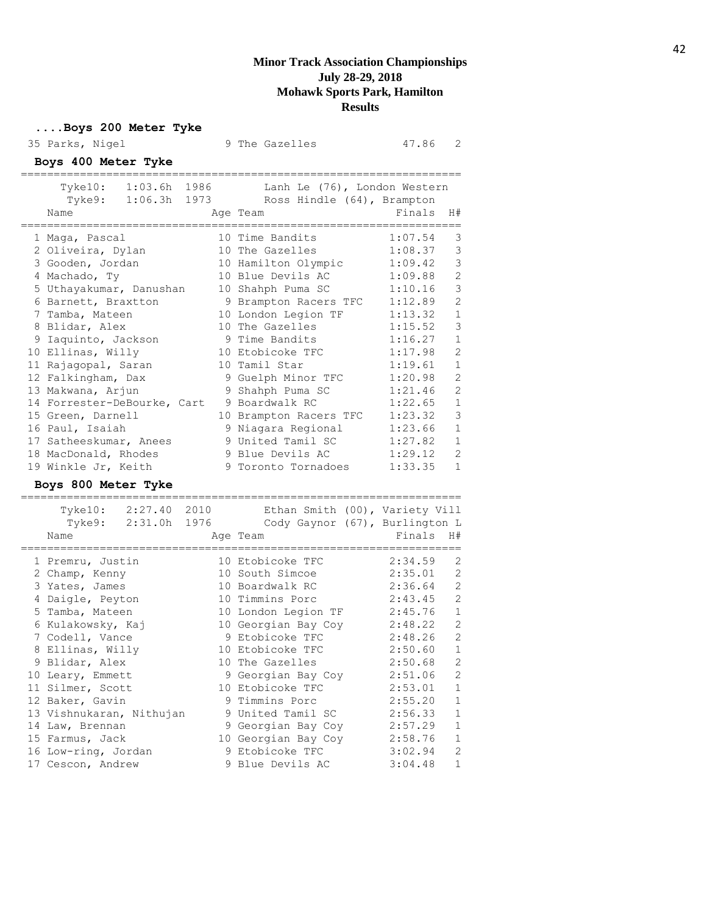**Minor Track Association Championships**
**July 28-29, 2018**
**Mohawk Sports Park, Hamilton**
**Results**

### ....Boys 200 Meter Tyke

| | Name | Age | Team | Finals | H# |
|---|---|---|---|---|---|
| 35 | Parks, Nigel | 9 | The Gazelles | 47.86 | 2 |

### Boys 400 Meter Tyke

Tyke10: 1:03.6h 1986 Lanh Le (76), London Western
Tyke9: 1:06.3h 1973 Ross Hindle (64), Brampton

| | Name | Age | Team | Finals | H# |
|---|---|---|---|---|---|
| 1 | Maga, Pascal | 10 | Time Bandits | 1:07.54 | 3 |
| 2 | Oliveira, Dylan | 10 | The Gazelles | 1:08.37 | 3 |
| 3 | Gooden, Jordan | 10 | Hamilton Olympic | 1:09.42 | 3 |
| 4 | Machado, Ty | 10 | Blue Devils AC | 1:09.88 | 2 |
| 5 | Uthayakumar, Danushan | 10 | Shahph Puma SC | 1:10.16 | 3 |
| 6 | Barnett, Braxtton | 9 | Brampton Racers TFC | 1:12.89 | 2 |
| 7 | Tamba, Mateen | 10 | London Legion TF | 1:13.32 | 1 |
| 8 | Blidar, Alex | 10 | The Gazelles | 1:15.52 | 3 |
| 9 | Iaquinto, Jackson | 9 | Time Bandits | 1:16.27 | 1 |
| 10 | Ellinas, Willy | 10 | Etobicoke TFC | 1:17.98 | 2 |
| 11 | Rajagopal, Saran | 10 | Tamil Star | 1:19.61 | 1 |
| 12 | Falkingham, Dax | 9 | Guelph Minor TFC | 1:20.98 | 2 |
| 13 | Makwana, Arjun | 9 | Shahph Puma SC | 1:21.46 | 2 |
| 14 | Forrester-DeBourke, Cart | 9 | Boardwalk RC | 1:22.65 | 1 |
| 15 | Green, Darnell | 10 | Brampton Racers TFC | 1:23.32 | 3 |
| 16 | Paul, Isaiah | 9 | Niagara Regional | 1:23.66 | 1 |
| 17 | Satheeskumar, Anees | 9 | United Tamil SC | 1:27.82 | 1 |
| 18 | MacDonald, Rhodes | 9 | Blue Devils AC | 1:29.12 | 2 |
| 19 | Winkle Jr, Keith | 9 | Toronto Tornadoes | 1:33.35 | 1 |

### Boys 800 Meter Tyke

Tyke10: 2:27.40 2010 Ethan Smith (00), Variety Vill
Tyke9: 2:31.0h 1976 Cody Gaynor (67), Burlington L

| | Name | Age | Team | Finals | H# |
|---|---|---|---|---|---|
| 1 | Premru, Justin | 10 | Etobicoke TFC | 2:34.59 | 2 |
| 2 | Champ, Kenny | 10 | South Simcoe | 2:35.01 | 2 |
| 3 | Yates, James | 10 | Boardwalk RC | 2:36.64 | 2 |
| 4 | Daigle, Peyton | 10 | Timmins Porc | 2:43.45 | 2 |
| 5 | Tamba, Mateen | 10 | London Legion TF | 2:45.76 | 1 |
| 6 | Kulakowsky, Kaj | 10 | Georgian Bay Coy | 2:48.22 | 2 |
| 7 | Codell, Vance | 9 | Etobicoke TFC | 2:48.26 | 2 |
| 8 | Ellinas, Willy | 10 | Etobicoke TFC | 2:50.60 | 1 |
| 9 | Blidar, Alex | 10 | The Gazelles | 2:50.68 | 2 |
| 10 | Leary, Emmett | 9 | Georgian Bay Coy | 2:51.06 | 2 |
| 11 | Silmer, Scott | 10 | Etobicoke TFC | 2:53.01 | 1 |
| 12 | Baker, Gavin | 9 | Timmins Porc | 2:55.20 | 1 |
| 13 | Vishnukaran, Nithujan | 9 | United Tamil SC | 2:56.33 | 1 |
| 14 | Law, Brennan | 9 | Georgian Bay Coy | 2:57.29 | 1 |
| 15 | Farmus, Jack | 10 | Georgian Bay Coy | 2:58.76 | 1 |
| 16 | Low-ring, Jordan | 9 | Etobicoke TFC | 3:02.94 | 2 |
| 17 | Cescon, Andrew | 9 | Blue Devils AC | 3:04.48 | 1 |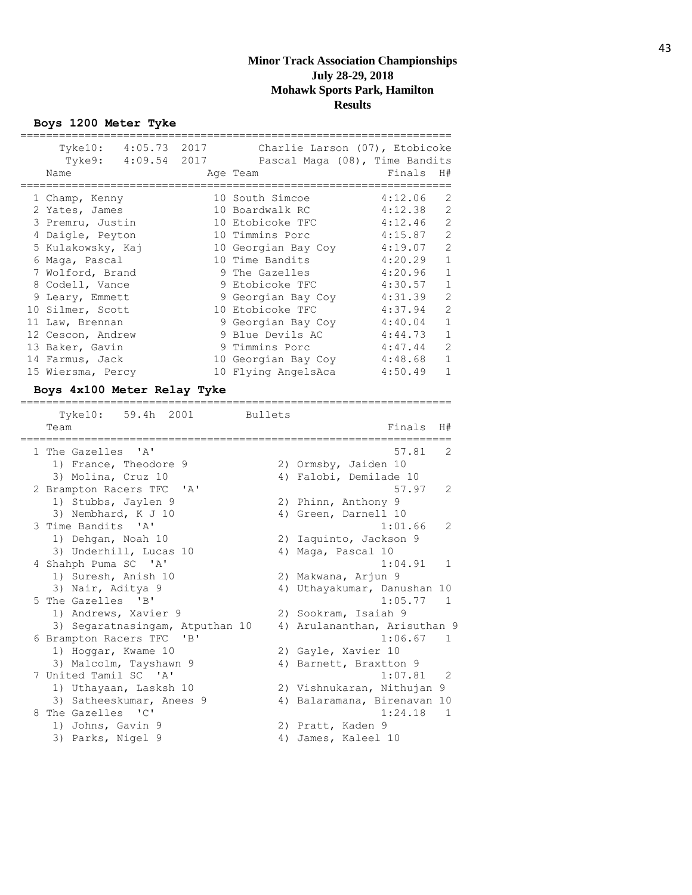# Minor Track Association Championships
## July 28-29, 2018
## Mohawk Sports Park, Hamilton
## Results

### Boys 1200 Meter Tyke

Tyke10: 4:05.73 2017 Charlie Larson (07), Etobicoke
Tyke9: 4:09.54 2017 Pascal Maga (08), Time Bandits

| | Name | Age | Team | Finals | H# |
|---|---|---|---|---|---|
| 1 | Champ, Kenny | 10 | South Simcoe | 4:12.06 | 2 |
| 2 | Yates, James | 10 | Boardwalk RC | 4:12.38 | 2 |
| 3 | Premru, Justin | 10 | Etobicoke TFC | 4:12.46 | 2 |
| 4 | Daigle, Peyton | 10 | Timmins Porc | 4:15.87 | 2 |
| 5 | Kulakowsky, Kaj | 10 | Georgian Bay Coy | 4:19.07 | 2 |
| 6 | Maga, Pascal | 10 | Time Bandits | 4:20.29 | 1 |
| 7 | Wolford, Brand | 9 | The Gazelles | 4:20.96 | 1 |
| 8 | Codell, Vance | 9 | Etobicoke TFC | 4:30.57 | 1 |
| 9 | Leary, Emmett | 9 | Georgian Bay Coy | 4:31.39 | 2 |
| 10 | Silmer, Scott | 10 | Etobicoke TFC | 4:37.94 | 2 |
| 11 | Law, Brennan | 9 | Georgian Bay Coy | 4:40.04 | 1 |
| 12 | Cescon, Andrew | 9 | Blue Devils AC | 4:44.73 | 1 |
| 13 | Baker, Gavin | 9 | Timmins Porc | 4:47.44 | 2 |
| 14 | Farmus, Jack | 10 | Georgian Bay Coy | 4:48.68 | 1 |
| 15 | Wiersma, Percy | 10 | Flying AngelsAca | 4:50.49 | 1 |

### Boys 4x100 Meter Relay Tyke

Tyke10: 59.4h 2001 Bullets

| | Team | Finals | H# |
|---|---|---|---|
| 1 | The Gazelles 'A' | 57.81 | 2 |
| | 1) France, Theodore 9; 2) Ormsby, Jaiden 10; 3) Molina, Cruz 10; 4) Falobi, Demilade 10 | | |
| 2 | Brampton Racers TFC 'A' | 57.97 | 2 |
| | 1) Stubbs, Jaylen 9; 2) Phinn, Anthony 9; 3) Nembhard, K J 10; 4) Green, Darnell 10 | | |
| 3 | Time Bandits 'A' | 1:01.66 | 2 |
| | 1) Dehgan, Noah 10; 2) Iaquinto, Jackson 9; 3) Underhill, Lucas 10; 4) Maga, Pascal 10 | | |
| 4 | Shahph Puma SC 'A' | 1:04.91 | 1 |
| | 1) Suresh, Anish 10; 2) Makwana, Arjun 9; 3) Nair, Aditya 9; 4) Uthayakumar, Danushan 10 | | |
| 5 | The Gazelles 'B' | 1:05.77 | 1 |
| | 1) Andrews, Xavier 9; 2) Sookram, Isaiah 9; 3) Segaratnasingam, Atputhan 10; 4) Arulananthan, Arisuthan 9 | | |
| 6 | Brampton Racers TFC 'B' | 1:06.67 | 1 |
| | 1) Hoggar, Kwame 10; 2) Gayle, Xavier 10; 3) Malcolm, Tayshawn 9; 4) Barnett, Braxtton 9 | | |
| 7 | United Tamil SC 'A' | 1:07.81 | 2 |
| | 1) Uthayaan, Lasksh 10; 2) Vishnukaran, Nithujan 9; 3) Satheeskumar, Anees 9; 4) Balaramana, Birenavan 10 | | |
| 8 | The Gazelles 'C' | 1:24.18 | 1 |
| | 1) Johns, Gavin 9; 2) Pratt, Kaden 9; 3) Parks, Nigel 9; 4) James, Kaleel 10 | | |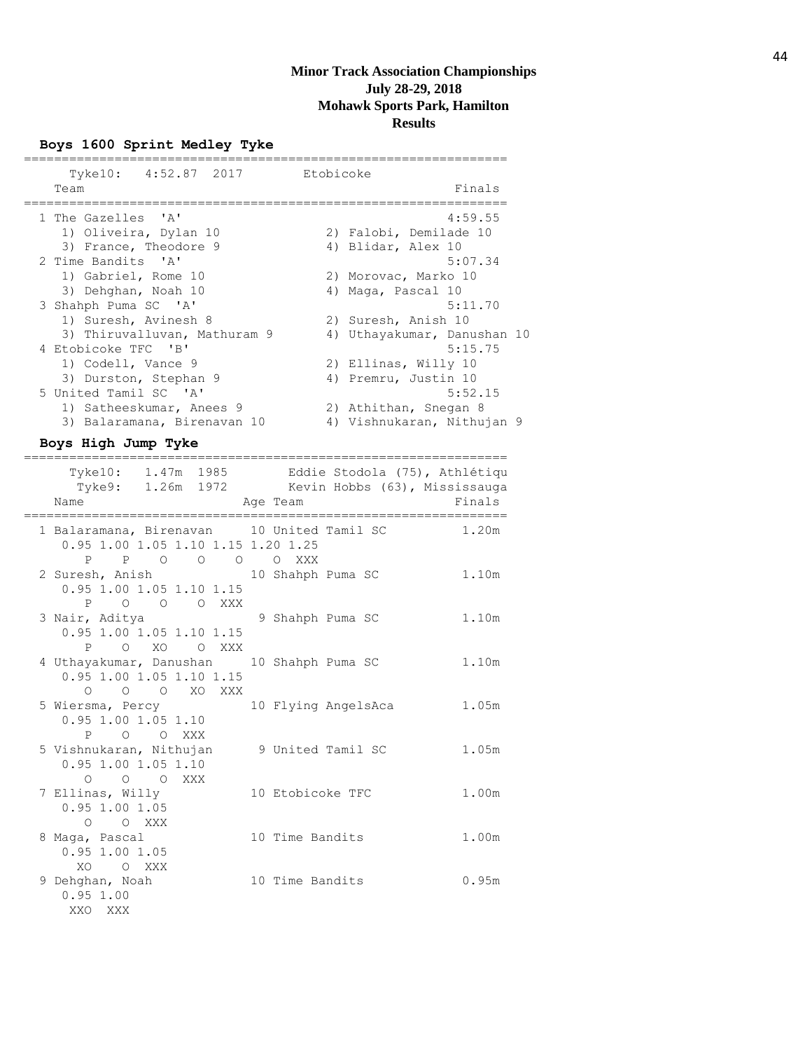# Minor Track Association Championships
**July 28-29, 2018**
**Mohawk Sports Park, Hamilton**
**Results**

## Boys 1600 Sprint Medley Tyke

```
================================================================
     Tyke10:  4:52.87  2017        Etobicoke
   Team                                                   Finals
================================================================
  1 The Gazelles  'A'                                    4:59.55
     1) Oliveira, Dylan 10             2) Falobi, Demilade 10
     3) France, Theodore 9             4) Blidar, Alex 10
  2 Time Bandits  'A'                                    5:07.34
     1) Gabriel, Rome 10               2) Morovac, Marko 10
     3) Dehghan, Noah 10               4) Maga, Pascal 10
  3 Shahph Puma SC  'A'                                  5:11.70
     1) Suresh, Avinesh 8              2) Suresh, Anish 10
     3) Thiruvalluvan, Mathuram 9      4) Uthayakumar, Danushan 10
  4 Etobicoke TFC  'B'                                   5:15.75
     1) Codell, Vance 9                2) Ellinas, Willy 10
     3) Durston, Stephan 9             4) Premru, Justin 10
  5 United Tamil SC  'A'                                 5:52.15
     1) Satheeskumar, Anees 9          2) Athithan, Snegan 8
     3) Balaramana, Birenavan 10       4) Vishnukaran, Nithujan 9
```

## Boys High Jump Tyke

```
================================================================
     Tyke10:   1.47m  1985        Eddie Stodola (75), Athlétiqu
      Tyke9:   1.26m  1972        Kevin Hobbs (63), Mississauga
   Name                    Age Team                       Finals
================================================================
  1 Balaramana, Birenavan     10 United Tamil SC           1.20m
     0.95 1.00 1.05 1.10 1.15 1.20 1.25
        P    P    O    O    O    O  XXX
  2 Suresh, Anish             10 Shahph Puma SC            1.10m
     0.95 1.00 1.05 1.10 1.15
        P    O    O    O  XXX
  3 Nair, Aditya               9 Shahph Puma SC            1.10m
     0.95 1.00 1.05 1.10 1.15
        P    O   XO    O  XXX
  4 Uthayakumar, Danushan     10 Shahph Puma SC            1.10m
     0.95 1.00 1.05 1.10 1.15
        O    O    O   XO  XXX
  5 Wiersma, Percy            10 Flying AngelsAca          1.05m
     0.95 1.00 1.05 1.10
        P    O    O  XXX
  5 Vishnukaran, Nithujan      9 United Tamil SC           1.05m
     0.95 1.00 1.05 1.10
        O    O    O  XXX
  7 Ellinas, Willy            10 Etobicoke TFC             1.00m
     0.95 1.00 1.05
        O    O  XXX
  8 Maga, Pascal              10 Time Bandits              1.00m
     0.95 1.00 1.05
       XO    O  XXX
  9 Dehghan, Noah             10 Time Bandits              0.95m
     0.95 1.00
      XXO  XXX
```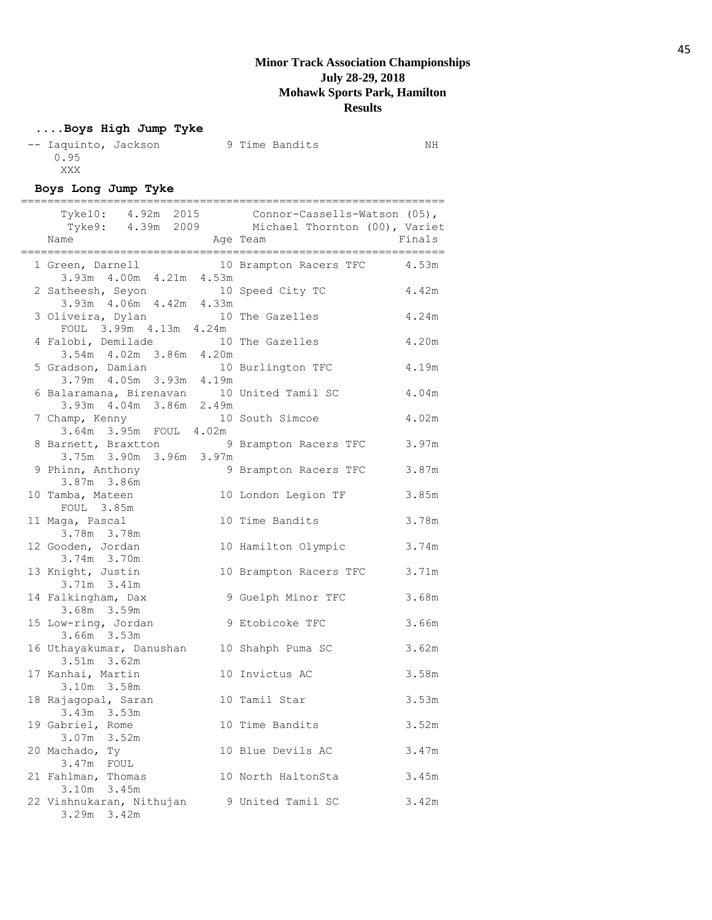**Minor Track Association Championships**
**July 28-29, 2018**
**Mohawk Sports Park, Hamilton**
**Results**

### ....Boys High Jump Tyke

```
 -- Iaquinto, Jackson          9 Time Bandits               NH
     0.95
      XXX
```

### Boys Long Jump Tyke

```
=================================================================
      Tyke10:   4.92m  2015        Connor-Cassells-Watson (05),
       Tyke9:   4.39m  2009       Michael Thornton (00), Variet
    Name                       Age Team                  Finals
=================================================================
  1 Green, Darnell            10 Brampton Racers TFC      4.53m
      3.93m  4.00m  4.21m  4.53m
  2 Satheesh, Seyon           10 Speed City TC            4.42m
      3.93m  4.06m  4.42m  4.33m
  3 Oliveira, Dylan           10 The Gazelles             4.24m
      FOUL  3.99m  4.13m  4.24m
  4 Falobi, Demilade          10 The Gazelles             4.20m
      3.54m  4.02m  3.86m  4.20m
  5 Gradson, Damian           10 Burlington TFC           4.19m
      3.79m  4.05m  3.93m  4.19m
  6 Balaramana, Birenavan     10 United Tamil SC          4.04m
      3.93m  4.04m  3.86m  2.49m
  7 Champ, Kenny              10 South Simcoe             4.02m
      3.64m  3.95m  FOUL  4.02m
  8 Barnett, Braxtton          9 Brampton Racers TFC      3.97m
      3.75m  3.90m  3.96m  3.97m
  9 Phinn, Anthony             9 Brampton Racers TFC      3.87m
      3.87m  3.86m
 10 Tamba, Mateen             10 London Legion TF         3.85m
      FOUL  3.85m
 11 Maga, Pascal              10 Time Bandits             3.78m
      3.78m  3.78m
 12 Gooden, Jordan            10 Hamilton Olympic         3.74m
      3.74m  3.70m
 13 Knight, Justin            10 Brampton Racers TFC      3.71m
      3.71m  3.41m
 14 Falkingham, Dax            9 Guelph Minor TFC         3.68m
      3.68m  3.59m
 15 Low-ring, Jordan           9 Etobicoke TFC            3.66m
      3.66m  3.53m
 16 Uthayakumar, Danushan     10 Shahph Puma SC           3.62m
      3.51m  3.62m
 17 Kanhai, Martin            10 Invictus AC              3.58m
      3.10m  3.58m
 18 Rajagopal, Saran          10 Tamil Star               3.53m
      3.43m  3.53m
 19 Gabriel, Rome             10 Time Bandits             3.52m
      3.07m  3.52m
 20 Machado, Ty               10 Blue Devils AC           3.47m
      3.47m  FOUL
 21 Fahlman, Thomas           10 North HaltonSta          3.45m
      3.10m  3.45m
 22 Vishnukaran, Nithujan      9 United Tamil SC          3.42m
      3.29m  3.42m
```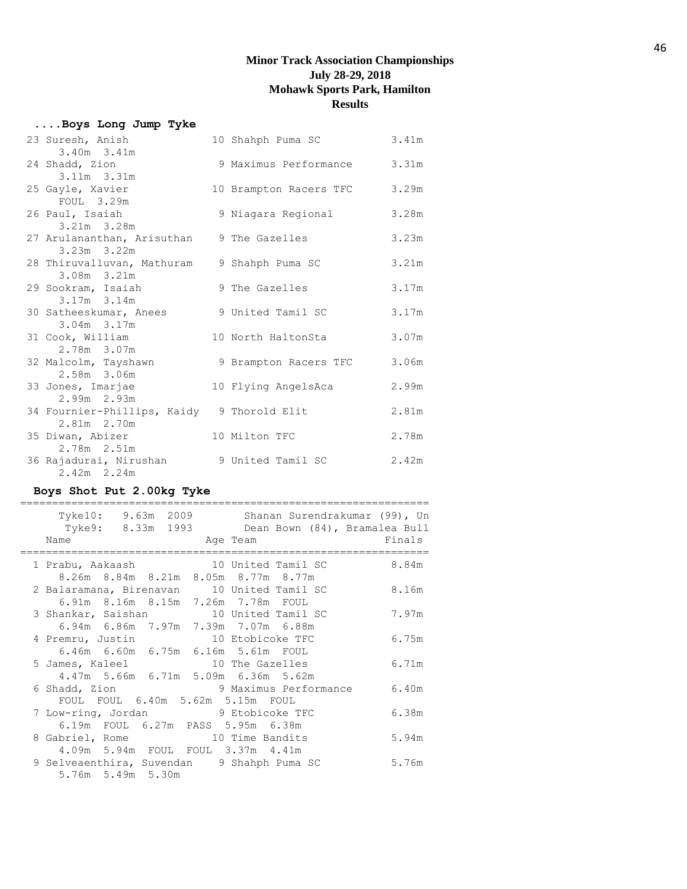**Minor Track Association Championships**
**July 28-29, 2018**
**Mohawk Sports Park, Hamilton**
**Results**

### ....Boys Long Jump Tyke

```
 23 Suresh, Anish              10 Shahph Puma SC             3.41m
      3.40m  3.41m
 24 Shadd, Zion                 9 Maximus Performance        3.31m
      3.11m  3.31m
 25 Gayle, Xavier              10 Brampton Racers TFC        3.29m
      FOUL  3.29m
 26 Paul, Isaiah                9 Niagara Regional           3.28m
      3.21m  3.28m
 27 Arulananthan, Arisuthan     9 The Gazelles               3.23m
      3.23m  3.22m
 28 Thiruvalluvan, Mathuram     9 Shahph Puma SC             3.21m
      3.08m  3.21m
 29 Sookram, Isaiah             9 The Gazelles               3.17m
      3.17m  3.14m
 30 Satheeskumar, Anees         9 United Tamil SC            3.17m
      3.04m  3.17m
 31 Cook, William              10 North HaltonSta            3.07m
      2.78m  3.07m
 32 Malcolm, Tayshawn           9 Brampton Racers TFC        3.06m
      2.58m  3.06m
 33 Jones, Imarjae             10 Flying AngelsAca           2.99m
      2.99m  2.93m
 34 Fournier-Phillips, Kaidy    9 Thorold Elit               2.81m
      2.81m  2.70m
 35 Diwan, Abizer              10 Milton TFC                 2.78m
      2.78m  2.51m
 36 Rajadurai, Nirushan         9 United Tamil SC            2.42m
      2.42m  2.24m
```

### Boys Shot Put 2.00kg Tyke

```
================================================================
     Tyke10:   9.63m  2009        Shanan Surendrakumar (99), Un
      Tyke9:   8.33m  1993        Dean Bown (84), Bramalea Bull
  Name                    Age Team                       Finals
================================================================
  1 Prabu, Aakaash             10 United Tamil SC          8.84m
      8.26m  8.84m  8.21m  8.05m  8.77m  8.77m
  2 Balaramana, Birenavan      10 United Tamil SC          8.16m
      6.91m  8.16m  8.15m  7.26m  7.78m  FOUL
  3 Shankar, Saishan           10 United Tamil SC          7.97m
      6.94m  6.86m  7.97m  7.39m  7.07m  6.88m
  4 Premru, Justin             10 Etobicoke TFC            6.75m
      6.46m  6.60m  6.75m  6.16m  5.61m  FOUL
  5 James, Kaleel              10 The Gazelles             6.71m
      4.47m  5.66m  6.71m  5.09m  6.36m  5.62m
  6 Shadd, Zion                 9 Maximus Performance      6.40m
      FOUL  FOUL  6.40m  5.62m  5.15m  FOUL
  7 Low-ring, Jordan            9 Etobicoke TFC            6.38m
      6.19m  FOUL  6.27m  PASS  5.95m  6.38m
  8 Gabriel, Rome              10 Time Bandits             5.94m
      4.09m  5.94m  FOUL  FOUL  3.37m  4.41m
  9 Selveaenthira, Suvendan     9 Shahph Puma SC           5.76m
      5.76m  5.49m  5.30m
```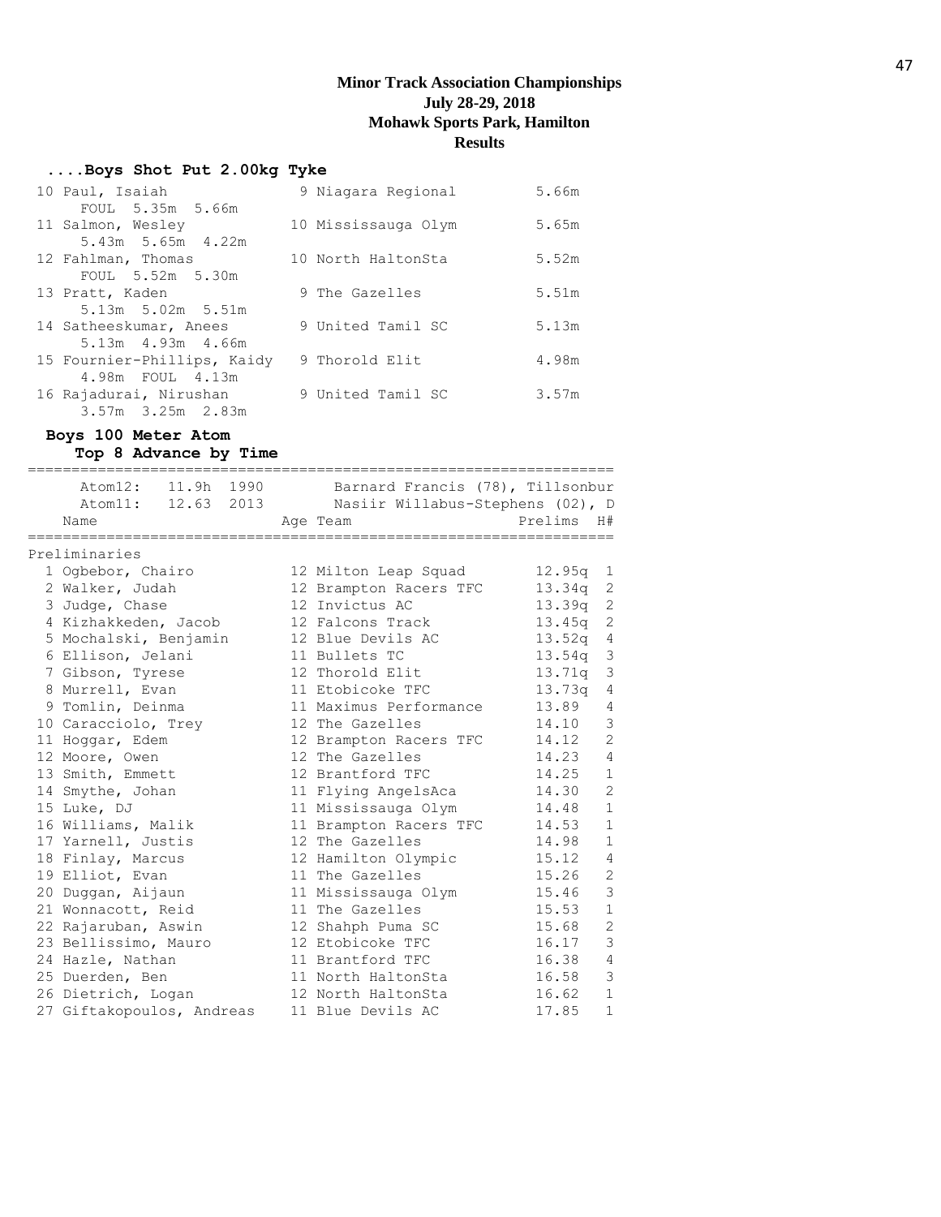# Minor Track Association Championships
## July 28-29, 2018
## Mohawk Sports Park, Hamilton
## Results

### ....Boys Shot Put 2.00kg Tyke

| | Name | Age | Team | Mark |
|---|---|---|---|---|
| 10 | Paul, Isaiah | 9 | Niagara Regional | 5.66m |
| | FOUL 5.35m 5.66m | | | |
| 11 | Salmon, Wesley | 10 | Mississauga Olym | 5.65m |
| | 5.43m 5.65m 4.22m | | | |
| 12 | Fahlman, Thomas | 10 | North HaltonSta | 5.52m |
| | FOUL 5.52m 5.30m | | | |
| 13 | Pratt, Kaden | 9 | The Gazelles | 5.51m |
| | 5.13m 5.02m 5.51m | | | |
| 14 | Satheeskumar, Anees | 9 | United Tamil SC | 5.13m |
| | 5.13m 4.93m 4.66m | | | |
| 15 | Fournier-Phillips, Kaidy | 9 | Thorold Elit | 4.98m |
| | 4.98m FOUL 4.13m | | | |
| 16 | Rajadurai, Nirushan | 9 | United Tamil SC | 3.57m |
| | 3.57m 3.25m 2.83m | | | |

### Boys 100 Meter Atom
**Top 8 Advance by Time**

Atom12: 11.9h 1990 Barnard Francis (78), Tillsonbur
Atom11: 12.63 2013 Nasiir Willabus-Stephens (02), D

**Preliminaries**

| | Name | Age | Team | Prelims | H# |
|---|---|---|---|---|---|
| 1 | Ogbebor, Chairo | 12 | Milton Leap Squad | 12.95q | 1 |
| 2 | Walker, Judah | 12 | Brampton Racers TFC | 13.34q | 2 |
| 3 | Judge, Chase | 12 | Invictus AC | 13.39q | 2 |
| 4 | Kizhakkeden, Jacob | 12 | Falcons Track | 13.45q | 2 |
| 5 | Mochalski, Benjamin | 12 | Blue Devils AC | 13.52q | 4 |
| 6 | Ellison, Jelani | 11 | Bullets TC | 13.54q | 3 |
| 7 | Gibson, Tyrese | 12 | Thorold Elit | 13.71q | 3 |
| 8 | Murrell, Evan | 11 | Etobicoke TFC | 13.73q | 4 |
| 9 | Tomlin, Deinma | 11 | Maximus Performance | 13.89 | 4 |
| 10 | Caracciolo, Trey | 12 | The Gazelles | 14.10 | 3 |
| 11 | Hoggar, Edem | 12 | Brampton Racers TFC | 14.12 | 2 |
| 12 | Moore, Owen | 12 | The Gazelles | 14.23 | 4 |
| 13 | Smith, Emmett | 12 | Brantford TFC | 14.25 | 1 |
| 14 | Smythe, Johan | 11 | Flying AngelsAca | 14.30 | 2 |
| 15 | Luke, DJ | 11 | Mississauga Olym | 14.48 | 1 |
| 16 | Williams, Malik | 11 | Brampton Racers TFC | 14.53 | 1 |
| 17 | Yarnell, Justis | 12 | The Gazelles | 14.98 | 1 |
| 18 | Finlay, Marcus | 12 | Hamilton Olympic | 15.12 | 4 |
| 19 | Elliot, Evan | 11 | The Gazelles | 15.26 | 2 |
| 20 | Duggan, Aijaun | 11 | Mississauga Olym | 15.46 | 3 |
| 21 | Wonnacott, Reid | 11 | The Gazelles | 15.53 | 1 |
| 22 | Rajaruban, Aswin | 12 | Shahph Puma SC | 15.68 | 2 |
| 23 | Bellissimo, Mauro | 12 | Etobicoke TFC | 16.17 | 3 |
| 24 | Hazle, Nathan | 11 | Brantford TFC | 16.38 | 4 |
| 25 | Duerden, Ben | 11 | North HaltonSta | 16.58 | 3 |
| 26 | Dietrich, Logan | 12 | North HaltonSta | 16.62 | 1 |
| 27 | Giftakopoulos, Andreas | 11 | Blue Devils AC | 17.85 | 1 |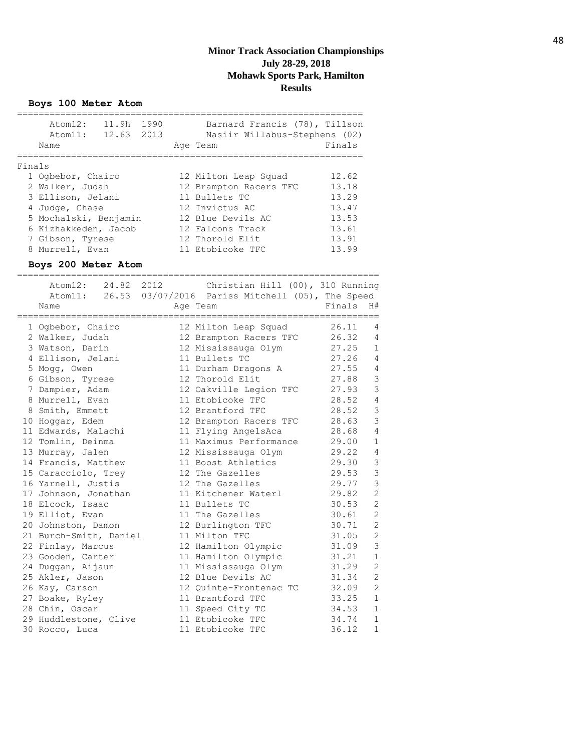# Minor Track Association Championships
## July 28-29, 2018
## Mohawk Sports Park, Hamilton
## Results

### Boys 100 Meter Atom

Atom12: 11.9h 1990 Barnard Francis (78), Tillson
Atom11: 12.63 2013 Nasiir Willabus-Stephens (02)

**Finals**

| Place | Name | Age | Team | Finals |
|---|---|---|---|---|
| 1 | Ogbebor, Chairo | 12 | Milton Leap Squad | 12.62 |
| 2 | Walker, Judah | 12 | Brampton Racers TFC | 13.18 |
| 3 | Ellison, Jelani | 11 | Bullets TC | 13.29 |
| 4 | Judge, Chase | 12 | Invictus AC | 13.47 |
| 5 | Mochalski, Benjamin | 12 | Blue Devils AC | 13.53 |
| 6 | Kizhakkeden, Jacob | 12 | Falcons Track | 13.61 |
| 7 | Gibson, Tyrese | 12 | Thorold Elit | 13.91 |
| 8 | Murrell, Evan | 11 | Etobicoke TFC | 13.99 |

### Boys 200 Meter Atom

Atom12: 24.82 2012 Christian Hill (00), 310 Running
Atom11: 26.53 03/07/2016 Pariss Mitchell (05), The Speed

| Place | Name | Age | Team | Finals | H# |
|---|---|---|---|---|---|
| 1 | Ogbebor, Chairo | 12 | Milton Leap Squad | 26.11 | 4 |
| 2 | Walker, Judah | 12 | Brampton Racers TFC | 26.32 | 4 |
| 3 | Watson, Darin | 12 | Mississauga Olym | 27.25 | 1 |
| 4 | Ellison, Jelani | 11 | Bullets TC | 27.26 | 4 |
| 5 | Mogg, Owen | 11 | Durham Dragons A | 27.55 | 4 |
| 6 | Gibson, Tyrese | 12 | Thorold Elit | 27.88 | 3 |
| 7 | Dampier, Adam | 12 | Oakville Legion TFC | 27.93 | 3 |
| 8 | Murrell, Evan | 11 | Etobicoke TFC | 28.52 | 4 |
| 8 | Smith, Emmett | 12 | Brantford TFC | 28.52 | 3 |
| 10 | Hoggar, Edem | 12 | Brampton Racers TFC | 28.63 | 3 |
| 11 | Edwards, Malachi | 11 | Flying AngelsAca | 28.68 | 4 |
| 12 | Tomlin, Deinma | 11 | Maximus Performance | 29.00 | 1 |
| 13 | Murray, Jalen | 12 | Mississauga Olym | 29.22 | 4 |
| 14 | Francis, Matthew | 11 | Boost Athletics | 29.30 | 3 |
| 15 | Caracciolo, Trey | 12 | The Gazelles | 29.53 | 3 |
| 16 | Yarnell, Justis | 12 | The Gazelles | 29.77 | 3 |
| 17 | Johnson, Jonathan | 11 | Kitchener Waterl | 29.82 | 2 |
| 18 | Elcock, Isaac | 11 | Bullets TC | 30.53 | 2 |
| 19 | Elliot, Evan | 11 | The Gazelles | 30.61 | 2 |
| 20 | Johnston, Damon | 12 | Burlington TFC | 30.71 | 2 |
| 21 | Burch-Smith, Daniel | 11 | Milton TFC | 31.05 | 2 |
| 22 | Finlay, Marcus | 12 | Hamilton Olympic | 31.09 | 3 |
| 23 | Gooden, Carter | 11 | Hamilton Olympic | 31.21 | 1 |
| 24 | Duggan, Aijaun | 11 | Mississauga Olym | 31.29 | 2 |
| 25 | Akler, Jason | 12 | Blue Devils AC | 31.34 | 2 |
| 26 | Kay, Carson | 12 | Quinte-Frontenac TC | 32.09 | 2 |
| 27 | Boake, Ryley | 11 | Brantford TFC | 33.25 | 1 |
| 28 | Chin, Oscar | 11 | Speed City TC | 34.53 | 1 |
| 29 | Huddlestone, Clive | 11 | Etobicoke TFC | 34.74 | 1 |
| 30 | Rocco, Luca | 11 | Etobicoke TFC | 36.12 | 1 |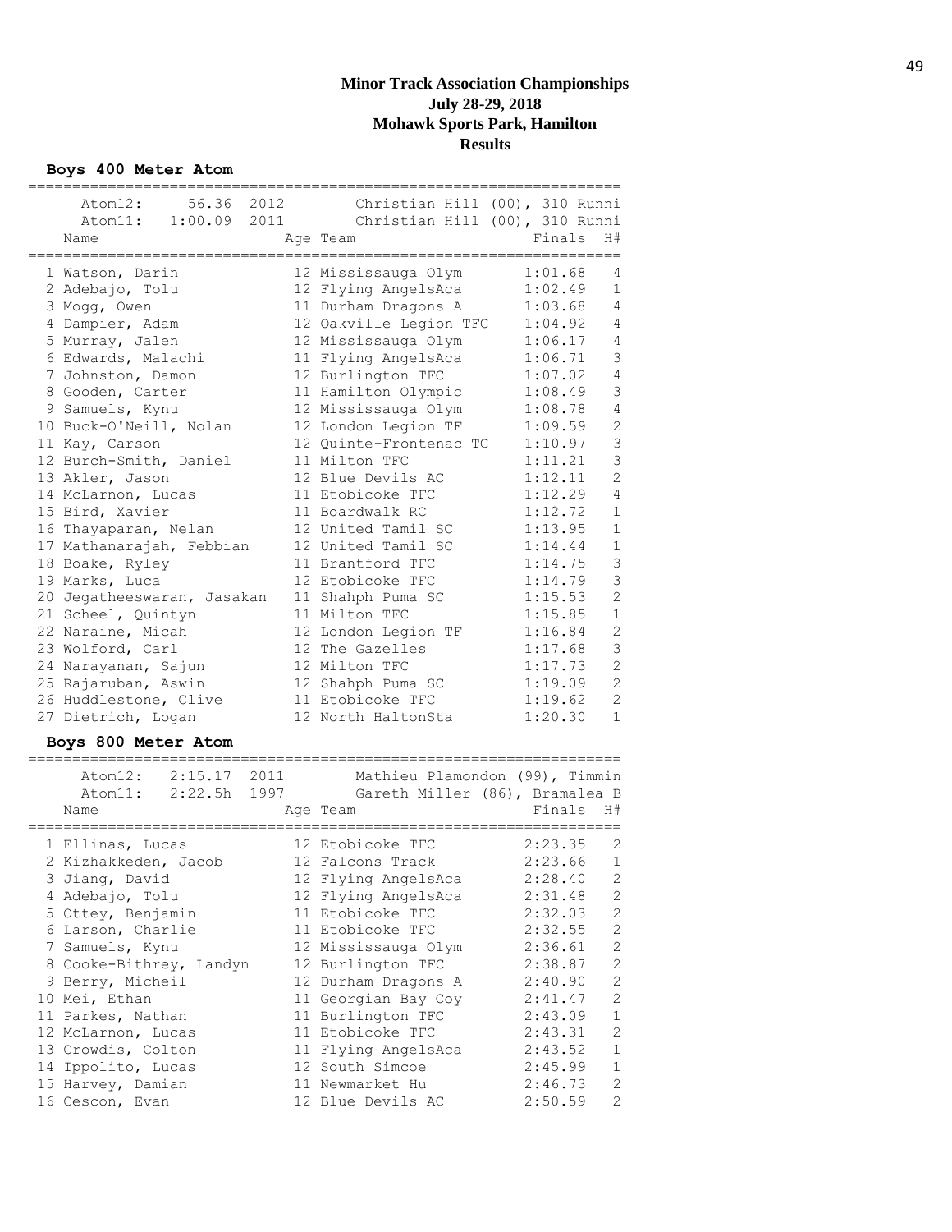# Minor Track Association Championships
## July 28-29, 2018
## Mohawk Sports Park, Hamilton
## Results

### Boys 400 Meter Atom

Atom12: 56.36 2012 Christian Hill (00), 310 Runni
Atom11: 1:00.09 2011 Christian Hill (00), 310 Runni

| | Name | Age | Team | Finals | H# |
|---|---|---|---|---|---|
| 1 | Watson, Darin | 12 | Mississauga Olym | 1:01.68 | 4 |
| 2 | Adebajo, Tolu | 12 | Flying AngelsAca | 1:02.49 | 1 |
| 3 | Mogg, Owen | 11 | Durham Dragons A | 1:03.68 | 4 |
| 4 | Dampier, Adam | 12 | Oakville Legion TFC | 1:04.92 | 4 |
| 5 | Murray, Jalen | 12 | Mississauga Olym | 1:06.17 | 4 |
| 6 | Edwards, Malachi | 11 | Flying AngelsAca | 1:06.71 | 3 |
| 7 | Johnston, Damon | 12 | Burlington TFC | 1:07.02 | 4 |
| 8 | Gooden, Carter | 11 | Hamilton Olympic | 1:08.49 | 3 |
| 9 | Samuels, Kynu | 12 | Mississauga Olym | 1:08.78 | 4 |
| 10 | Buck-O'Neill, Nolan | 12 | London Legion TF | 1:09.59 | 2 |
| 11 | Kay, Carson | 12 | Quinte-Frontenac TC | 1:10.97 | 3 |
| 12 | Burch-Smith, Daniel | 11 | Milton TFC | 1:11.21 | 3 |
| 13 | Akler, Jason | 12 | Blue Devils AC | 1:12.11 | 2 |
| 14 | McLarnon, Lucas | 11 | Etobicoke TFC | 1:12.29 | 4 |
| 15 | Bird, Xavier | 11 | Boardwalk RC | 1:12.72 | 1 |
| 16 | Thayaparan, Nelan | 12 | United Tamil SC | 1:13.95 | 1 |
| 17 | Mathanarajah, Febbian | 12 | United Tamil SC | 1:14.44 | 1 |
| 18 | Boake, Ryley | 11 | Brantford TFC | 1:14.75 | 3 |
| 19 | Marks, Luca | 12 | Etobicoke TFC | 1:14.79 | 3 |
| 20 | Jegatheeswaran, Jasakan | 11 | Shahph Puma SC | 1:15.53 | 2 |
| 21 | Scheel, Quintyn | 11 | Milton TFC | 1:15.85 | 1 |
| 22 | Naraine, Micah | 12 | London Legion TF | 1:16.84 | 2 |
| 23 | Wolford, Carl | 12 | The Gazelles | 1:17.68 | 3 |
| 24 | Narayanan, Sajun | 12 | Milton TFC | 1:17.73 | 2 |
| 25 | Rajaruban, Aswin | 12 | Shahph Puma SC | 1:19.09 | 2 |
| 26 | Huddlestone, Clive | 11 | Etobicoke TFC | 1:19.62 | 2 |
| 27 | Dietrich, Logan | 12 | North HaltonSta | 1:20.30 | 1 |

### Boys 800 Meter Atom

Atom12: 2:15.17 2011 Mathieu Plamondon (99), Timmin
Atom11: 2:22.5h 1997 Gareth Miller (86), Bramalea B

| | Name | Age | Team | Finals | H# |
|---|---|---|---|---|---|
| 1 | Ellinas, Lucas | 12 | Etobicoke TFC | 2:23.35 | 2 |
| 2 | Kizhakkeden, Jacob | 12 | Falcons Track | 2:23.66 | 1 |
| 3 | Jiang, David | 12 | Flying AngelsAca | 2:28.40 | 2 |
| 4 | Adebajo, Tolu | 12 | Flying AngelsAca | 2:31.48 | 2 |
| 5 | Ottey, Benjamin | 11 | Etobicoke TFC | 2:32.03 | 2 |
| 6 | Larson, Charlie | 11 | Etobicoke TFC | 2:32.55 | 2 |
| 7 | Samuels, Kynu | 12 | Mississauga Olym | 2:36.61 | 2 |
| 8 | Cooke-Bithrey, Landyn | 12 | Burlington TFC | 2:38.87 | 2 |
| 9 | Berry, Micheil | 12 | Durham Dragons A | 2:40.90 | 2 |
| 10 | Mei, Ethan | 11 | Georgian Bay Coy | 2:41.47 | 2 |
| 11 | Parkes, Nathan | 11 | Burlington TFC | 2:43.09 | 1 |
| 12 | McLarnon, Lucas | 11 | Etobicoke TFC | 2:43.31 | 2 |
| 13 | Crowdis, Colton | 11 | Flying AngelsAca | 2:43.52 | 1 |
| 14 | Ippolito, Lucas | 12 | South Simcoe | 2:45.99 | 1 |
| 15 | Harvey, Damian | 11 | Newmarket Hu | 2:46.73 | 2 |
| 16 | Cescon, Evan | 12 | Blue Devils AC | 2:50.59 | 2 |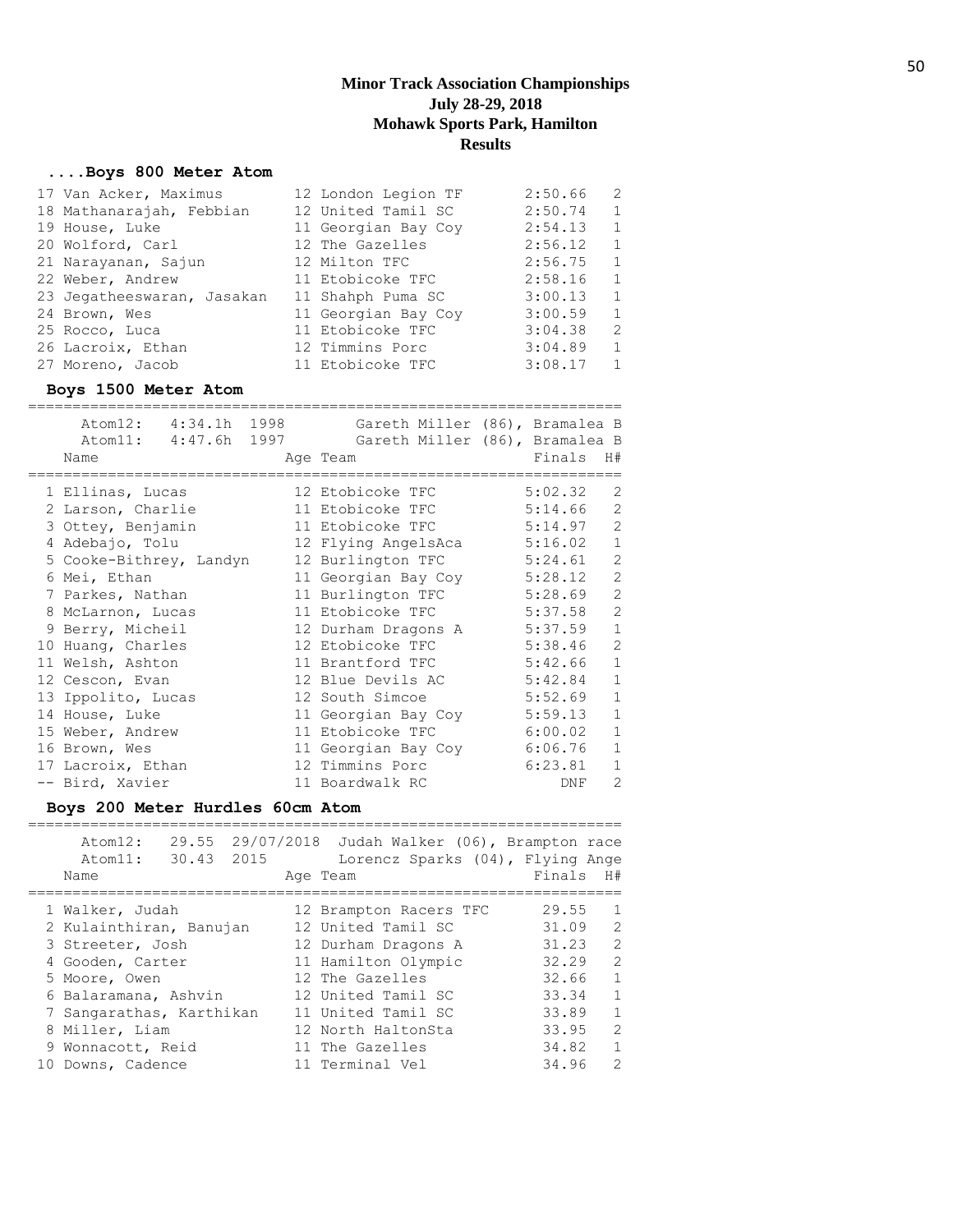**Minor Track Association Championships**
**July 28-29, 2018**
**Mohawk Sports Park, Hamilton**
**Results**

### ....Boys 800 Meter Atom

| Place | Name | Age | Team | Finals | H# |
|---|---|---|---|---|---|
| 17 | Van Acker, Maximus | 12 | London Legion TF | 2:50.66 | 2 |
| 18 | Mathanarajah, Febbian | 12 | United Tamil SC | 2:50.74 | 1 |
| 19 | House, Luke | 11 | Georgian Bay Coy | 2:54.13 | 1 |
| 20 | Wolford, Carl | 12 | The Gazelles | 2:56.12 | 1 |
| 21 | Narayanan, Sajun | 12 | Milton TFC | 2:56.75 | 1 |
| 22 | Weber, Andrew | 11 | Etobicoke TFC | 2:58.16 | 1 |
| 23 | Jegatheeswaran, Jasakan | 11 | Shahph Puma SC | 3:00.13 | 1 |
| 24 | Brown, Wes | 11 | Georgian Bay Coy | 3:00.59 | 1 |
| 25 | Rocco, Luca | 11 | Etobicoke TFC | 3:04.38 | 2 |
| 26 | Lacroix, Ethan | 12 | Timmins Porc | 3:04.89 | 1 |
| 27 | Moreno, Jacob | 11 | Etobicoke TFC | 3:08.17 | 1 |

### Boys 1500 Meter Atom

Atom12: 4:34.1h 1998 Gareth Miller (86), Bramalea B
Atom11: 4:47.6h 1997 Gareth Miller (86), Bramalea B

| Place | Name | Age | Team | Finals | H# |
|---|---|---|---|---|---|
| 1 | Ellinas, Lucas | 12 | Etobicoke TFC | 5:02.32 | 2 |
| 2 | Larson, Charlie | 11 | Etobicoke TFC | 5:14.66 | 2 |
| 3 | Ottey, Benjamin | 11 | Etobicoke TFC | 5:14.97 | 2 |
| 4 | Adebajo, Tolu | 12 | Flying AngelsAca | 5:16.02 | 1 |
| 5 | Cooke-Bithrey, Landyn | 12 | Burlington TFC | 5:24.61 | 2 |
| 6 | Mei, Ethan | 11 | Georgian Bay Coy | 5:28.12 | 2 |
| 7 | Parkes, Nathan | 11 | Burlington TFC | 5:28.69 | 2 |
| 8 | McLarnon, Lucas | 11 | Etobicoke TFC | 5:37.58 | 2 |
| 9 | Berry, Micheil | 12 | Durham Dragons A | 5:37.59 | 1 |
| 10 | Huang, Charles | 12 | Etobicoke TFC | 5:38.46 | 2 |
| 11 | Welsh, Ashton | 11 | Brantford TFC | 5:42.66 | 1 |
| 12 | Cescon, Evan | 12 | Blue Devils AC | 5:42.84 | 1 |
| 13 | Ippolito, Lucas | 12 | South Simcoe | 5:52.69 | 1 |
| 14 | House, Luke | 11 | Georgian Bay Coy | 5:59.13 | 1 |
| 15 | Weber, Andrew | 11 | Etobicoke TFC | 6:00.02 | 1 |
| 16 | Brown, Wes | 11 | Georgian Bay Coy | 6:06.76 | 1 |
| 17 | Lacroix, Ethan | 12 | Timmins Porc | 6:23.81 | 1 |
| -- | Bird, Xavier | 11 | Boardwalk RC | DNF | 2 |

### Boys 200 Meter Hurdles 60cm Atom

Atom12: 29.55 29/07/2018 Judah Walker (06), Brampton race
Atom11: 30.43 2015 Lorencz Sparks (04), Flying Ange

| Place | Name | Age | Team | Finals | H# |
|---|---|---|---|---|---|
| 1 | Walker, Judah | 12 | Brampton Racers TFC | 29.55 | 1 |
| 2 | Kulainthiran, Banujan | 12 | United Tamil SC | 31.09 | 2 |
| 3 | Streeter, Josh | 12 | Durham Dragons A | 31.23 | 2 |
| 4 | Gooden, Carter | 11 | Hamilton Olympic | 32.29 | 2 |
| 5 | Moore, Owen | 12 | The Gazelles | 32.66 | 1 |
| 6 | Balaramana, Ashvin | 12 | United Tamil SC | 33.34 | 1 |
| 7 | Sangarathas, Karthikan | 11 | United Tamil SC | 33.89 | 1 |
| 8 | Miller, Liam | 12 | North HaltonSta | 33.95 | 2 |
| 9 | Wonnacott, Reid | 11 | The Gazelles | 34.82 | 1 |
| 10 | Downs, Cadence | 11 | Terminal Vel | 34.96 | 2 |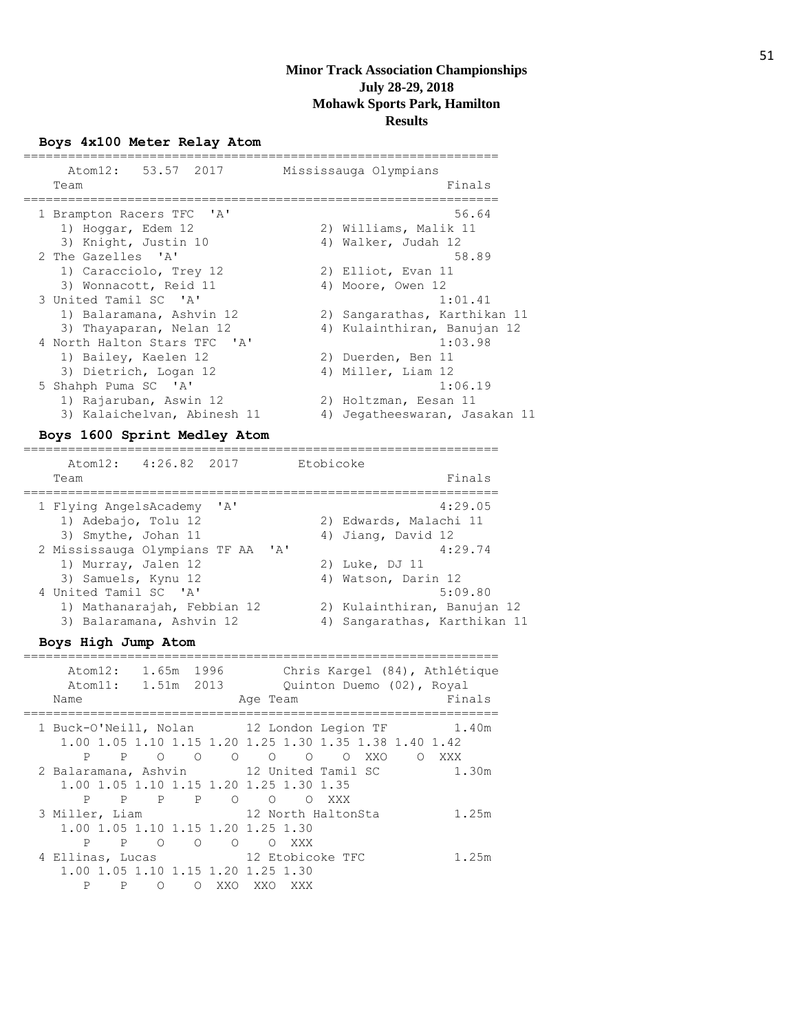**Minor Track Association Championships**
**July 28-29, 2018**
**Mohawk Sports Park, Hamilton**
**Results**

### Boys 4x100 Meter Relay Atom

```
================================================================
     Atom12:   53.57  2017        Mississauga Olympians
   Team                                                 Finals
================================================================
  1 Brampton Racers TFC  'A'                             56.64
     1) Hoggar, Edem 12                2) Williams, Malik 11
     3) Knight, Justin 10              4) Walker, Judah 12
  2 The Gazelles  'A'                                    58.89
     1) Caracciolo, Trey 12            2) Elliot, Evan 11
     3) Wonnacott, Reid 11             4) Moore, Owen 12
  3 United Tamil SC  'A'                               1:01.41
     1) Balaramana, Ashvin 12          2) Sangarathas, Karthikan 11
     3) Thayaparan, Nelan 12           4) Kulainthiran, Banujan 12
  4 North Halton Stars TFC  'A'                        1:03.98
     1) Bailey, Kaelen 12              2) Duerden, Ben 11
     3) Dietrich, Logan 12             4) Miller, Liam 12
  5 Shahph Puma SC  'A'                                1:06.19
     1) Rajaruban, Aswin 12            2) Holtzman, Eesan 11
     3) Kalaichelvan, Abinesh 11       4) Jegatheeswaran, Jasakan 11
```

### Boys 1600 Sprint Medley Atom

```
================================================================
     Atom12:   4:26.82  2017       Etobicoke
   Team                                                 Finals
================================================================
  1 Flying AngelsAcademy  'A'                          4:29.05
     1) Adebajo, Tolu 12               2) Edwards, Malachi 11
     3) Smythe, Johan 11               4) Jiang, David 12
  2 Mississauga Olympians TF AA  'A'                   4:29.74
     1) Murray, Jalen 12               2) Luke, DJ 11
     3) Samuels, Kynu 12               4) Watson, Darin 12
  4 United Tamil SC  'A'                               5:09.80
     1) Mathanarajah, Febbian 12       2) Kulainthiran, Banujan 12
     3) Balaramana, Ashvin 12          4) Sangarathas, Karthikan 11
```

### Boys High Jump Atom

```
================================================================
     Atom12:   1.65m  1996        Chris Kargel (84), Athlétique
     Atom11:   1.51m  2013        Quinton Duemo (02), Royal
   Name                    Age Team                     Finals
================================================================
  1 Buck-O'Neill, Nolan       12 London Legion TF        1.40m
     1.00 1.05 1.10 1.15 1.20 1.25 1.30 1.35 1.38 1.40 1.42
        P    P    O    O    O    O    O    O  XXO    O  XXX
  2 Balaramana, Ashvin        12 United Tamil SC         1.30m
     1.00 1.05 1.10 1.15 1.20 1.25 1.30 1.35
        P    P    P    P    O    O    O  XXX
  3 Miller, Liam              12 North HaltonSta         1.25m
     1.00 1.05 1.10 1.15 1.20 1.25 1.30
        P    P    O    O    O    O  XXX
  4 Ellinas, Lucas            12 Etobicoke TFC           1.25m
     1.00 1.05 1.10 1.15 1.20 1.25 1.30
        P    P    O    O  XXO  XXO  XXX
```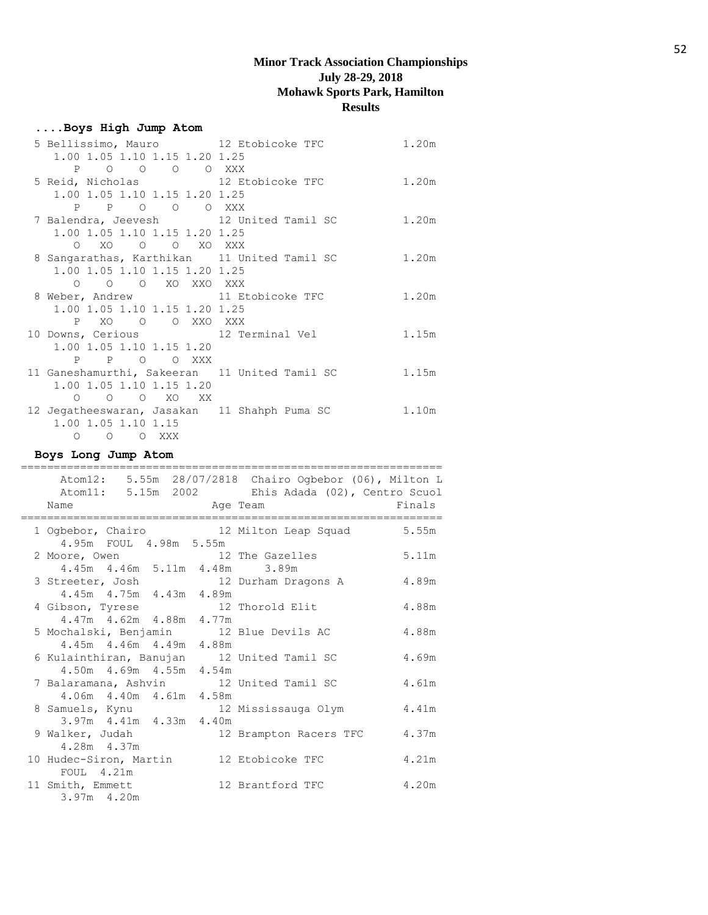**Minor Track Association Championships**
**July 28-29, 2018**
**Mohawk Sports Park, Hamilton**
**Results**

### ....Boys High Jump Atom

```
  5 Bellissimo, Mauro         12 Etobicoke TFC               1.20m
     1.00 1.05 1.10 1.15 1.20 1.25
        P    O    O    O    O  XXX
  5 Reid, Nicholas            12 Etobicoke TFC               1.20m
     1.00 1.05 1.10 1.15 1.20 1.25
        P    P    O    O    O  XXX
  7 Balendra, Jeevesh         12 United Tamil SC             1.20m
     1.00 1.05 1.10 1.15 1.20 1.25
        O   XO    O    O   XO  XXX
  8 Sangarathas, Karthikan    11 United Tamil SC             1.20m
     1.00 1.05 1.10 1.15 1.20 1.25
        O    O    O   XO  XXO  XXX
  8 Weber, Andrew             11 Etobicoke TFC               1.20m
     1.00 1.05 1.10 1.15 1.20 1.25
        P   XO    O    O  XXO  XXX
 10 Downs, Cerious            12 Terminal Vel                1.15m
     1.00 1.05 1.10 1.15 1.20
        P    P    O    O  XXX
 11 Ganeshamurthi, Sakeeran   11 United Tamil SC             1.15m
     1.00 1.05 1.10 1.15 1.20
        O    O    O   XO   XX
 12 Jegatheeswaran, Jasakan   11 Shahph Puma SC              1.10m
     1.00 1.05 1.10 1.15
        O    O    O  XXX
```

### Boys Long Jump Atom

```
================================================================
     Atom12:   5.55m  28/07/2818  Chairo Ogbebor (06), Milton L
     Atom11:   5.15m  2002        Ehis Adada (02), Centro Scuol
  Name                    Age Team                      Finals
================================================================
  1 Ogbebor, Chairo          12 Milton Leap Squad         5.55m
     4.95m  FOUL  4.98m  5.55m
  2 Moore, Owen              12 The Gazelles              5.11m
     4.45m  4.46m  5.11m  4.48m    3.89m
  3 Streeter, Josh           12 Durham Dragons A          4.89m
     4.45m  4.75m  4.43m  4.89m
  4 Gibson, Tyrese           12 Thorold Elit              4.88m
     4.47m  4.62m  4.88m  4.77m
  5 Mochalski, Benjamin      12 Blue Devils AC            4.88m
     4.45m  4.46m  4.49m  4.88m
  6 Kulainthiran, Banujan    12 United Tamil SC           4.69m
     4.50m  4.69m  4.55m  4.54m
  7 Balaramana, Ashvin       12 United Tamil SC           4.61m
     4.06m  4.40m  4.61m  4.58m
  8 Samuels, Kynu            12 Mississauga Olym          4.41m
     3.97m  4.41m  4.33m  4.40m
  9 Walker, Judah            12 Brampton Racers TFC       4.37m
     4.28m  4.37m
 10 Hudec-Siron, Martin      12 Etobicoke TFC             4.21m
     FOUL  4.21m
 11 Smith, Emmett            12 Brantford TFC             4.20m
     3.97m  4.20m
```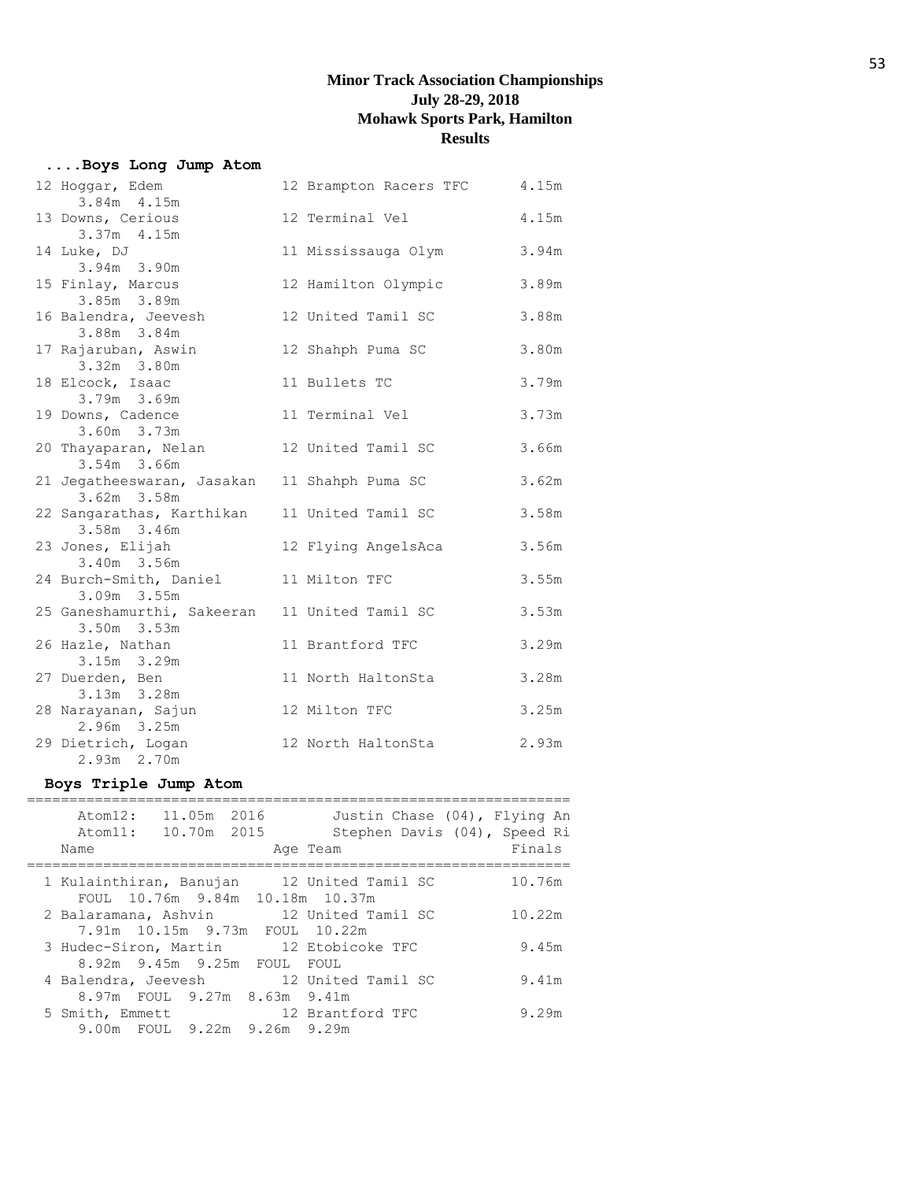# Minor Track Association Championships
## July 28-29, 2018
## Mohawk Sports Park, Hamilton
## Results

### ....Boys Long Jump Atom

```
 12 Hoggar, Edem               12 Brampton Racers TFC      4.15m
     3.84m  4.15m
 13 Downs, Cerious             12 Terminal Vel             4.15m
     3.37m  4.15m
 14 Luke, DJ                   11 Mississauga Olym         3.94m
     3.94m  3.90m
 15 Finlay, Marcus             12 Hamilton Olympic         3.89m
     3.85m  3.89m
 16 Balendra, Jeevesh          12 United Tamil SC          3.88m
     3.88m  3.84m
 17 Rajaruban, Aswin           12 Shahph Puma SC           3.80m
     3.32m  3.80m
 18 Elcock, Isaac              11 Bullets TC               3.79m
     3.79m  3.69m
 19 Downs, Cadence             11 Terminal Vel             3.73m
     3.60m  3.73m
 20 Thayaparan, Nelan          12 United Tamil SC          3.66m
     3.54m  3.66m
 21 Jegatheeswaran, Jasakan    11 Shahph Puma SC           3.62m
     3.62m  3.58m
 22 Sangarathas, Karthikan     11 United Tamil SC          3.58m
     3.58m  3.46m
 23 Jones, Elijah              12 Flying AngelsAca         3.56m
     3.40m  3.56m
 24 Burch-Smith, Daniel        11 Milton TFC               3.55m
     3.09m  3.55m
 25 Ganeshamurthi, Sakeeran    11 United Tamil SC          3.53m
     3.50m  3.53m
 26 Hazle, Nathan              11 Brantford TFC            3.29m
     3.15m  3.29m
 27 Duerden, Ben               11 North HaltonSta          3.28m
     3.13m  3.28m
 28 Narayanan, Sajun           12 Milton TFC               3.25m
     2.96m  3.25m
 29 Dietrich, Logan            12 North HaltonSta          2.93m
     2.93m  2.70m
```

### Boys Triple Jump Atom

```
================================================================
     Atom12:   11.05m  2016        Justin Chase (04), Flying An
     Atom11:   10.70m  2015        Stephen Davis (04), Speed Ri
   Name                      Age Team                    Finals
================================================================
  1 Kulainthiran, Banujan     12 United Tamil SC         10.76m
     FOUL  10.76m  9.84m  10.18m  10.37m
  2 Balaramana, Ashvin        12 United Tamil SC         10.22m
     7.91m  10.15m  9.73m  FOUL  10.22m
  3 Hudec-Siron, Martin       12 Etobicoke TFC            9.45m
     8.92m  9.45m  9.25m  FOUL  FOUL
  4 Balendra, Jeevesh         12 United Tamil SC          9.41m
     8.97m  FOUL  9.27m  8.63m  9.41m
  5 Smith, Emmett             12 Brantford TFC            9.29m
     9.00m  FOUL  9.22m  9.26m  9.29m
```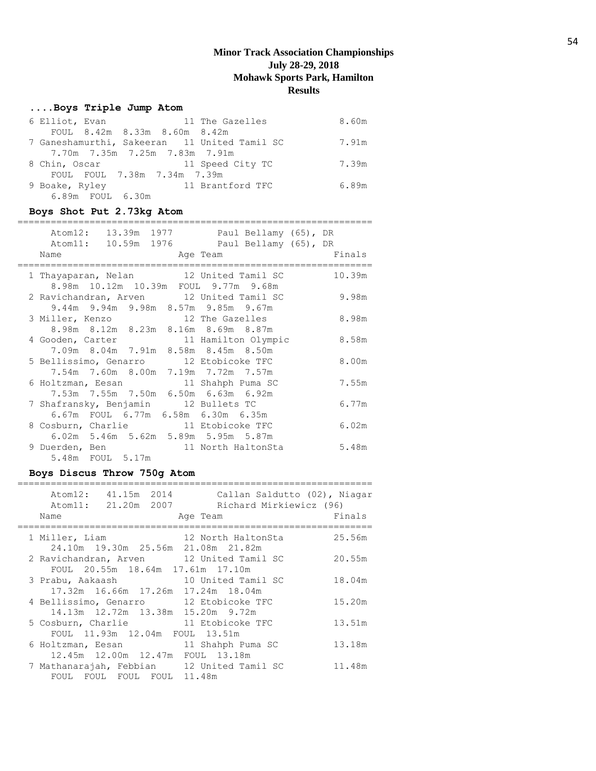# Minor Track Association Championships
## July 28-29, 2018
## Mohawk Sports Park, Hamilton
## Results

### ....Boys Triple Jump Atom

| Place | Name | Age | Team | Finals |
|---|---|---|---|---|
| 6 | Elliot, Evan | 11 | The Gazelles | 8.60m |
| | FOUL 8.42m 8.33m 8.60m 8.42m | | | |
| 7 | Ganeshamurthi, Sakeeran | 11 | United Tamil SC | 7.91m |
| | 7.70m 7.35m 7.25m 7.83m 7.91m | | | |
| 8 | Chin, Oscar | 11 | Speed City TC | 7.39m |
| | FOUL FOUL 7.38m 7.34m 7.39m | | | |
| 9 | Boake, Ryley | 11 | Brantford TFC | 6.89m |
| | 6.89m FOUL 6.30m | | | |

### Boys Shot Put 2.73kg Atom

Atom12: 13.39m 1977 Paul Bellamy (65), DR
Atom11: 10.59m 1976 Paul Bellamy (65), DR

| Place | Name | Age | Team | Finals |
|---|---|---|---|---|
| 1 | Thayaparan, Nelan | 12 | United Tamil SC | 10.39m |
| | 8.98m 10.12m 10.39m FOUL 9.77m 9.68m | | | |
| 2 | Ravichandran, Arven | 12 | United Tamil SC | 9.98m |
| | 9.44m 9.94m 9.98m 8.57m 9.85m 9.67m | | | |
| 3 | Miller, Kenzo | 12 | The Gazelles | 8.98m |
| | 8.98m 8.12m 8.23m 8.16m 8.69m 8.87m | | | |
| 4 | Gooden, Carter | 11 | Hamilton Olympic | 8.58m |
| | 7.09m 8.04m 7.91m 8.58m 8.45m 8.50m | | | |
| 5 | Bellissimo, Genarro | 12 | Etobicoke TFC | 8.00m |
| | 7.54m 7.60m 8.00m 7.19m 7.72m 7.57m | | | |
| 6 | Holtzman, Eesan | 11 | Shahph Puma SC | 7.55m |
| | 7.53m 7.55m 7.50m 6.50m 6.63m 6.92m | | | |
| 7 | Shafransky, Benjamin | 12 | Bullets TC | 6.77m |
| | 6.67m FOUL 6.77m 6.58m 6.30m 6.35m | | | |
| 8 | Cosburn, Charlie | 11 | Etobicoke TFC | 6.02m |
| | 6.02m 5.46m 5.62m 5.89m 5.95m 5.87m | | | |
| 9 | Duerden, Ben | 11 | North HaltonSta | 5.48m |
| | 5.48m FOUL 5.17m | | | |

### Boys Discus Throw 750g Atom

Atom12: 41.15m 2014 Callan Saldutto (02), Niagar
Atom11: 21.20m 2007 Richard Mirkiewicz (96)

| Place | Name | Age | Team | Finals |
|---|---|---|---|---|
| 1 | Miller, Liam | 12 | North HaltonSta | 25.56m |
| | 24.10m 19.30m 25.56m 21.08m 21.82m | | | |
| 2 | Ravichandran, Arven | 12 | United Tamil SC | 20.55m |
| | FOUL 20.55m 18.64m 17.61m 17.10m | | | |
| 3 | Prabu, Aakaash | 10 | United Tamil SC | 18.04m |
| | 17.32m 16.66m 17.26m 17.24m 18.04m | | | |
| 4 | Bellissimo, Genarro | 12 | Etobicoke TFC | 15.20m |
| | 14.13m 12.72m 13.38m 15.20m 9.72m | | | |
| 5 | Cosburn, Charlie | 11 | Etobicoke TFC | 13.51m |
| | FOUL 11.93m 12.04m FOUL 13.51m | | | |
| 6 | Holtzman, Eesan | 11 | Shahph Puma SC | 13.18m |
| | 12.45m 12.00m 12.47m FOUL 13.18m | | | |
| 7 | Mathanarajah, Febbian | 12 | United Tamil SC | 11.48m |
| | FOUL FOUL FOUL FOUL 11.48m | | | |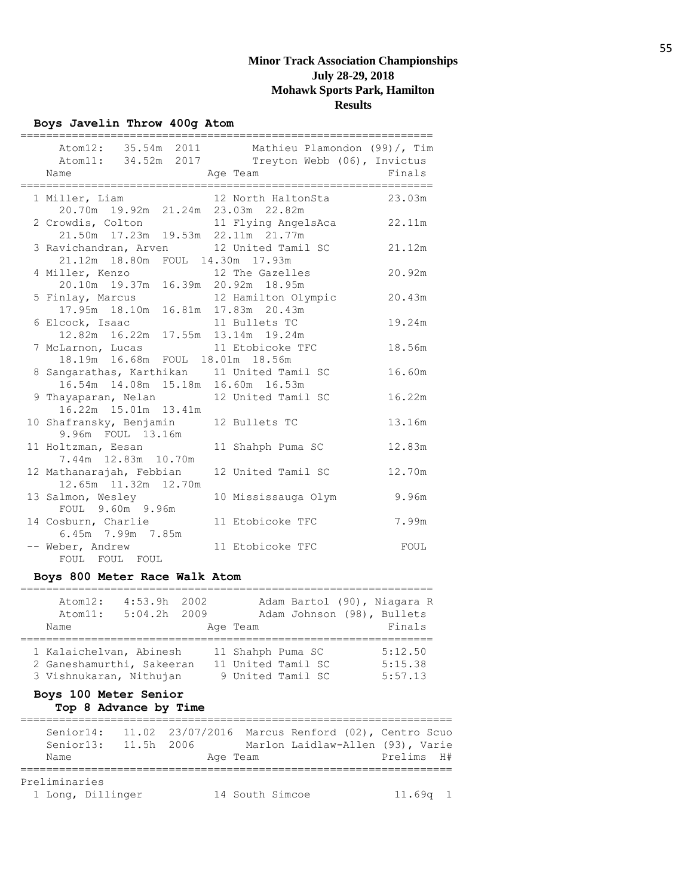# Minor Track Association Championships
**July 28-29, 2018**
**Mohawk Sports Park, Hamilton**
**Results**

## Boys Javelin Throw 400g Atom

Atom12: 35.54m 2011 Mathieu Plamondon (99)/, Tim
Atom11: 34.52m 2017 Treyton Webb (06), Invictus

| Place | Name | Age | Team | Finals |
|---|---|---|---|---|
| 1 | Miller, Liam | 12 | North HaltonSta | 23.03m |
| | 20.70m 19.92m 21.24m 23.03m 22.82m | | | |
| 2 | Crowdis, Colton | 11 | Flying AngelsAca | 22.11m |
| | 21.50m 17.23m 19.53m 22.11m 21.77m | | | |
| 3 | Ravichandran, Arven | 12 | United Tamil SC | 21.12m |
| | 21.12m 18.80m FOUL 14.30m 17.93m | | | |
| 4 | Miller, Kenzo | 12 | The Gazelles | 20.92m |
| | 20.10m 19.37m 16.39m 20.92m 18.95m | | | |
| 5 | Finlay, Marcus | 12 | Hamilton Olympic | 20.43m |
| | 17.95m 18.10m 16.81m 17.83m 20.43m | | | |
| 6 | Elcock, Isaac | 11 | Bullets TC | 19.24m |
| | 12.82m 16.22m 17.55m 13.14m 19.24m | | | |
| 7 | McLarnon, Lucas | 11 | Etobicoke TFC | 18.56m |
| | 18.19m 16.68m FOUL 18.01m 18.56m | | | |
| 8 | Sangarathas, Karthikan | 11 | United Tamil SC | 16.60m |
| | 16.54m 14.08m 15.18m 16.60m 16.53m | | | |
| 9 | Thayaparan, Nelan | 12 | United Tamil SC | 16.22m |
| | 16.22m 15.01m 13.41m | | | |
| 10 | Shafransky, Benjamin | 12 | Bullets TC | 13.16m |
| | 9.96m FOUL 13.16m | | | |
| 11 | Holtzman, Eesan | 11 | Shahph Puma SC | 12.83m |
| | 7.44m 12.83m 10.70m | | | |
| 12 | Mathanarajah, Febbian | 12 | United Tamil SC | 12.70m |
| | 12.65m 11.32m 12.70m | | | |
| 13 | Salmon, Wesley | 10 | Mississauga Olym | 9.96m |
| | FOUL 9.60m 9.96m | | | |
| 14 | Cosburn, Charlie | 11 | Etobicoke TFC | 7.99m |
| | 6.45m 7.99m 7.85m | | | |
| -- | Weber, Andrew | 11 | Etobicoke TFC | FOUL |
| | FOUL FOUL FOUL | | | |

## Boys 800 Meter Race Walk Atom

Atom12: 4:53.9h 2002 Adam Bartol (90), Niagara R
Atom11: 5:04.2h 2009 Adam Johnson (98), Bullets

| Place | Name | Age | Team | Finals |
|---|---|---|---|---|
| 1 | Kalaichelvan, Abinesh | 11 | Shahph Puma SC | 5:12.50 |
| 2 | Ganeshamurthi, Sakeeran | 11 | United Tamil SC | 5:15.38 |
| 3 | Vishnukaran, Nithujan | 9 | United Tamil SC | 5:57.13 |

## Boys 100 Meter Senior
### Top 8 Advance by Time

Senior14: 11.02 23/07/2016 Marcus Renford (02), Centro Scuo
Senior13: 11.5h 2006 Marlon Laidlaw-Allen (93), Varie

Preliminaries

| Place | Name | Age | Team | Prelims | H# |
|---|---|---|---|---|---|
| 1 | Long, Dillinger | 14 | South Simcoe | 11.69q | 1 |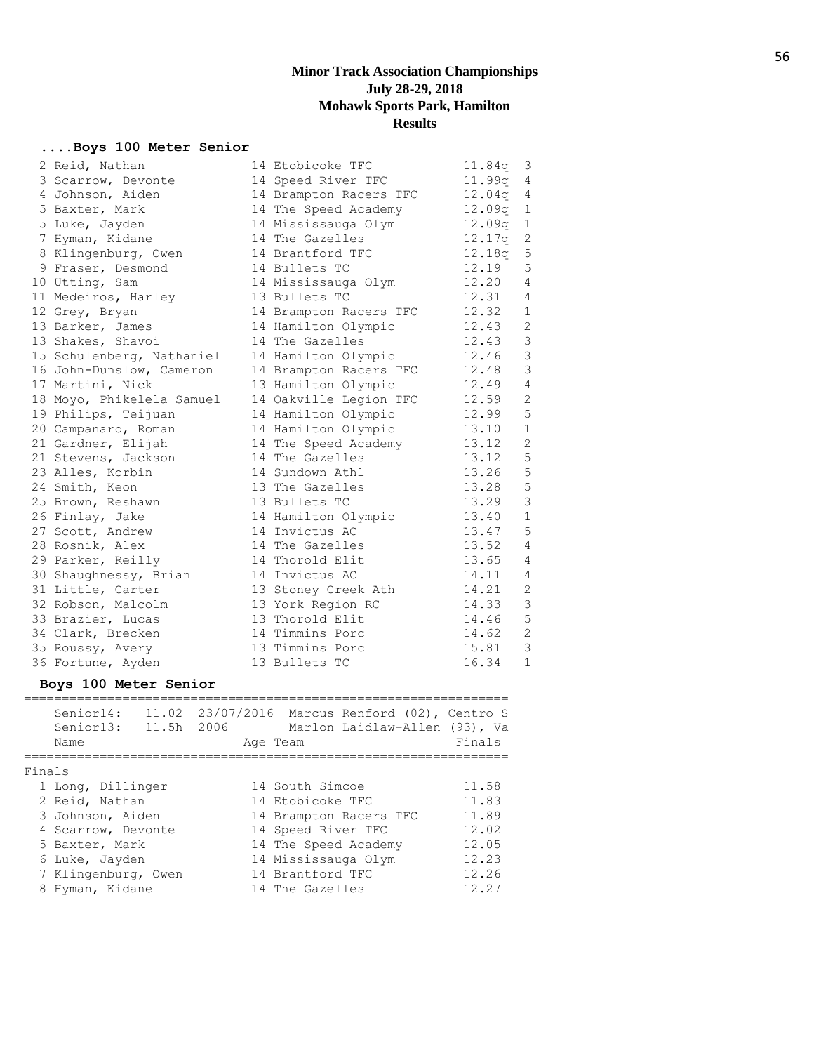# Minor Track Association Championships
## July 28-29, 2018
## Mohawk Sports Park, Hamilton
## Results

### ....Boys 100 Meter Senior

| Place | Name | Age | Team | Prelims | Heat |
|---|---|---|---|---|---|
| 2 | Reid, Nathan | 14 | Etobicoke TFC | 11.84q | 3 |
| 3 | Scarrow, Devonte | 14 | Speed River TFC | 11.99q | 4 |
| 4 | Johnson, Aiden | 14 | Brampton Racers TFC | 12.04q | 4 |
| 5 | Baxter, Mark | 14 | The Speed Academy | 12.09q | 1 |
| 5 | Luke, Jayden | 14 | Mississauga Olym | 12.09q | 1 |
| 7 | Hyman, Kidane | 14 | The Gazelles | 12.17q | 2 |
| 8 | Klingenburg, Owen | 14 | Brantford TFC | 12.18q | 5 |
| 9 | Fraser, Desmond | 14 | Bullets TC | 12.19 | 5 |
| 10 | Utting, Sam | 14 | Mississauga Olym | 12.20 | 4 |
| 11 | Medeiros, Harley | 13 | Bullets TC | 12.31 | 4 |
| 12 | Grey, Bryan | 14 | Brampton Racers TFC | 12.32 | 1 |
| 13 | Barker, James | 14 | Hamilton Olympic | 12.43 | 2 |
| 13 | Shakes, Shavoi | 14 | The Gazelles | 12.43 | 3 |
| 15 | Schulenberg, Nathaniel | 14 | Hamilton Olympic | 12.46 | 3 |
| 16 | John-Dunslow, Cameron | 14 | Brampton Racers TFC | 12.48 | 3 |
| 17 | Martini, Nick | 13 | Hamilton Olympic | 12.49 | 4 |
| 18 | Moyo, Phikelela Samuel | 14 | Oakville Legion TFC | 12.59 | 2 |
| 19 | Philips, Teijuan | 14 | Hamilton Olympic | 12.99 | 5 |
| 20 | Campanaro, Roman | 14 | Hamilton Olympic | 13.10 | 1 |
| 21 | Gardner, Elijah | 14 | The Speed Academy | 13.12 | 2 |
| 21 | Stevens, Jackson | 14 | The Gazelles | 13.12 | 5 |
| 23 | Alles, Korbin | 14 | Sundown Athl | 13.26 | 5 |
| 24 | Smith, Keon | 13 | The Gazelles | 13.28 | 5 |
| 25 | Brown, Reshawn | 13 | Bullets TC | 13.29 | 3 |
| 26 | Finlay, Jake | 14 | Hamilton Olympic | 13.40 | 1 |
| 27 | Scott, Andrew | 14 | Invictus AC | 13.47 | 5 |
| 28 | Rosnik, Alex | 14 | The Gazelles | 13.52 | 4 |
| 29 | Parker, Reilly | 14 | Thorold Elit | 13.65 | 4 |
| 30 | Shaughnessy, Brian | 14 | Invictus AC | 14.11 | 4 |
| 31 | Little, Carter | 13 | Stoney Creek Ath | 14.21 | 2 |
| 32 | Robson, Malcolm | 13 | York Region RC | 14.33 | 3 |
| 33 | Brazier, Lucas | 13 | Thorold Elit | 14.46 | 5 |
| 34 | Clark, Brecken | 14 | Timmins Porc | 14.62 | 2 |
| 35 | Roussy, Avery | 13 | Timmins Porc | 15.81 | 3 |
| 36 | Fortune, Ayden | 13 | Bullets TC | 16.34 | 1 |

### Boys 100 Meter Senior

Senior14: 11.02 23/07/2016 Marcus Renford (02), Centro S
Senior13: 11.5h 2006 Marlon Laidlaw-Allen (93), Va

**Finals**

| Place | Name | Age | Team | Finals |
|---|---|---|---|---|
| 1 | Long, Dillinger | 14 | South Simcoe | 11.58 |
| 2 | Reid, Nathan | 14 | Etobicoke TFC | 11.83 |
| 3 | Johnson, Aiden | 14 | Brampton Racers TFC | 11.89 |
| 4 | Scarrow, Devonte | 14 | Speed River TFC | 12.02 |
| 5 | Baxter, Mark | 14 | The Speed Academy | 12.05 |
| 6 | Luke, Jayden | 14 | Mississauga Olym | 12.23 |
| 7 | Klingenburg, Owen | 14 | Brantford TFC | 12.26 |
| 8 | Hyman, Kidane | 14 | The Gazelles | 12.27 |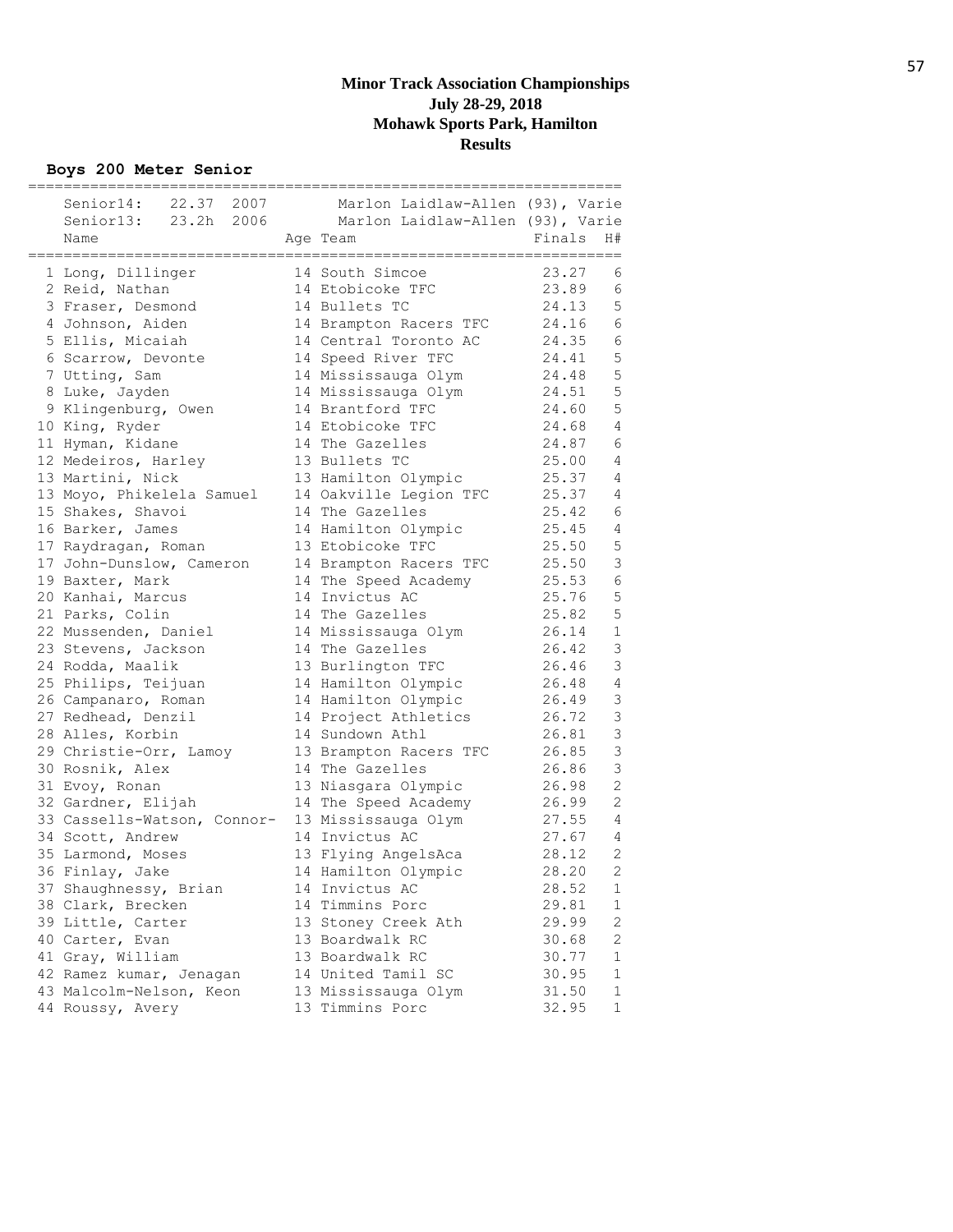# Minor Track Association Championships
## July 28-29, 2018
## Mohawk Sports Park, Hamilton
## Results

### Boys 200 Meter Senior

Senior14: 22.37 2007 Marlon Laidlaw-Allen (93), Varie
Senior13: 23.2h 2006 Marlon Laidlaw-Allen (93), Varie

| | Name | Age | Team | Finals | H# |
|---|---|---|---|---|---|
| 1 | Long, Dillinger | 14 | South Simcoe | 23.27 | 6 |
| 2 | Reid, Nathan | 14 | Etobicoke TFC | 23.89 | 6 |
| 3 | Fraser, Desmond | 14 | Bullets TC | 24.13 | 5 |
| 4 | Johnson, Aiden | 14 | Brampton Racers TFC | 24.16 | 6 |
| 5 | Ellis, Micaiah | 14 | Central Toronto AC | 24.35 | 6 |
| 6 | Scarrow, Devonte | 14 | Speed River TFC | 24.41 | 5 |
| 7 | Utting, Sam | 14 | Mississauga Olym | 24.48 | 5 |
| 8 | Luke, Jayden | 14 | Mississauga Olym | 24.51 | 5 |
| 9 | Klingenburg, Owen | 14 | Brantford TFC | 24.60 | 5 |
| 10 | King, Ryder | 14 | Etobicoke TFC | 24.68 | 4 |
| 11 | Hyman, Kidane | 14 | The Gazelles | 24.87 | 6 |
| 12 | Medeiros, Harley | 13 | Bullets TC | 25.00 | 4 |
| 13 | Martini, Nick | 13 | Hamilton Olympic | 25.37 | 4 |
| 13 | Moyo, Phikelela Samuel | 14 | Oakville Legion TFC | 25.37 | 4 |
| 15 | Shakes, Shavoi | 14 | The Gazelles | 25.42 | 6 |
| 16 | Barker, James | 14 | Hamilton Olympic | 25.45 | 4 |
| 17 | Raydragan, Roman | 13 | Etobicoke TFC | 25.50 | 5 |
| 17 | John-Dunslow, Cameron | 14 | Brampton Racers TFC | 25.50 | 3 |
| 19 | Baxter, Mark | 14 | The Speed Academy | 25.53 | 6 |
| 20 | Kanhai, Marcus | 14 | Invictus AC | 25.76 | 5 |
| 21 | Parks, Colin | 14 | The Gazelles | 25.82 | 5 |
| 22 | Mussenden, Daniel | 14 | Mississauga Olym | 26.14 | 1 |
| 23 | Stevens, Jackson | 14 | The Gazelles | 26.42 | 3 |
| 24 | Rodda, Maalik | 13 | Burlington TFC | 26.46 | 3 |
| 25 | Philips, Teijuan | 14 | Hamilton Olympic | 26.48 | 4 |
| 26 | Campanaro, Roman | 14 | Hamilton Olympic | 26.49 | 3 |
| 27 | Redhead, Denzil | 14 | Project Athletics | 26.72 | 3 |
| 28 | Alles, Korbin | 14 | Sundown Athl | 26.81 | 3 |
| 29 | Christie-Orr, Lamoy | 13 | Brampton Racers TFC | 26.85 | 3 |
| 30 | Rosnik, Alex | 14 | The Gazelles | 26.86 | 3 |
| 31 | Evoy, Ronan | 13 | Niasgara Olympic | 26.98 | 2 |
| 32 | Gardner, Elijah | 14 | The Speed Academy | 26.99 | 2 |
| 33 | Cassells-Watson, Connor- | 13 | Mississauga Olym | 27.55 | 4 |
| 34 | Scott, Andrew | 14 | Invictus AC | 27.67 | 4 |
| 35 | Larmond, Moses | 13 | Flying AngelsAca | 28.12 | 2 |
| 36 | Finlay, Jake | 14 | Hamilton Olympic | 28.20 | 2 |
| 37 | Shaughnessy, Brian | 14 | Invictus AC | 28.52 | 1 |
| 38 | Clark, Brecken | 14 | Timmins Porc | 29.81 | 1 |
| 39 | Little, Carter | 13 | Stoney Creek Ath | 29.99 | 2 |
| 40 | Carter, Evan | 13 | Boardwalk RC | 30.68 | 2 |
| 41 | Gray, William | 13 | Boardwalk RC | 30.77 | 1 |
| 42 | Ramez kumar, Jenagan | 14 | United Tamil SC | 30.95 | 1 |
| 43 | Malcolm-Nelson, Keon | 13 | Mississauga Olym | 31.50 | 1 |
| 44 | Roussy, Avery | 13 | Timmins Porc | 32.95 | 1 |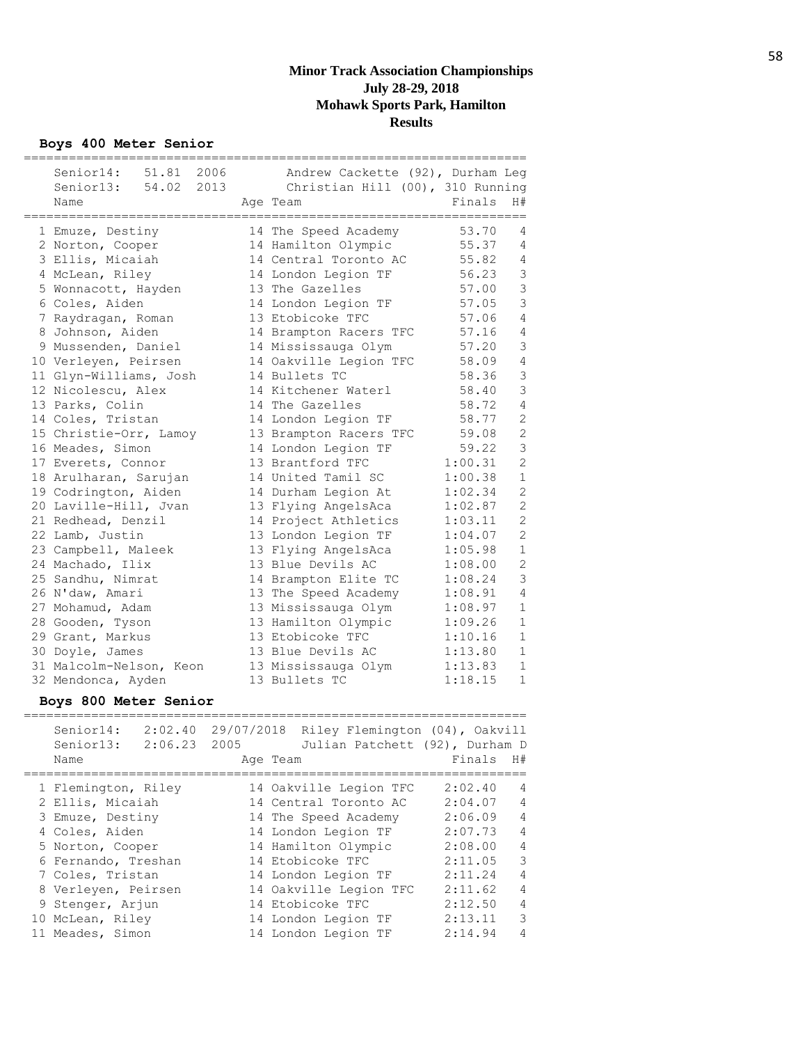# Minor Track Association Championships
## July 28-29, 2018
## Mohawk Sports Park, Hamilton
## Results

### Boys 400 Meter Senior

| | | | |
|---|---|---|---|
| Senior14: | 51.81 | 2006 | Andrew Cackette (92), Durham Leg |
| Senior13: | 54.02 | 2013 | Christian Hill (00), 310 Running |

| Place | Name | Age | Team | Finals | H# |
|---|---|---|---|---|---|
| 1 | Emuze, Destiny | 14 | The Speed Academy | 53.70 | 4 |
| 2 | Norton, Cooper | 14 | Hamilton Olympic | 55.37 | 4 |
| 3 | Ellis, Micaiah | 14 | Central Toronto AC | 55.82 | 4 |
| 4 | McLean, Riley | 14 | London Legion TF | 56.23 | 3 |
| 5 | Wonnacott, Hayden | 13 | The Gazelles | 57.00 | 3 |
| 6 | Coles, Aiden | 14 | London Legion TF | 57.05 | 3 |
| 7 | Raydragan, Roman | 13 | Etobicoke TFC | 57.06 | 4 |
| 8 | Johnson, Aiden | 14 | Brampton Racers TFC | 57.16 | 4 |
| 9 | Mussenden, Daniel | 14 | Mississauga Olym | 57.20 | 3 |
| 10 | Verleyen, Peirsen | 14 | Oakville Legion TFC | 58.09 | 4 |
| 11 | Glyn-Williams, Josh | 14 | Bullets TC | 58.36 | 3 |
| 12 | Nicolescu, Alex | 14 | Kitchener Waterl | 58.40 | 3 |
| 13 | Parks, Colin | 14 | The Gazelles | 58.72 | 4 |
| 14 | Coles, Tristan | 14 | London Legion TF | 58.77 | 2 |
| 15 | Christie-Orr, Lamoy | 13 | Brampton Racers TFC | 59.08 | 2 |
| 16 | Meades, Simon | 14 | London Legion TF | 59.22 | 3 |
| 17 | Everets, Connor | 13 | Brantford TFC | 1:00.31 | 2 |
| 18 | Arulharan, Sarujan | 14 | United Tamil SC | 1:00.38 | 1 |
| 19 | Codrington, Aiden | 14 | Durham Legion At | 1:02.34 | 2 |
| 20 | Laville-Hill, Jvan | 13 | Flying AngelsAca | 1:02.87 | 2 |
| 21 | Redhead, Denzil | 14 | Project Athletics | 1:03.11 | 2 |
| 22 | Lamb, Justin | 13 | London Legion TF | 1:04.07 | 2 |
| 23 | Campbell, Maleek | 13 | Flying AngelsAca | 1:05.98 | 1 |
| 24 | Machado, Ilix | 13 | Blue Devils AC | 1:08.00 | 2 |
| 25 | Sandhu, Nimrat | 14 | Brampton Elite TC | 1:08.24 | 3 |
| 26 | N'daw, Amari | 13 | The Speed Academy | 1:08.91 | 4 |
| 27 | Mohamud, Adam | 13 | Mississauga Olym | 1:08.97 | 1 |
| 28 | Gooden, Tyson | 13 | Hamilton Olympic | 1:09.26 | 1 |
| 29 | Grant, Markus | 13 | Etobicoke TFC | 1:10.16 | 1 |
| 30 | Doyle, James | 13 | Blue Devils AC | 1:13.80 | 1 |
| 31 | Malcolm-Nelson, Keon | 13 | Mississauga Olym | 1:13.83 | 1 |
| 32 | Mendonca, Ayden | 13 | Bullets TC | 1:18.15 | 1 |

### Boys 800 Meter Senior

| | | | |
|---|---|---|---|
| Senior14: | 2:02.40 | 29/07/2018 | Riley Flemington (04), Oakvill |
| Senior13: | 2:06.23 | 2005 | Julian Patchett (92), Durham D |

| Place | Name | Age | Team | Finals | H# |
|---|---|---|---|---|---|
| 1 | Flemington, Riley | 14 | Oakville Legion TFC | 2:02.40 | 4 |
| 2 | Ellis, Micaiah | 14 | Central Toronto AC | 2:04.07 | 4 |
| 3 | Emuze, Destiny | 14 | The Speed Academy | 2:06.09 | 4 |
| 4 | Coles, Aiden | 14 | London Legion TF | 2:07.73 | 4 |
| 5 | Norton, Cooper | 14 | Hamilton Olympic | 2:08.00 | 4 |
| 6 | Fernando, Treshan | 14 | Etobicoke TFC | 2:11.05 | 3 |
| 7 | Coles, Tristan | 14 | London Legion TF | 2:11.24 | 4 |
| 8 | Verleyen, Peirsen | 14 | Oakville Legion TFC | 2:11.62 | 4 |
| 9 | Stenger, Arjun | 14 | Etobicoke TFC | 2:12.50 | 4 |
| 10 | McLean, Riley | 14 | London Legion TF | 2:13.11 | 3 |
| 11 | Meades, Simon | 14 | London Legion TF | 2:14.94 | 4 |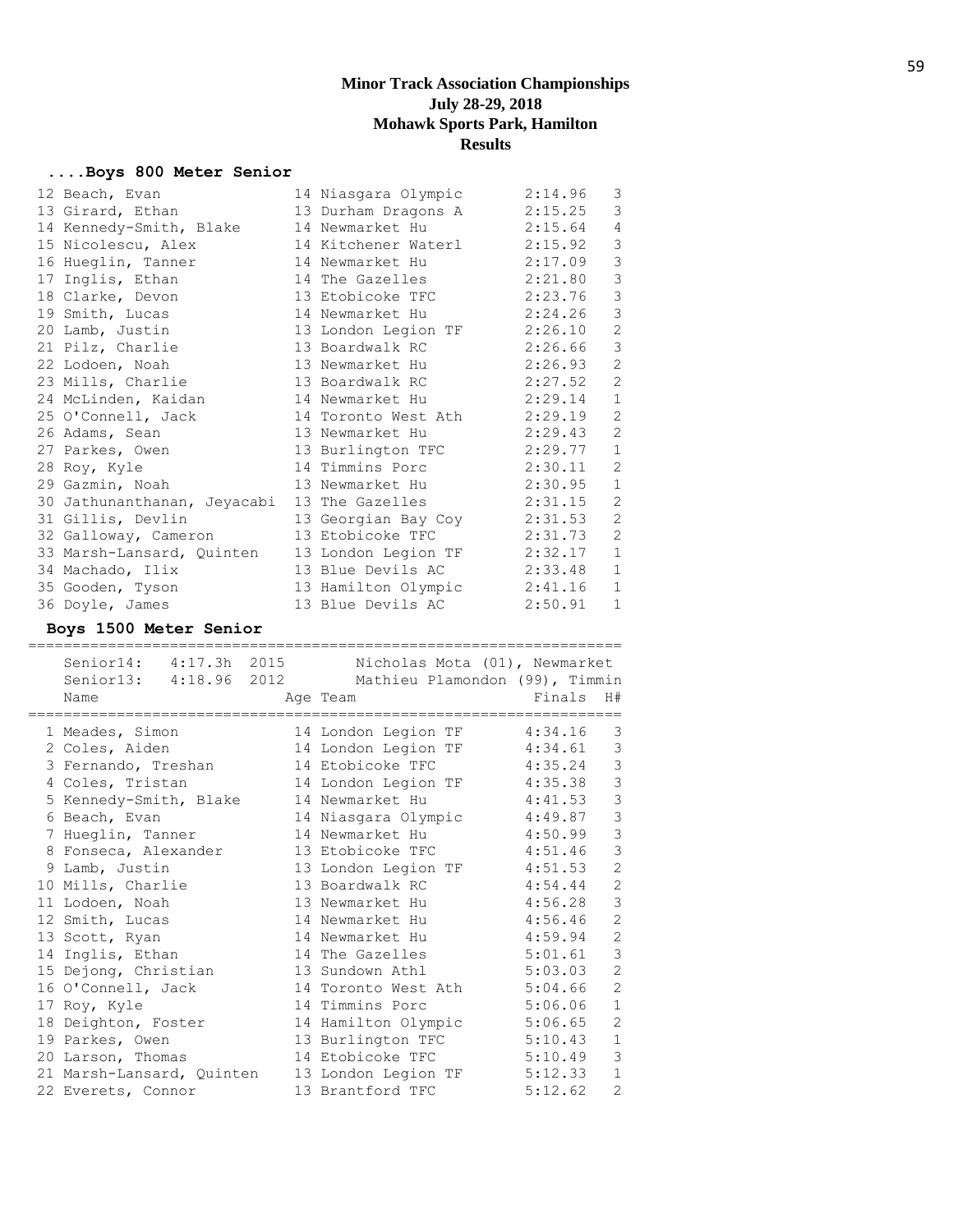**Minor Track Association Championships**
**July 28-29, 2018**
**Mohawk Sports Park, Hamilton**
**Results**

### ....Boys 800 Meter Senior

| Place | Name | Age | Team | Finals | H# |
|---|---|---|---|---|---|
| 12 | Beach, Evan | 14 | Niasgara Olympic | 2:14.96 | 3 |
| 13 | Girard, Ethan | 13 | Durham Dragons A | 2:15.25 | 3 |
| 14 | Kennedy-Smith, Blake | 14 | Newmarket Hu | 2:15.64 | 4 |
| 15 | Nicolescu, Alex | 14 | Kitchener Waterl | 2:15.92 | 3 |
| 16 | Hueglin, Tanner | 14 | Newmarket Hu | 2:17.09 | 3 |
| 17 | Inglis, Ethan | 14 | The Gazelles | 2:21.80 | 3 |
| 18 | Clarke, Devon | 13 | Etobicoke TFC | 2:23.76 | 3 |
| 19 | Smith, Lucas | 14 | Newmarket Hu | 2:24.26 | 3 |
| 20 | Lamb, Justin | 13 | London Legion TF | 2:26.10 | 2 |
| 21 | Pilz, Charlie | 13 | Boardwalk RC | 2:26.66 | 3 |
| 22 | Lodoen, Noah | 13 | Newmarket Hu | 2:26.93 | 2 |
| 23 | Mills, Charlie | 13 | Boardwalk RC | 2:27.52 | 2 |
| 24 | McLinden, Kaidan | 14 | Newmarket Hu | 2:29.14 | 1 |
| 25 | O'Connell, Jack | 14 | Toronto West Ath | 2:29.19 | 2 |
| 26 | Adams, Sean | 13 | Newmarket Hu | 2:29.43 | 2 |
| 27 | Parkes, Owen | 13 | Burlington TFC | 2:29.77 | 1 |
| 28 | Roy, Kyle | 14 | Timmins Porc | 2:30.11 | 2 |
| 29 | Gazmin, Noah | 13 | Newmarket Hu | 2:30.95 | 1 |
| 30 | Jathunanthanan, Jeyacabi | 13 | The Gazelles | 2:31.15 | 2 |
| 31 | Gillis, Devlin | 13 | Georgian Bay Coy | 2:31.53 | 2 |
| 32 | Galloway, Cameron | 13 | Etobicoke TFC | 2:31.73 | 2 |
| 33 | Marsh-Lansard, Quinten | 13 | London Legion TF | 2:32.17 | 1 |
| 34 | Machado, Ilix | 13 | Blue Devils AC | 2:33.48 | 1 |
| 35 | Gooden, Tyson | 13 | Hamilton Olympic | 2:41.16 | 1 |
| 36 | Doyle, James | 13 | Blue Devils AC | 2:50.91 | 1 |

### Boys 1500 Meter Senior

Senior14: 4:17.3h 2015 Nicholas Mota (01), Newmarket
Senior13: 4:18.96 2012 Mathieu Plamondon (99), Timmin

| Place | Name | Age | Team | Finals | H# |
|---|---|---|---|---|---|
| 1 | Meades, Simon | 14 | London Legion TF | 4:34.16 | 3 |
| 2 | Coles, Aiden | 14 | London Legion TF | 4:34.61 | 3 |
| 3 | Fernando, Treshan | 14 | Etobicoke TFC | 4:35.24 | 3 |
| 4 | Coles, Tristan | 14 | London Legion TF | 4:35.38 | 3 |
| 5 | Kennedy-Smith, Blake | 14 | Newmarket Hu | 4:41.53 | 3 |
| 6 | Beach, Evan | 14 | Niasgara Olympic | 4:49.87 | 3 |
| 7 | Hueglin, Tanner | 14 | Newmarket Hu | 4:50.99 | 3 |
| 8 | Fonseca, Alexander | 13 | Etobicoke TFC | 4:51.46 | 3 |
| 9 | Lamb, Justin | 13 | London Legion TF | 4:51.53 | 2 |
| 10 | Mills, Charlie | 13 | Boardwalk RC | 4:54.44 | 2 |
| 11 | Lodoen, Noah | 13 | Newmarket Hu | 4:56.28 | 3 |
| 12 | Smith, Lucas | 14 | Newmarket Hu | 4:56.46 | 2 |
| 13 | Scott, Ryan | 14 | Newmarket Hu | 4:59.94 | 2 |
| 14 | Inglis, Ethan | 14 | The Gazelles | 5:01.61 | 3 |
| 15 | Dejong, Christian | 13 | Sundown Athl | 5:03.03 | 2 |
| 16 | O'Connell, Jack | 14 | Toronto West Ath | 5:04.66 | 2 |
| 17 | Roy, Kyle | 14 | Timmins Porc | 5:06.06 | 1 |
| 18 | Deighton, Foster | 14 | Hamilton Olympic | 5:06.65 | 2 |
| 19 | Parkes, Owen | 13 | Burlington TFC | 5:10.43 | 1 |
| 20 | Larson, Thomas | 14 | Etobicoke TFC | 5:10.49 | 3 |
| 21 | Marsh-Lansard, Quinten | 13 | London Legion TF | 5:12.33 | 1 |
| 22 | Everets, Connor | 13 | Brantford TFC | 5:12.62 | 2 |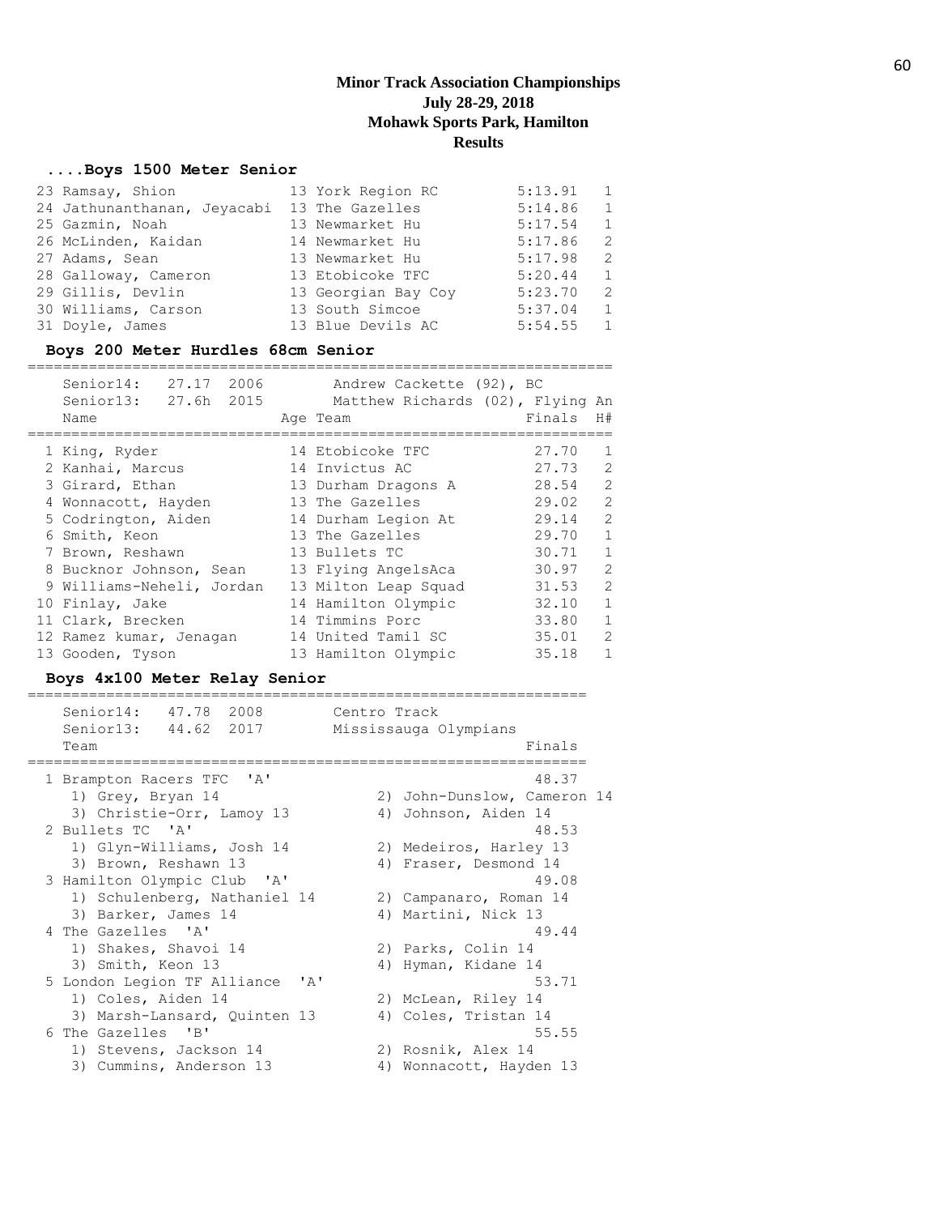## Minor Track Association Championships
## July 28-29, 2018
## Mohawk Sports Park, Hamilton
## Results

### ....Boys 1500 Meter Senior

| Place | Name | Age | Team | Finals | H# |
|---|---|---|---|---|---|
| 23 | Ramsay, Shion | 13 | York Region RC | 5:13.91 | 1 |
| 24 | Jathunanthanan, Jeyacabi | 13 | The Gazelles | 5:14.86 | 1 |
| 25 | Gazmin, Noah | 13 | Newmarket Hu | 5:17.54 | 1 |
| 26 | McLinden, Kaidan | 14 | Newmarket Hu | 5:17.86 | 2 |
| 27 | Adams, Sean | 13 | Newmarket Hu | 5:17.98 | 2 |
| 28 | Galloway, Cameron | 13 | Etobicoke TFC | 5:20.44 | 1 |
| 29 | Gillis, Devlin | 13 | Georgian Bay Coy | 5:23.70 | 2 |
| 30 | Williams, Carson | 13 | South Simcoe | 5:37.04 | 1 |
| 31 | Doyle, James | 13 | Blue Devils AC | 5:54.55 | 1 |

### Boys 200 Meter Hurdles 68cm Senior

Senior14: 27.17 2006 Andrew Cackette (92), BC
Senior13: 27.6h 2015 Matthew Richards (02), Flying An

| Place | Name | Age | Team | Finals | H# |
|---|---|---|---|---|---|
| 1 | King, Ryder | 14 | Etobicoke TFC | 27.70 | 1 |
| 2 | Kanhai, Marcus | 14 | Invictus AC | 27.73 | 2 |
| 3 | Girard, Ethan | 13 | Durham Dragons A | 28.54 | 2 |
| 4 | Wonnacott, Hayden | 13 | The Gazelles | 29.02 | 2 |
| 5 | Codrington, Aiden | 14 | Durham Legion At | 29.14 | 2 |
| 6 | Smith, Keon | 13 | The Gazelles | 29.70 | 1 |
| 7 | Brown, Reshawn | 13 | Bullets TC | 30.71 | 1 |
| 8 | Bucknor Johnson, Sean | 13 | Flying AngelsAca | 30.97 | 2 |
| 9 | Williams-Neheli, Jordan | 13 | Milton Leap Squad | 31.53 | 2 |
| 10 | Finlay, Jake | 14 | Hamilton Olympic | 32.10 | 1 |
| 11 | Clark, Brecken | 14 | Timmins Porc | 33.80 | 1 |
| 12 | Ramez kumar, Jenagan | 14 | United Tamil SC | 35.01 | 2 |
| 13 | Gooden, Tyson | 13 | Hamilton Olympic | 35.18 | 1 |

### Boys 4x100 Meter Relay Senior

Senior14: 47.78 2008 Centro Track
Senior13: 44.62 2017 Mississauga Olympians

| Place | Team | Finals |
|---|---|---|
| 1 | Brampton Racers TFC 'A' | 48.37 |
| | 1) Grey, Bryan 14; 2) John-Dunslow, Cameron 14; 3) Christie-Orr, Lamoy 13; 4) Johnson, Aiden 14 | |
| 2 | Bullets TC 'A' | 48.53 |
| | 1) Glyn-Williams, Josh 14; 2) Medeiros, Harley 13; 3) Brown, Reshawn 13; 4) Fraser, Desmond 14 | |
| 3 | Hamilton Olympic Club 'A' | 49.08 |
| | 1) Schulenberg, Nathaniel 14; 2) Campanaro, Roman 14; 3) Barker, James 14; 4) Martini, Nick 13 | |
| 4 | The Gazelles 'A' | 49.44 |
| | 1) Shakes, Shavoi 14; 2) Parks, Colin 14; 3) Smith, Keon 13; 4) Hyman, Kidane 14 | |
| 5 | London Legion TF Alliance 'A' | 53.71 |
| | 1) Coles, Aiden 14; 2) McLean, Riley 14; 3) Marsh-Lansard, Quinten 13; 4) Coles, Tristan 14 | |
| 6 | The Gazelles 'B' | 55.55 |
| | 1) Stevens, Jackson 14; 2) Rosnik, Alex 14; 3) Cummins, Anderson 13; 4) Wonnacott, Hayden 13 | |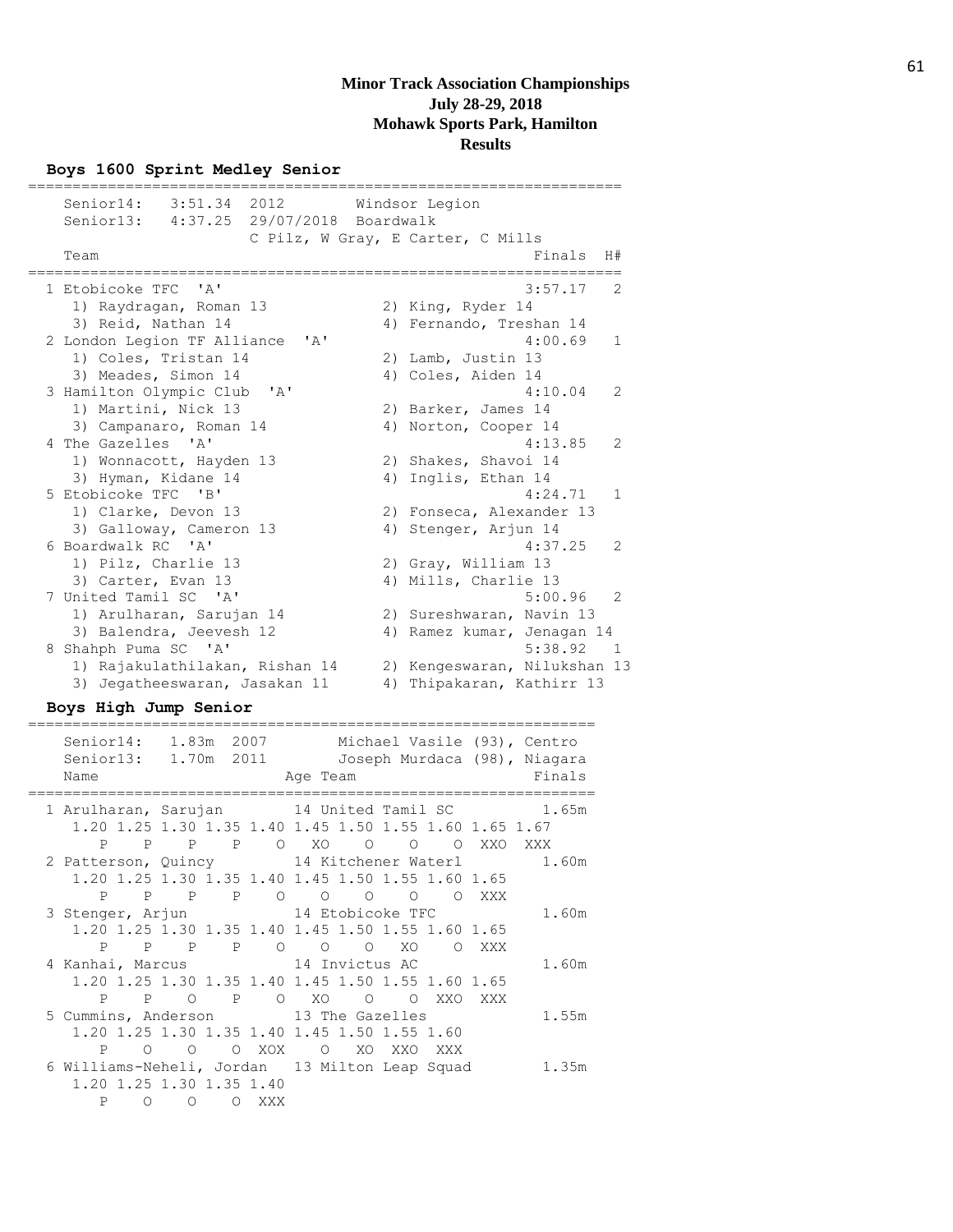# Minor Track Association Championships
## July 28-29, 2018
## Mohawk Sports Park, Hamilton
## Results

### Boys 1600 Sprint Medley Senior

```
=================================================================
   Senior14:   3:51.34  2012        Windsor Legion
   Senior13:   4:37.25  29/07/2018  Boardwalk
                        C Pilz, W Gray, E Carter, C Mills
   Team                                               Finals  H#
=================================================================
  1 Etobicoke TFC  'A'                                3:57.17   2
     1) Raydragan, Roman 13           2) King, Ryder 14
     3) Reid, Nathan 14               4) Fernando, Treshan 14
  2 London Legion TF Alliance  'A'                    4:00.69   1
     1) Coles, Tristan 14             2) Lamb, Justin 13
     3) Meades, Simon 14              4) Coles, Aiden 14
  3 Hamilton Olympic Club  'A'                        4:10.04   2
     1) Martini, Nick 13              2) Barker, James 14
     3) Campanaro, Roman 14           4) Norton, Cooper 14
  4 The Gazelles  'A'                                 4:13.85   2
     1) Wonnacott, Hayden 13          2) Shakes, Shavoi 14
     3) Hyman, Kidane 14              4) Inglis, Ethan 14
  5 Etobicoke TFC  'B'                                4:24.71   1
     1) Clarke, Devon 13              2) Fonseca, Alexander 13
     3) Galloway, Cameron 13          4) Stenger, Arjun 14
  6 Boardwalk RC  'A'                                 4:37.25   2
     1) Pilz, Charlie 13              2) Gray, William 13
     3) Carter, Evan 13               4) Mills, Charlie 13
  7 United Tamil SC  'A'                              5:00.96   2
     1) Arulharan, Sarujan 14         2) Sureshwaran, Navin 13
     3) Balendra, Jeevesh 12          4) Ramez kumar, Jenagan 14
  8 Shahph Puma SC  'A'                               5:38.92   1
     1) Rajakulathilakan, Rishan 14   2) Kengeswaran, Nilukshan 13
     3) Jegatheeswaran, Jasakan 11    4) Thipakaran, Kathirr 13
```

### Boys High Jump Senior

```
================================================================
   Senior14:   1.83m  2007        Michael Vasile (93), Centro
   Senior13:   1.70m  2011        Joseph Murdaca (98), Niagara
   Name                    Age Team                    Finals
================================================================
  1 Arulharan, Sarujan        14 United Tamil SC         1.65m
     1.20 1.25 1.30 1.35 1.40 1.45 1.50 1.55 1.60 1.65 1.67
        P    P    P    P    O   XO    O    O    O  XXO  XXX
  2 Patterson, Quincy         14 Kitchener Waterl        1.60m
     1.20 1.25 1.30 1.35 1.40 1.45 1.50 1.55 1.60 1.65
        P    P    P    P    O    O    O    O    O  XXX
  3 Stenger, Arjun            14 Etobicoke TFC           1.60m
     1.20 1.25 1.30 1.35 1.40 1.45 1.50 1.55 1.60 1.65
        P    P    P    P    O    O    O   XO    O  XXX
  4 Kanhai, Marcus            14 Invictus AC             1.60m
     1.20 1.25 1.30 1.35 1.40 1.45 1.50 1.55 1.60 1.65
        P    P    O    P    O   XO    O    O  XXO  XXX
  5 Cummins, Anderson         13 The Gazelles            1.55m
     1.20 1.25 1.30 1.35 1.40 1.45 1.50 1.55 1.60
        P    O    O    O  XOX    O   XO  XXO  XXX
  6 Williams-Neheli, Jordan   13 Milton Leap Squad       1.35m
     1.20 1.25 1.30 1.35 1.40
        P    O    O    O  XXX
```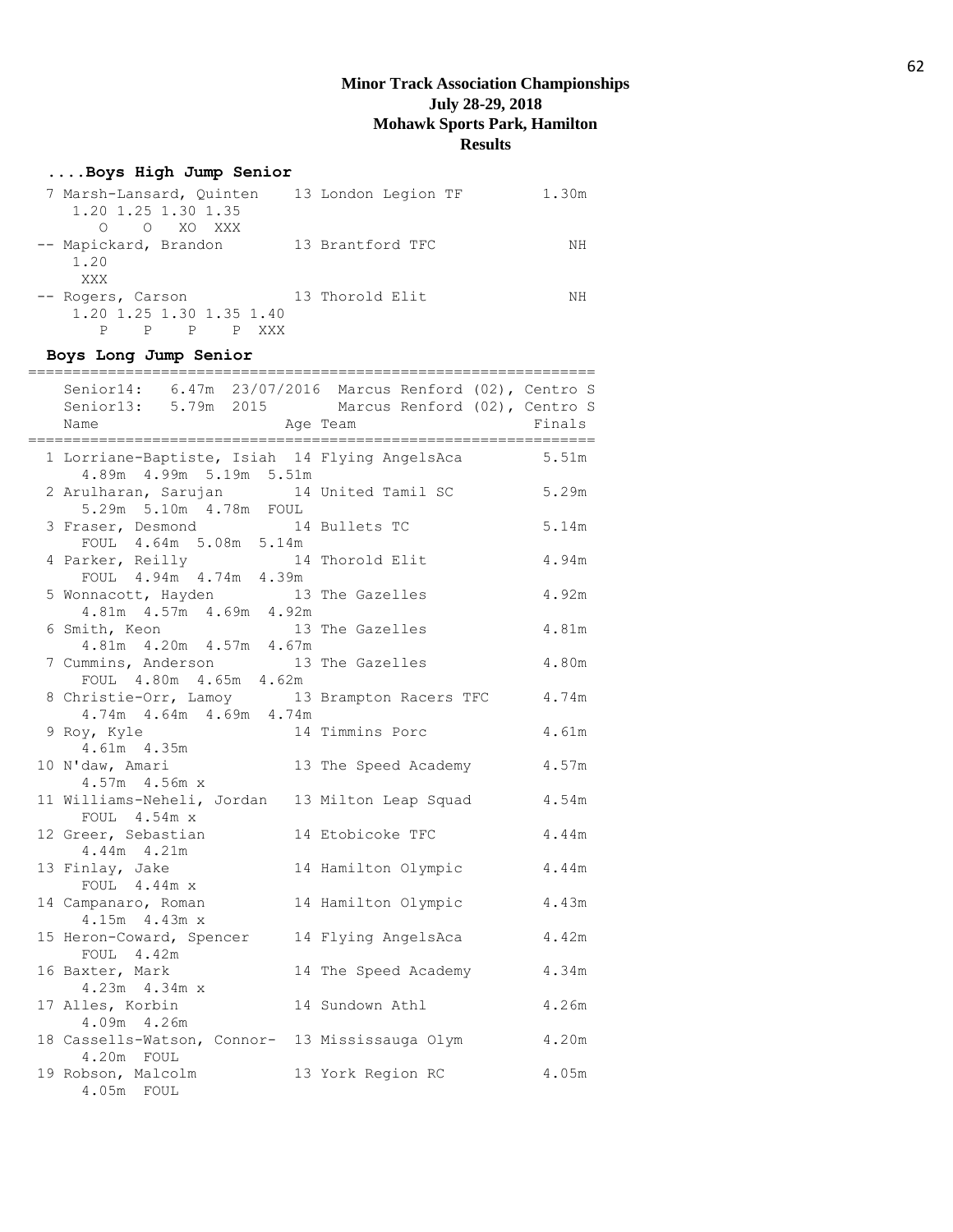# Minor Track Association Championships

**July 28-29, 2018**

**Mohawk Sports Park, Hamilton**

**Results**

### ....Boys High Jump Senior

```
 7 Marsh-Lansard, Quinten    13 London Legion TF        1.30m
    1.20 1.25 1.30 1.35
       O    O   XO  XXX
-- Mapickard, Brandon        13 Brantford TFC              NH
    1.20
     XXX
-- Rogers, Carson            13 Thorold Elit               NH
    1.20 1.25 1.30 1.35 1.40
       P    P    P    P  XXX
```

### Boys Long Jump Senior

```
================================================================
   Senior14:   6.47m  23/07/2016  Marcus Renford (02), Centro S
   Senior13:   5.79m  2015        Marcus Renford (02), Centro S
   Name                    Age Team                     Finals
================================================================
  1 Lorriane-Baptiste, Isiah  14 Flying AngelsAca        5.51m
     4.89m  4.99m  5.19m  5.51m
  2 Arulharan, Sarujan       14 United Tamil SC          5.29m
     5.29m  5.10m  4.78m  FOUL
  3 Fraser, Desmond          14 Bullets TC               5.14m
     FOUL  4.64m  5.08m  5.14m
  4 Parker, Reilly           14 Thorold Elit             4.94m
     FOUL  4.94m  4.74m  4.39m
  5 Wonnacott, Hayden        13 The Gazelles             4.92m
     4.81m  4.57m  4.69m  4.92m
  6 Smith, Keon              13 The Gazelles             4.81m
     4.81m  4.20m  4.57m  4.67m
  7 Cummins, Anderson        13 The Gazelles             4.80m
     FOUL  4.80m  4.65m  4.62m
  8 Christie-Orr, Lamoy      13 Brampton Racers TFC      4.74m
     4.74m  4.64m  4.69m  4.74m
  9 Roy, Kyle                14 Timmins Porc             4.61m
     4.61m  4.35m
 10 N'daw, Amari             13 The Speed Academy        4.57m
     4.57m  4.56m x
 11 Williams-Neheli, Jordan  13 Milton Leap Squad        4.54m
     FOUL  4.54m x
 12 Greer, Sebastian         14 Etobicoke TFC            4.44m
     4.44m  4.21m
 13 Finlay, Jake             14 Hamilton Olympic         4.44m
     FOUL  4.44m x
 14 Campanaro, Roman         14 Hamilton Olympic         4.43m
     4.15m  4.43m x
 15 Heron-Coward, Spencer    14 Flying AngelsAca         4.42m
     FOUL  4.42m
 16 Baxter, Mark             14 The Speed Academy        4.34m
     4.23m  4.34m x
 17 Alles, Korbin            14 Sundown Athl             4.26m
     4.09m  4.26m
 18 Cassells-Watson, Connor- 13 Mississauga Olym         4.20m
     4.20m  FOUL
 19 Robson, Malcolm          13 York Region RC           4.05m
     4.05m  FOUL
```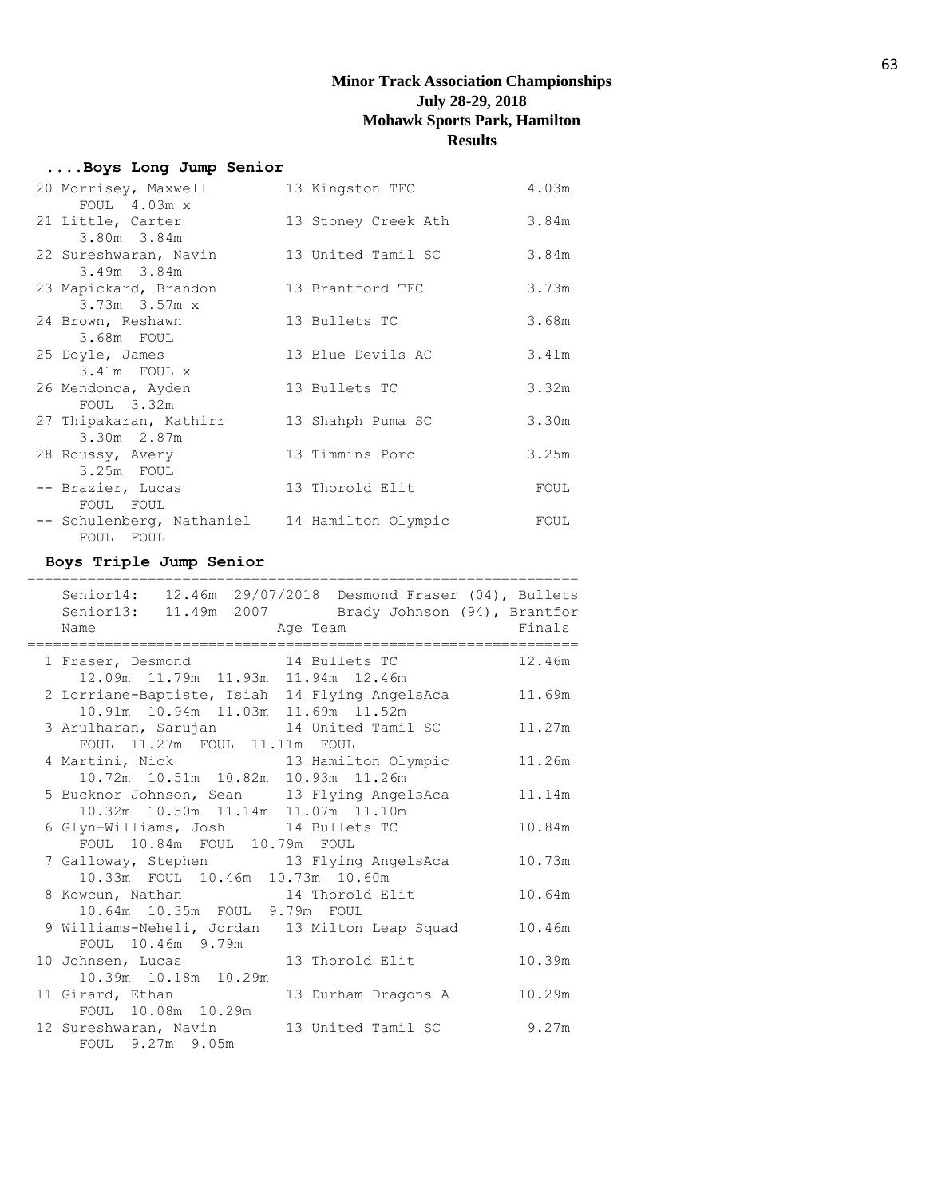**Minor Track Association Championships**
**July 28-29, 2018**
**Mohawk Sports Park, Hamilton**
**Results**

### ....Boys Long Jump Senior

```
 20 Morrisey, Maxwell          13 Kingston TFC             4.03m
      FOUL  4.03m x
 21 Little, Carter             13 Stoney Creek Ath         3.84m
      3.80m  3.84m
 22 Sureshwaran, Navin         13 United Tamil SC          3.84m
      3.49m  3.84m
 23 Mapickard, Brandon         13 Brantford TFC            3.73m
      3.73m  3.57m x
 24 Brown, Reshawn             13 Bullets TC               3.68m
      3.68m  FOUL
 25 Doyle, James               13 Blue Devils AC           3.41m
      3.41m  FOUL x
 26 Mendonca, Ayden            13 Bullets TC               3.32m
      FOUL  3.32m
 27 Thipakaran, Kathirr        13 Shahph Puma SC           3.30m
      3.30m  2.87m
 28 Roussy, Avery              13 Timmins Porc             3.25m
      3.25m  FOUL
 -- Brazier, Lucas             13 Thorold Elit              FOUL
      FOUL  FOUL
 -- Schulenberg, Nathaniel     14 Hamilton Olympic          FOUL
      FOUL  FOUL
```

### Boys Triple Jump Senior

```
================================================================
   Senior14:  12.46m  29/07/2018  Desmond Fraser (04), Bullets
   Senior13:  11.49m  2007        Brady Johnson (94), Brantfor
   Name                    Age Team                      Finals
================================================================
  1 Fraser, Desmond          14 Bullets TC               12.46m
      12.09m  11.79m  11.93m  11.94m  12.46m
  2 Lorriane-Baptiste, Isiah  14 Flying AngelsAca        11.69m
      10.91m  10.94m  11.03m  11.69m  11.52m
  3 Arulharan, Sarujan       14 United Tamil SC          11.27m
      FOUL  11.27m  FOUL  11.11m  FOUL
  4 Martini, Nick            13 Hamilton Olympic         11.26m
      10.72m  10.51m  10.82m  10.93m  11.26m
  5 Bucknor Johnson, Sean    13 Flying AngelsAca         11.14m
      10.32m  10.50m  11.14m  11.07m  11.10m
  6 Glyn-Williams, Josh      14 Bullets TC               10.84m
      FOUL  10.84m  FOUL  10.79m  FOUL
  7 Galloway, Stephen        13 Flying AngelsAca         10.73m
      10.33m  FOUL  10.46m  10.73m  10.60m
  8 Kowcun, Nathan           14 Thorold Elit             10.64m
      10.64m  10.35m  FOUL  9.79m  FOUL
  9 Williams-Neheli, Jordan  13 Milton Leap Squad        10.46m
      FOUL  10.46m  9.79m
 10 Johnsen, Lucas           13 Thorold Elit             10.39m
      10.39m  10.18m  10.29m
 11 Girard, Ethan            13 Durham Dragons A         10.29m
      FOUL  10.08m  10.29m
 12 Sureshwaran, Navin       13 United Tamil SC           9.27m
      FOUL  9.27m  9.05m
```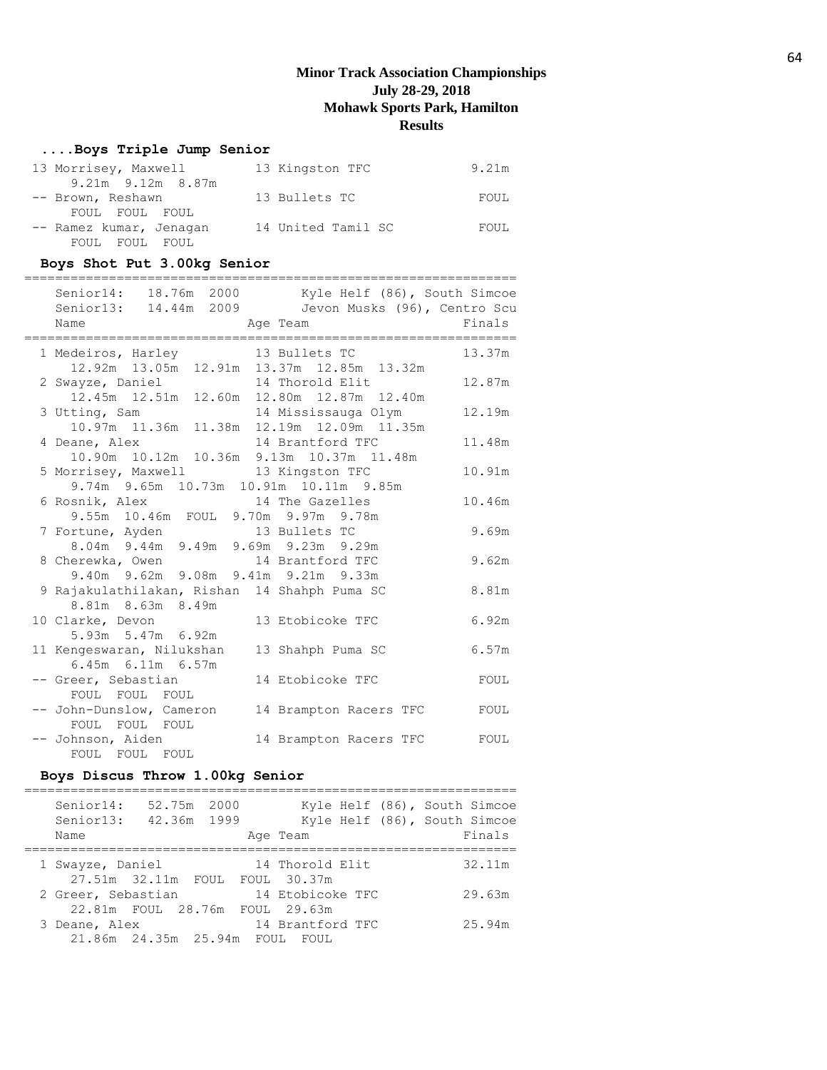## Minor Track Association Championships
## July 28-29, 2018
## Mohawk Sports Park, Hamilton
## Results

### ....Boys Triple Jump Senior

| Place | Name | Age | Team | Finals |
|---|---|---|---|---|
| 13 | Morrisey, Maxwell | 13 | Kingston TFC | 9.21m |
| | 9.21m 9.12m 8.87m | | | |
| -- | Brown, Reshawn | 13 | Bullets TC | FOUL |
| | FOUL FOUL FOUL | | | |
| -- | Ramez kumar, Jenagan | 14 | United Tamil SC | FOUL |
| | FOUL FOUL FOUL | | | |

### Boys Shot Put 3.00kg Senior

Senior14: 18.76m 2000 Kyle Helf (86), South Simcoe
Senior13: 14.44m 2009 Jevon Musks (96), Centro Scu

| Place | Name | Age | Team | Finals |
|---|---|---|---|---|
| 1 | Medeiros, Harley | 13 | Bullets TC | 13.37m |
| | 12.92m 13.05m 12.91m 13.37m 12.85m 13.32m | | | |
| 2 | Swayze, Daniel | 14 | Thorold Elit | 12.87m |
| | 12.45m 12.51m 12.60m 12.80m 12.87m 12.40m | | | |
| 3 | Utting, Sam | 14 | Mississauga Olym | 12.19m |
| | 10.97m 11.36m 11.38m 12.19m 12.09m 11.35m | | | |
| 4 | Deane, Alex | 14 | Brantford TFC | 11.48m |
| | 10.90m 10.12m 10.36m 9.13m 10.37m 11.48m | | | |
| 5 | Morrisey, Maxwell | 13 | Kingston TFC | 10.91m |
| | 9.74m 9.65m 10.73m 10.91m 10.11m 9.85m | | | |
| 6 | Rosnik, Alex | 14 | The Gazelles | 10.46m |
| | 9.55m 10.46m FOUL 9.70m 9.97m 9.78m | | | |
| 7 | Fortune, Ayden | 13 | Bullets TC | 9.69m |
| | 8.04m 9.44m 9.49m 9.69m 9.23m 9.29m | | | |
| 8 | Cherewka, Owen | 14 | Brantford TFC | 9.62m |
| | 9.40m 9.62m 9.08m 9.41m 9.21m 9.33m | | | |
| 9 | Rajakulathilakan, Rishan | 14 | Shahph Puma SC | 8.81m |
| | 8.81m 8.63m 8.49m | | | |
| 10 | Clarke, Devon | 13 | Etobicoke TFC | 6.92m |
| | 5.93m 5.47m 6.92m | | | |
| 11 | Kengeswaran, Nilukshan | 13 | Shahph Puma SC | 6.57m |
| | 6.45m 6.11m 6.57m | | | |
| -- | Greer, Sebastian | 14 | Etobicoke TFC | FOUL |
| | FOUL FOUL FOUL | | | |
| -- | John-Dunslow, Cameron | 14 | Brampton Racers TFC | FOUL |
| | FOUL FOUL FOUL | | | |
| -- | Johnson, Aiden | 14 | Brampton Racers TFC | FOUL |
| | FOUL FOUL FOUL | | | |

### Boys Discus Throw 1.00kg Senior

Senior14: 52.75m 2000 Kyle Helf (86), South Simcoe
Senior13: 42.36m 1999 Kyle Helf (86), South Simcoe

| Place | Name | Age | Team | Finals |
|---|---|---|---|---|
| 1 | Swayze, Daniel | 14 | Thorold Elit | 32.11m |
| | 27.51m 32.11m FOUL FOUL 30.37m | | | |
| 2 | Greer, Sebastian | 14 | Etobicoke TFC | 29.63m |
| | 22.81m FOUL 28.76m FOUL 29.63m | | | |
| 3 | Deane, Alex | 14 | Brantford TFC | 25.94m |
| | 21.86m 24.35m 25.94m FOUL FOUL | | | |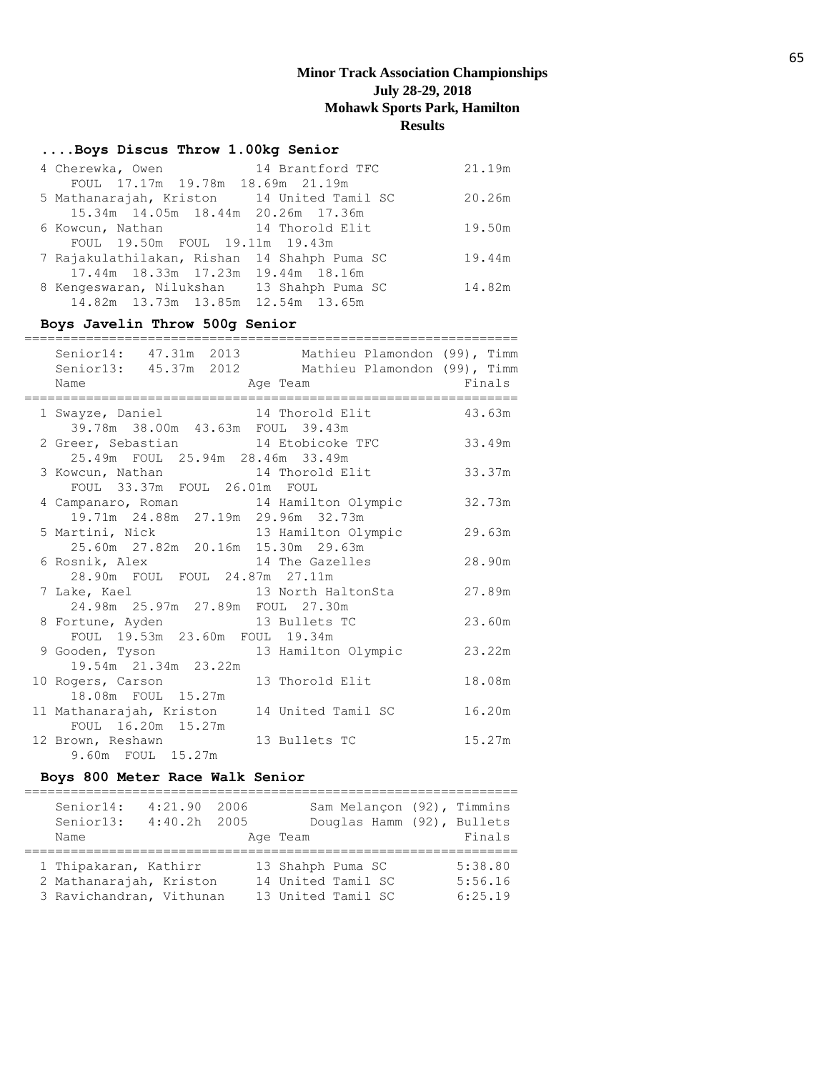# Minor Track Association Championships
## July 28-29, 2018
## Mohawk Sports Park, Hamilton
## Results

### ....Boys Discus Throw 1.00kg Senior

| Place | Name | Age | Team | Finals |
|---|---|---|---|---|
| 4 | Cherewka, Owen | 14 | Brantford TFC | 21.19m |
| | FOUL 17.17m 19.78m 18.69m 21.19m | | | |
| 5 | Mathanarajah, Kriston | 14 | United Tamil SC | 20.26m |
| | 15.34m 14.05m 18.44m 20.26m 17.36m | | | |
| 6 | Kowcun, Nathan | 14 | Thorold Elit | 19.50m |
| | FOUL 19.50m FOUL 19.11m 19.43m | | | |
| 7 | Rajakulathilakan, Rishan | 14 | Shahph Puma SC | 19.44m |
| | 17.44m 18.33m 17.23m 19.44m 18.16m | | | |
| 8 | Kengeswaran, Nilukshan | 13 | Shahph Puma SC | 14.82m |
| | 14.82m 13.73m 13.85m 12.54m 13.65m | | | |

### Boys Javelin Throw 500g Senior

Senior14: 47.31m 2013 Mathieu Plamondon (99), Timm
Senior13: 45.37m 2012 Mathieu Plamondon (99), Timm

| Place | Name | Age | Team | Finals |
|---|---|---|---|---|
| 1 | Swayze, Daniel | 14 | Thorold Elit | 43.63m |
| | 39.78m 38.00m 43.63m FOUL 39.43m | | | |
| 2 | Greer, Sebastian | 14 | Etobicoke TFC | 33.49m |
| | 25.49m FOUL 25.94m 28.46m 33.49m | | | |
| 3 | Kowcun, Nathan | 14 | Thorold Elit | 33.37m |
| | FOUL 33.37m FOUL 26.01m FOUL | | | |
| 4 | Campanaro, Roman | 14 | Hamilton Olympic | 32.73m |
| | 19.71m 24.88m 27.19m 29.96m 32.73m | | | |
| 5 | Martini, Nick | 13 | Hamilton Olympic | 29.63m |
| | 25.60m 27.82m 20.16m 15.30m 29.63m | | | |
| 6 | Rosnik, Alex | 14 | The Gazelles | 28.90m |
| | 28.90m FOUL FOUL 24.87m 27.11m | | | |
| 7 | Lake, Kael | 13 | North HaltonSta | 27.89m |
| | 24.98m 25.97m 27.89m FOUL 27.30m | | | |
| 8 | Fortune, Ayden | 13 | Bullets TC | 23.60m |
| | FOUL 19.53m 23.60m FOUL 19.34m | | | |
| 9 | Gooden, Tyson | 13 | Hamilton Olympic | 23.22m |
| | 19.54m 21.34m 23.22m | | | |
| 10 | Rogers, Carson | 13 | Thorold Elit | 18.08m |
| | 18.08m FOUL 15.27m | | | |
| 11 | Mathanarajah, Kriston | 14 | United Tamil SC | 16.20m |
| | FOUL 16.20m 15.27m | | | |
| 12 | Brown, Reshawn | 13 | Bullets TC | 15.27m |
| | 9.60m FOUL 15.27m | | | |

### Boys 800 Meter Race Walk Senior

Senior14: 4:21.90 2006 Sam Melançon (92), Timmins
Senior13: 4:40.2h 2005 Douglas Hamm (92), Bullets

| Place | Name | Age | Team | Finals |
|---|---|---|---|---|
| 1 | Thipakaran, Kathirr | 13 | Shahph Puma SC | 5:38.80 |
| 2 | Mathanarajah, Kriston | 14 | United Tamil SC | 5:56.16 |
| 3 | Ravichandran, Vithunan | 13 | United Tamil SC | 6:25.19 |